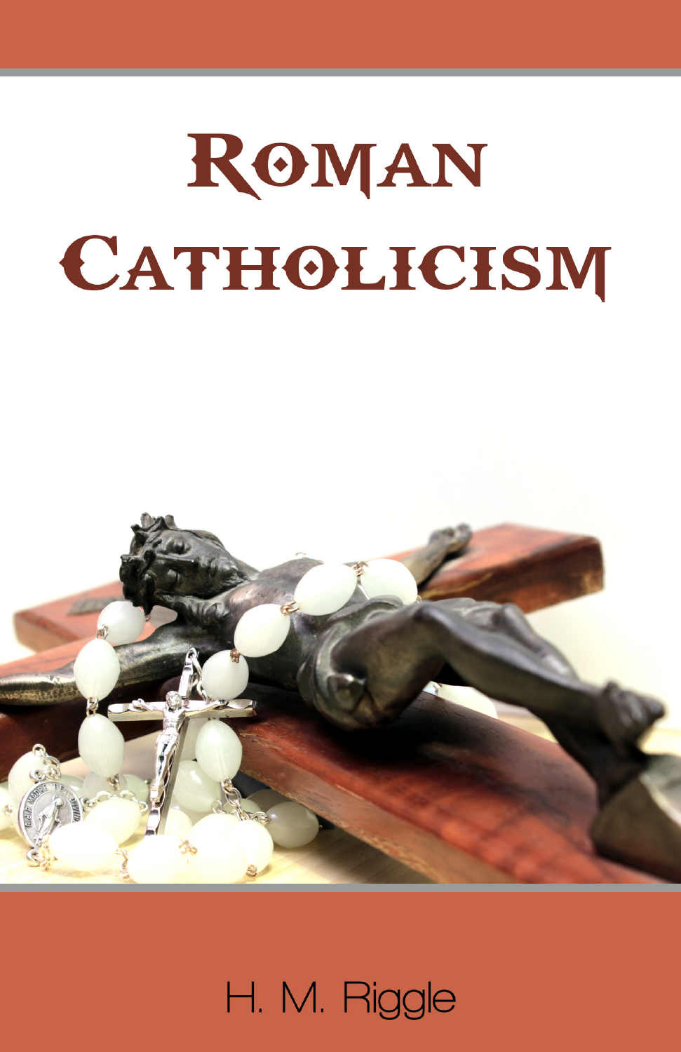# Roman Catholicism

H. M. Riggle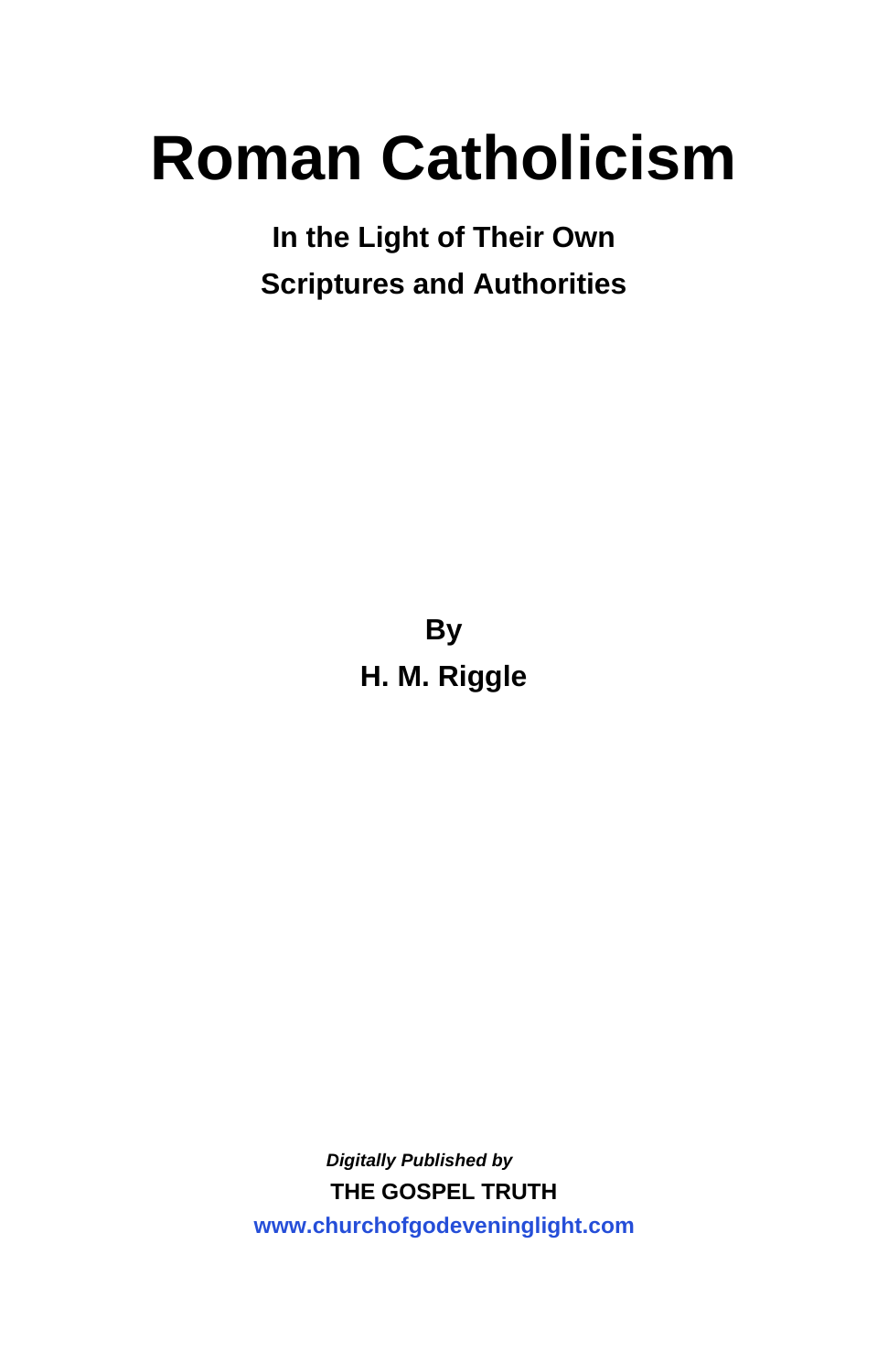# Roman Catholicism

**In the Light of Their Own Scriptures and Authorities**

**By**
**H. M. Riggle**

***Digitally Published by***
**THE GOSPEL TRUTH**
**www.churchofgodeveninglight.com**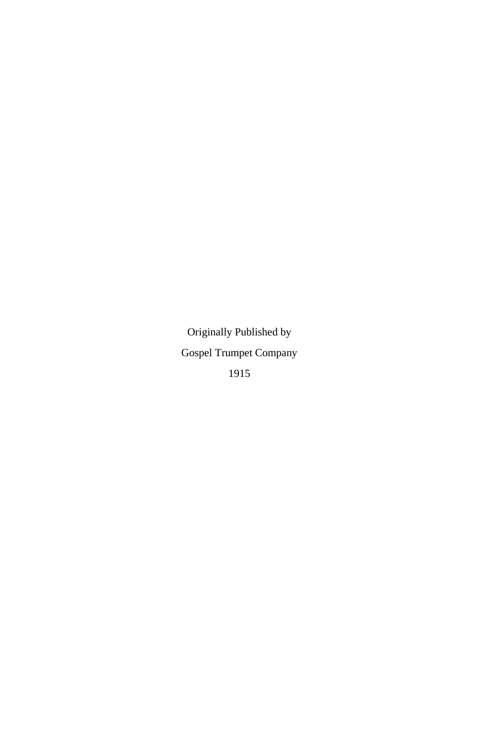Originally Published by

Gospel Trumpet Company

1915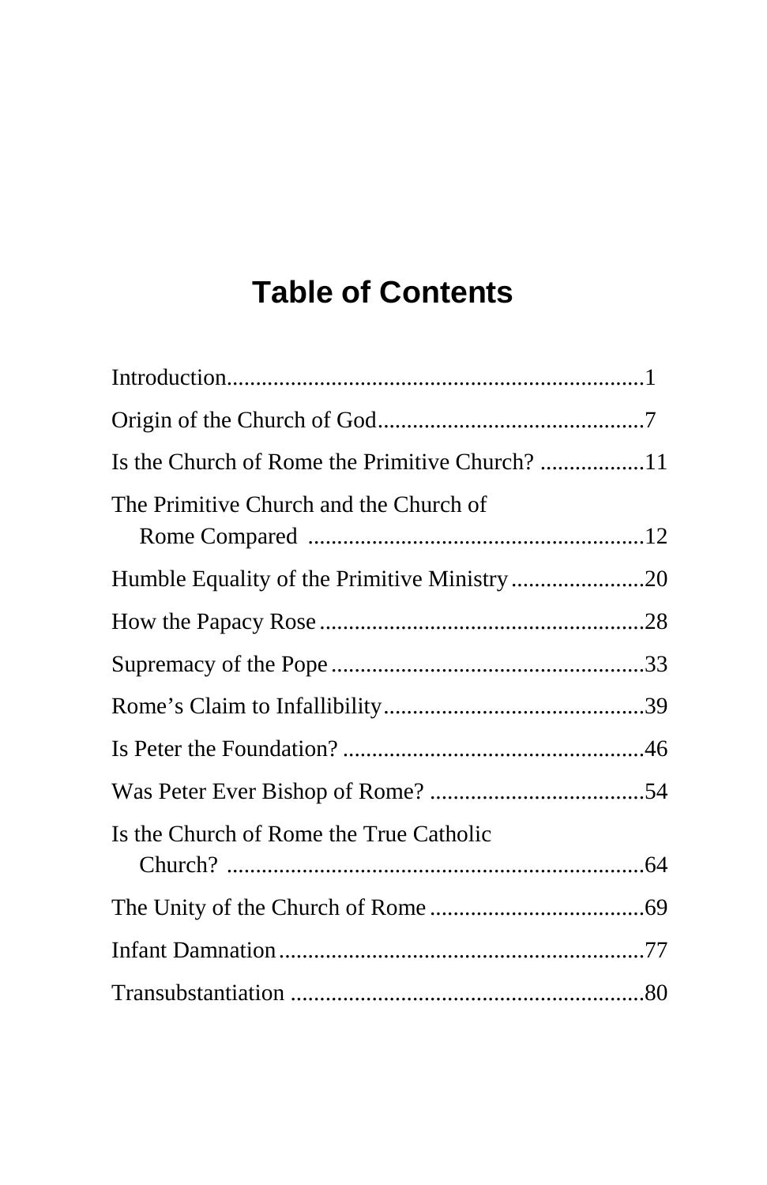# Table of Contents

Introduction........................................................................1

Origin of the Church of God..............................................7

Is the Church of Rome the Primitive Church? ..................11

The Primitive Church and the Church of Rome Compared ...........................................................12

Humble Equality of the Primitive Ministry.......................20

How the Papacy Rose.........................................................28

Supremacy of the Pope.......................................................33

Rome's Claim to Infallibility..............................................39

Is Peter the Foundation?.....................................................46

Was Peter Ever Bishop of Rome? ......................................54

Is the Church of Rome the True Catholic Church? ........................................................................64

The Unity of the Church of Rome......................................69

Infant Damnation................................................................77

Transubstantiation ..............................................................80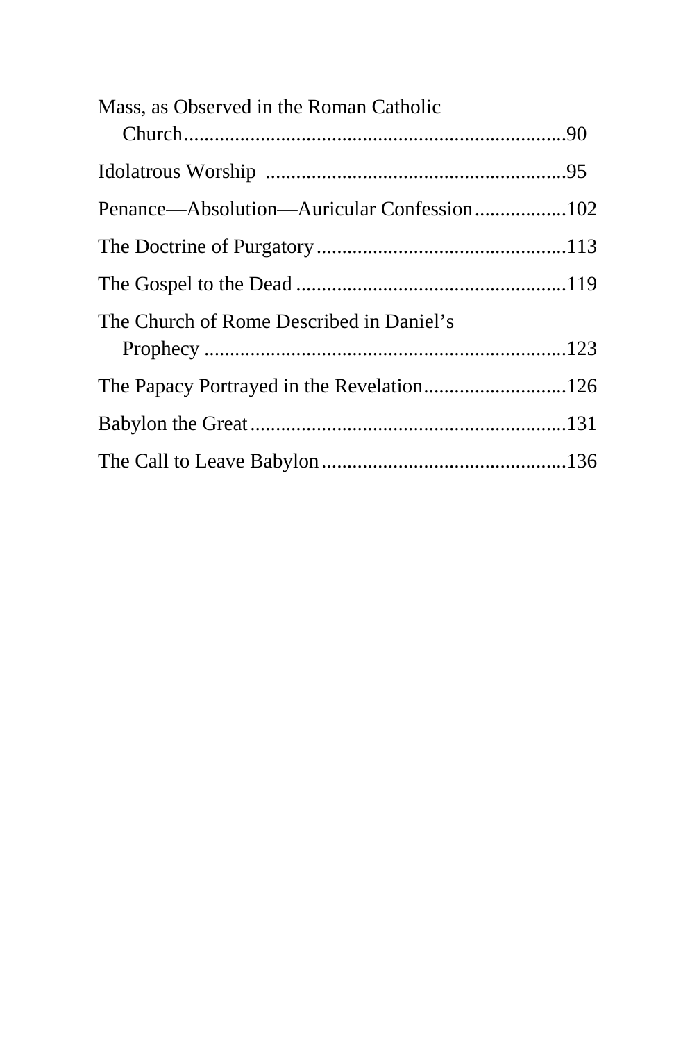Mass, as Observed in the Roman Catholic Church........................................................................90

Idolatrous Worship ..........................................................95

Penance—Absolution—Auricular Confession..................102

The Doctrine of Purgatory................................................113

The Gospel to the Dead ....................................................119

The Church of Rome Described in Daniel's Prophecy .......................................................................123

The Papacy Portrayed in the Revelation............................126

Babylon the Great.............................................................131

The Call to Leave Babylon................................................136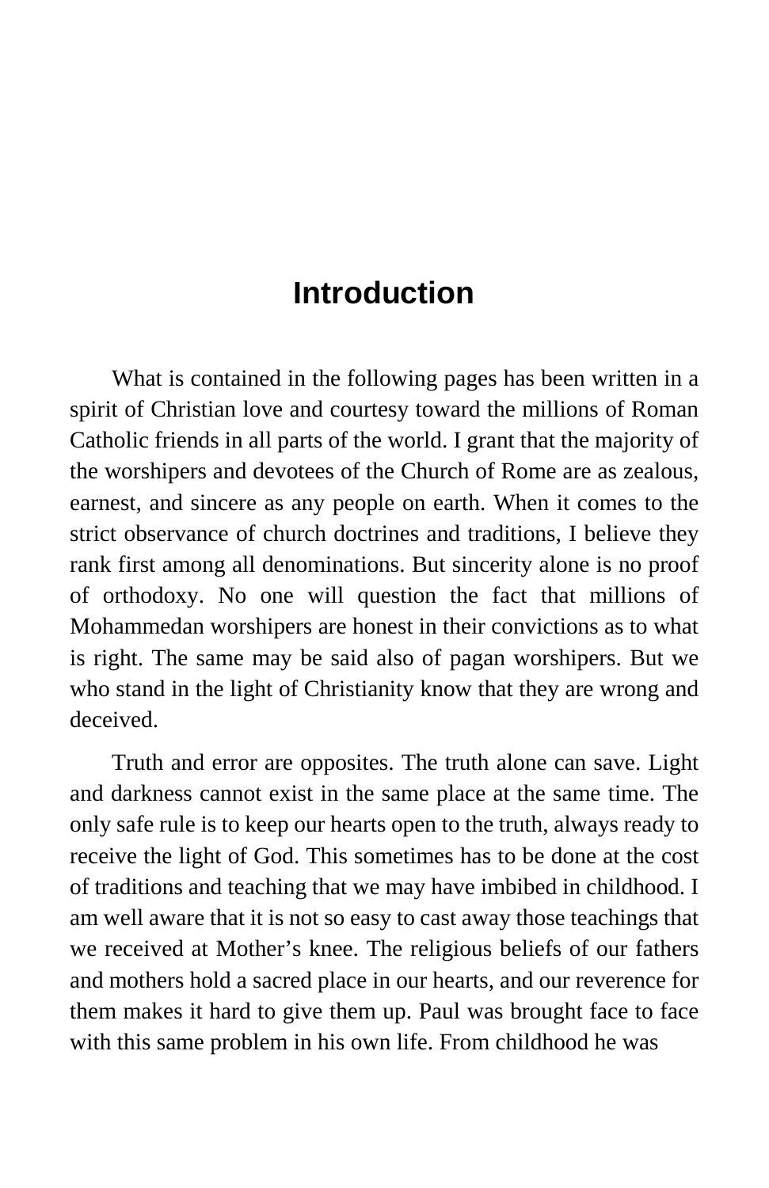# Introduction

What is contained in the following pages has been written in a spirit of Christian love and courtesy toward the millions of Roman Catholic friends in all parts of the world. I grant that the majority of the worshipers and devotees of the Church of Rome are as zealous, earnest, and sincere as any people on earth. When it comes to the strict observance of church doctrines and traditions, I believe they rank first among all denominations. But sincerity alone is no proof of orthodoxy. No one will question the fact that millions of Mohammedan worshipers are honest in their convictions as to what is right. The same may be said also of pagan worshipers. But we who stand in the light of Christianity know that they are wrong and deceived.

Truth and error are opposites. The truth alone can save. Light and darkness cannot exist in the same place at the same time. The only safe rule is to keep our hearts open to the truth, always ready to receive the light of God. This sometimes has to be done at the cost of traditions and teaching that we may have imbibed in childhood. I am well aware that it is not so easy to cast away those teachings that we received at Mother's knee. The religious beliefs of our fathers and mothers hold a sacred place in our hearts, and our reverence for them makes it hard to give them up. Paul was brought face to face with this same problem in his own life. From childhood he was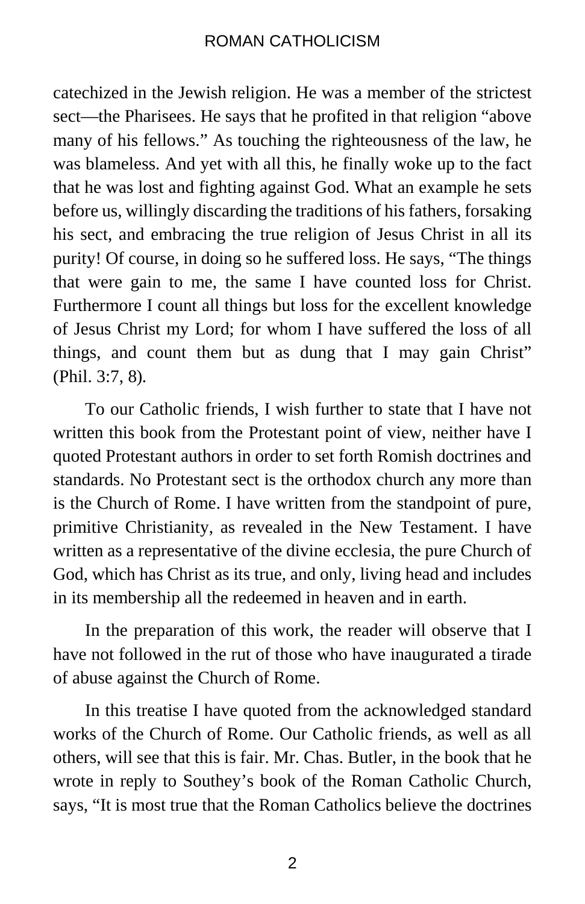catechized in the Jewish religion. He was a member of the strictest sect—the Pharisees. He says that he profited in that religion "above many of his fellows." As touching the righteousness of the law, he was blameless. And yet with all this, he finally woke up to the fact that he was lost and fighting against God. What an example he sets before us, willingly discarding the traditions of his fathers, forsaking his sect, and embracing the true religion of Jesus Christ in all its purity! Of course, in doing so he suffered loss. He says, "The things that were gain to me, the same I have counted loss for Christ. Furthermore I count all things but loss for the excellent knowledge of Jesus Christ my Lord; for whom I have suffered the loss of all things, and count them but as dung that I may gain Christ" (Phil. 3:7, 8).

To our Catholic friends, I wish further to state that I have not written this book from the Protestant point of view, neither have I quoted Protestant authors in order to set forth Romish doctrines and standards. No Protestant sect is the orthodox church any more than is the Church of Rome. I have written from the standpoint of pure, primitive Christianity, as revealed in the New Testament. I have written as a representative of the divine ecclesia, the pure Church of God, which has Christ as its true, and only, living head and includes in its membership all the redeemed in heaven and in earth.

In the preparation of this work, the reader will observe that I have not followed in the rut of those who have inaugurated a tirade of abuse against the Church of Rome.

In this treatise I have quoted from the acknowledged standard works of the Church of Rome. Our Catholic friends, as well as all others, will see that this is fair. Mr. Chas. Butler, in the book that he wrote in reply to Southey's book of the Roman Catholic Church, says, "It is most true that the Roman Catholics believe the doctrines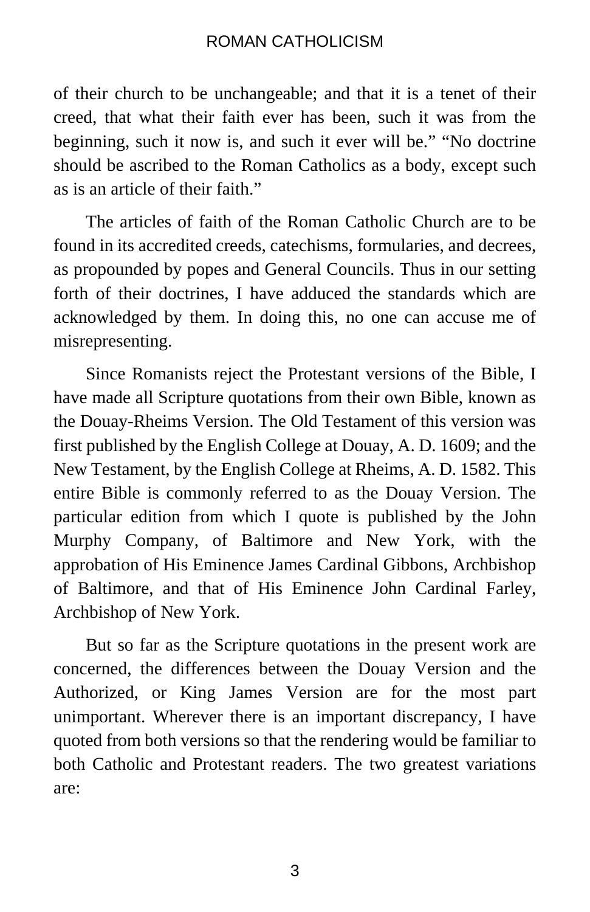of their church to be unchangeable; and that it is a tenet of their creed, that what their faith ever has been, such it was from the beginning, such it now is, and such it ever will be." "No doctrine should be ascribed to the Roman Catholics as a body, except such as is an article of their faith."

The articles of faith of the Roman Catholic Church are to be found in its accredited creeds, catechisms, formularies, and decrees, as propounded by popes and General Councils. Thus in our setting forth of their doctrines, I have adduced the standards which are acknowledged by them. In doing this, no one can accuse me of misrepresenting.

Since Romanists reject the Protestant versions of the Bible, I have made all Scripture quotations from their own Bible, known as the Douay-Rheims Version. The Old Testament of this version was first published by the English College at Douay, A. D. 1609; and the New Testament, by the English College at Rheims, A. D. 1582. This entire Bible is commonly referred to as the Douay Version. The particular edition from which I quote is published by the John Murphy Company, of Baltimore and New York, with the approbation of His Eminence James Cardinal Gibbons, Archbishop of Baltimore, and that of His Eminence John Cardinal Farley, Archbishop of New York.

But so far as the Scripture quotations in the present work are concerned, the differences between the Douay Version and the Authorized, or King James Version are for the most part unimportant. Wherever there is an important discrepancy, I have quoted from both versions so that the rendering would be familiar to both Catholic and Protestant readers. The two greatest variations are: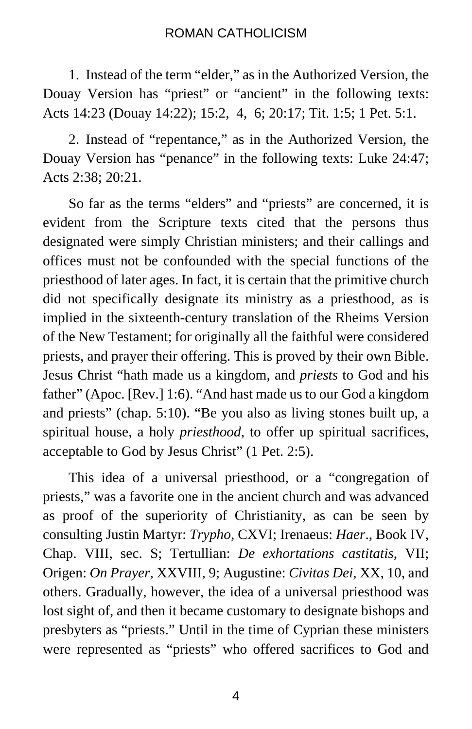1. Instead of the term “elder,” as in the Authorized Version, the Douay Version has “priest” or “ancient” in the following texts: Acts 14:23 (Douay 14:22); 15:2, 4, 6; 20:17; Tit. 1:5; 1 Pet. 5:1.

2. Instead of “repentance,” as in the Authorized Version, the Douay Version has “penance” in the following texts: Luke 24:47; Acts 2:38; 20:21.

So far as the terms “elders” and “priests” are concerned, it is evident from the Scripture texts cited that the persons thus designated were simply Christian ministers; and their callings and offices must not be confounded with the special functions of the priesthood of later ages. In fact, it is certain that the primitive church did not specifically designate its ministry as a priesthood, as is implied in the sixteenth-century translation of the Rheims Version of the New Testament; for originally all the faithful were considered priests, and prayer their offering. This is proved by their own Bible. Jesus Christ “hath made us a kingdom, and *priests* to God and his father” (Apoc. [Rev.] 1:6). “And hast made us to our God a kingdom and priests” (chap. 5:10). “Be you also as living stones built up, a spiritual house, a holy *priesthood*, to offer up spiritual sacrifices, acceptable to God by Jesus Christ” (1 Pet. 2:5).

This idea of a universal priesthood, or a “congregation of priests,” was a favorite one in the ancient church and was advanced as proof of the superiority of Christianity, as can be seen by consulting Justin Martyr: *Trypho*, CXVI; Irenaeus: *Haer*., Book IV, Chap. VIII, sec. S; Tertullian: *De exhortations castitatis*, VII; Origen: *On Prayer*, XXVIII, 9; Augustine: *Civitas Dei*, XX, 10, and others. Gradually, however, the idea of a universal priesthood was lost sight of, and then it became customary to designate bishops and presbyters as “priests.” Until in the time of Cyprian these ministers were represented as “priests” who offered sacrifices to God and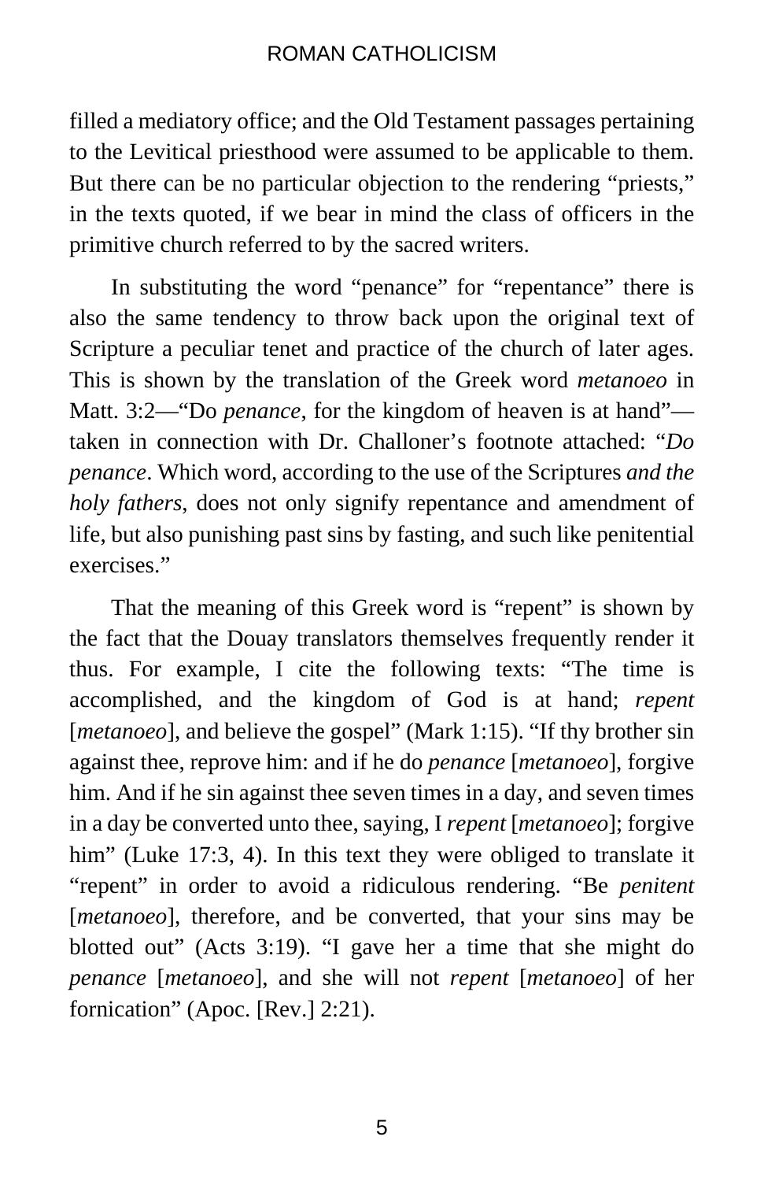filled a mediatory office; and the Old Testament passages pertaining to the Levitical priesthood were assumed to be applicable to them. But there can be no particular objection to the rendering "priests," in the texts quoted, if we bear in mind the class of officers in the primitive church referred to by the sacred writers.

In substituting the word "penance" for "repentance" there is also the same tendency to throw back upon the original text of Scripture a peculiar tenet and practice of the church of later ages. This is shown by the translation of the Greek word *metanoeo* in Matt. 3:2—"Do *penance*, for the kingdom of heaven is at hand"—taken in connection with Dr. Challoner's footnote attached: "*Do penance*. Which word, according to the use of the Scriptures *and the holy fathers*, does not only signify repentance and amendment of life, but also punishing past sins by fasting, and such like penitential exercises."

That the meaning of this Greek word is "repent" is shown by the fact that the Douay translators themselves frequently render it thus. For example, I cite the following texts: "The time is accomplished, and the kingdom of God is at hand; *repent* [*metanoeo*], and believe the gospel" (Mark 1:15). "If thy brother sin against thee, reprove him: and if he do *penance* [*metanoeo*], forgive him. And if he sin against thee seven times in a day, and seven times in a day be converted unto thee, saying, I *repent* [*metanoeo*]; forgive him" (Luke 17:3, 4). In this text they were obliged to translate it "repent" in order to avoid a ridiculous rendering. "Be *penitent* [*metanoeo*], therefore, and be converted, that your sins may be blotted out" (Acts 3:19). "I gave her a time that she might do *penance* [*metanoeo*], and she will not *repent* [*metanoeo*] of her fornication" (Apoc. [Rev.] 2:21).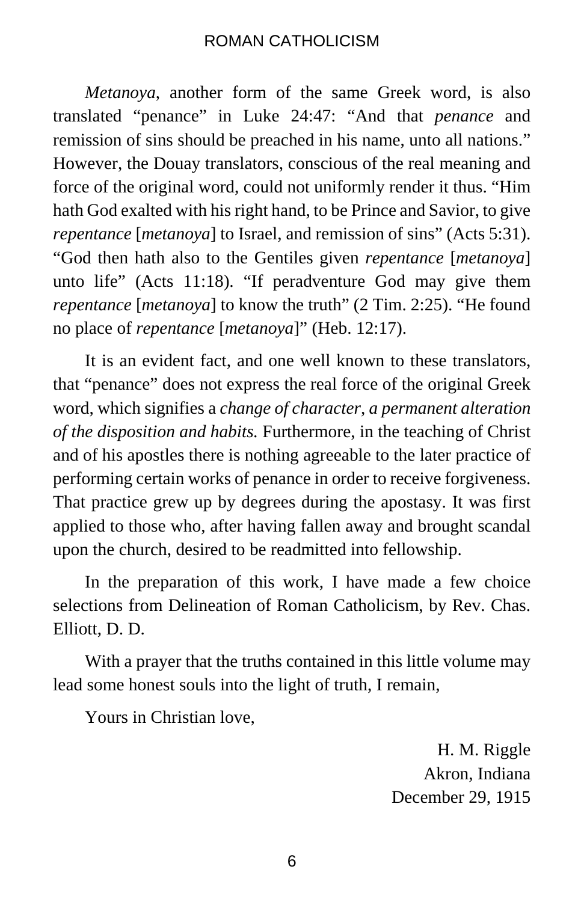*Metanoya*, another form of the same Greek word, is also translated "penance" in Luke 24:47: "And that *penance* and remission of sins should be preached in his name, unto all nations." However, the Douay translators, conscious of the real meaning and force of the original word, could not uniformly render it thus. "Him hath God exalted with his right hand, to be Prince and Savior, to give *repentance* [*metanoya*] to Israel, and remission of sins" (Acts 5:31). "God then hath also to the Gentiles given *repentance* [*metanoya*] unto life" (Acts 11:18). "If peradventure God may give them *repentance* [*metanoya*] to know the truth" (2 Tim. 2:25). "He found no place of *repentance* [*metanoya*]" (Heb. 12:17).

It is an evident fact, and one well known to these translators, that "penance" does not express the real force of the original Greek word, which signifies a *change of character*, *a permanent alteration of the disposition and habits.* Furthermore, in the teaching of Christ and of his apostles there is nothing agreeable to the later practice of performing certain works of penance in order to receive forgiveness. That practice grew up by degrees during the apostasy. It was first applied to those who, after having fallen away and brought scandal upon the church, desired to be readmitted into fellowship.

In the preparation of this work, I have made a few choice selections from Delineation of Roman Catholicism, by Rev. Chas. Elliott, D. D.

With a prayer that the truths contained in this little volume may lead some honest souls into the light of truth, I remain,

Yours in Christian love,

H. M. Riggle
Akron, Indiana
December 29, 1915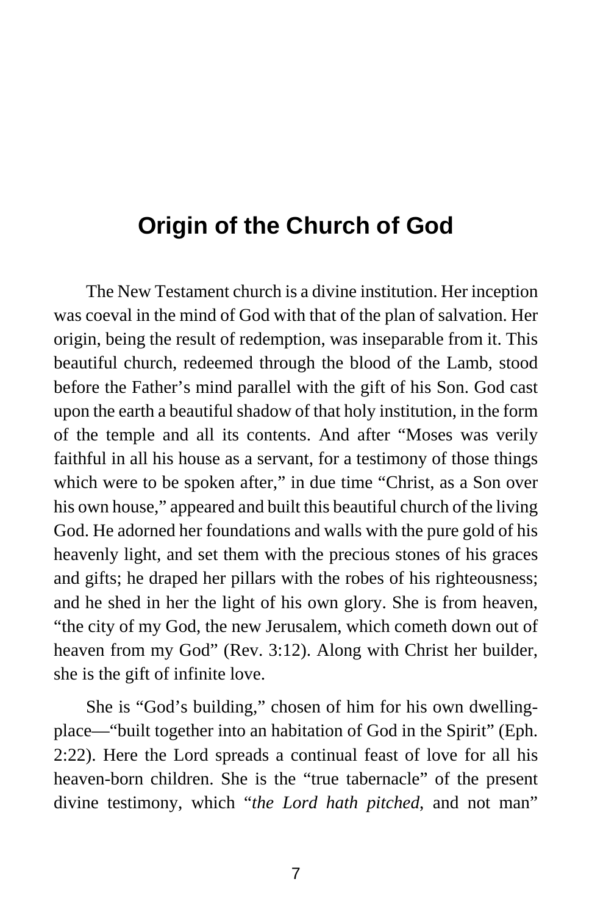# Origin of the Church of God

The New Testament church is a divine institution. Her inception was coeval in the mind of God with that of the plan of salvation. Her origin, being the result of redemption, was inseparable from it. This beautiful church, redeemed through the blood of the Lamb, stood before the Father's mind parallel with the gift of his Son. God cast upon the earth a beautiful shadow of that holy institution, in the form of the temple and all its contents. And after "Moses was verily faithful in all his house as a servant, for a testimony of those things which were to be spoken after," in due time "Christ, as a Son over his own house," appeared and built this beautiful church of the living God. He adorned her foundations and walls with the pure gold of his heavenly light, and set them with the precious stones of his graces and gifts; he draped her pillars with the robes of his righteousness; and he shed in her the light of his own glory. She is from heaven, "the city of my God, the new Jerusalem, which cometh down out of heaven from my God" (Rev. 3:12). Along with Christ her builder, she is the gift of infinite love.

She is "God's building," chosen of him for his own dwelling-place—"built together into an habitation of God in the Spirit" (Eph. 2:22). Here the Lord spreads a continual feast of love for all his heaven-born children. She is the "true tabernacle" of the present divine testimony, which "*the Lord hath pitched*, and not man"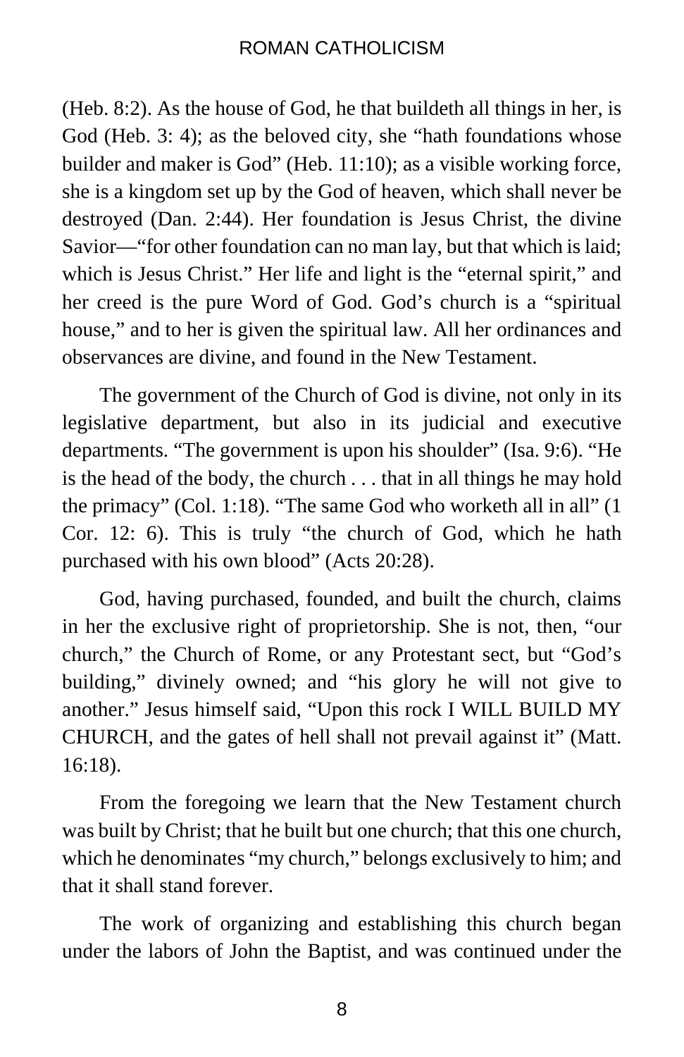(Heb. 8:2). As the house of God, he that buildeth all things in her, is God (Heb. 3: 4); as the beloved city, she "hath foundations whose builder and maker is God" (Heb. 11:10); as a visible working force, she is a kingdom set up by the God of heaven, which shall never be destroyed (Dan. 2:44). Her foundation is Jesus Christ, the divine Savior—"for other foundation can no man lay, but that which is laid; which is Jesus Christ." Her life and light is the "eternal spirit," and her creed is the pure Word of God. God's church is a "spiritual house," and to her is given the spiritual law. All her ordinances and observances are divine, and found in the New Testament.

The government of the Church of God is divine, not only in its legislative department, but also in its judicial and executive departments. "The government is upon his shoulder" (Isa. 9:6). "He is the head of the body, the church . . . that in all things he may hold the primacy" (Col. 1:18). "The same God who worketh all in all" (1 Cor. 12: 6). This is truly "the church of God, which he hath purchased with his own blood" (Acts 20:28).

God, having purchased, founded, and built the church, claims in her the exclusive right of proprietorship. She is not, then, "our church," the Church of Rome, or any Protestant sect, but "God's building," divinely owned; and "his glory he will not give to another." Jesus himself said, "Upon this rock I WILL BUILD MY CHURCH, and the gates of hell shall not prevail against it" (Matt. 16:18).

From the foregoing we learn that the New Testament church was built by Christ; that he built but one church; that this one church, which he denominates "my church," belongs exclusively to him; and that it shall stand forever.

The work of organizing and establishing this church began under the labors of John the Baptist, and was continued under the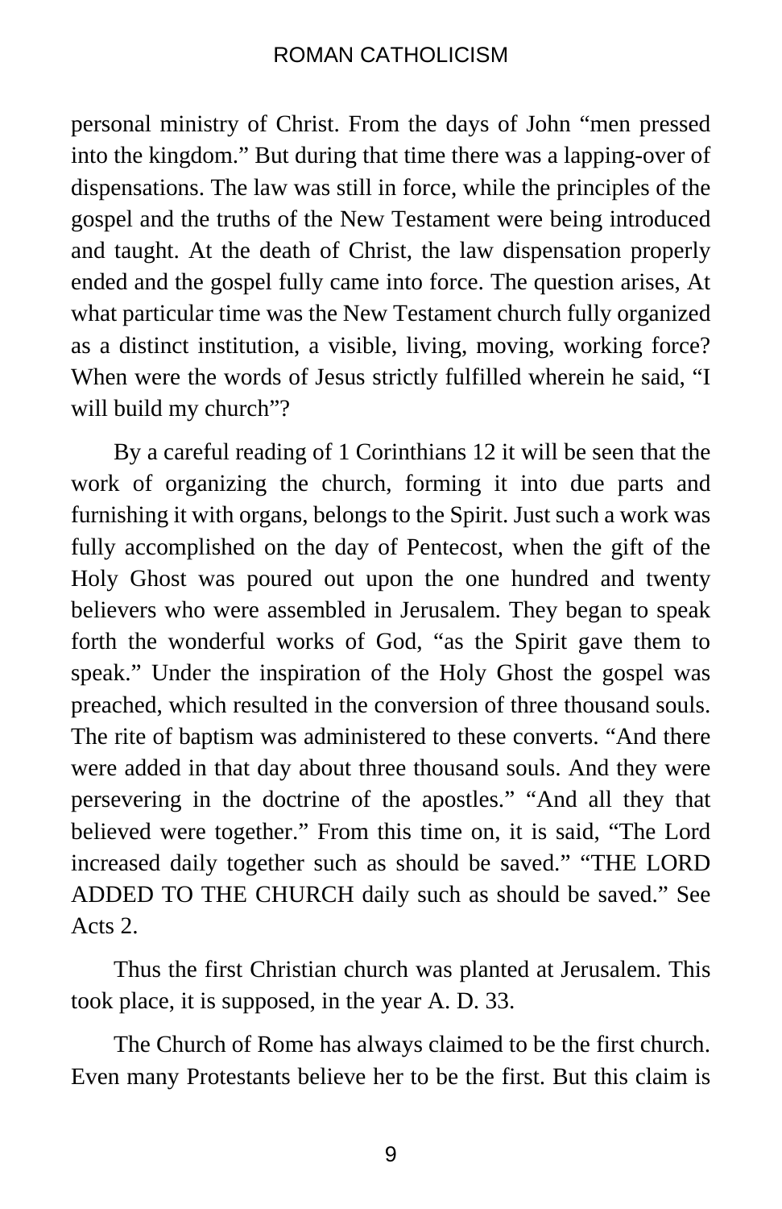personal ministry of Christ. From the days of John “men pressed into the kingdom.” But during that time there was a lapping-over of dispensations. The law was still in force, while the principles of the gospel and the truths of the New Testament were being introduced and taught. At the death of Christ, the law dispensation properly ended and the gospel fully came into force. The question arises, At what particular time was the New Testament church fully organized as a distinct institution, a visible, living, moving, working force? When were the words of Jesus strictly fulfilled wherein he said, “I will build my church”?

By a careful reading of 1 Corinthians 12 it will be seen that the work of organizing the church, forming it into due parts and furnishing it with organs, belongs to the Spirit. Just such a work was fully accomplished on the day of Pentecost, when the gift of the Holy Ghost was poured out upon the one hundred and twenty believers who were assembled in Jerusalem. They began to speak forth the wonderful works of God, “as the Spirit gave them to speak.” Under the inspiration of the Holy Ghost the gospel was preached, which resulted in the conversion of three thousand souls. The rite of baptism was administered to these converts. “And there were added in that day about three thousand souls. And they were persevering in the doctrine of the apostles.” “And all they that believed were together.” From this time on, it is said, “The Lord increased daily together such as should be saved.” “THE LORD ADDED TO THE CHURCH daily such as should be saved.” See Acts 2.

Thus the first Christian church was planted at Jerusalem. This took place, it is supposed, in the year A. D. 33.

The Church of Rome has always claimed to be the first church. Even many Protestants believe her to be the first. But this claim is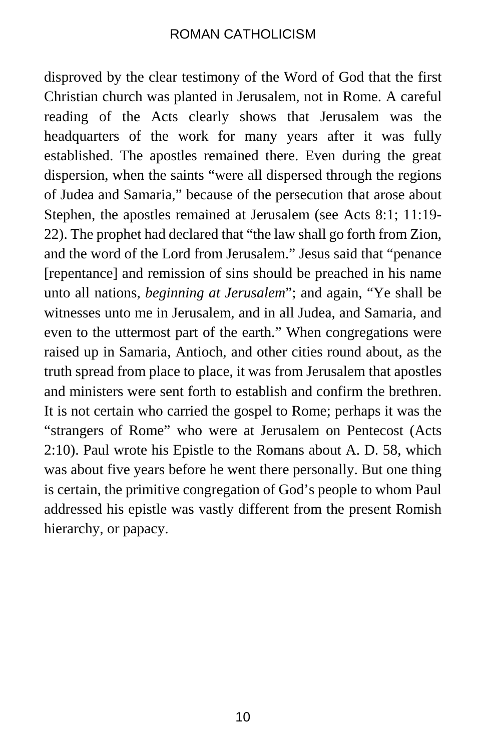disproved by the clear testimony of the Word of God that the first Christian church was planted in Jerusalem, not in Rome. A careful reading of the Acts clearly shows that Jerusalem was the headquarters of the work for many years after it was fully established. The apostles remained there. Even during the great dispersion, when the saints "were all dispersed through the regions of Judea and Samaria," because of the persecution that arose about Stephen, the apostles remained at Jerusalem (see Acts 8:1; 11:19-22). The prophet had declared that "the law shall go forth from Zion, and the word of the Lord from Jerusalem." Jesus said that "penance [repentance] and remission of sins should be preached in his name unto all nations, *beginning at Jerusalem*"; and again, "Ye shall be witnesses unto me in Jerusalem, and in all Judea, and Samaria, and even to the uttermost part of the earth." When congregations were raised up in Samaria, Antioch, and other cities round about, as the truth spread from place to place, it was from Jerusalem that apostles and ministers were sent forth to establish and confirm the brethren. It is not certain who carried the gospel to Rome; perhaps it was the "strangers of Rome" who were at Jerusalem on Pentecost (Acts 2:10). Paul wrote his Epistle to the Romans about A. D. 58, which was about five years before he went there personally. But one thing is certain, the primitive congregation of God's people to whom Paul addressed his epistle was vastly different from the present Romish hierarchy, or papacy.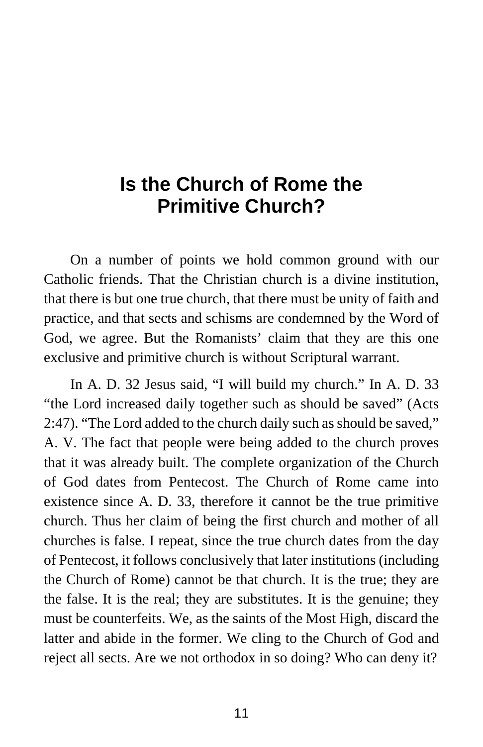# Is the Church of Rome the Primitive Church?

On a number of points we hold common ground with our Catholic friends. That the Christian church is a divine institution, that there is but one true church, that there must be unity of faith and practice, and that sects and schisms are condemned by the Word of God, we agree. But the Romanists' claim that they are this one exclusive and primitive church is without Scriptural warrant.

In A. D. 32 Jesus said, "I will build my church." In A. D. 33 "the Lord increased daily together such as should be saved" (Acts 2:47). "The Lord added to the church daily such as should be saved," A. V. The fact that people were being added to the church proves that it was already built. The complete organization of the Church of God dates from Pentecost. The Church of Rome came into existence since A. D. 33, therefore it cannot be the true primitive church. Thus her claim of being the first church and mother of all churches is false. I repeat, since the true church dates from the day of Pentecost, it follows conclusively that later institutions (including the Church of Rome) cannot be that church. It is the true; they are the false. It is the real; they are substitutes. It is the genuine; they must be counterfeits. We, as the saints of the Most High, discard the latter and abide in the former. We cling to the Church of God and reject all sects. Are we not orthodox in so doing? Who can deny it?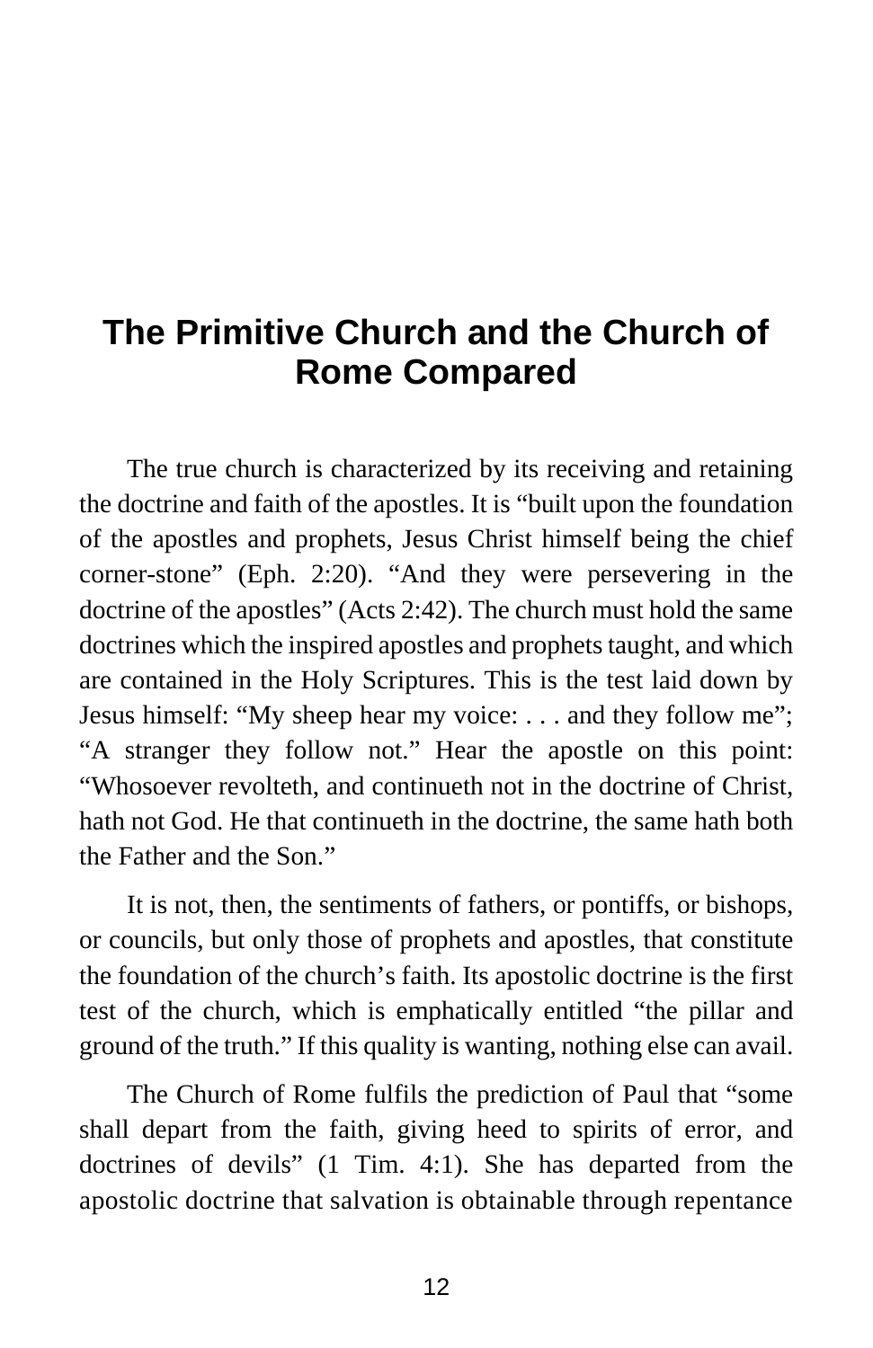# The Primitive Church and the Church of Rome Compared

The true church is characterized by its receiving and retaining the doctrine and faith of the apostles. It is "built upon the foundation of the apostles and prophets, Jesus Christ himself being the chief corner-stone" (Eph. 2:20). "And they were persevering in the doctrine of the apostles" (Acts 2:42). The church must hold the same doctrines which the inspired apostles and prophets taught, and which are contained in the Holy Scriptures. This is the test laid down by Jesus himself: "My sheep hear my voice: . . . and they follow me"; "A stranger they follow not." Hear the apostle on this point: "Whosoever revolteth, and continueth not in the doctrine of Christ, hath not God. He that continueth in the doctrine, the same hath both the Father and the Son."

It is not, then, the sentiments of fathers, or pontiffs, or bishops, or councils, but only those of prophets and apostles, that constitute the foundation of the church's faith. Its apostolic doctrine is the first test of the church, which is emphatically entitled "the pillar and ground of the truth." If this quality is wanting, nothing else can avail.

The Church of Rome fulfils the prediction of Paul that "some shall depart from the faith, giving heed to spirits of error, and doctrines of devils" (1 Tim. 4:1). She has departed from the apostolic doctrine that salvation is obtainable through repentance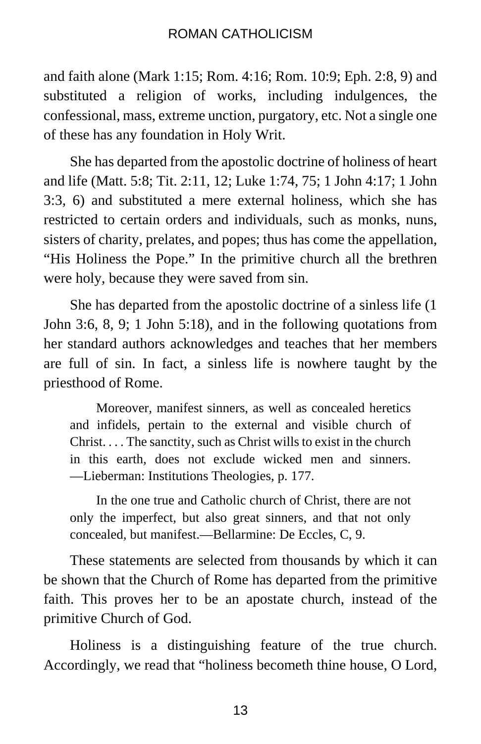and faith alone (Mark 1:15; Rom. 4:16; Rom. 10:9; Eph. 2:8, 9) and substituted a religion of works, including indulgences, the confessional, mass, extreme unction, purgatory, etc. Not a single one of these has any foundation in Holy Writ.

She has departed from the apostolic doctrine of holiness of heart and life (Matt. 5:8; Tit. 2:11, 12; Luke 1:74, 75; 1 John 4:17; 1 John 3:3, 6) and substituted a mere external holiness, which she has restricted to certain orders and individuals, such as monks, nuns, sisters of charity, prelates, and popes; thus has come the appellation, "His Holiness the Pope." In the primitive church all the brethren were holy, because they were saved from sin.

She has departed from the apostolic doctrine of a sinless life (1 John 3:6, 8, 9; 1 John 5:18), and in the following quotations from her standard authors acknowledges and teaches that her members are full of sin. In fact, a sinless life is nowhere taught by the priesthood of Rome.

> Moreover, manifest sinners, as well as concealed heretics and infidels, pertain to the external and visible church of Christ. . . . The sanctity, such as Christ wills to exist in the church in this earth, does not exclude wicked men and sinners. —Lieberman: Institutions Theologies, p. 177.

> In the one true and Catholic church of Christ, there are not only the imperfect, but also great sinners, and that not only concealed, but manifest.—Bellarmine: De Eccles, C, 9.

These statements are selected from thousands by which it can be shown that the Church of Rome has departed from the primitive faith. This proves her to be an apostate church, instead of the primitive Church of God.

Holiness is a distinguishing feature of the true church. Accordingly, we read that "holiness becometh thine house, O Lord,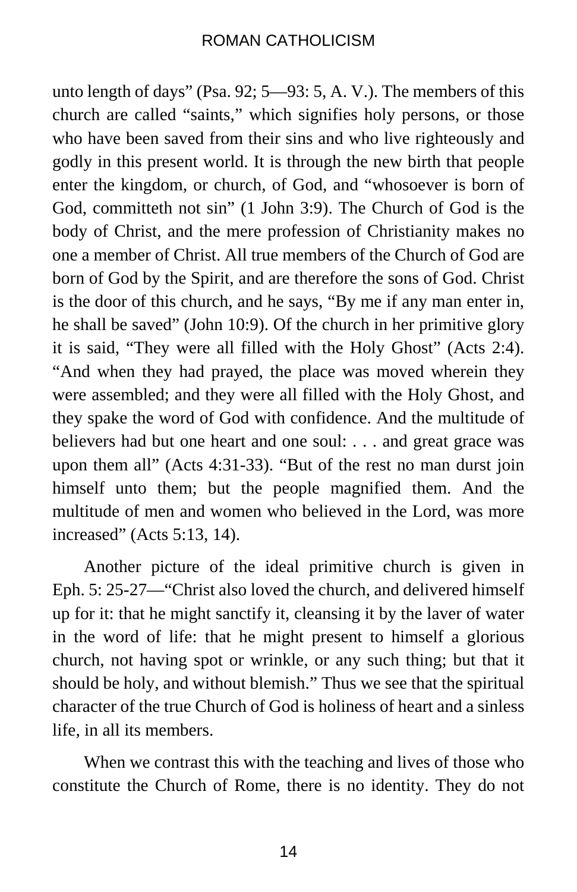unto length of days" (Psa. 92; 5—93: 5, A. V.). The members of this church are called "saints," which signifies holy persons, or those who have been saved from their sins and who live righteously and godly in this present world. It is through the new birth that people enter the kingdom, or church, of God, and "whosoever is born of God, committeth not sin" (1 John 3:9). The Church of God is the body of Christ, and the mere profession of Christianity makes no one a member of Christ. All true members of the Church of God are born of God by the Spirit, and are therefore the sons of God. Christ is the door of this church, and he says, "By me if any man enter in, he shall be saved" (John 10:9). Of the church in her primitive glory it is said, "They were all filled with the Holy Ghost" (Acts 2:4). "And when they had prayed, the place was moved wherein they were assembled; and they were all filled with the Holy Ghost, and they spake the word of God with confidence. And the multitude of believers had but one heart and one soul: . . . and great grace was upon them all" (Acts 4:31-33). "But of the rest no man durst join himself unto them; but the people magnified them. And the multitude of men and women who believed in the Lord, was more increased" (Acts 5:13, 14).

Another picture of the ideal primitive church is given in Eph. 5: 25-27—"Christ also loved the church, and delivered himself up for it: that he might sanctify it, cleansing it by the laver of water in the word of life: that he might present to himself a glorious church, not having spot or wrinkle, or any such thing; but that it should be holy, and without blemish." Thus we see that the spiritual character of the true Church of God is holiness of heart and a sinless life, in all its members.

When we contrast this with the teaching and lives of those who constitute the Church of Rome, there is no identity. They do not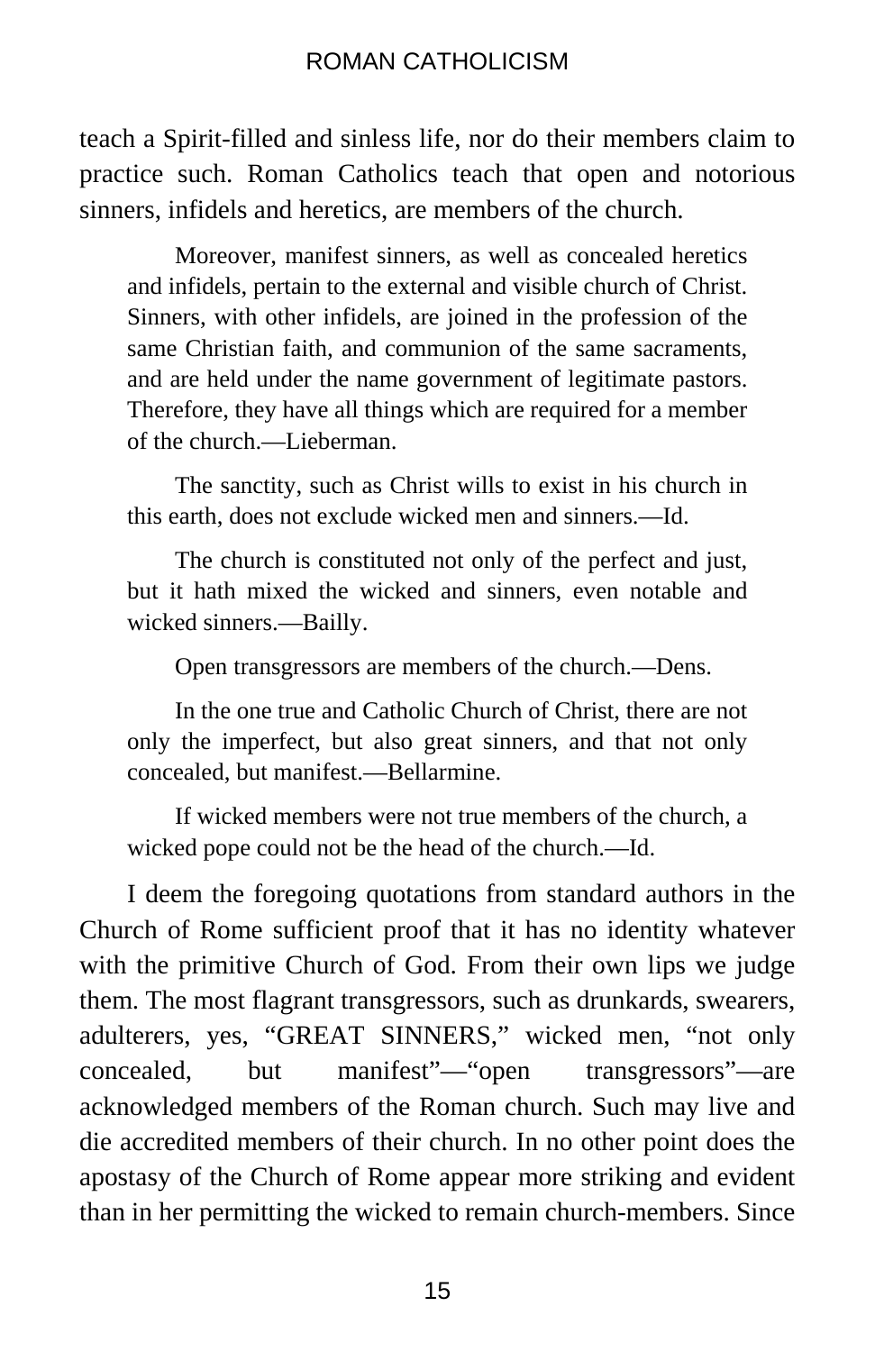teach a Spirit-filled and sinless life, nor do their members claim to practice such. Roman Catholics teach that open and notorious sinners, infidels and heretics, are members of the church.

> Moreover, manifest sinners, as well as concealed heretics and infidels, pertain to the external and visible church of Christ. Sinners, with other infidels, are joined in the profession of the same Christian faith, and communion of the same sacraments, and are held under the name government of legitimate pastors. Therefore, they have all things which are required for a member of the church.—Lieberman.

> The sanctity, such as Christ wills to exist in his church in this earth, does not exclude wicked men and sinners.—Id.

> The church is constituted not only of the perfect and just, but it hath mixed the wicked and sinners, even notable and wicked sinners.—Bailly.

> Open transgressors are members of the church.—Dens.

> In the one true and Catholic Church of Christ, there are not only the imperfect, but also great sinners, and that not only concealed, but manifest.—Bellarmine.

> If wicked members were not true members of the church, a wicked pope could not be the head of the church.—Id.

I deem the foregoing quotations from standard authors in the Church of Rome sufficient proof that it has no identity whatever with the primitive Church of God. From their own lips we judge them. The most flagrant transgressors, such as drunkards, swearers, adulterers, yes, "GREAT SINNERS," wicked men, "not only concealed, but manifest"—"open transgressors"—are acknowledged members of the Roman church. Such may live and die accredited members of their church. In no other point does the apostasy of the Church of Rome appear more striking and evident than in her permitting the wicked to remain church-members. Since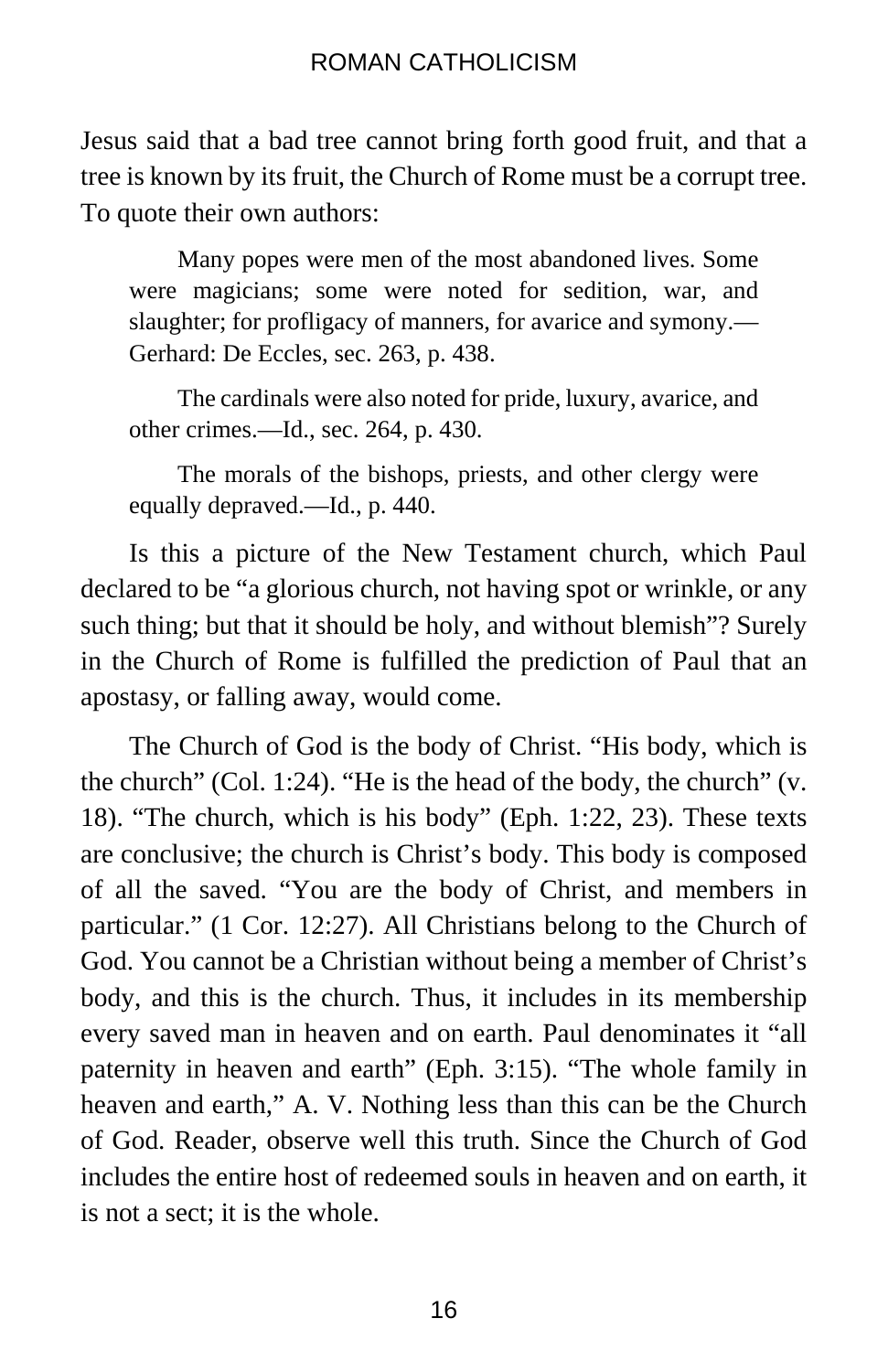Jesus said that a bad tree cannot bring forth good fruit, and that a tree is known by its fruit, the Church of Rome must be a corrupt tree. To quote their own authors:

> Many popes were men of the most abandoned lives. Some were magicians; some were noted for sedition, war, and slaughter; for profligacy of manners, for avarice and symony.—Gerhard: De Eccles, sec. 263, p. 438.

> The cardinals were also noted for pride, luxury, avarice, and other crimes.—Id., sec. 264, p. 430.

> The morals of the bishops, priests, and other clergy were equally depraved.—Id., p. 440.

Is this a picture of the New Testament church, which Paul declared to be "a glorious church, not having spot or wrinkle, or any such thing; but that it should be holy, and without blemish"? Surely in the Church of Rome is fulfilled the prediction of Paul that an apostasy, or falling away, would come.

The Church of God is the body of Christ. "His body, which is the church" (Col. 1:24). "He is the head of the body, the church" (v. 18). "The church, which is his body" (Eph. 1:22, 23). These texts are conclusive; the church is Christ's body. This body is composed of all the saved. "You are the body of Christ, and members in particular." (1 Cor. 12:27). All Christians belong to the Church of God. You cannot be a Christian without being a member of Christ's body, and this is the church. Thus, it includes in its membership every saved man in heaven and on earth. Paul denominates it "all paternity in heaven and earth" (Eph. 3:15). "The whole family in heaven and earth," A. V. Nothing less than this can be the Church of God. Reader, observe well this truth. Since the Church of God includes the entire host of redeemed souls in heaven and on earth, it is not a sect; it is the whole.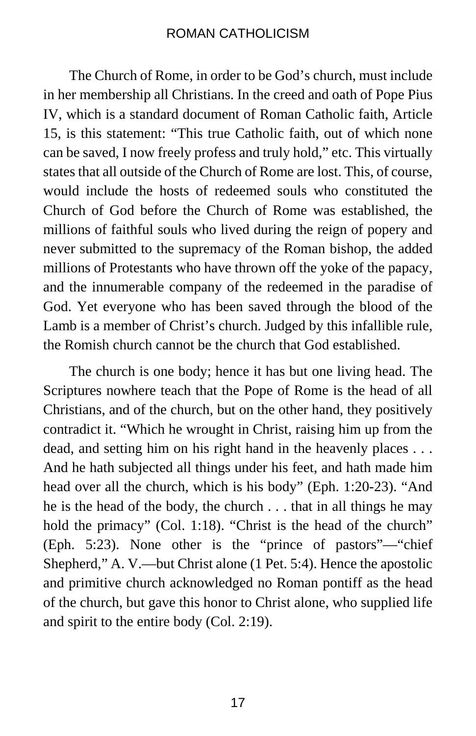The Church of Rome, in order to be God's church, must include in her membership all Christians. In the creed and oath of Pope Pius IV, which is a standard document of Roman Catholic faith, Article 15, is this statement: "This true Catholic faith, out of which none can be saved, I now freely profess and truly hold," etc. This virtually states that all outside of the Church of Rome are lost. This, of course, would include the hosts of redeemed souls who constituted the Church of God before the Church of Rome was established, the millions of faithful souls who lived during the reign of popery and never submitted to the supremacy of the Roman bishop, the added millions of Protestants who have thrown off the yoke of the papacy, and the innumerable company of the redeemed in the paradise of God. Yet everyone who has been saved through the blood of the Lamb is a member of Christ's church. Judged by this infallible rule, the Romish church cannot be the church that God established.

The church is one body; hence it has but one living head. The Scriptures nowhere teach that the Pope of Rome is the head of all Christians, and of the church, but on the other hand, they positively contradict it. "Which he wrought in Christ, raising him up from the dead, and setting him on his right hand in the heavenly places . . . And he hath subjected all things under his feet, and hath made him head over all the church, which is his body" (Eph. 1:20-23). "And he is the head of the body, the church . . . that in all things he may hold the primacy" (Col. 1:18). "Christ is the head of the church" (Eph. 5:23). None other is the "prince of pastors"—"chief Shepherd," A. V.—but Christ alone (1 Pet. 5:4). Hence the apostolic and primitive church acknowledged no Roman pontiff as the head of the church, but gave this honor to Christ alone, who supplied life and spirit to the entire body (Col. 2:19).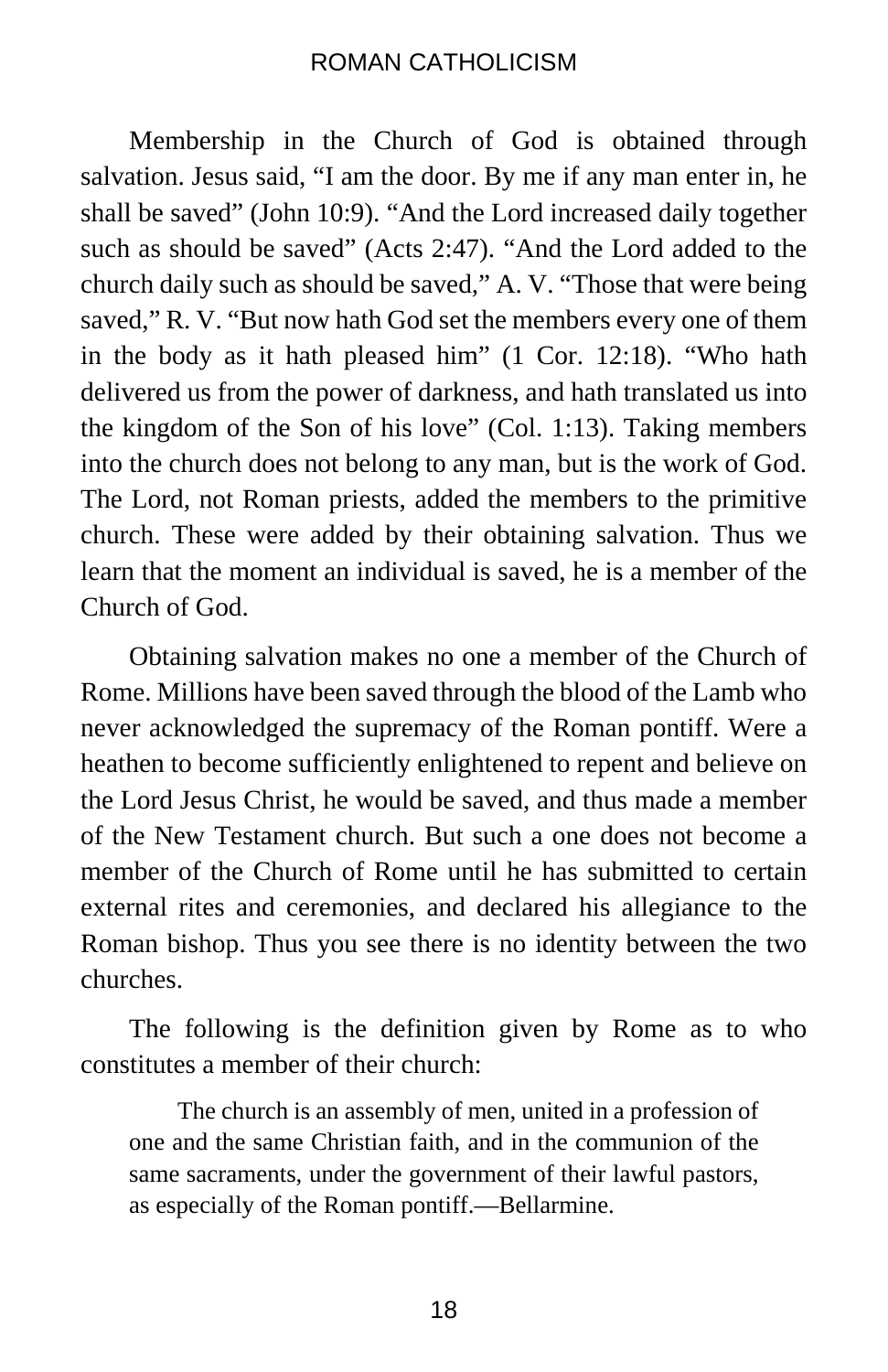Membership in the Church of God is obtained through salvation. Jesus said, “I am the door. By me if any man enter in, he shall be saved” (John 10:9). “And the Lord increased daily together such as should be saved” (Acts 2:47). “And the Lord added to the church daily such as should be saved,” A. V. “Those that were being saved,” R. V. “But now hath God set the members every one of them in the body as it hath pleased him” (1 Cor. 12:18). “Who hath delivered us from the power of darkness, and hath translated us into the kingdom of the Son of his love” (Col. 1:13). Taking members into the church does not belong to any man, but is the work of God. The Lord, not Roman priests, added the members to the primitive church. These were added by their obtaining salvation. Thus we learn that the moment an individual is saved, he is a member of the Church of God.

Obtaining salvation makes no one a member of the Church of Rome. Millions have been saved through the blood of the Lamb who never acknowledged the supremacy of the Roman pontiff. Were a heathen to become sufficiently enlightened to repent and believe on the Lord Jesus Christ, he would be saved, and thus made a member of the New Testament church. But such a one does not become a member of the Church of Rome until he has submitted to certain external rites and ceremonies, and declared his allegiance to the Roman bishop. Thus you see there is no identity between the two churches.

The following is the definition given by Rome as to who constitutes a member of their church:

> The church is an assembly of men, united in a profession of one and the same Christian faith, and in the communion of the same sacraments, under the government of their lawful pastors, as especially of the Roman pontiff.—Bellarmine.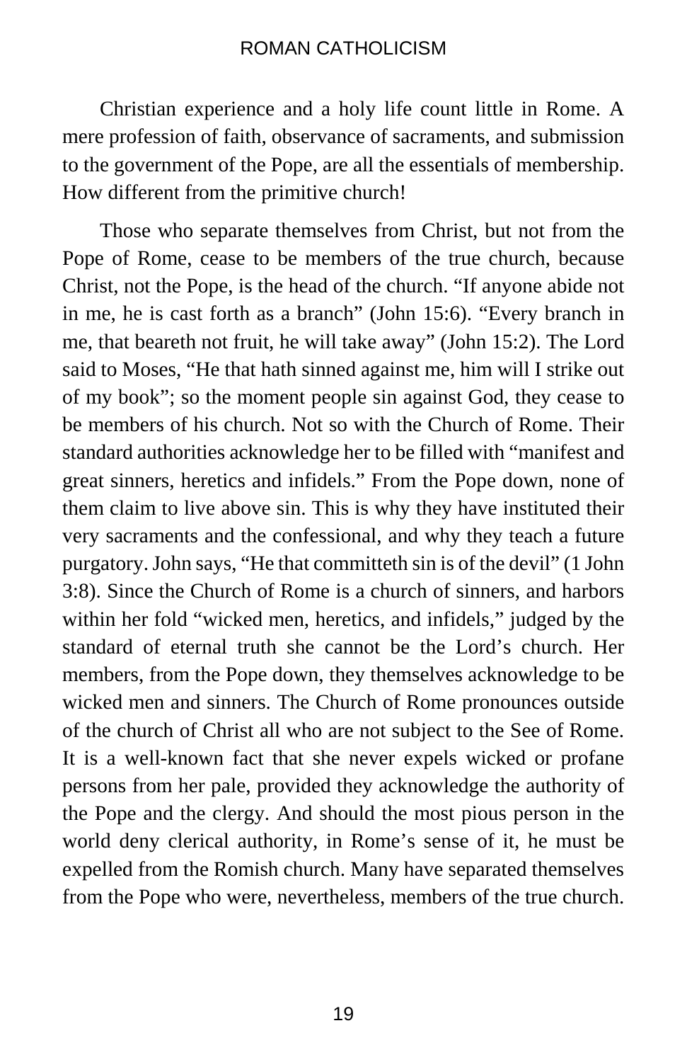Christian experience and a holy life count little in Rome. A mere profession of faith, observance of sacraments, and submission to the government of the Pope, are all the essentials of membership. How different from the primitive church!

Those who separate themselves from Christ, but not from the Pope of Rome, cease to be members of the true church, because Christ, not the Pope, is the head of the church. “If anyone abide not in me, he is cast forth as a branch” (John 15:6). “Every branch in me, that beareth not fruit, he will take away” (John 15:2). The Lord said to Moses, “He that hath sinned against me, him will I strike out of my book”; so the moment people sin against God, they cease to be members of his church. Not so with the Church of Rome. Their standard authorities acknowledge her to be filled with “manifest and great sinners, heretics and infidels.” From the Pope down, none of them claim to live above sin. This is why they have instituted their very sacraments and the confessional, and why they teach a future purgatory. John says, “He that committeth sin is of the devil” (1 John 3:8). Since the Church of Rome is a church of sinners, and harbors within her fold “wicked men, heretics, and infidels,” judged by the standard of eternal truth she cannot be the Lord’s church. Her members, from the Pope down, they themselves acknowledge to be wicked men and sinners. The Church of Rome pronounces outside of the church of Christ all who are not subject to the See of Rome. It is a well-known fact that she never expels wicked or profane persons from her pale, provided they acknowledge the authority of the Pope and the clergy. And should the most pious person in the world deny clerical authority, in Rome’s sense of it, he must be expelled from the Romish church. Many have separated themselves from the Pope who were, nevertheless, members of the true church.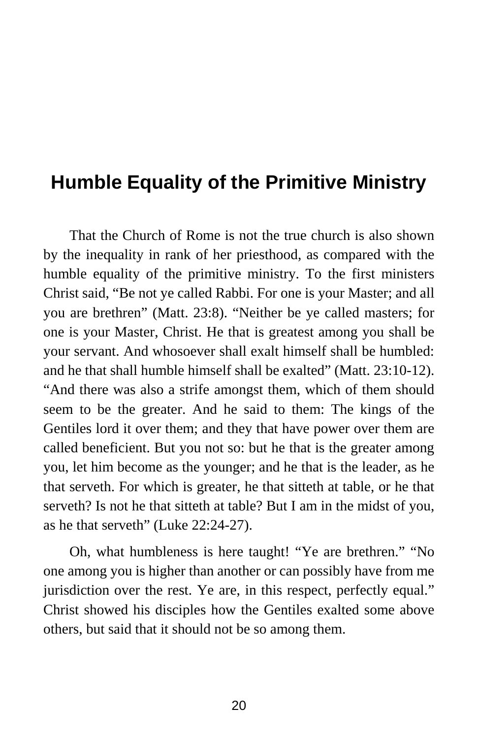## Humble Equality of the Primitive Ministry

That the Church of Rome is not the true church is also shown by the inequality in rank of her priesthood, as compared with the humble equality of the primitive ministry. To the first ministers Christ said, "Be not ye called Rabbi. For one is your Master; and all you are brethren" (Matt. 23:8). "Neither be ye called masters; for one is your Master, Christ. He that is greatest among you shall be your servant. And whosoever shall exalt himself shall be humbled: and he that shall humble himself shall be exalted" (Matt. 23:10-12). "And there was also a strife amongst them, which of them should seem to be the greater. And he said to them: The kings of the Gentiles lord it over them; and they that have power over them are called beneficient. But you not so: but he that is the greater among you, let him become as the younger; and he that is the leader, as he that serveth. For which is greater, he that sitteth at table, or he that serveth? Is not he that sitteth at table? But I am in the midst of you, as he that serveth" (Luke 22:24-27).

Oh, what humbleness is here taught! "Ye are brethren." "No one among you is higher than another or can possibly have from me jurisdiction over the rest. Ye are, in this respect, perfectly equal." Christ showed his disciples how the Gentiles exalted some above others, but said that it should not be so among them.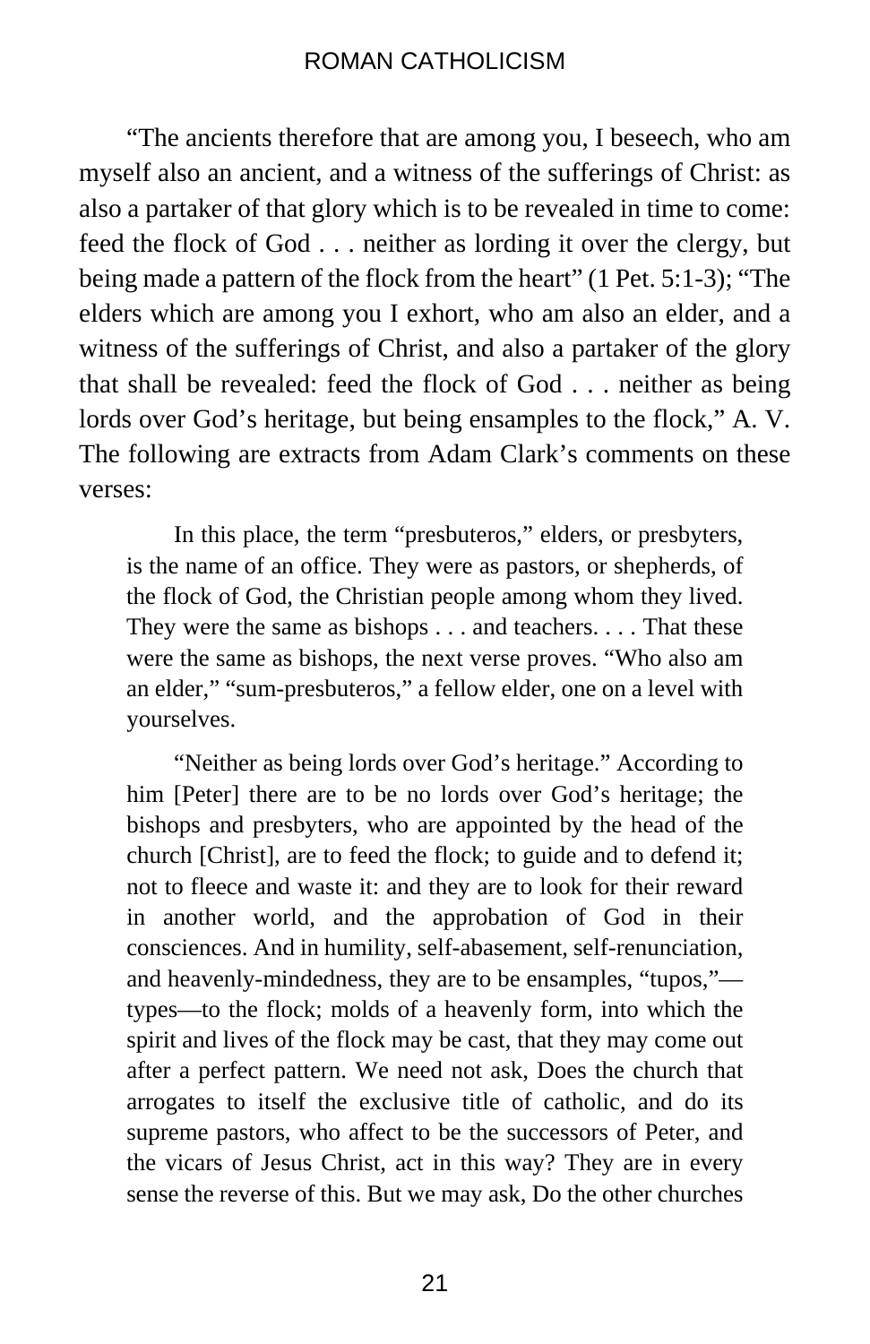"The ancients therefore that are among you, I beseech, who am myself also an ancient, and a witness of the sufferings of Christ: as also a partaker of that glory which is to be revealed in time to come: feed the flock of God . . . neither as lording it over the clergy, but being made a pattern of the flock from the heart" (1 Pet. 5:1-3); "The elders which are among you I exhort, who am also an elder, and a witness of the sufferings of Christ, and also a partaker of the glory that shall be revealed: feed the flock of God . . . neither as being lords over God's heritage, but being ensamples to the flock," A. V. The following are extracts from Adam Clark's comments on these verses:

> In this place, the term "presbuteros," elders, or presbyters, is the name of an office. They were as pastors, or shepherds, of the flock of God, the Christian people among whom they lived. They were the same as bishops . . . and teachers. . . . That these were the same as bishops, the next verse proves. "Who also am an elder," "sum-presbuteros," a fellow elder, one on a level with yourselves.
>
> "Neither as being lords over God's heritage." According to him [Peter] there are to be no lords over God's heritage; the bishops and presbyters, who are appointed by the head of the church [Christ], are to feed the flock; to guide and to defend it; not to fleece and waste it: and they are to look for their reward in another world, and the approbation of God in their consciences. And in humility, self-abasement, self-renunciation, and heavenly-mindedness, they are to be ensamples, "tupos,"—types—to the flock; molds of a heavenly form, into which the spirit and lives of the flock may be cast, that they may come out after a perfect pattern. We need not ask, Does the church that arrogates to itself the exclusive title of catholic, and do its supreme pastors, who affect to be the successors of Peter, and the vicars of Jesus Christ, act in this way? They are in every sense the reverse of this. But we may ask, Do the other churches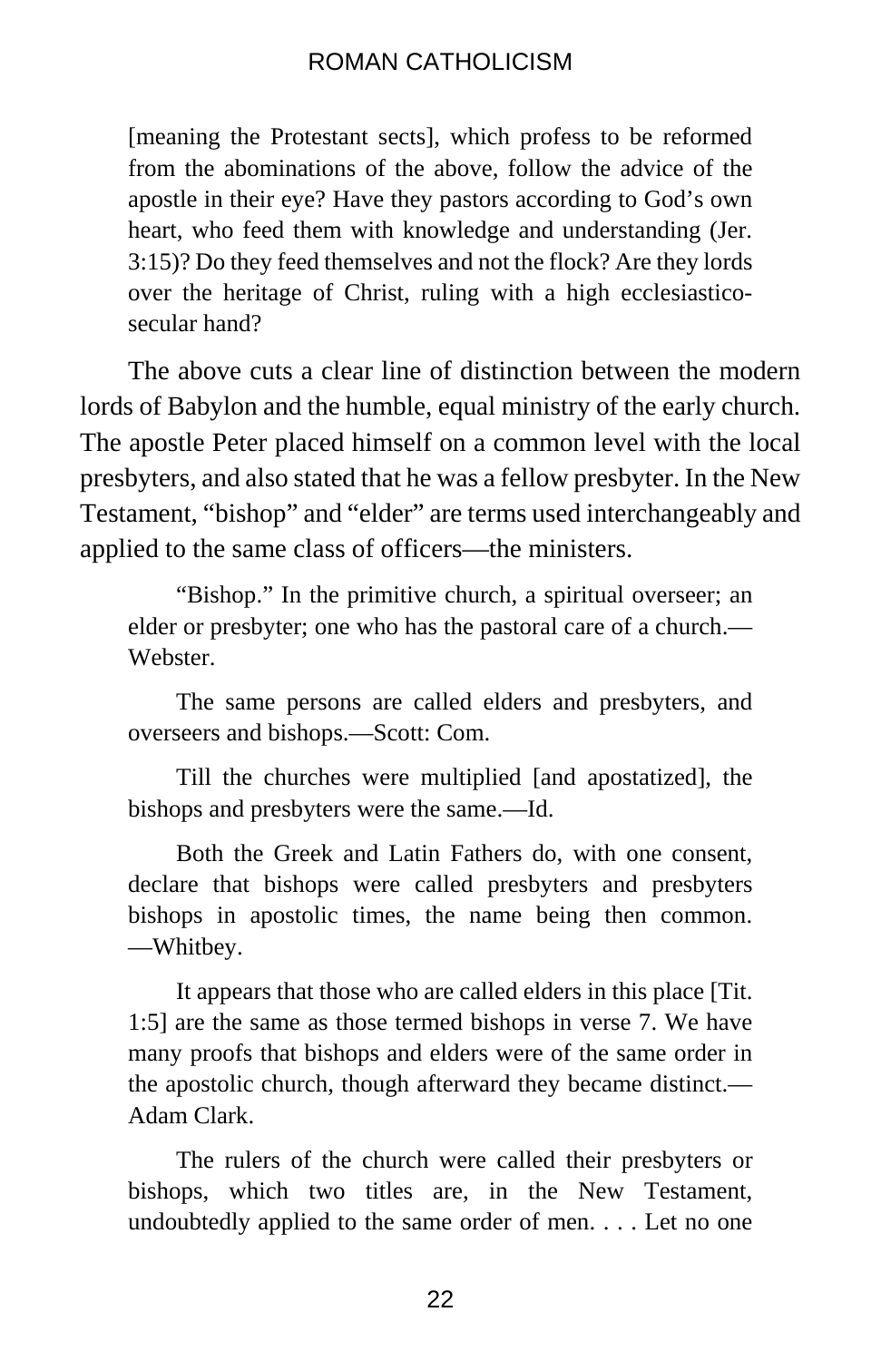> [meaning the Protestant sects], which profess to be reformed from the abominations of the above, follow the advice of the apostle in their eye? Have they pastors according to God's own heart, who feed them with knowledge and understanding (Jer. 3:15)? Do they feed themselves and not the flock? Are they lords over the heritage of Christ, ruling with a high ecclesiastico-secular hand?

The above cuts a clear line of distinction between the modern lords of Babylon and the humble, equal ministry of the early church. The apostle Peter placed himself on a common level with the local presbyters, and also stated that he was a fellow presbyter. In the New Testament, "bishop" and "elder" are terms used interchangeably and applied to the same class of officers—the ministers.

> "Bishop." In the primitive church, a spiritual overseer; an elder or presbyter; one who has the pastoral care of a church.—Webster.

> The same persons are called elders and presbyters, and overseers and bishops.—Scott: Com.

> Till the churches were multiplied [and apostatized], the bishops and presbyters were the same.—Id.

> Both the Greek and Latin Fathers do, with one consent, declare that bishops were called presbyters and presbyters bishops in apostolic times, the name being then common.—Whitbey.

> It appears that those who are called elders in this place [Tit. 1:5] are the same as those termed bishops in verse 7. We have many proofs that bishops and elders were of the same order in the apostolic church, though afterward they became distinct.—Adam Clark.

> The rulers of the church were called their presbyters or bishops, which two titles are, in the New Testament, undoubtedly applied to the same order of men. . . . Let no one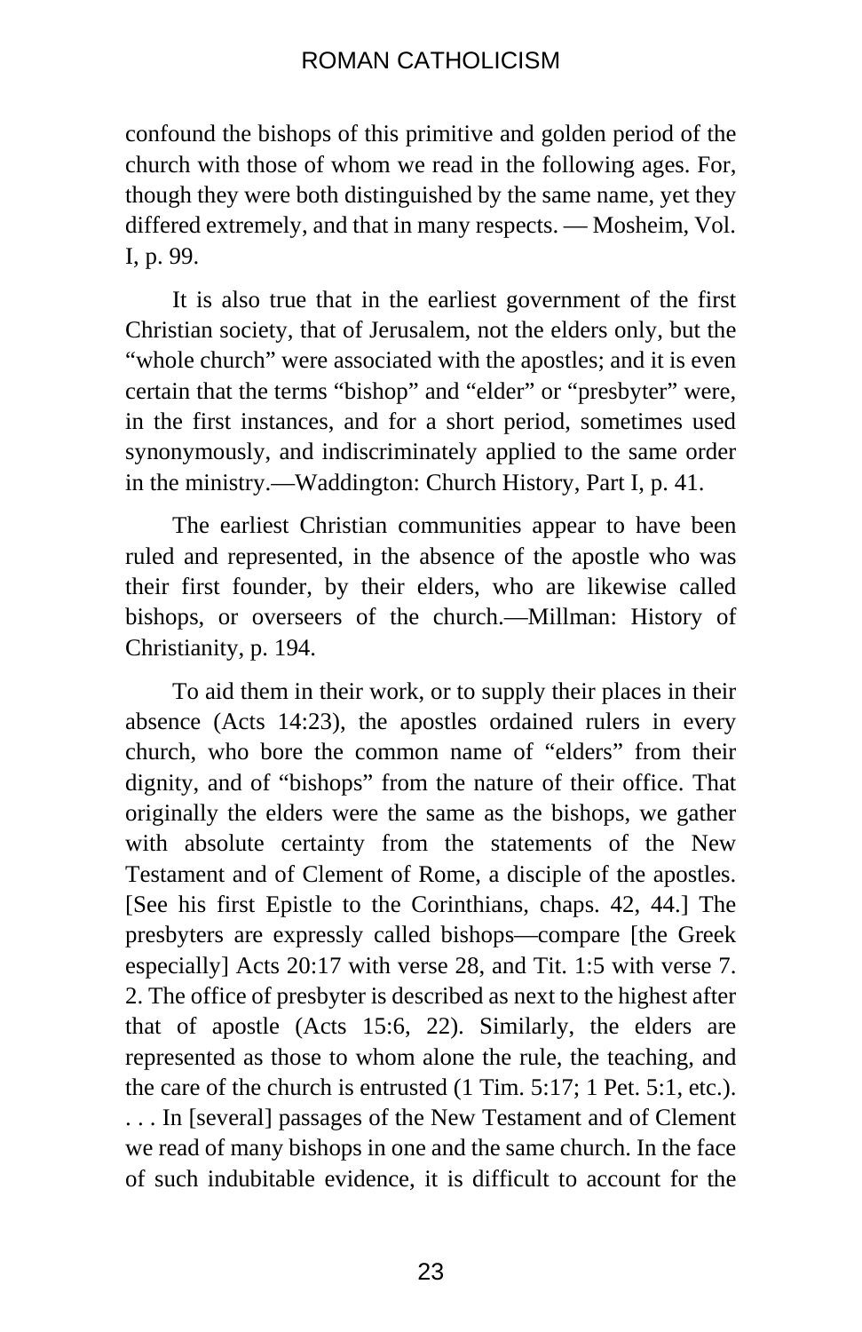confound the bishops of this primitive and golden period of the church with those of whom we read in the following ages. For, though they were both distinguished by the same name, yet they differed extremely, and that in many respects. — Mosheim, Vol. I, p. 99.

It is also true that in the earliest government of the first Christian society, that of Jerusalem, not the elders only, but the "whole church" were associated with the apostles; and it is even certain that the terms "bishop" and "elder" or "presbyter" were, in the first instances, and for a short period, sometimes used synonymously, and indiscriminately applied to the same order in the ministry.—Waddington: Church History, Part I, p. 41.

The earliest Christian communities appear to have been ruled and represented, in the absence of the apostle who was their first founder, by their elders, who are likewise called bishops, or overseers of the church.—Millman: History of Christianity, p. 194.

To aid them in their work, or to supply their places in their absence (Acts 14:23), the apostles ordained rulers in every church, who bore the common name of "elders" from their dignity, and of "bishops" from the nature of their office. That originally the elders were the same as the bishops, we gather with absolute certainty from the statements of the New Testament and of Clement of Rome, a disciple of the apostles. [See his first Epistle to the Corinthians, chaps. 42, 44.] The presbyters are expressly called bishops—compare [the Greek especially] Acts 20:17 with verse 28, and Tit. 1:5 with verse 7. 2. The office of presbyter is described as next to the highest after that of apostle (Acts 15:6, 22). Similarly, the elders are represented as those to whom alone the rule, the teaching, and the care of the church is entrusted (1 Tim. 5:17; 1 Pet. 5:1, etc.). . . . In [several] passages of the New Testament and of Clement we read of many bishops in one and the same church. In the face of such indubitable evidence, it is difficult to account for the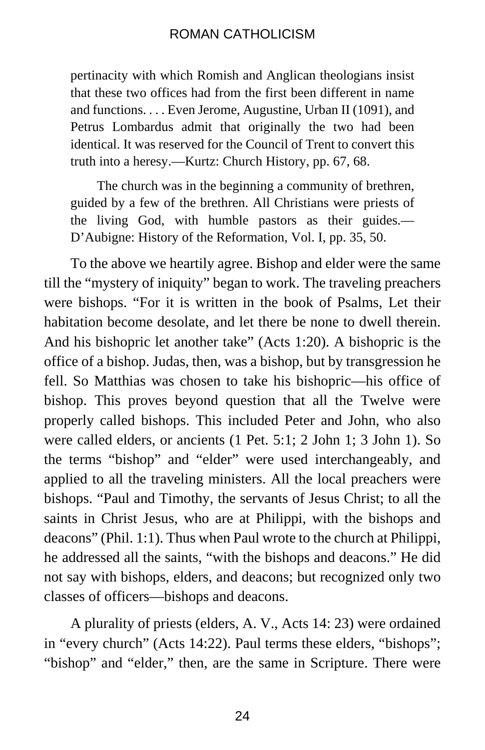> pertinacity with which Romish and Anglican theologians insist that these two offices had from the first been different in name and functions. . . . Even Jerome, Augustine, Urban II (1091), and Petrus Lombardus admit that originally the two had been identical. It was reserved for the Council of Trent to convert this truth into a heresy.—Kurtz: Church History, pp. 67, 68.
>
> The church was in the beginning a community of brethren, guided by a few of the brethren. All Christians were priests of the living God, with humble pastors as their guides.—D'Aubigne: History of the Reformation, Vol. I, pp. 35, 50.

To the above we heartily agree. Bishop and elder were the same till the "mystery of iniquity" began to work. The traveling preachers were bishops. "For it is written in the book of Psalms, Let their habitation become desolate, and let there be none to dwell therein. And his bishopric let another take" (Acts 1:20). A bishopric is the office of a bishop. Judas, then, was a bishop, but by transgression he fell. So Matthias was chosen to take his bishopric—his office of bishop. This proves beyond question that all the Twelve were properly called bishops. This included Peter and John, who also were called elders, or ancients (1 Pet. 5:1; 2 John 1; 3 John 1). So the terms "bishop" and "elder" were used interchangeably, and applied to all the traveling ministers. All the local preachers were bishops. "Paul and Timothy, the servants of Jesus Christ; to all the saints in Christ Jesus, who are at Philippi, with the bishops and deacons" (Phil. 1:1). Thus when Paul wrote to the church at Philippi, he addressed all the saints, "with the bishops and deacons." He did not say with bishops, elders, and deacons; but recognized only two classes of officers—bishops and deacons.

A plurality of priests (elders, A. V., Acts 14: 23) were ordained in "every church" (Acts 14:22). Paul terms these elders, "bishops"; "bishop" and "elder," then, are the same in Scripture. There were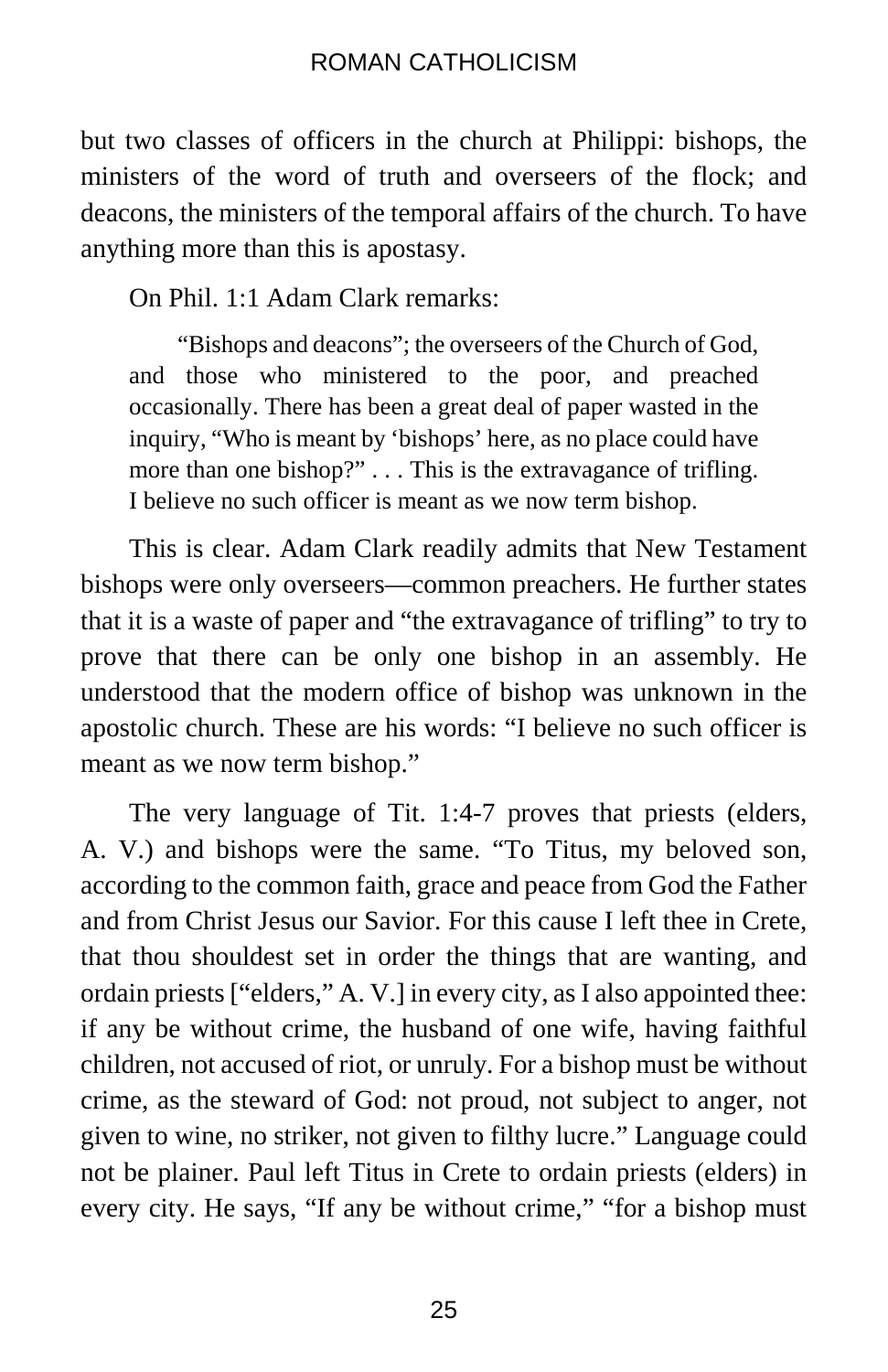but two classes of officers in the church at Philippi: bishops, the ministers of the word of truth and overseers of the flock; and deacons, the ministers of the temporal affairs of the church. To have anything more than this is apostasy.

On Phil. 1:1 Adam Clark remarks:

> "Bishops and deacons"; the overseers of the Church of God, and those who ministered to the poor, and preached occasionally. There has been a great deal of paper wasted in the inquiry, "Who is meant by 'bishops' here, as no place could have more than one bishop?" . . . This is the extravagance of trifling. I believe no such officer is meant as we now term bishop.

This is clear. Adam Clark readily admits that New Testament bishops were only overseers—common preachers. He further states that it is a waste of paper and "the extravagance of trifling" to try to prove that there can be only one bishop in an assembly. He understood that the modern office of bishop was unknown in the apostolic church. These are his words: "I believe no such officer is meant as we now term bishop."

The very language of Tit. 1:4-7 proves that priests (elders, A. V.) and bishops were the same. "To Titus, my beloved son, according to the common faith, grace and peace from God the Father and from Christ Jesus our Savior. For this cause I left thee in Crete, that thou shouldest set in order the things that are wanting, and ordain priests ["elders," A. V.] in every city, as I also appointed thee: if any be without crime, the husband of one wife, having faithful children, not accused of riot, or unruly. For a bishop must be without crime, as the steward of God: not proud, not subject to anger, not given to wine, no striker, not given to filthy lucre." Language could not be plainer. Paul left Titus in Crete to ordain priests (elders) in every city. He says, "If any be without crime," "for a bishop must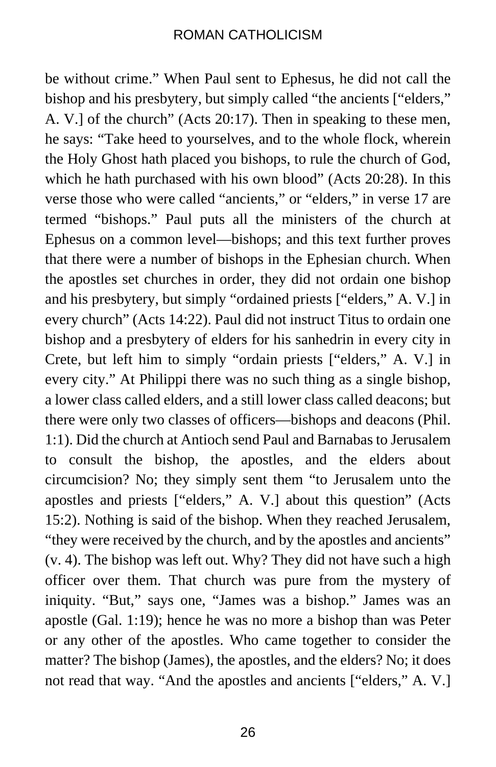be without crime." When Paul sent to Ephesus, he did not call the bishop and his presbytery, but simply called "the ancients ["elders," A. V.] of the church" (Acts 20:17). Then in speaking to these men, he says: "Take heed to yourselves, and to the whole flock, wherein the Holy Ghost hath placed you bishops, to rule the church of God, which he hath purchased with his own blood" (Acts 20:28). In this verse those who were called "ancients," or "elders," in verse 17 are termed "bishops." Paul puts all the ministers of the church at Ephesus on a common level—bishops; and this text further proves that there were a number of bishops in the Ephesian church. When the apostles set churches in order, they did not ordain one bishop and his presbytery, but simply "ordained priests ["elders," A. V.] in every church" (Acts 14:22). Paul did not instruct Titus to ordain one bishop and a presbytery of elders for his sanhedrin in every city in Crete, but left him to simply "ordain priests ["elders," A. V.] in every city." At Philippi there was no such thing as a single bishop, a lower class called elders, and a still lower class called deacons; but there were only two classes of officers—bishops and deacons (Phil. 1:1). Did the church at Antioch send Paul and Barnabas to Jerusalem to consult the bishop, the apostles, and the elders about circumcision? No; they simply sent them "to Jerusalem unto the apostles and priests ["elders," A. V.] about this question" (Acts 15:2). Nothing is said of the bishop. When they reached Jerusalem, "they were received by the church, and by the apostles and ancients" (v. 4). The bishop was left out. Why? They did not have such a high officer over them. That church was pure from the mystery of iniquity. "But," says one, "James was a bishop." James was an apostle (Gal. 1:19); hence he was no more a bishop than was Peter or any other of the apostles. Who came together to consider the matter? The bishop (James), the apostles, and the elders? No; it does not read that way. "And the apostles and ancients ["elders," A. V.]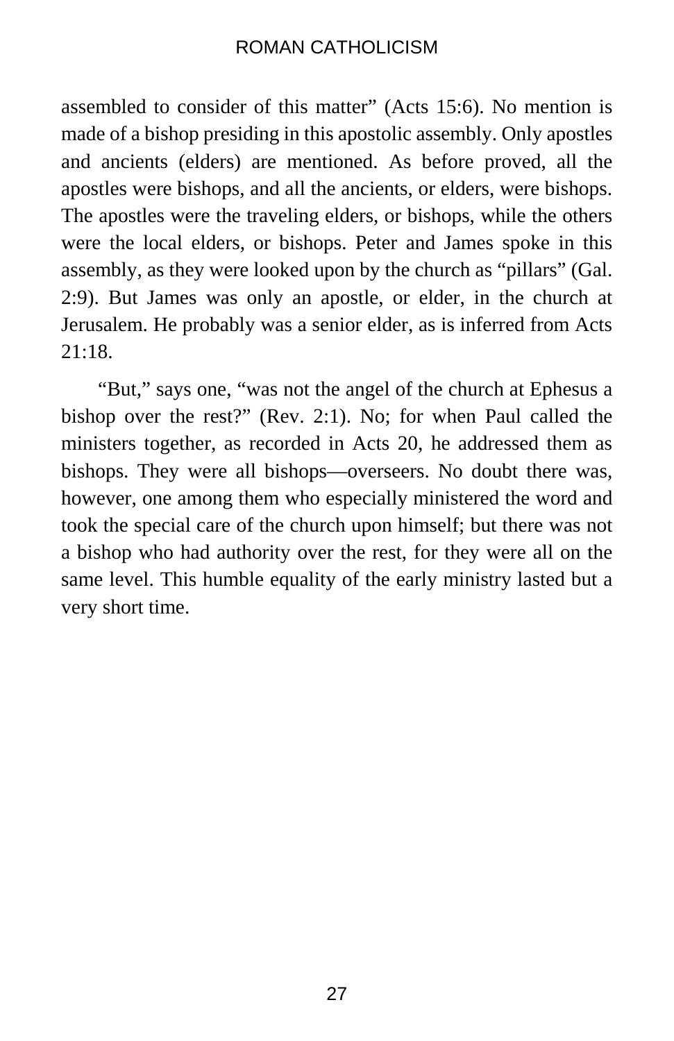assembled to consider of this matter" (Acts 15:6). No mention is made of a bishop presiding in this apostolic assembly. Only apostles and ancients (elders) are mentioned. As before proved, all the apostles were bishops, and all the ancients, or elders, were bishops. The apostles were the traveling elders, or bishops, while the others were the local elders, or bishops. Peter and James spoke in this assembly, as they were looked upon by the church as "pillars" (Gal. 2:9). But James was only an apostle, or elder, in the church at Jerusalem. He probably was a senior elder, as is inferred from Acts 21:18.

"But," says one, "was not the angel of the church at Ephesus a bishop over the rest?" (Rev. 2:1). No; for when Paul called the ministers together, as recorded in Acts 20, he addressed them as bishops. They were all bishops—overseers. No doubt there was, however, one among them who especially ministered the word and took the special care of the church upon himself; but there was not a bishop who had authority over the rest, for they were all on the same level. This humble equality of the early ministry lasted but a very short time.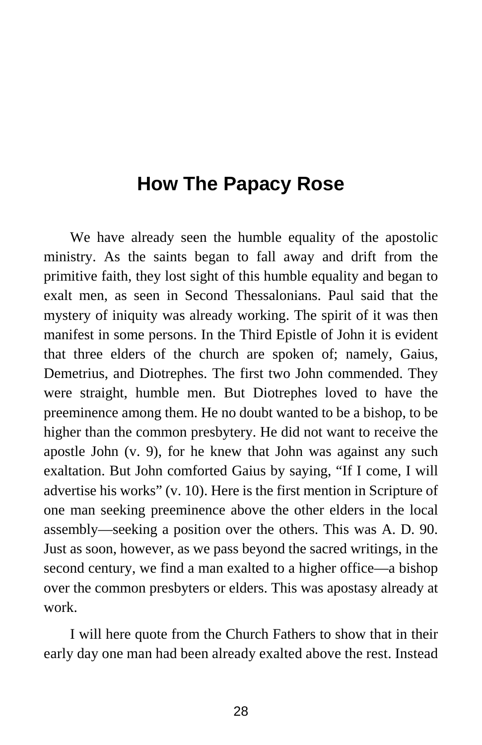# How The Papacy Rose

We have already seen the humble equality of the apostolic ministry. As the saints began to fall away and drift from the primitive faith, they lost sight of this humble equality and began to exalt men, as seen in Second Thessalonians. Paul said that the mystery of iniquity was already working. The spirit of it was then manifest in some persons. In the Third Epistle of John it is evident that three elders of the church are spoken of; namely, Gaius, Demetrius, and Diotrephes. The first two John commended. They were straight, humble men. But Diotrephes loved to have the preeminence among them. He no doubt wanted to be a bishop, to be higher than the common presbytery. He did not want to receive the apostle John (v. 9), for he knew that John was against any such exaltation. But John comforted Gaius by saying, "If I come, I will advertise his works" (v. 10). Here is the first mention in Scripture of one man seeking preeminence above the other elders in the local assembly—seeking a position over the others. This was A. D. 90. Just as soon, however, as we pass beyond the sacred writings, in the second century, we find a man exalted to a higher office—a bishop over the common presbyters or elders. This was apostasy already at work.

I will here quote from the Church Fathers to show that in their early day one man had been already exalted above the rest. Instead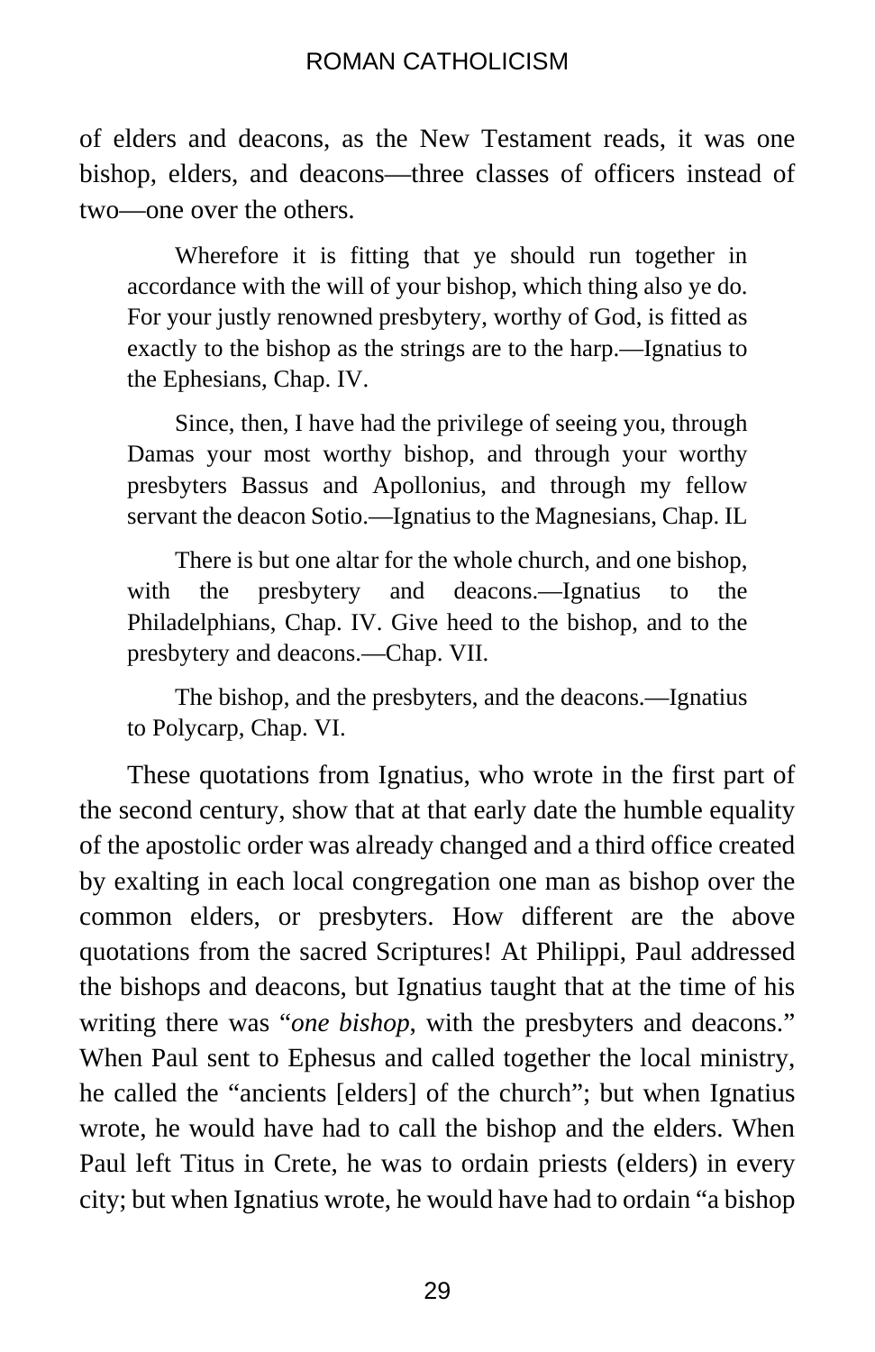of elders and deacons, as the New Testament reads, it was one bishop, elders, and deacons—three classes of officers instead of two—one over the others.

> Wherefore it is fitting that ye should run together in accordance with the will of your bishop, which thing also ye do. For your justly renowned presbytery, worthy of God, is fitted as exactly to the bishop as the strings are to the harp.—Ignatius to the Ephesians, Chap. IV.
>
> Since, then, I have had the privilege of seeing you, through Damas your most worthy bishop, and through your worthy presbyters Bassus and Apollonius, and through my fellow servant the deacon Sotio.—Ignatius to the Magnesians, Chap. IL
>
> There is but one altar for the whole church, and one bishop, with the presbytery and deacons.—Ignatius to the Philadelphians, Chap. IV. Give heed to the bishop, and to the presbytery and deacons.—Chap. VII.
>
> The bishop, and the presbyters, and the deacons.—Ignatius to Polycarp, Chap. VI.

These quotations from Ignatius, who wrote in the first part of the second century, show that at that early date the humble equality of the apostolic order was already changed and a third office created by exalting in each local congregation one man as bishop over the common elders, or presbyters. How different are the above quotations from the sacred Scriptures! At Philippi, Paul addressed the bishops and deacons, but Ignatius taught that at the time of his writing there was "*one bishop*, with the presbyters and deacons." When Paul sent to Ephesus and called together the local ministry, he called the "ancients [elders] of the church"; but when Ignatius wrote, he would have had to call the bishop and the elders. When Paul left Titus in Crete, he was to ordain priests (elders) in every city; but when Ignatius wrote, he would have had to ordain "a bishop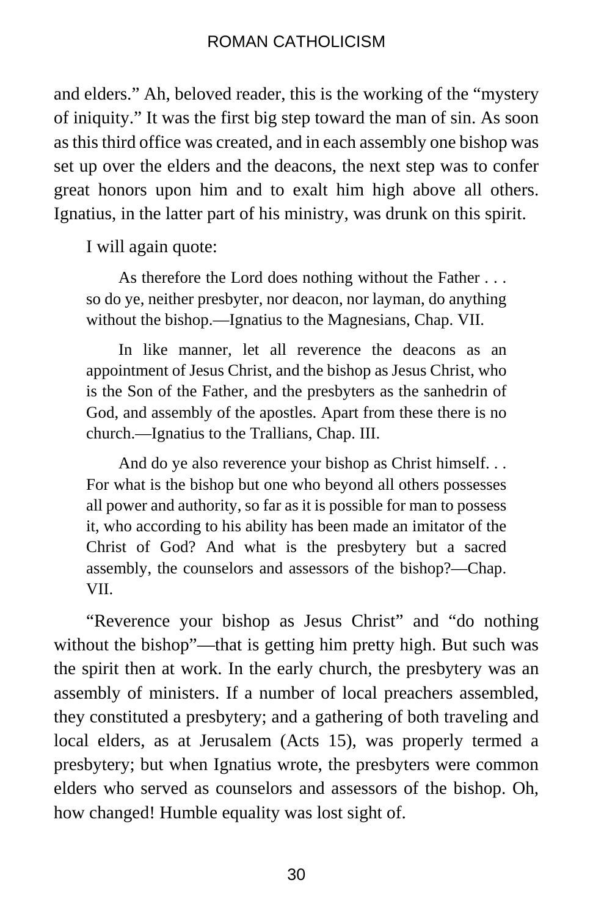and elders." Ah, beloved reader, this is the working of the "mystery of iniquity." It was the first big step toward the man of sin. As soon as this third office was created, and in each assembly one bishop was set up over the elders and the deacons, the next step was to confer great honors upon him and to exalt him high above all others. Ignatius, in the latter part of his ministry, was drunk on this spirit.

I will again quote:

> As therefore the Lord does nothing without the Father . . . so do ye, neither presbyter, nor deacon, nor layman, do anything without the bishop.—Ignatius to the Magnesians, Chap. VII.
>
> In like manner, let all reverence the deacons as an appointment of Jesus Christ, and the bishop as Jesus Christ, who is the Son of the Father, and the presbyters as the sanhedrin of God, and assembly of the apostles. Apart from these there is no church.—Ignatius to the Trallians, Chap. III.
>
> And do ye also reverence your bishop as Christ himself. . . For what is the bishop but one who beyond all others possesses all power and authority, so far as it is possible for man to possess it, who according to his ability has been made an imitator of the Christ of God? And what is the presbytery but a sacred assembly, the counselors and assessors of the bishop?—Chap. VII.

"Reverence your bishop as Jesus Christ" and "do nothing without the bishop"—that is getting him pretty high. But such was the spirit then at work. In the early church, the presbytery was an assembly of ministers. If a number of local preachers assembled, they constituted a presbytery; and a gathering of both traveling and local elders, as at Jerusalem (Acts 15), was properly termed a presbytery; but when Ignatius wrote, the presbyters were common elders who served as counselors and assessors of the bishop. Oh, how changed! Humble equality was lost sight of.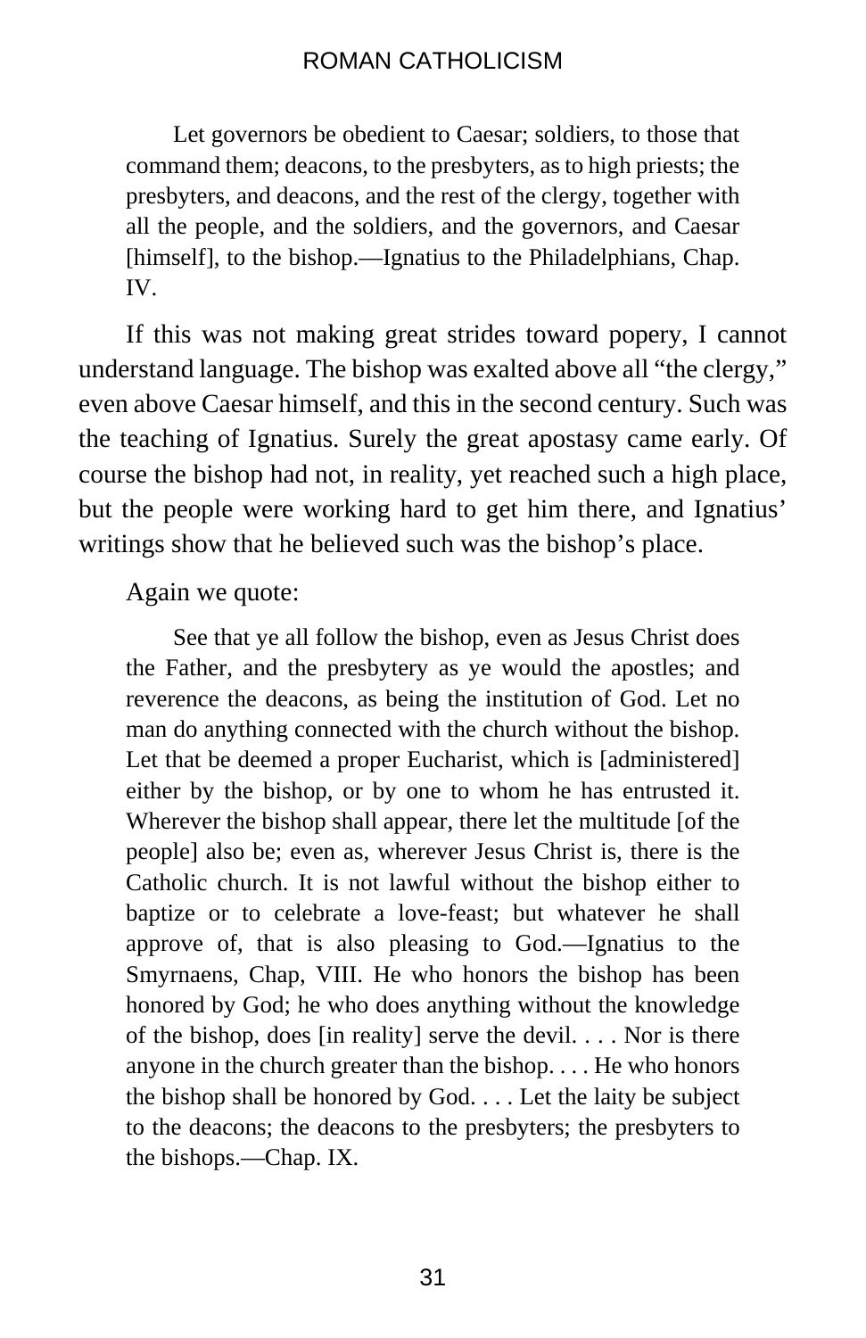> Let governors be obedient to Caesar; soldiers, to those that command them; deacons, to the presbyters, as to high priests; the presbyters, and deacons, and the rest of the clergy, together with all the people, and the soldiers, and the governors, and Caesar [himself], to the bishop.—Ignatius to the Philadelphians, Chap. IV.

If this was not making great strides toward popery, I cannot understand language. The bishop was exalted above all "the clergy," even above Caesar himself, and this in the second century. Such was the teaching of Ignatius. Surely the great apostasy came early. Of course the bishop had not, in reality, yet reached such a high place, but the people were working hard to get him there, and Ignatius' writings show that he believed such was the bishop's place.

Again we quote:

> See that ye all follow the bishop, even as Jesus Christ does the Father, and the presbytery as ye would the apostles; and reverence the deacons, as being the institution of God. Let no man do anything connected with the church without the bishop. Let that be deemed a proper Eucharist, which is [administered] either by the bishop, or by one to whom he has entrusted it. Wherever the bishop shall appear, there let the multitude [of the people] also be; even as, wherever Jesus Christ is, there is the Catholic church. It is not lawful without the bishop either to baptize or to celebrate a love-feast; but whatever he shall approve of, that is also pleasing to God.—Ignatius to the Smyrnaens, Chap, VIII. He who honors the bishop has been honored by God; he who does anything without the knowledge of the bishop, does [in reality] serve the devil. . . . Nor is there anyone in the church greater than the bishop. . . . He who honors the bishop shall be honored by God. . . . Let the laity be subject to the deacons; the deacons to the presbyters; the presbyters to the bishops.—Chap. IX.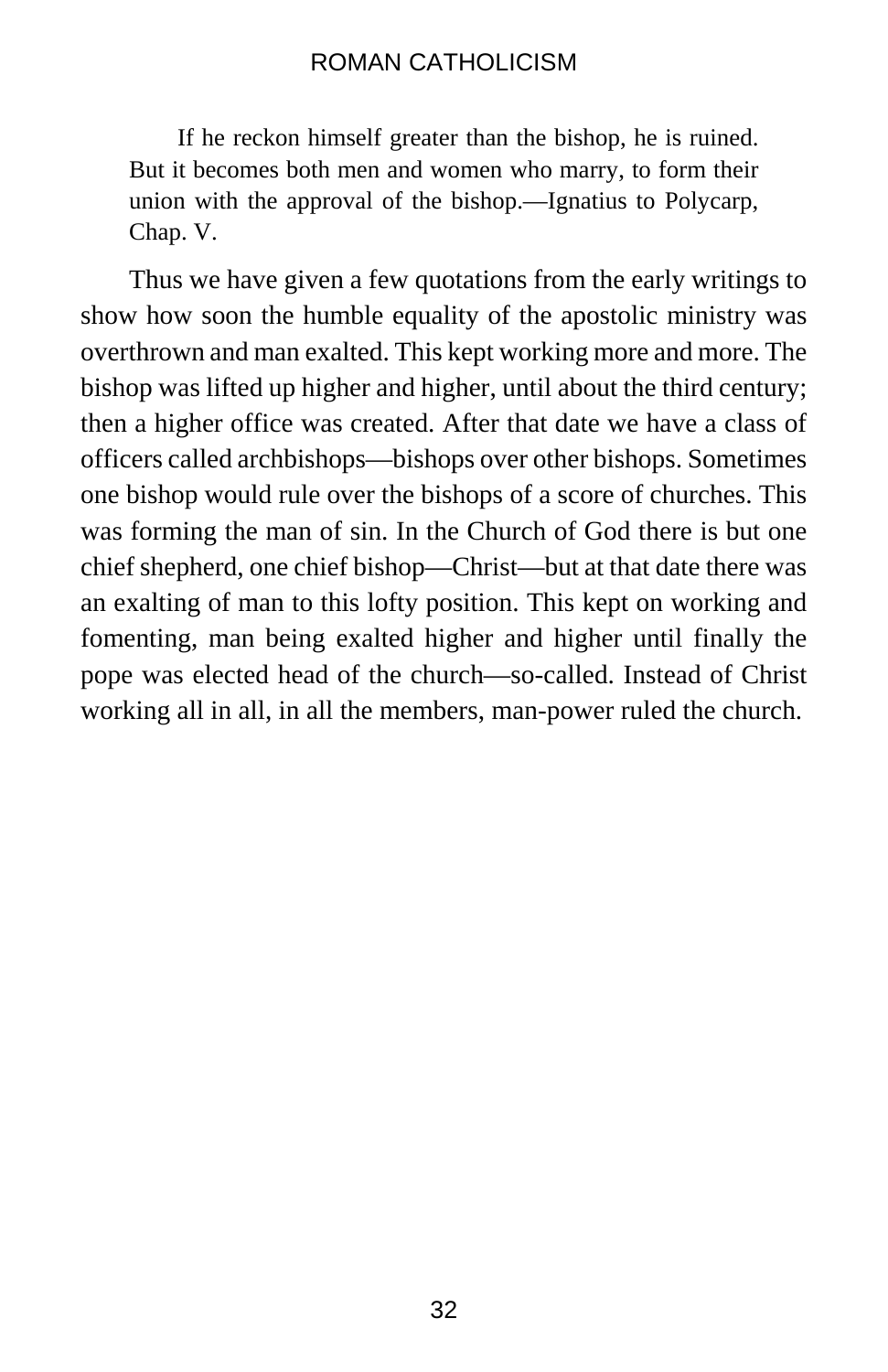> If he reckon himself greater than the bishop, he is ruined. But it becomes both men and women who marry, to form their union with the approval of the bishop.—Ignatius to Polycarp, Chap. V.

Thus we have given a few quotations from the early writings to show how soon the humble equality of the apostolic ministry was overthrown and man exalted. This kept working more and more. The bishop was lifted up higher and higher, until about the third century; then a higher office was created. After that date we have a class of officers called archbishops—bishops over other bishops. Sometimes one bishop would rule over the bishops of a score of churches. This was forming the man of sin. In the Church of God there is but one chief shepherd, one chief bishop—Christ—but at that date there was an exalting of man to this lofty position. This kept on working and fomenting, man being exalted higher and higher until finally the pope was elected head of the church—so-called. Instead of Christ working all in all, in all the members, man-power ruled the church.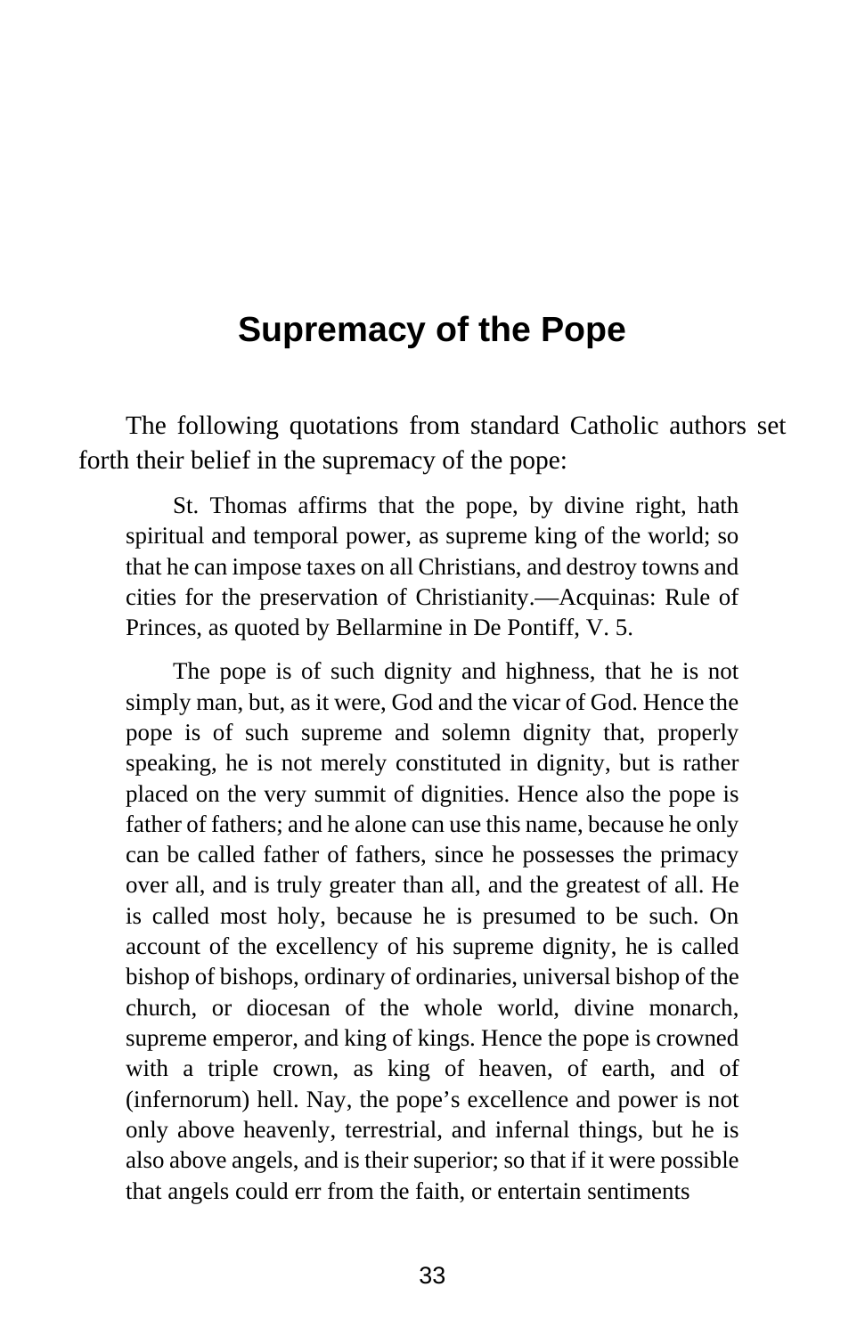# Supremacy of the Pope

The following quotations from standard Catholic authors set forth their belief in the supremacy of the pope:

> St. Thomas affirms that the pope, by divine right, hath spiritual and temporal power, as supreme king of the world; so that he can impose taxes on all Christians, and destroy towns and cities for the preservation of Christianity.—Acquinas: Rule of Princes, as quoted by Bellarmine in De Pontiff, V. 5.

> The pope is of such dignity and highness, that he is not simply man, but, as it were, God and the vicar of God. Hence the pope is of such supreme and solemn dignity that, properly speaking, he is not merely constituted in dignity, but is rather placed on the very summit of dignities. Hence also the pope is father of fathers; and he alone can use this name, because he only can be called father of fathers, since he possesses the primacy over all, and is truly greater than all, and the greatest of all. He is called most holy, because he is presumed to be such. On account of the excellency of his supreme dignity, he is called bishop of bishops, ordinary of ordinaries, universal bishop of the church, or diocesan of the whole world, divine monarch, supreme emperor, and king of kings. Hence the pope is crowned with a triple crown, as king of heaven, of earth, and of (infernorum) hell. Nay, the pope's excellence and power is not only above heavenly, terrestrial, and infernal things, but he is also above angels, and is their superior; so that if it were possible that angels could err from the faith, or entertain sentiments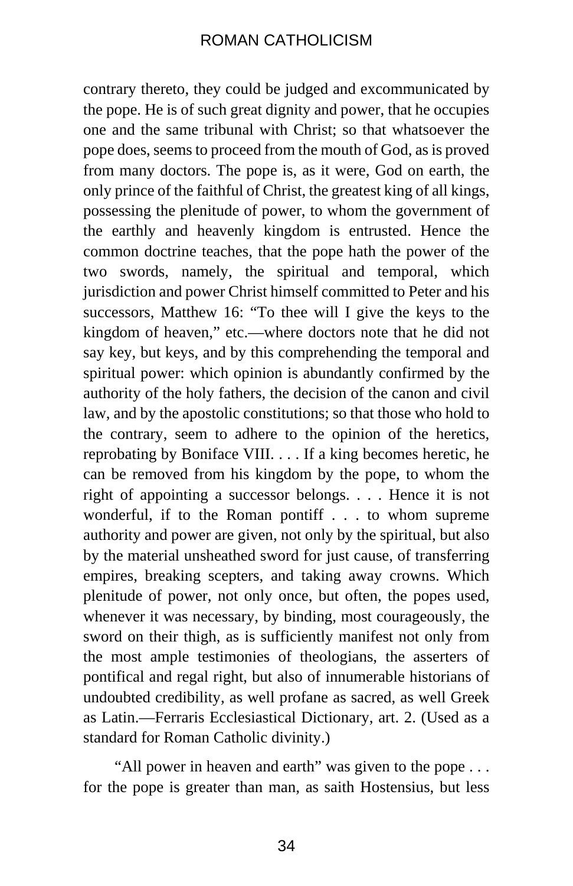contrary thereto, they could be judged and excommunicated by the pope. He is of such great dignity and power, that he occupies one and the same tribunal with Christ; so that whatsoever the pope does, seems to proceed from the mouth of God, as is proved from many doctors. The pope is, as it were, God on earth, the only prince of the faithful of Christ, the greatest king of all kings, possessing the plenitude of power, to whom the government of the earthly and heavenly kingdom is entrusted. Hence the common doctrine teaches, that the pope hath the power of the two swords, namely, the spiritual and temporal, which jurisdiction and power Christ himself committed to Peter and his successors, Matthew 16: "To thee will I give the keys to the kingdom of heaven," etc.—where doctors note that he did not say key, but keys, and by this comprehending the temporal and spiritual power: which opinion is abundantly confirmed by the authority of the holy fathers, the decision of the canon and civil law, and by the apostolic constitutions; so that those who hold to the contrary, seem to adhere to the opinion of the heretics, reprobating by Boniface VIII. . . . If a king becomes heretic, he can be removed from his kingdom by the pope, to whom the right of appointing a successor belongs. . . . Hence it is not wonderful, if to the Roman pontiff . . . to whom supreme authority and power are given, not only by the spiritual, but also by the material unsheathed sword for just cause, of transferring empires, breaking scepters, and taking away crowns. Which plenitude of power, not only once, but often, the popes used, whenever it was necessary, by binding, most courageously, the sword on their thigh, as is sufficiently manifest not only from the most ample testimonies of theologians, the asserters of pontifical and regal right, but also of innumerable historians of undoubted credibility, as well profane as sacred, as well Greek as Latin.—Ferraris Ecclesiastical Dictionary, art. 2. (Used as a standard for Roman Catholic divinity.)

"All power in heaven and earth" was given to the pope . . . for the pope is greater than man, as saith Hostensius, but less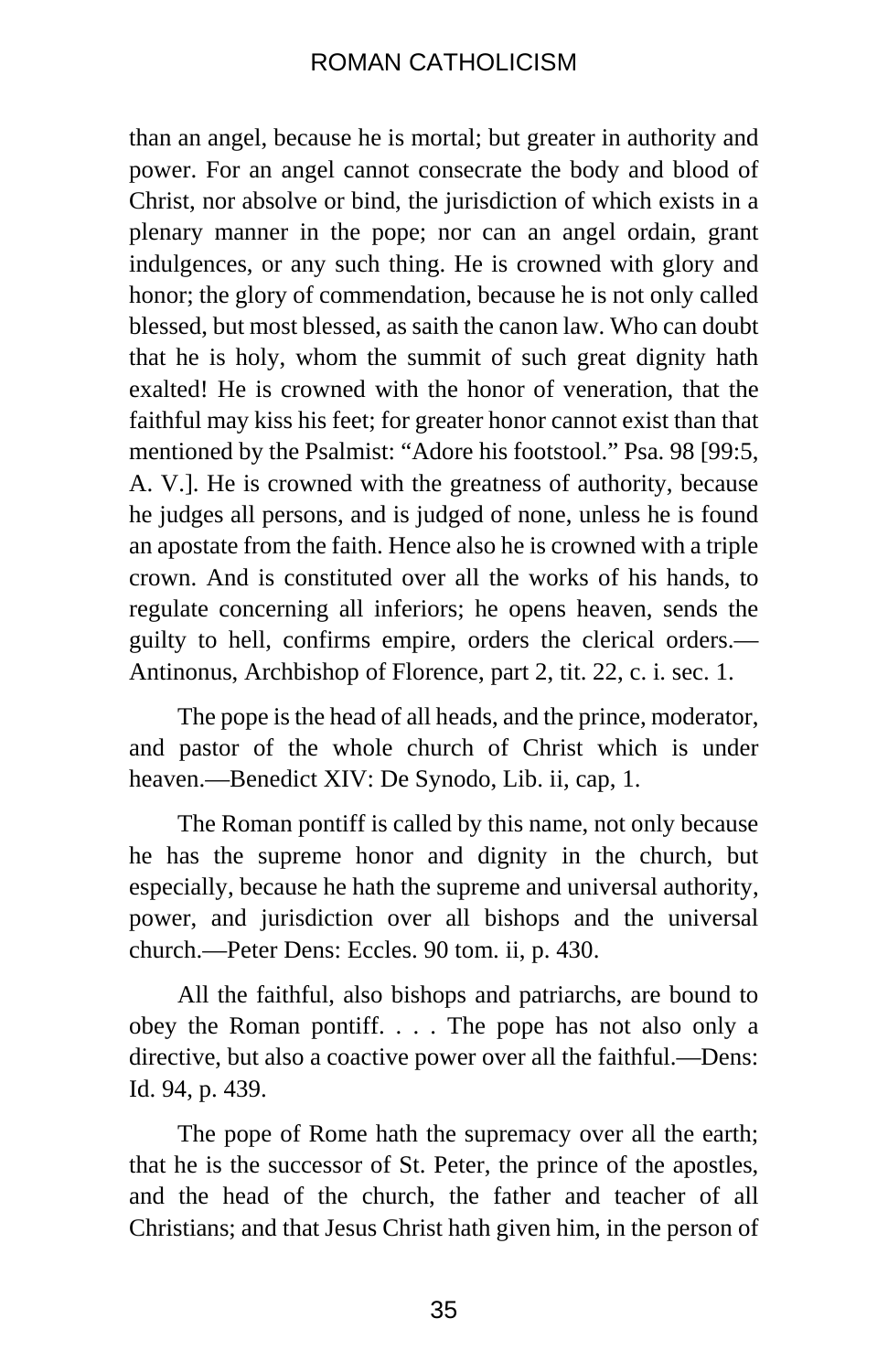than an angel, because he is mortal; but greater in authority and power. For an angel cannot consecrate the body and blood of Christ, nor absolve or bind, the jurisdiction of which exists in a plenary manner in the pope; nor can an angel ordain, grant indulgences, or any such thing. He is crowned with glory and honor; the glory of commendation, because he is not only called blessed, but most blessed, as saith the canon law. Who can doubt that he is holy, whom the summit of such great dignity hath exalted! He is crowned with the honor of veneration, that the faithful may kiss his feet; for greater honor cannot exist than that mentioned by the Psalmist: "Adore his footstool." Psa. 98 [99:5, A. V.]. He is crowned with the greatness of authority, because he judges all persons, and is judged of none, unless he is found an apostate from the faith. Hence also he is crowned with a triple crown. And is constituted over all the works of his hands, to regulate concerning all inferiors; he opens heaven, sends the guilty to hell, confirms empire, orders the clerical orders.—Antinonus, Archbishop of Florence, part 2, tit. 22, c. i. sec. 1.

The pope is the head of all heads, and the prince, moderator, and pastor of the whole church of Christ which is under heaven.—Benedict XIV: De Synodo, Lib. ii, cap, 1.

The Roman pontiff is called by this name, not only because he has the supreme honor and dignity in the church, but especially, because he hath the supreme and universal authority, power, and jurisdiction over all bishops and the universal church.—Peter Dens: Eccles. 90 tom. ii, p. 430.

All the faithful, also bishops and patriarchs, are bound to obey the Roman pontiff. . . . The pope has not also only a directive, but also a coactive power over all the faithful.—Dens: Id. 94, p. 439.

The pope of Rome hath the supremacy over all the earth; that he is the successor of St. Peter, the prince of the apostles, and the head of the church, the father and teacher of all Christians; and that Jesus Christ hath given him, in the person of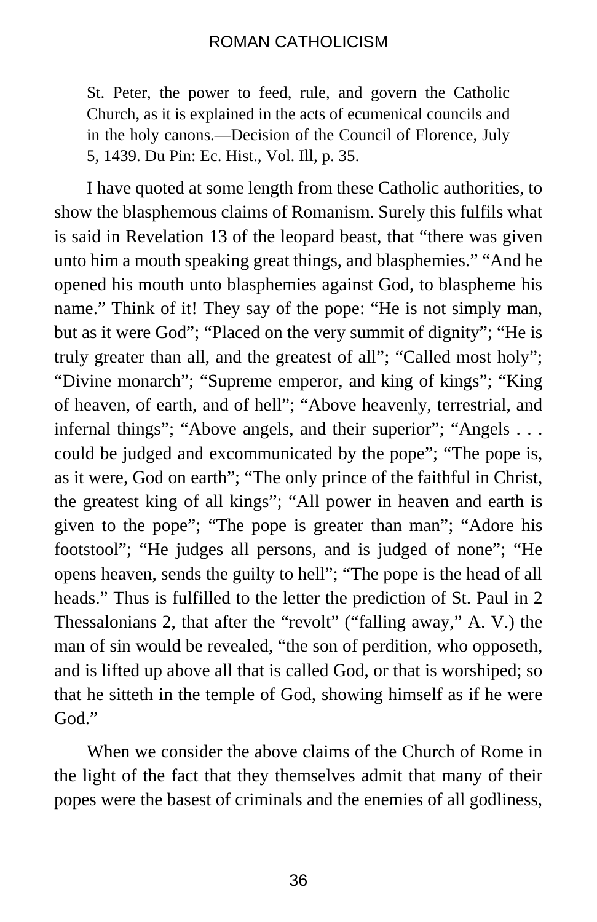> St. Peter, the power to feed, rule, and govern the Catholic Church, as it is explained in the acts of ecumenical councils and in the holy canons.—Decision of the Council of Florence, July 5, 1439. Du Pin: Ec. Hist., Vol. Ill, p. 35.

I have quoted at some length from these Catholic authorities, to show the blasphemous claims of Romanism. Surely this fulfils what is said in Revelation 13 of the leopard beast, that "there was given unto him a mouth speaking great things, and blasphemies." "And he opened his mouth unto blasphemies against God, to blaspheme his name." Think of it! They say of the pope: "He is not simply man, but as it were God"; "Placed on the very summit of dignity"; "He is truly greater than all, and the greatest of all"; "Called most holy"; "Divine monarch"; "Supreme emperor, and king of kings"; "King of heaven, of earth, and of hell"; "Above heavenly, terrestrial, and infernal things"; "Above angels, and their superior"; "Angels . . . could be judged and excommunicated by the pope"; "The pope is, as it were, God on earth"; "The only prince of the faithful in Christ, the greatest king of all kings"; "All power in heaven and earth is given to the pope"; "The pope is greater than man"; "Adore his footstool"; "He judges all persons, and is judged of none"; "He opens heaven, sends the guilty to hell"; "The pope is the head of all heads." Thus is fulfilled to the letter the prediction of St. Paul in 2 Thessalonians 2, that after the "revolt" ("falling away," A. V.) the man of sin would be revealed, "the son of perdition, who opposeth, and is lifted up above all that is called God, or that is worshiped; so that he sitteth in the temple of God, showing himself as if he were God."

When we consider the above claims of the Church of Rome in the light of the fact that they themselves admit that many of their popes were the basest of criminals and the enemies of all godliness,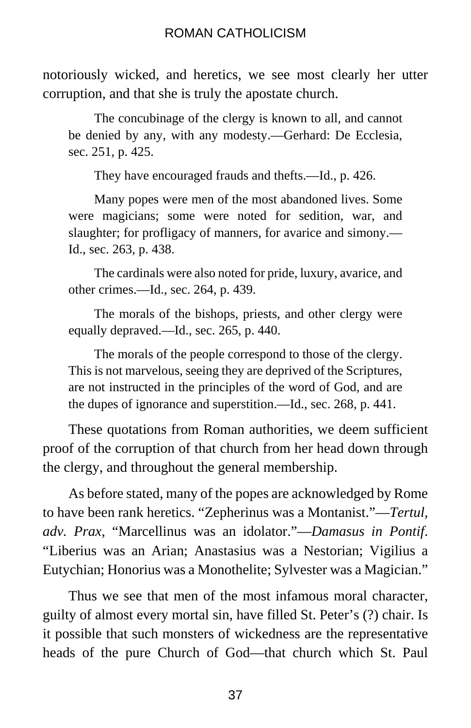notoriously wicked, and heretics, we see most clearly her utter corruption, and that she is truly the apostate church.

> The concubinage of the clergy is known to all, and cannot be denied by any, with any modesty.—Gerhard: De Ecclesia, sec. 251, p. 425.

> They have encouraged frauds and thefts.—Id., p. 426.

> Many popes were men of the most abandoned lives. Some were magicians; some were noted for sedition, war, and slaughter; for profligacy of manners, for avarice and simony.—Id., sec. 263, p. 438.

> The cardinals were also noted for pride, luxury, avarice, and other crimes.—Id., sec. 264, p. 439.

> The morals of the bishops, priests, and other clergy were equally depraved.—Id., sec. 265, p. 440.

> The morals of the people correspond to those of the clergy. This is not marvelous, seeing they are deprived of the Scriptures, are not instructed in the principles of the word of God, and are the dupes of ignorance and superstition.—Id., sec. 268, p. 441.

These quotations from Roman authorities, we deem sufficient proof of the corruption of that church from her head down through the clergy, and throughout the general membership.

As before stated, many of the popes are acknowledged by Rome to have been rank heretics. "Zepherinus was a Montanist."—*Tertul, adv. Prax*, "Marcellinus was an idolator."—*Damasus in Pontif*. "Liberius was an Arian; Anastasius was a Nestorian; Vigilius a Eutychian; Honorius was a Monothelite; Sylvester was a Magician."

Thus we see that men of the most infamous moral character, guilty of almost every mortal sin, have filled St. Peter's (?) chair. Is it possible that such monsters of wickedness are the representative heads of the pure Church of God—that church which St. Paul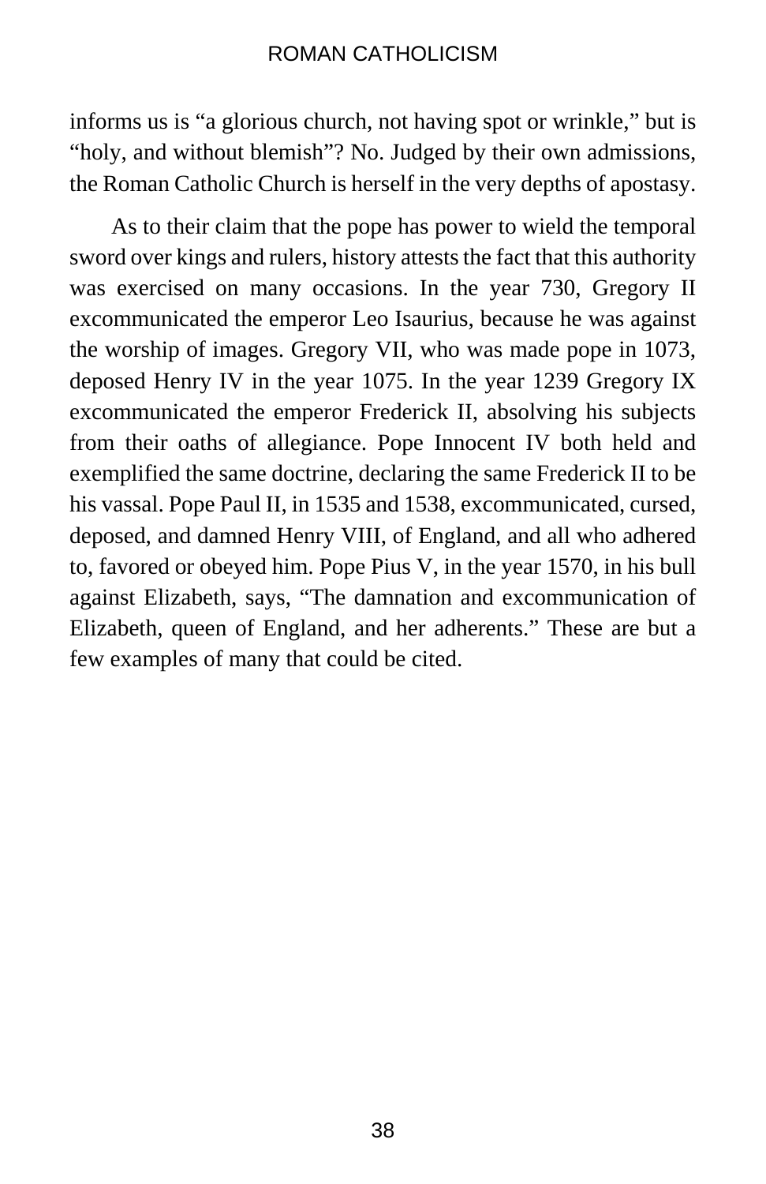informs us is “a glorious church, not having spot or wrinkle,” but is “holy, and without blemish”? No. Judged by their own admissions, the Roman Catholic Church is herself in the very depths of apostasy.

As to their claim that the pope has power to wield the temporal sword over kings and rulers, history attests the fact that this authority was exercised on many occasions. In the year 730, Gregory II excommunicated the emperor Leo Isaurius, because he was against the worship of images. Gregory VII, who was made pope in 1073, deposed Henry IV in the year 1075. In the year 1239 Gregory IX excommunicated the emperor Frederick II, absolving his subjects from their oaths of allegiance. Pope Innocent IV both held and exemplified the same doctrine, declaring the same Frederick II to be his vassal. Pope Paul II, in 1535 and 1538, excommunicated, cursed, deposed, and damned Henry VIII, of England, and all who adhered to, favored or obeyed him. Pope Pius V, in the year 1570, in his bull against Elizabeth, says, “The damnation and excommunication of Elizabeth, queen of England, and her adherents.” These are but a few examples of many that could be cited.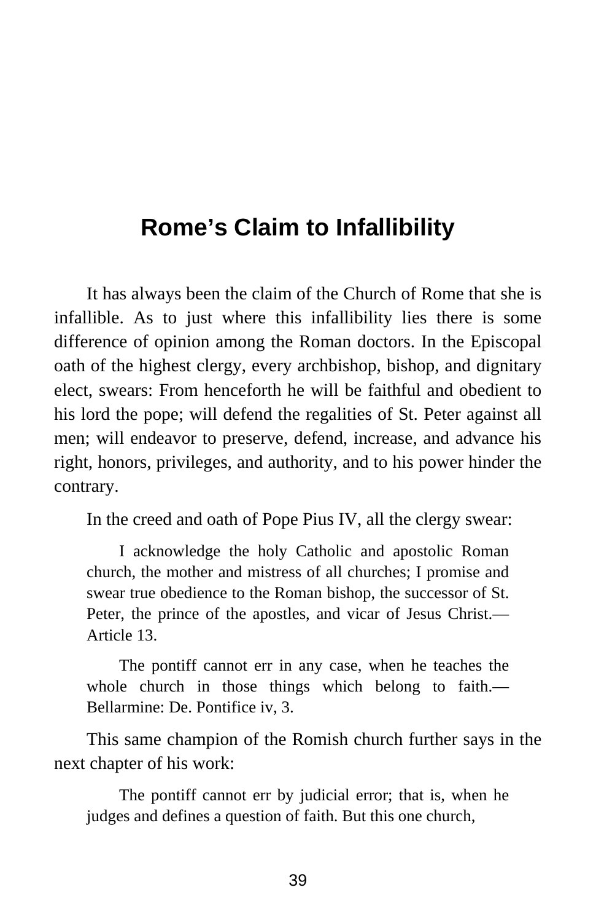# Rome’s Claim to Infallibility

It has always been the claim of the Church of Rome that she is infallible. As to just where this infallibility lies there is some difference of opinion among the Roman doctors. In the Episcopal oath of the highest clergy, every archbishop, bishop, and dignitary elect, swears: From henceforth he will be faithful and obedient to his lord the pope; will defend the regalities of St. Peter against all men; will endeavor to preserve, defend, increase, and advance his right, honors, privileges, and authority, and to his power hinder the contrary.

In the creed and oath of Pope Pius IV, all the clergy swear:

> I acknowledge the holy Catholic and apostolic Roman church, the mother and mistress of all churches; I promise and swear true obedience to the Roman bishop, the successor of St. Peter, the prince of the apostles, and vicar of Jesus Christ.—Article 13.

> The pontiff cannot err in any case, when he teaches the whole church in those things which belong to faith.—Bellarmine: De. Pontifice iv, 3.

This same champion of the Romish church further says in the next chapter of his work:

> The pontiff cannot err by judicial error; that is, when he judges and defines a question of faith. But this one church,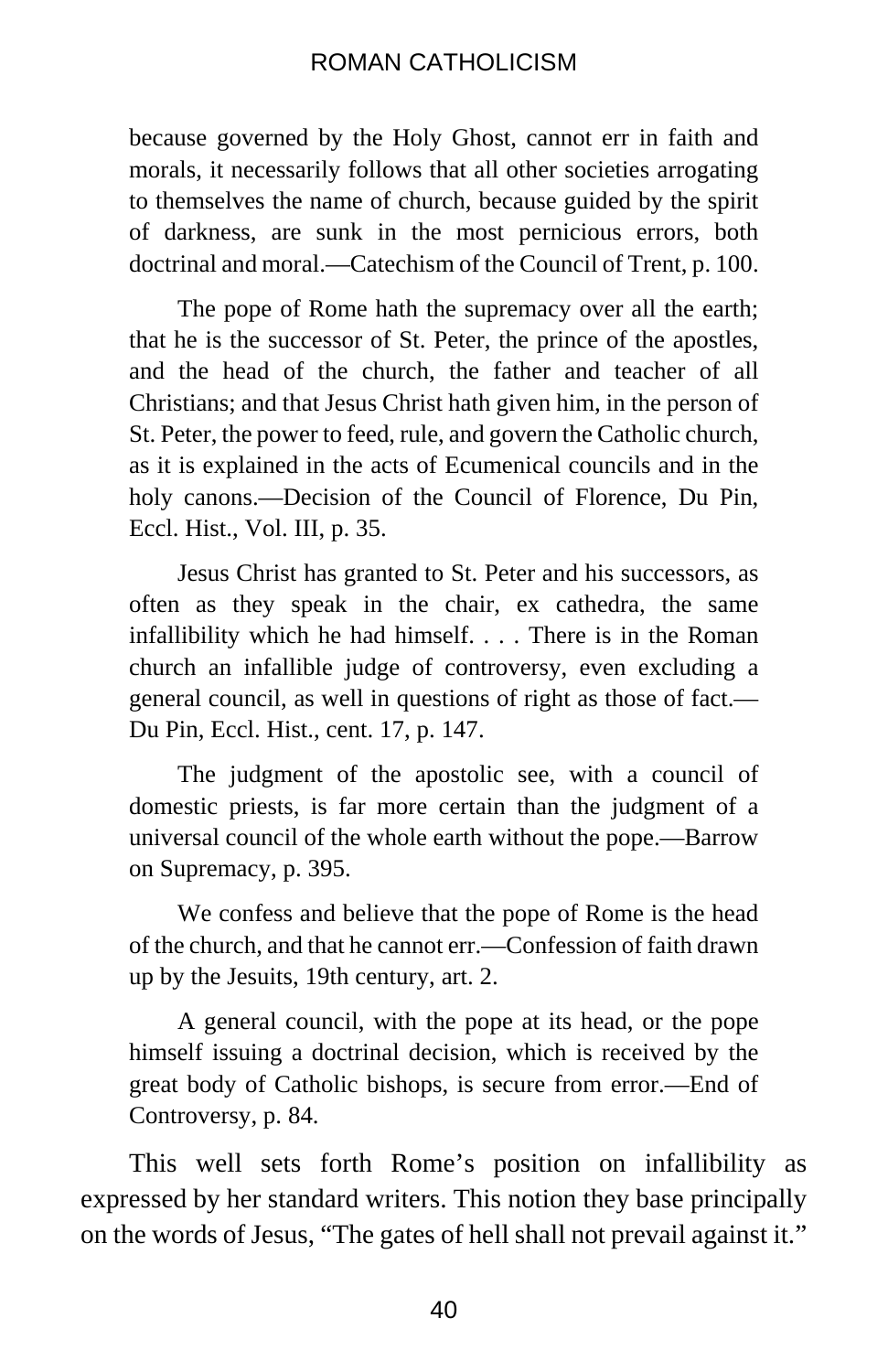because governed by the Holy Ghost, cannot err in faith and morals, it necessarily follows that all other societies arrogating to themselves the name of church, because guided by the spirit of darkness, are sunk in the most pernicious errors, both doctrinal and moral.—Catechism of the Council of Trent, p. 100.

> The pope of Rome hath the supremacy over all the earth; that he is the successor of St. Peter, the prince of the apostles, and the head of the church, the father and teacher of all Christians; and that Jesus Christ hath given him, in the person of St. Peter, the power to feed, rule, and govern the Catholic church, as it is explained in the acts of Ecumenical councils and in the holy canons.—Decision of the Council of Florence, Du Pin, Eccl. Hist., Vol. III, p. 35.

> Jesus Christ has granted to St. Peter and his successors, as often as they speak in the chair, ex cathedra, the same infallibility which he had himself. . . . There is in the Roman church an infallible judge of controversy, even excluding a general council, as well in questions of right as those of fact.—Du Pin, Eccl. Hist., cent. 17, p. 147.

> The judgment of the apostolic see, with a council of domestic priests, is far more certain than the judgment of a universal council of the whole earth without the pope.—Barrow on Supremacy, p. 395.

> We confess and believe that the pope of Rome is the head of the church, and that he cannot err.—Confession of faith drawn up by the Jesuits, 19th century, art. 2.

> A general council, with the pope at its head, or the pope himself issuing a doctrinal decision, which is received by the great body of Catholic bishops, is secure from error.—End of Controversy, p. 84.

This well sets forth Rome's position on infallibility as expressed by her standard writers. This notion they base principally on the words of Jesus, "The gates of hell shall not prevail against it."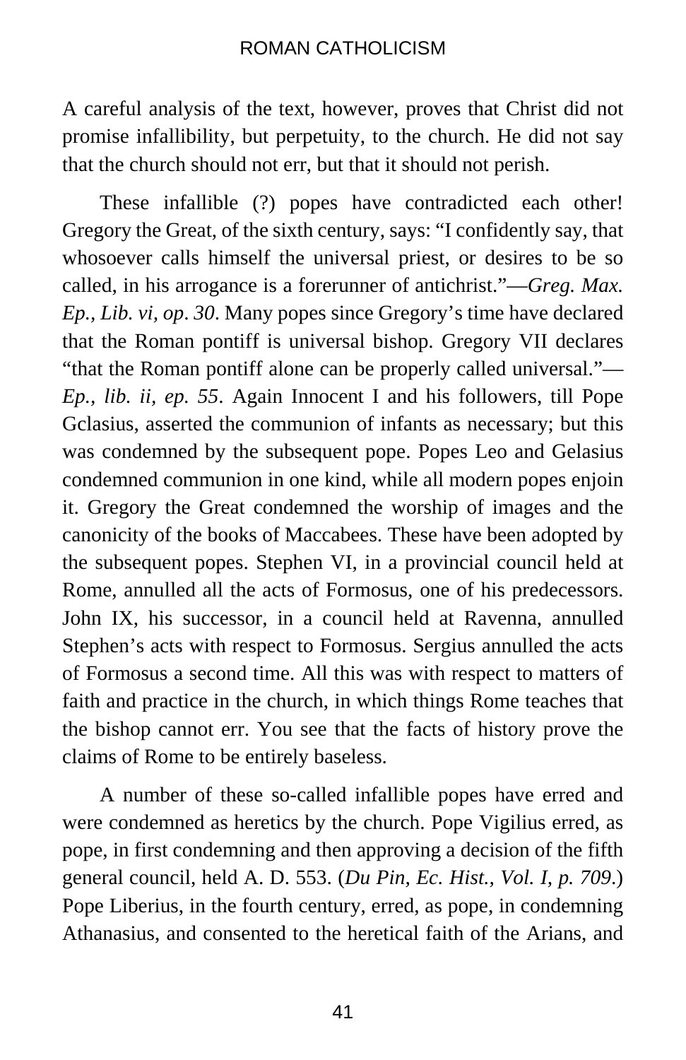A careful analysis of the text, however, proves that Christ did not promise infallibility, but perpetuity, to the church. He did not say that the church should not err, but that it should not perish.

These infallible (?) popes have contradicted each other! Gregory the Great, of the sixth century, says: "I confidently say, that whosoever calls himself the universal priest, or desires to be so called, in his arrogance is a forerunner of antichrist."—*Greg. Max. Ep., Lib. vi, op. 30*. Many popes since Gregory's time have declared that the Roman pontiff is universal bishop. Gregory VII declares "that the Roman pontiff alone can be properly called universal."—*Ep., lib. ii, ep. 55*. Again Innocent I and his followers, till Pope Gclasius, asserted the communion of infants as necessary; but this was condemned by the subsequent pope. Popes Leo and Gelasius condemned communion in one kind, while all modern popes enjoin it. Gregory the Great condemned the worship of images and the canonicity of the books of Maccabees. These have been adopted by the subsequent popes. Stephen VI, in a provincial council held at Rome, annulled all the acts of Formosus, one of his predecessors. John IX, his successor, in a council held at Ravenna, annulled Stephen's acts with respect to Formosus. Sergius annulled the acts of Formosus a second time. All this was with respect to matters of faith and practice in the church, in which things Rome teaches that the bishop cannot err. You see that the facts of history prove the claims of Rome to be entirely baseless.

A number of these so-called infallible popes have erred and were condemned as heretics by the church. Pope Vigilius erred, as pope, in first condemning and then approving a decision of the fifth general council, held A. D. 553. (*Du Pin, Ec. Hist., Vol. I, p. 709*.) Pope Liberius, in the fourth century, erred, as pope, in condemning Athanasius, and consented to the heretical faith of the Arians, and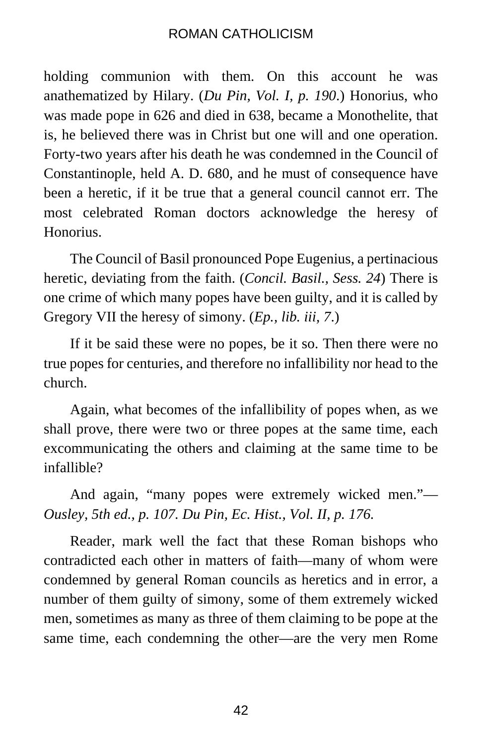holding communion with them. On this account he was anathematized by Hilary. (*Du Pin, Vol. I, p. 190*.) Honorius, who was made pope in 626 and died in 638, became a Monothelite, that is, he believed there was in Christ but one will and one operation. Forty-two years after his death he was condemned in the Council of Constantinople, held A. D. 680, and he must of consequence have been a heretic, if it be true that a general council cannot err. The most celebrated Roman doctors acknowledge the heresy of Honorius.

The Council of Basil pronounced Pope Eugenius, a pertinacious heretic, deviating from the faith. (*Concil. Basil., Sess. 24*) There is one crime of which many popes have been guilty, and it is called by Gregory VII the heresy of simony. (*Ep., lib. iii, 7*.)

If it be said these were no popes, be it so. Then there were no true popes for centuries, and therefore no infallibility nor head to the church.

Again, what becomes of the infallibility of popes when, as we shall prove, there were two or three popes at the same time, each excommunicating the others and claiming at the same time to be infallible?

And again, "many popes were extremely wicked men."—*Ousley, 5th ed., p. 107. Du Pin, Ec. Hist., Vol. II, p. 176.*

Reader, mark well the fact that these Roman bishops who contradicted each other in matters of faith—many of whom were condemned by general Roman councils as heretics and in error, a number of them guilty of simony, some of them extremely wicked men, sometimes as many as three of them claiming to be pope at the same time, each condemning the other—are the very men Rome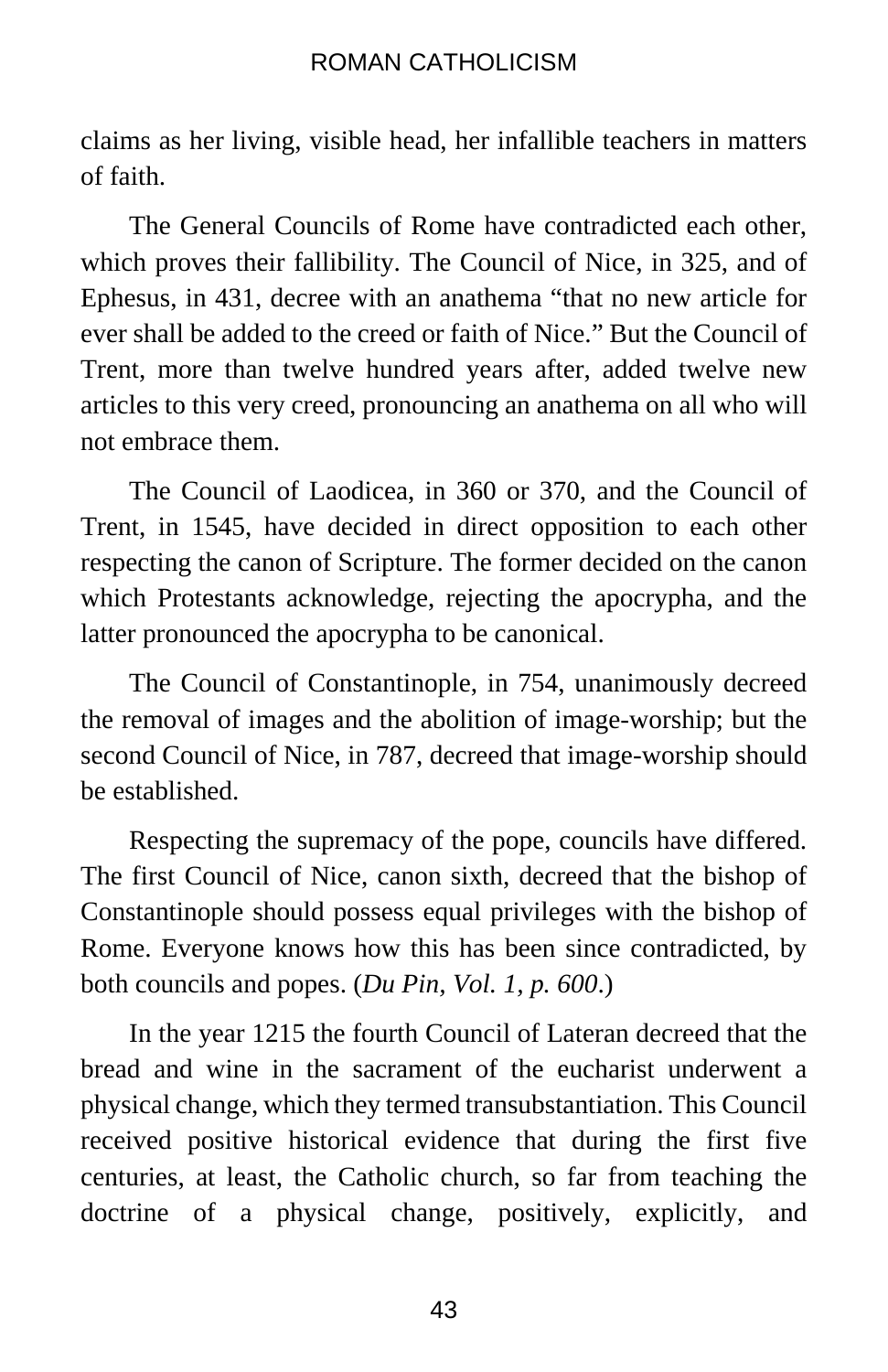claims as her living, visible head, her infallible teachers in matters of faith.

The General Councils of Rome have contradicted each other, which proves their fallibility. The Council of Nice, in 325, and of Ephesus, in 431, decree with an anathema "that no new article for ever shall be added to the creed or faith of Nice." But the Council of Trent, more than twelve hundred years after, added twelve new articles to this very creed, pronouncing an anathema on all who will not embrace them.

The Council of Laodicea, in 360 or 370, and the Council of Trent, in 1545, have decided in direct opposition to each other respecting the canon of Scripture. The former decided on the canon which Protestants acknowledge, rejecting the apocrypha, and the latter pronounced the apocrypha to be canonical.

The Council of Constantinople, in 754, unanimously decreed the removal of images and the abolition of image-worship; but the second Council of Nice, in 787, decreed that image-worship should be established.

Respecting the supremacy of the pope, councils have differed. The first Council of Nice, canon sixth, decreed that the bishop of Constantinople should possess equal privileges with the bishop of Rome. Everyone knows how this has been since contradicted, by both councils and popes. (*Du Pin, Vol. 1, p. 600*.)

In the year 1215 the fourth Council of Lateran decreed that the bread and wine in the sacrament of the eucharist underwent a physical change, which they termed transubstantiation. This Council received positive historical evidence that during the first five centuries, at least, the Catholic church, so far from teaching the doctrine of a physical change, positively, explicitly, and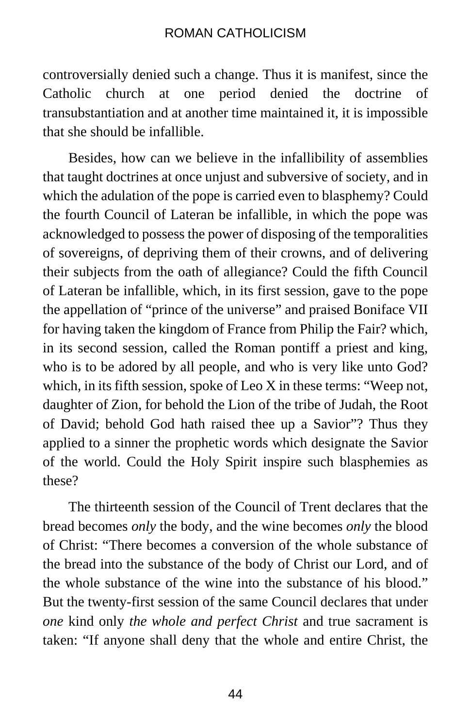controversially denied such a change. Thus it is manifest, since the Catholic church at one period denied the doctrine of transubstantiation and at another time maintained it, it is impossible that she should be infallible.

Besides, how can we believe in the infallibility of assemblies that taught doctrines at once unjust and subversive of society, and in which the adulation of the pope is carried even to blasphemy? Could the fourth Council of Lateran be infallible, in which the pope was acknowledged to possess the power of disposing of the temporalities of sovereigns, of depriving them of their crowns, and of delivering their subjects from the oath of allegiance? Could the fifth Council of Lateran be infallible, which, in its first session, gave to the pope the appellation of "prince of the universe" and praised Boniface VII for having taken the kingdom of France from Philip the Fair? which, in its second session, called the Roman pontiff a priest and king, who is to be adored by all people, and who is very like unto God? which, in its fifth session, spoke of Leo X in these terms: "Weep not, daughter of Zion, for behold the Lion of the tribe of Judah, the Root of David; behold God hath raised thee up a Savior"? Thus they applied to a sinner the prophetic words which designate the Savior of the world. Could the Holy Spirit inspire such blasphemies as these?

The thirteenth session of the Council of Trent declares that the bread becomes *only* the body, and the wine becomes *only* the blood of Christ: "There becomes a conversion of the whole substance of the bread into the substance of the body of Christ our Lord, and of the whole substance of the wine into the substance of his blood." But the twenty-first session of the same Council declares that under *one* kind only *the whole and perfect Christ* and true sacrament is taken: "If anyone shall deny that the whole and entire Christ, the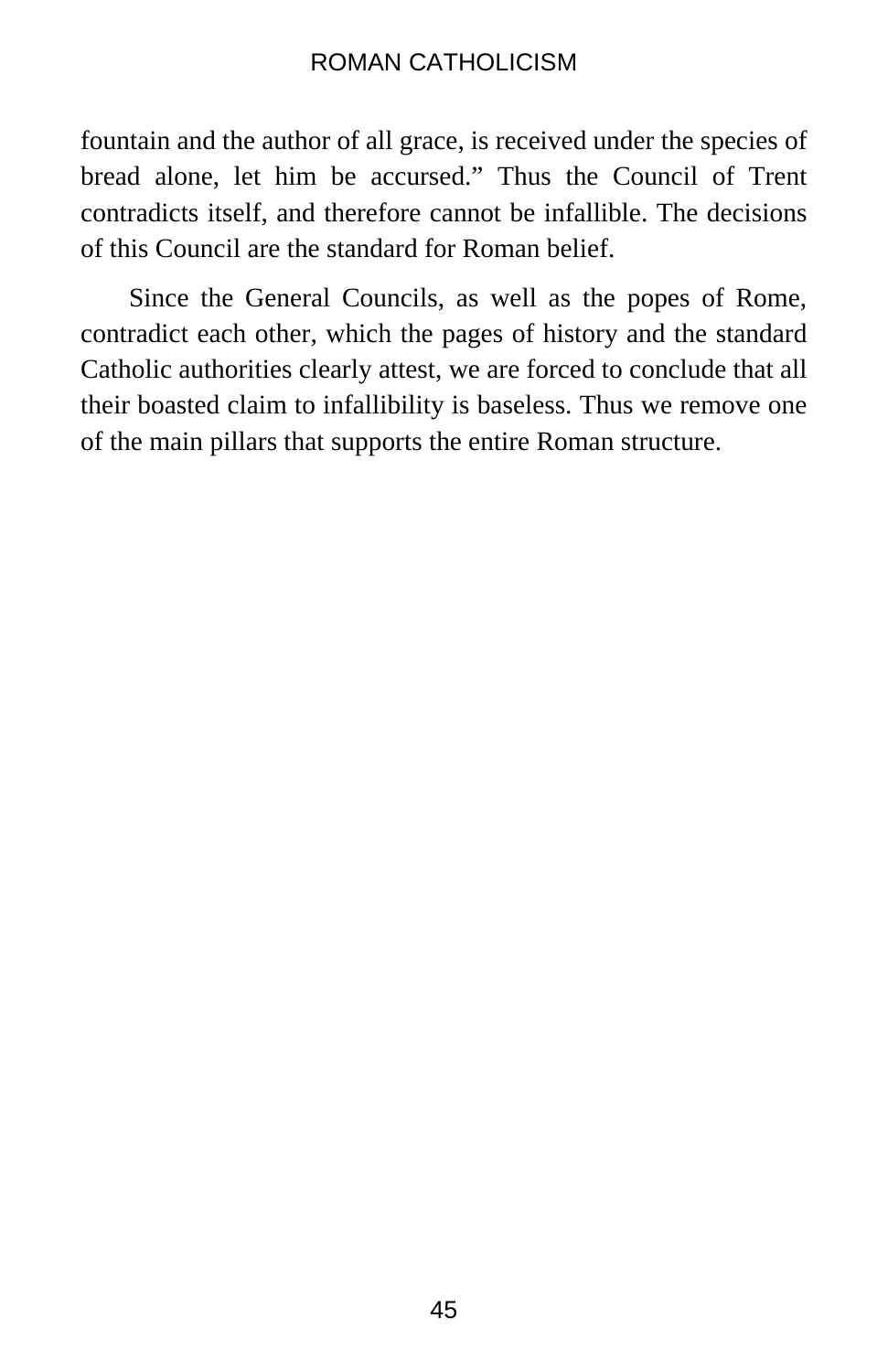fountain and the author of all grace, is received under the species of bread alone, let him be accursed." Thus the Council of Trent contradicts itself, and therefore cannot be infallible. The decisions of this Council are the standard for Roman belief.

Since the General Councils, as well as the popes of Rome, contradict each other, which the pages of history and the standard Catholic authorities clearly attest, we are forced to conclude that all their boasted claim to infallibility is baseless. Thus we remove one of the main pillars that supports the entire Roman structure.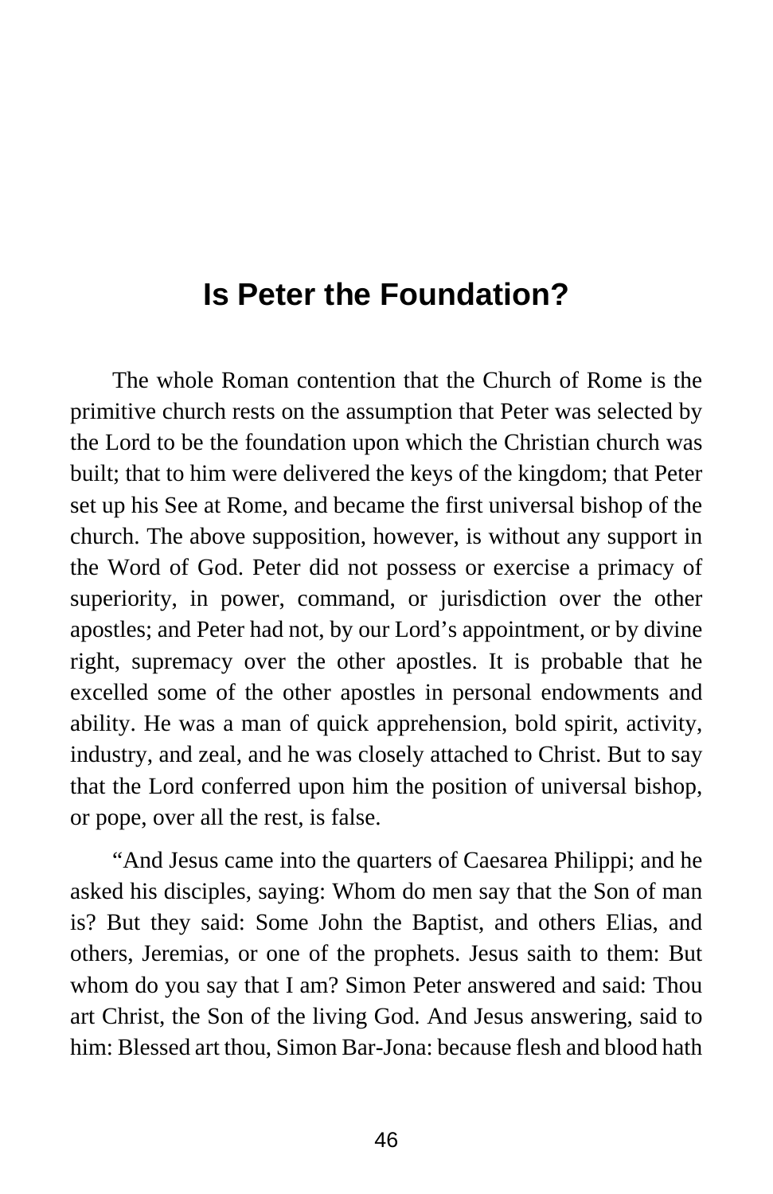## Is Peter the Foundation?

The whole Roman contention that the Church of Rome is the primitive church rests on the assumption that Peter was selected by the Lord to be the foundation upon which the Christian church was built; that to him were delivered the keys of the kingdom; that Peter set up his See at Rome, and became the first universal bishop of the church. The above supposition, however, is without any support in the Word of God. Peter did not possess or exercise a primacy of superiority, in power, command, or jurisdiction over the other apostles; and Peter had not, by our Lord's appointment, or by divine right, supremacy over the other apostles. It is probable that he excelled some of the other apostles in personal endowments and ability. He was a man of quick apprehension, bold spirit, activity, industry, and zeal, and he was closely attached to Christ. But to say that the Lord conferred upon him the position of universal bishop, or pope, over all the rest, is false.

"And Jesus came into the quarters of Caesarea Philippi; and he asked his disciples, saying: Whom do men say that the Son of man is? But they said: Some John the Baptist, and others Elias, and others, Jeremias, or one of the prophets. Jesus saith to them: But whom do you say that I am? Simon Peter answered and said: Thou art Christ, the Son of the living God. And Jesus answering, said to him: Blessed art thou, Simon Bar-Jona: because flesh and blood hath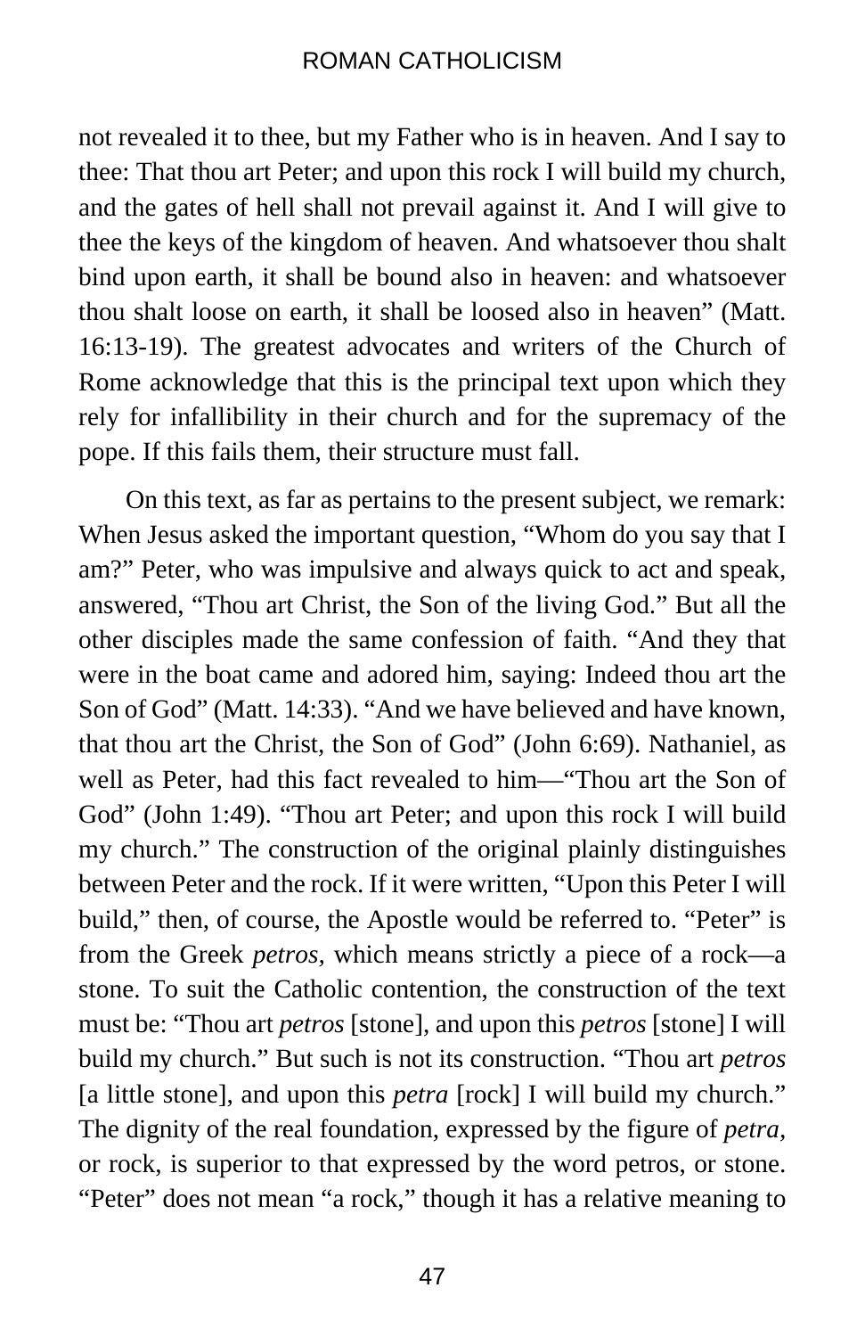not revealed it to thee, but my Father who is in heaven. And I say to thee: That thou art Peter; and upon this rock I will build my church, and the gates of hell shall not prevail against it. And I will give to thee the keys of the kingdom of heaven. And whatsoever thou shalt bind upon earth, it shall be bound also in heaven: and whatsoever thou shalt loose on earth, it shall be loosed also in heaven" (Matt. 16:13-19). The greatest advocates and writers of the Church of Rome acknowledge that this is the principal text upon which they rely for infallibility in their church and for the supremacy of the pope. If this fails them, their structure must fall.

On this text, as far as pertains to the present subject, we remark: When Jesus asked the important question, "Whom do you say that I am?" Peter, who was impulsive and always quick to act and speak, answered, "Thou art Christ, the Son of the living God." But all the other disciples made the same confession of faith. "And they that were in the boat came and adored him, saying: Indeed thou art the Son of God" (Matt. 14:33). "And we have believed and have known, that thou art the Christ, the Son of God" (John 6:69). Nathaniel, as well as Peter, had this fact revealed to him—"Thou art the Son of God" (John 1:49). "Thou art Peter; and upon this rock I will build my church." The construction of the original plainly distinguishes between Peter and the rock. If it were written, "Upon this Peter I will build," then, of course, the Apostle would be referred to. "Peter" is from the Greek *petros*, which means strictly a piece of a rock—a stone. To suit the Catholic contention, the construction of the text must be: "Thou art *petros* [stone], and upon this *petros* [stone] I will build my church." But such is not its construction. "Thou art *petros* [a little stone], and upon this *petra* [rock] I will build my church." The dignity of the real foundation, expressed by the figure of *petra*, or rock, is superior to that expressed by the word petros, or stone. "Peter" does not mean "a rock," though it has a relative meaning to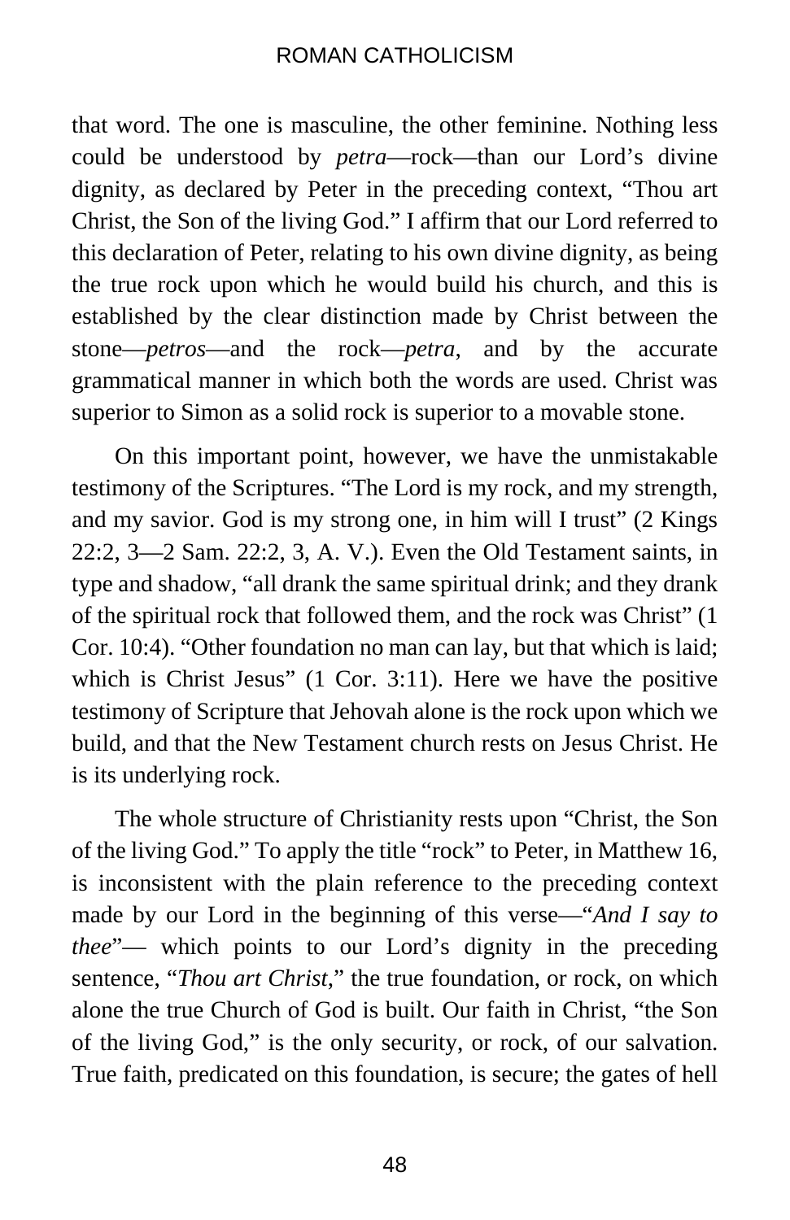that word. The one is masculine, the other feminine. Nothing less could be understood by *petra*—rock—than our Lord's divine dignity, as declared by Peter in the preceding context, "Thou art Christ, the Son of the living God." I affirm that our Lord referred to this declaration of Peter, relating to his own divine dignity, as being the true rock upon which he would build his church, and this is established by the clear distinction made by Christ between the stone—*petros*—and the rock—*petra*, and by the accurate grammatical manner in which both the words are used. Christ was superior to Simon as a solid rock is superior to a movable stone.

On this important point, however, we have the unmistakable testimony of the Scriptures. "The Lord is my rock, and my strength, and my savior. God is my strong one, in him will I trust" (2 Kings 22:2, 3—2 Sam. 22:2, 3, A. V.). Even the Old Testament saints, in type and shadow, "all drank the same spiritual drink; and they drank of the spiritual rock that followed them, and the rock was Christ" (1 Cor. 10:4). "Other foundation no man can lay, but that which is laid; which is Christ Jesus" (1 Cor. 3:11). Here we have the positive testimony of Scripture that Jehovah alone is the rock upon which we build, and that the New Testament church rests on Jesus Christ. He is its underlying rock.

The whole structure of Christianity rests upon "Christ, the Son of the living God." To apply the title "rock" to Peter, in Matthew 16, is inconsistent with the plain reference to the preceding context made by our Lord in the beginning of this verse—"*And I say to thee*"— which points to our Lord's dignity in the preceding sentence, "*Thou art Christ*," the true foundation, or rock, on which alone the true Church of God is built. Our faith in Christ, "the Son of the living God," is the only security, or rock, of our salvation. True faith, predicated on this foundation, is secure; the gates of hell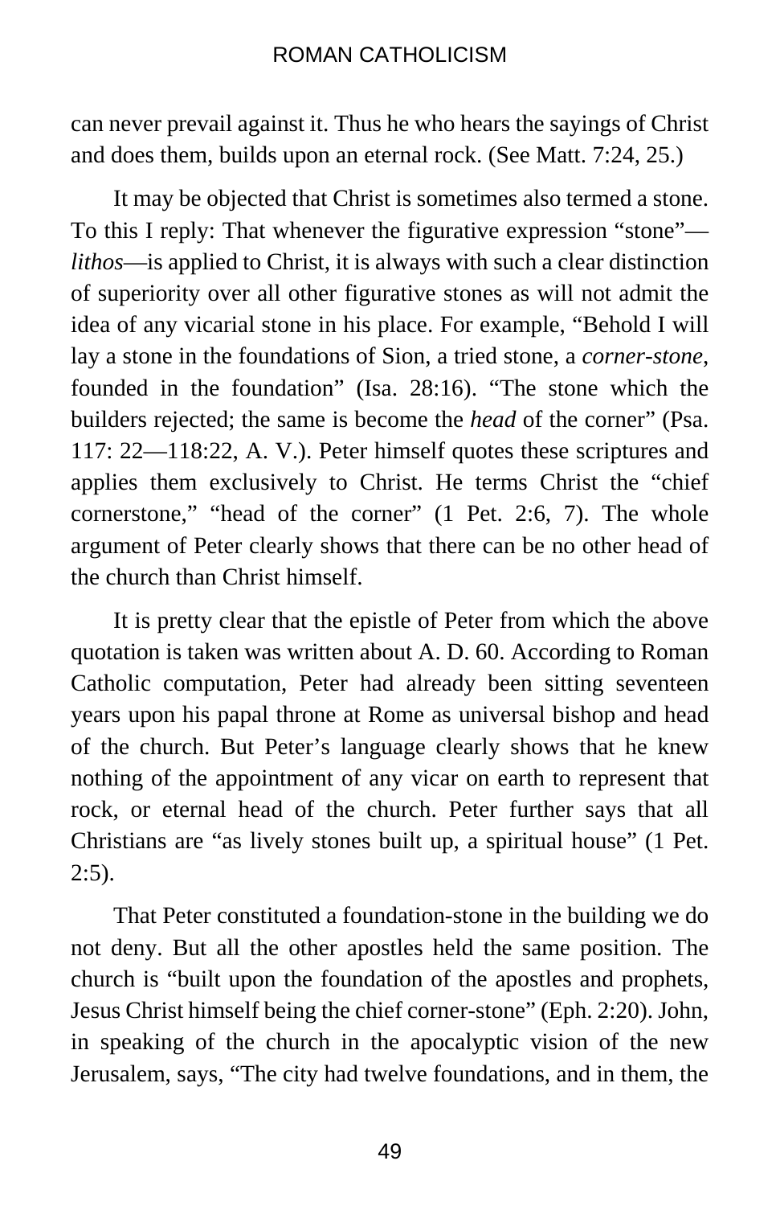can never prevail against it. Thus he who hears the sayings of Christ and does them, builds upon an eternal rock. (See Matt. 7:24, 25.)

It may be objected that Christ is sometimes also termed a stone. To this I reply: That whenever the figurative expression "stone"—*lithos*—is applied to Christ, it is always with such a clear distinction of superiority over all other figurative stones as will not admit the idea of any vicarial stone in his place. For example, "Behold I will lay a stone in the foundations of Sion, a tried stone, a *corner-stone*, founded in the foundation" (Isa. 28:16). "The stone which the builders rejected; the same is become the *head* of the corner" (Psa. 117: 22—118:22, A. V.). Peter himself quotes these scriptures and applies them exclusively to Christ. He terms Christ the "chief cornerstone," "head of the corner" (1 Pet. 2:6, 7). The whole argument of Peter clearly shows that there can be no other head of the church than Christ himself.

It is pretty clear that the epistle of Peter from which the above quotation is taken was written about A. D. 60. According to Roman Catholic computation, Peter had already been sitting seventeen years upon his papal throne at Rome as universal bishop and head of the church. But Peter's language clearly shows that he knew nothing of the appointment of any vicar on earth to represent that rock, or eternal head of the church. Peter further says that all Christians are "as lively stones built up, a spiritual house" (1 Pet. 2:5).

That Peter constituted a foundation-stone in the building we do not deny. But all the other apostles held the same position. The church is "built upon the foundation of the apostles and prophets, Jesus Christ himself being the chief corner-stone" (Eph. 2:20). John, in speaking of the church in the apocalyptic vision of the new Jerusalem, says, "The city had twelve foundations, and in them, the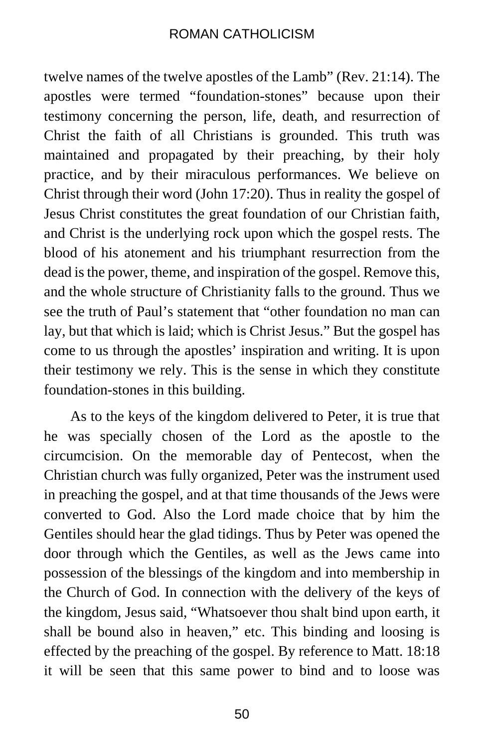twelve names of the twelve apostles of the Lamb" (Rev. 21:14). The apostles were termed "foundation-stones" because upon their testimony concerning the person, life, death, and resurrection of Christ the faith of all Christians is grounded. This truth was maintained and propagated by their preaching, by their holy practice, and by their miraculous performances. We believe on Christ through their word (John 17:20). Thus in reality the gospel of Jesus Christ constitutes the great foundation of our Christian faith, and Christ is the underlying rock upon which the gospel rests. The blood of his atonement and his triumphant resurrection from the dead is the power, theme, and inspiration of the gospel. Remove this, and the whole structure of Christianity falls to the ground. Thus we see the truth of Paul's statement that "other foundation no man can lay, but that which is laid; which is Christ Jesus." But the gospel has come to us through the apostles' inspiration and writing. It is upon their testimony we rely. This is the sense in which they constitute foundation-stones in this building.

As to the keys of the kingdom delivered to Peter, it is true that he was specially chosen of the Lord as the apostle to the circumcision. On the memorable day of Pentecost, when the Christian church was fully organized, Peter was the instrument used in preaching the gospel, and at that time thousands of the Jews were converted to God. Also the Lord made choice that by him the Gentiles should hear the glad tidings. Thus by Peter was opened the door through which the Gentiles, as well as the Jews came into possession of the blessings of the kingdom and into membership in the Church of God. In connection with the delivery of the keys of the kingdom, Jesus said, "Whatsoever thou shalt bind upon earth, it shall be bound also in heaven," etc. This binding and loosing is effected by the preaching of the gospel. By reference to Matt. 18:18 it will be seen that this same power to bind and to loose was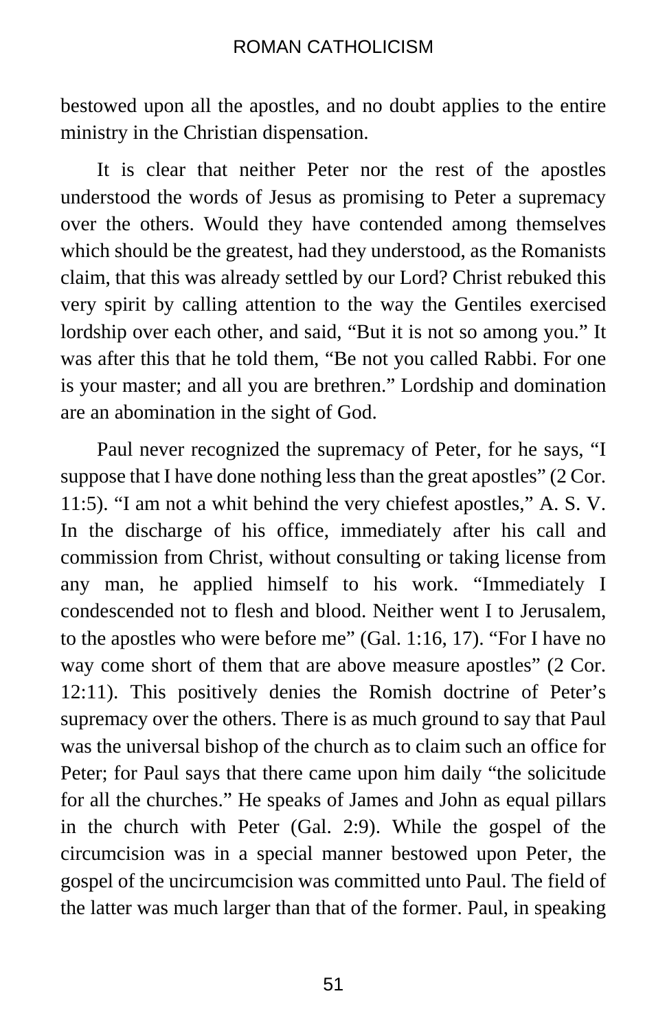bestowed upon all the apostles, and no doubt applies to the entire ministry in the Christian dispensation.

It is clear that neither Peter nor the rest of the apostles understood the words of Jesus as promising to Peter a supremacy over the others. Would they have contended among themselves which should be the greatest, had they understood, as the Romanists claim, that this was already settled by our Lord? Christ rebuked this very spirit by calling attention to the way the Gentiles exercised lordship over each other, and said, "But it is not so among you." It was after this that he told them, "Be not you called Rabbi. For one is your master; and all you are brethren." Lordship and domination are an abomination in the sight of God.

Paul never recognized the supremacy of Peter, for he says, "I suppose that I have done nothing less than the great apostles" (2 Cor. 11:5). "I am not a whit behind the very chiefest apostles," A. S. V. In the discharge of his office, immediately after his call and commission from Christ, without consulting or taking license from any man, he applied himself to his work. "Immediately I condescended not to flesh and blood. Neither went I to Jerusalem, to the apostles who were before me" (Gal. 1:16, 17). "For I have no way come short of them that are above measure apostles" (2 Cor. 12:11). This positively denies the Romish doctrine of Peter's supremacy over the others. There is as much ground to say that Paul was the universal bishop of the church as to claim such an office for Peter; for Paul says that there came upon him daily "the solicitude for all the churches." He speaks of James and John as equal pillars in the church with Peter (Gal. 2:9). While the gospel of the circumcision was in a special manner bestowed upon Peter, the gospel of the uncircumcision was committed unto Paul. The field of the latter was much larger than that of the former. Paul, in speaking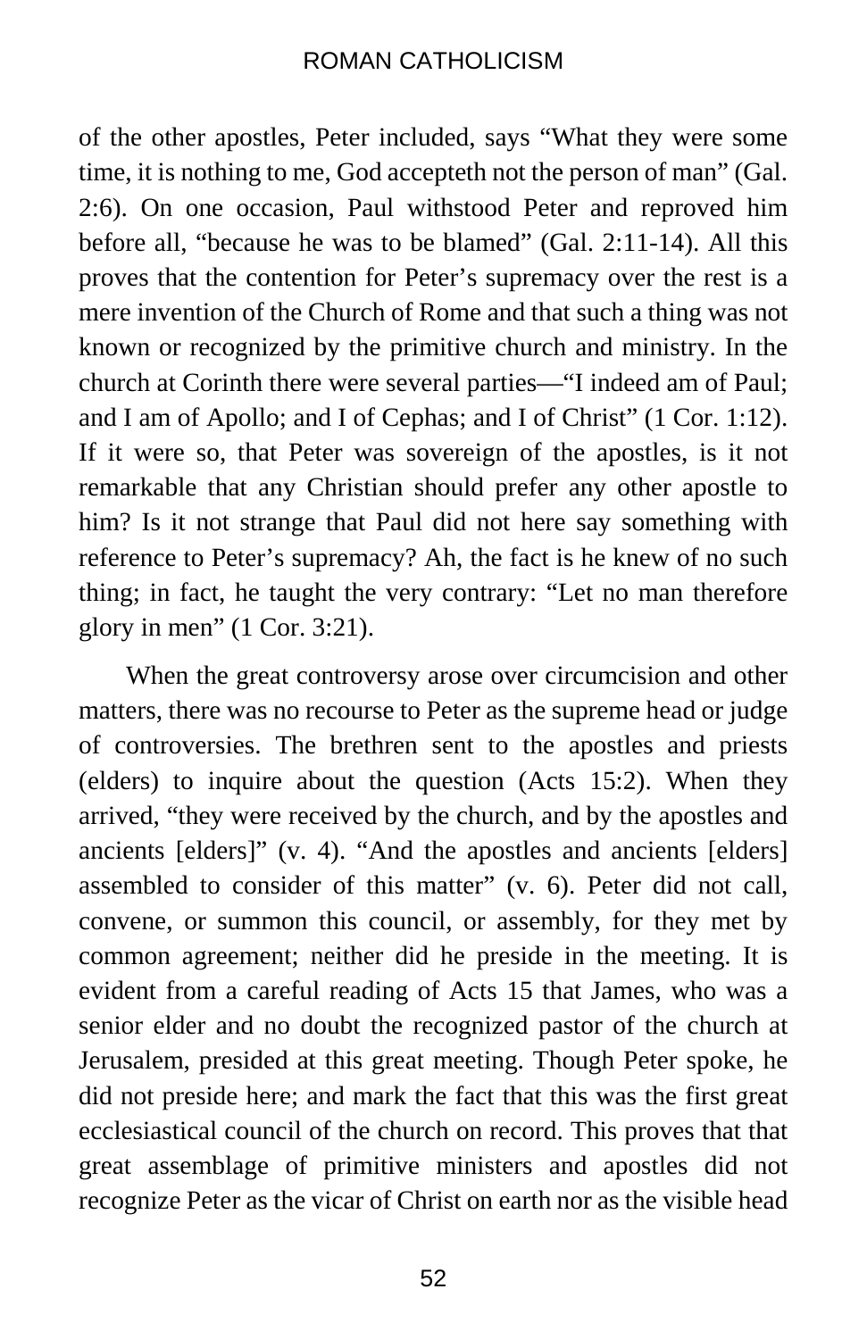of the other apostles, Peter included, says "What they were some time, it is nothing to me, God accepteth not the person of man" (Gal. 2:6). On one occasion, Paul withstood Peter and reproved him before all, "because he was to be blamed" (Gal. 2:11-14). All this proves that the contention for Peter's supremacy over the rest is a mere invention of the Church of Rome and that such a thing was not known or recognized by the primitive church and ministry. In the church at Corinth there were several parties—"I indeed am of Paul; and I am of Apollo; and I of Cephas; and I of Christ" (1 Cor. 1:12). If it were so, that Peter was sovereign of the apostles, is it not remarkable that any Christian should prefer any other apostle to him? Is it not strange that Paul did not here say something with reference to Peter's supremacy? Ah, the fact is he knew of no such thing; in fact, he taught the very contrary: "Let no man therefore glory in men" (1 Cor. 3:21).

When the great controversy arose over circumcision and other matters, there was no recourse to Peter as the supreme head or judge of controversies. The brethren sent to the apostles and priests (elders) to inquire about the question (Acts 15:2). When they arrived, "they were received by the church, and by the apostles and ancients [elders]" (v. 4). "And the apostles and ancients [elders] assembled to consider of this matter" (v. 6). Peter did not call, convene, or summon this council, or assembly, for they met by common agreement; neither did he preside in the meeting. It is evident from a careful reading of Acts 15 that James, who was a senior elder and no doubt the recognized pastor of the church at Jerusalem, presided at this great meeting. Though Peter spoke, he did not preside here; and mark the fact that this was the first great ecclesiastical council of the church on record. This proves that that great assemblage of primitive ministers and apostles did not recognize Peter as the vicar of Christ on earth nor as the visible head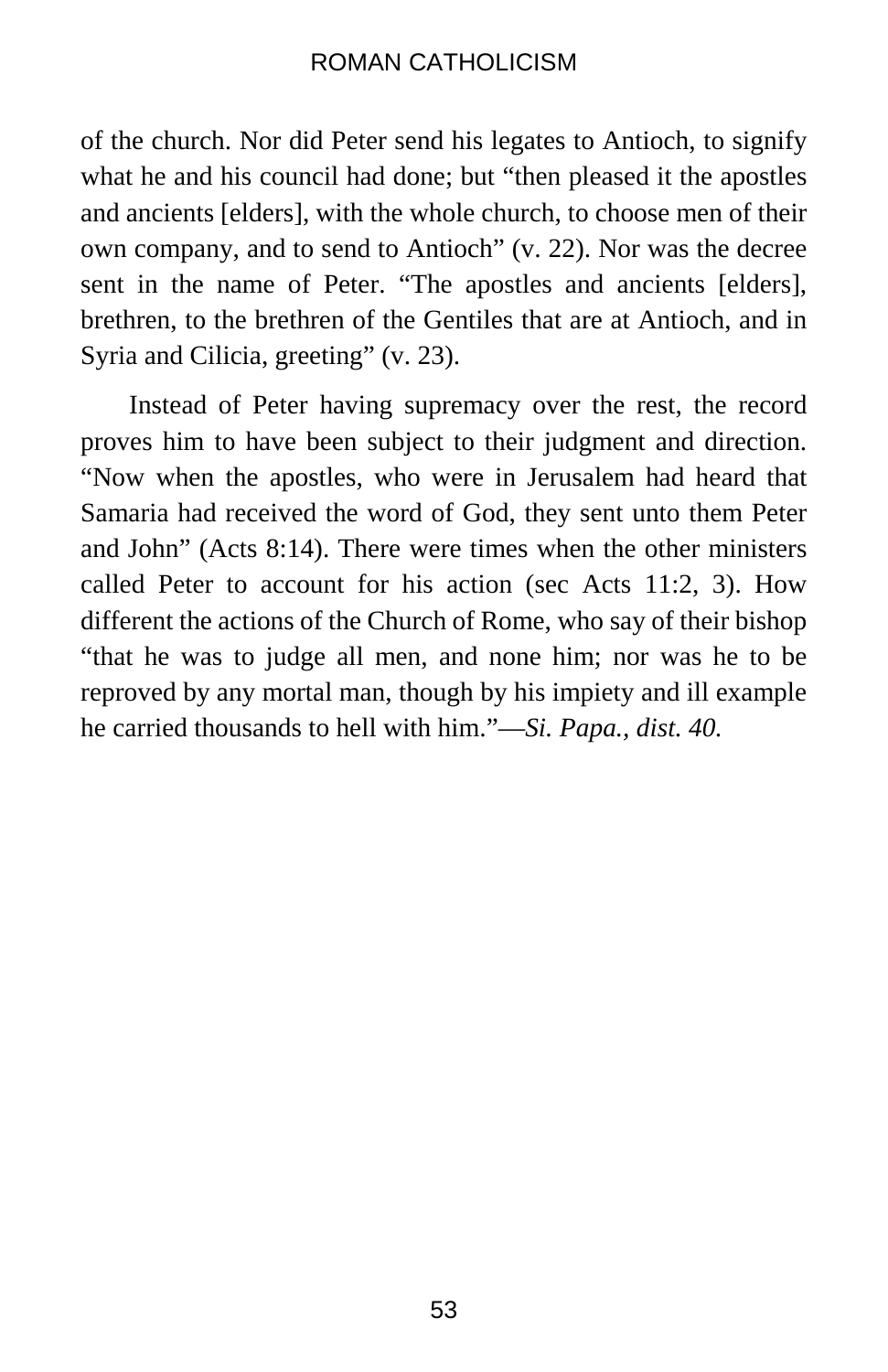of the church. Nor did Peter send his legates to Antioch, to signify what he and his council had done; but "then pleased it the apostles and ancients [elders], with the whole church, to choose men of their own company, and to send to Antioch" (v. 22). Nor was the decree sent in the name of Peter. "The apostles and ancients [elders], brethren, to the brethren of the Gentiles that are at Antioch, and in Syria and Cilicia, greeting" (v. 23).

Instead of Peter having supremacy over the rest, the record proves him to have been subject to their judgment and direction. "Now when the apostles, who were in Jerusalem had heard that Samaria had received the word of God, they sent unto them Peter and John" (Acts 8:14). There were times when the other ministers called Peter to account for his action (sec Acts 11:2, 3). How different the actions of the Church of Rome, who say of their bishop "that he was to judge all men, and none him; nor was he to be reproved by any mortal man, though by his impiety and ill example he carried thousands to hell with him."—*Si. Papa., dist. 40.*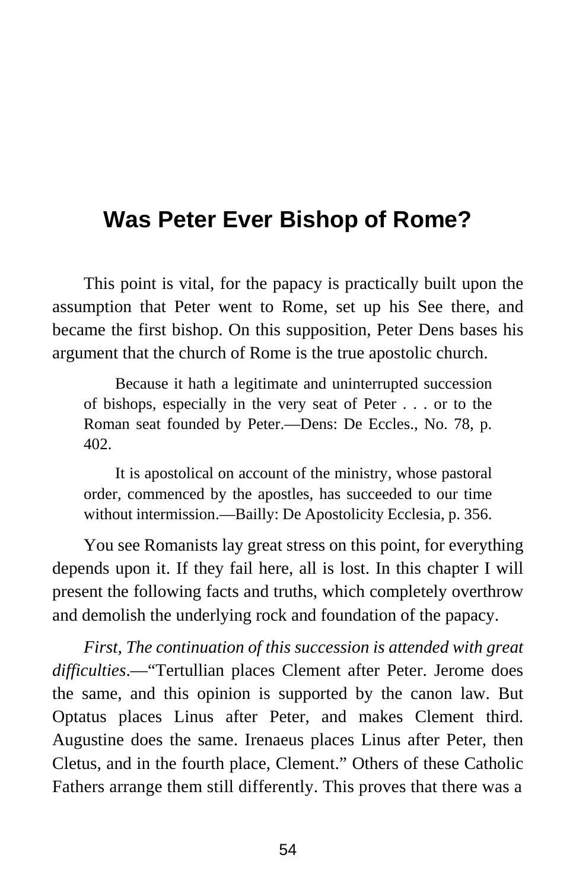# Was Peter Ever Bishop of Rome?

This point is vital, for the papacy is practically built upon the assumption that Peter went to Rome, set up his See there, and became the first bishop. On this supposition, Peter Dens bases his argument that the church of Rome is the true apostolic church.

> Because it hath a legitimate and uninterrupted succession of bishops, especially in the very seat of Peter . . . or to the Roman seat founded by Peter.—Dens: De Eccles., No. 78, p. 402.

> It is apostolical on account of the ministry, whose pastoral order, commenced by the apostles, has succeeded to our time without intermission.—Bailly: De Apostolicity Ecclesia, p. 356.

You see Romanists lay great stress on this point, for everything depends upon it. If they fail here, all is lost. In this chapter I will present the following facts and truths, which completely overthrow and demolish the underlying rock and foundation of the papacy.

*First, The continuation of this succession is attended with great difficulties*.—"Tertullian places Clement after Peter. Jerome does the same, and this opinion is supported by the canon law. But Optatus places Linus after Peter, and makes Clement third. Augustine does the same. Irenaeus places Linus after Peter, then Cletus, and in the fourth place, Clement." Others of these Catholic Fathers arrange them still differently. This proves that there was a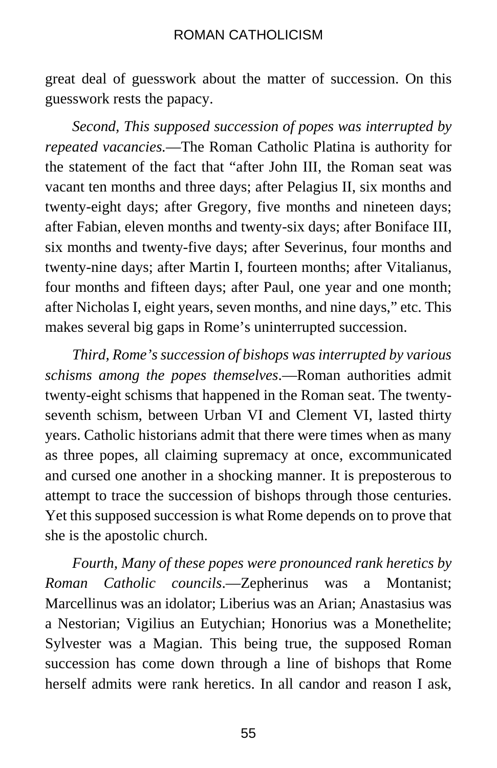great deal of guesswork about the matter of succession. On this guesswork rests the papacy.

*Second, This supposed succession of popes was interrupted by repeated vacancies.*—The Roman Catholic Platina is authority for the statement of the fact that "after John III, the Roman seat was vacant ten months and three days; after Pelagius II, six months and twenty-eight days; after Gregory, five months and nineteen days; after Fabian, eleven months and twenty-six days; after Boniface III, six months and twenty-five days; after Severinus, four months and twenty-nine days; after Martin I, fourteen months; after Vitalianus, four months and fifteen days; after Paul, one year and one month; after Nicholas I, eight years, seven months, and nine days," etc. This makes several big gaps in Rome's uninterrupted succession.

*Third, Rome's succession of bishops was interrupted by various schisms among the popes themselves*.—Roman authorities admit twenty-eight schisms that happened in the Roman seat. The twenty-seventh schism, between Urban VI and Clement VI, lasted thirty years. Catholic historians admit that there were times when as many as three popes, all claiming supremacy at once, excommunicated and cursed one another in a shocking manner. It is preposterous to attempt to trace the succession of bishops through those centuries. Yet this supposed succession is what Rome depends on to prove that she is the apostolic church.

*Fourth, Many of these popes were pronounced rank heretics by Roman Catholic councils*.—Zepherinus was a Montanist; Marcellinus was an idolator; Liberius was an Arian; Anastasius was a Nestorian; Vigilius an Eutychian; Honorius was a Monethelite; Sylvester was a Magian. This being true, the supposed Roman succession has come down through a line of bishops that Rome herself admits were rank heretics. In all candor and reason I ask,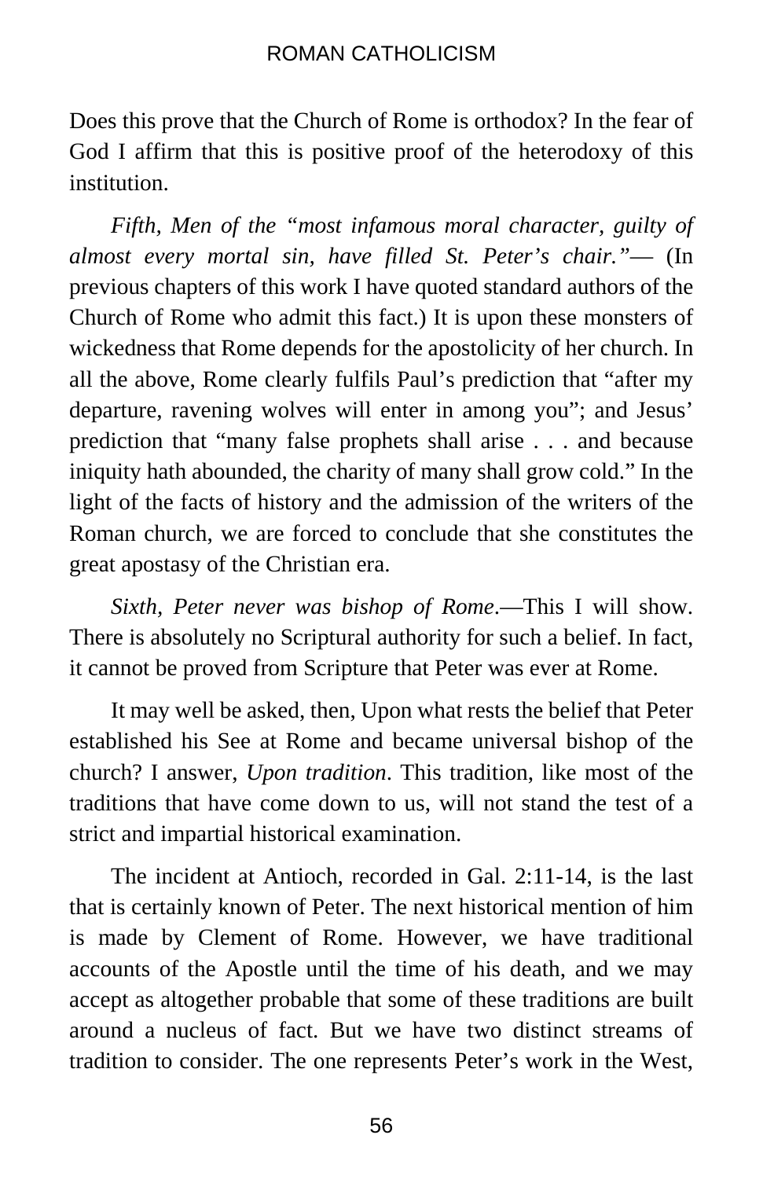Does this prove that the Church of Rome is orthodox? In the fear of God I affirm that this is positive proof of the heterodoxy of this institution.

*Fifth, Men of the "most infamous moral character, guilty of almost every mortal sin, have filled St. Peter's chair."*— (In previous chapters of this work I have quoted standard authors of the Church of Rome who admit this fact.) It is upon these monsters of wickedness that Rome depends for the apostolicity of her church. In all the above, Rome clearly fulfils Paul's prediction that "after my departure, ravening wolves will enter in among you"; and Jesus' prediction that "many false prophets shall arise . . . and because iniquity hath abounded, the charity of many shall grow cold." In the light of the facts of history and the admission of the writers of the Roman church, we are forced to conclude that she constitutes the great apostasy of the Christian era.

*Sixth, Peter never was bishop of Rome*.—This I will show. There is absolutely no Scriptural authority for such a belief. In fact, it cannot be proved from Scripture that Peter was ever at Rome.

It may well be asked, then, Upon what rests the belief that Peter established his See at Rome and became universal bishop of the church? I answer, *Upon tradition*. This tradition, like most of the traditions that have come down to us, will not stand the test of a strict and impartial historical examination.

The incident at Antioch, recorded in Gal. 2:11-14, is the last that is certainly known of Peter. The next historical mention of him is made by Clement of Rome. However, we have traditional accounts of the Apostle until the time of his death, and we may accept as altogether probable that some of these traditions are built around a nucleus of fact. But we have two distinct streams of tradition to consider. The one represents Peter's work in the West,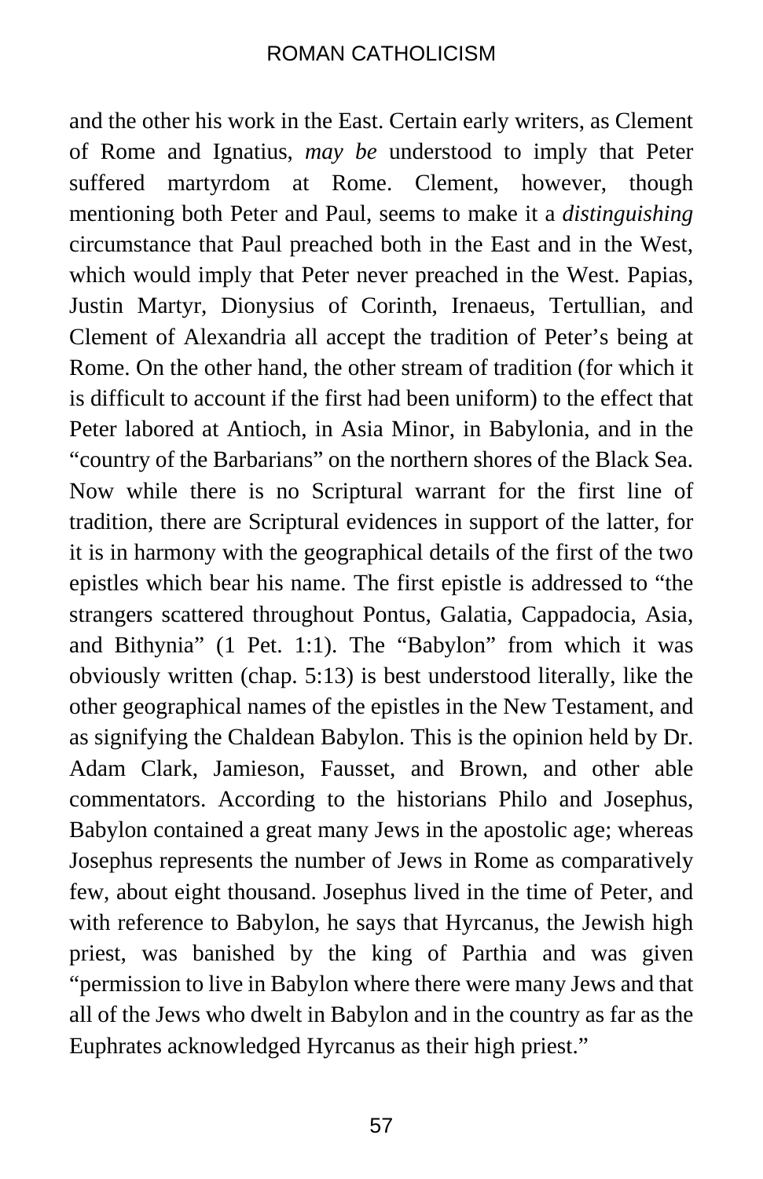and the other his work in the East. Certain early writers, as Clement of Rome and Ignatius, *may be* understood to imply that Peter suffered martyrdom at Rome. Clement, however, though mentioning both Peter and Paul, seems to make it a *distinguishing* circumstance that Paul preached both in the East and in the West, which would imply that Peter never preached in the West. Papias, Justin Martyr, Dionysius of Corinth, Irenaeus, Tertullian, and Clement of Alexandria all accept the tradition of Peter's being at Rome. On the other hand, the other stream of tradition (for which it is difficult to account if the first had been uniform) to the effect that Peter labored at Antioch, in Asia Minor, in Babylonia, and in the "country of the Barbarians" on the northern shores of the Black Sea. Now while there is no Scriptural warrant for the first line of tradition, there are Scriptural evidences in support of the latter, for it is in harmony with the geographical details of the first of the two epistles which bear his name. The first epistle is addressed to "the strangers scattered throughout Pontus, Galatia, Cappadocia, Asia, and Bithynia" (1 Pet. 1:1). The "Babylon" from which it was obviously written (chap. 5:13) is best understood literally, like the other geographical names of the epistles in the New Testament, and as signifying the Chaldean Babylon. This is the opinion held by Dr. Adam Clark, Jamieson, Fausset, and Brown, and other able commentators. According to the historians Philo and Josephus, Babylon contained a great many Jews in the apostolic age; whereas Josephus represents the number of Jews in Rome as comparatively few, about eight thousand. Josephus lived in the time of Peter, and with reference to Babylon, he says that Hyrcanus, the Jewish high priest, was banished by the king of Parthia and was given "permission to live in Babylon where there were many Jews and that all of the Jews who dwelt in Babylon and in the country as far as the Euphrates acknowledged Hyrcanus as their high priest."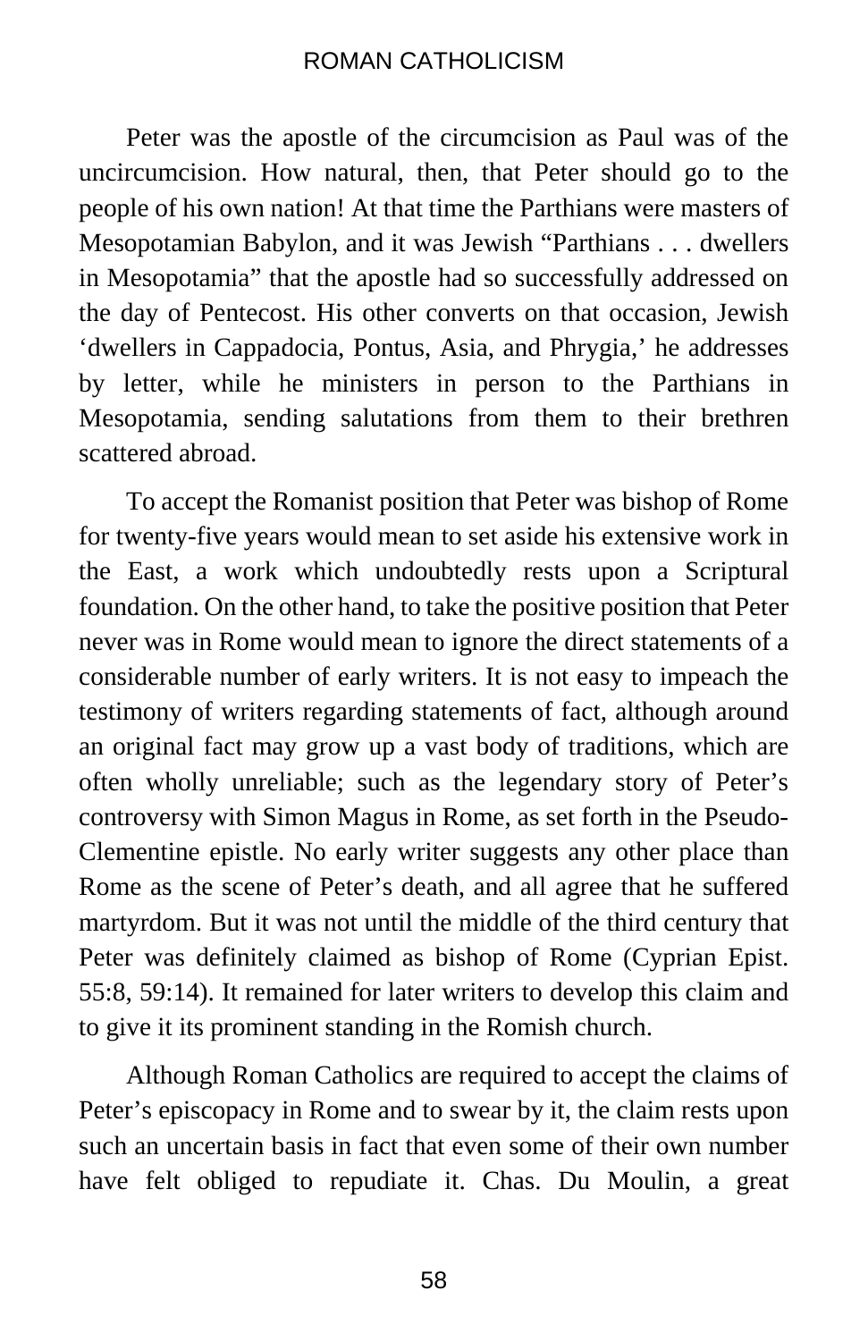Peter was the apostle of the circumcision as Paul was of the uncircumcision. How natural, then, that Peter should go to the people of his own nation! At that time the Parthians were masters of Mesopotamian Babylon, and it was Jewish "Parthians . . . dwellers in Mesopotamia" that the apostle had so successfully addressed on the day of Pentecost. His other converts on that occasion, Jewish 'dwellers in Cappadocia, Pontus, Asia, and Phrygia,' he addresses by letter, while he ministers in person to the Parthians in Mesopotamia, sending salutations from them to their brethren scattered abroad.

To accept the Romanist position that Peter was bishop of Rome for twenty-five years would mean to set aside his extensive work in the East, a work which undoubtedly rests upon a Scriptural foundation. On the other hand, to take the positive position that Peter never was in Rome would mean to ignore the direct statements of a considerable number of early writers. It is not easy to impeach the testimony of writers regarding statements of fact, although around an original fact may grow up a vast body of traditions, which are often wholly unreliable; such as the legendary story of Peter's controversy with Simon Magus in Rome, as set forth in the Pseudo-Clementine epistle. No early writer suggests any other place than Rome as the scene of Peter's death, and all agree that he suffered martyrdom. But it was not until the middle of the third century that Peter was definitely claimed as bishop of Rome (Cyprian Epist. 55:8, 59:14). It remained for later writers to develop this claim and to give it its prominent standing in the Romish church.

Although Roman Catholics are required to accept the claims of Peter's episcopacy in Rome and to swear by it, the claim rests upon such an uncertain basis in fact that even some of their own number have felt obliged to repudiate it. Chas. Du Moulin, a great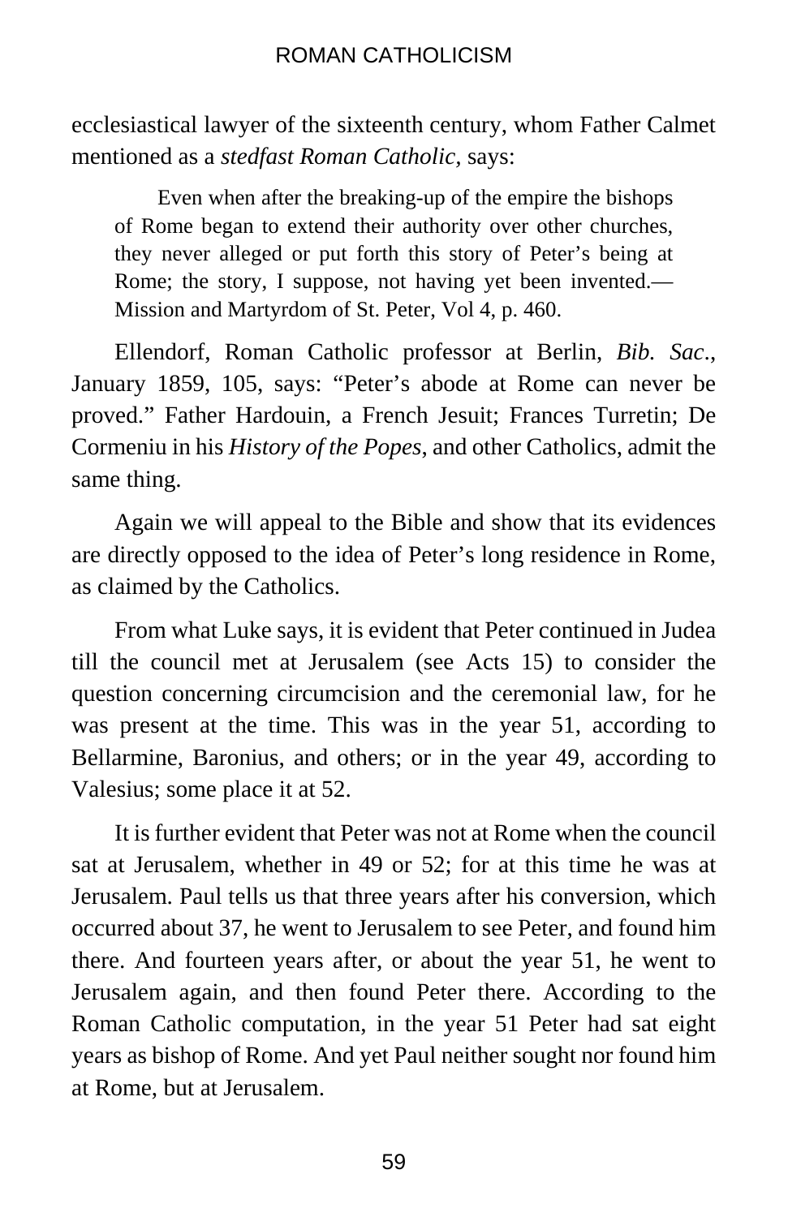ecclesiastical lawyer of the sixteenth century, whom Father Calmet mentioned as a *stedfast Roman Catholic*, says:

> Even when after the breaking-up of the empire the bishops of Rome began to extend their authority over other churches, they never alleged or put forth this story of Peter's being at Rome; the story, I suppose, not having yet been invented.—Mission and Martyrdom of St. Peter, Vol 4, p. 460.

Ellendorf, Roman Catholic professor at Berlin, *Bib. Sac*., January 1859, 105, says: "Peter's abode at Rome can never be proved." Father Hardouin, a French Jesuit; Frances Turretin; De Cormeniu in his *History of the Popes*, and other Catholics, admit the same thing.

Again we will appeal to the Bible and show that its evidences are directly opposed to the idea of Peter's long residence in Rome, as claimed by the Catholics.

From what Luke says, it is evident that Peter continued in Judea till the council met at Jerusalem (see Acts 15) to consider the question concerning circumcision and the ceremonial law, for he was present at the time. This was in the year 51, according to Bellarmine, Baronius, and others; or in the year 49, according to Valesius; some place it at 52.

It is further evident that Peter was not at Rome when the council sat at Jerusalem, whether in 49 or 52; for at this time he was at Jerusalem. Paul tells us that three years after his conversion, which occurred about 37, he went to Jerusalem to see Peter, and found him there. And fourteen years after, or about the year 51, he went to Jerusalem again, and then found Peter there. According to the Roman Catholic computation, in the year 51 Peter had sat eight years as bishop of Rome. And yet Paul neither sought nor found him at Rome, but at Jerusalem.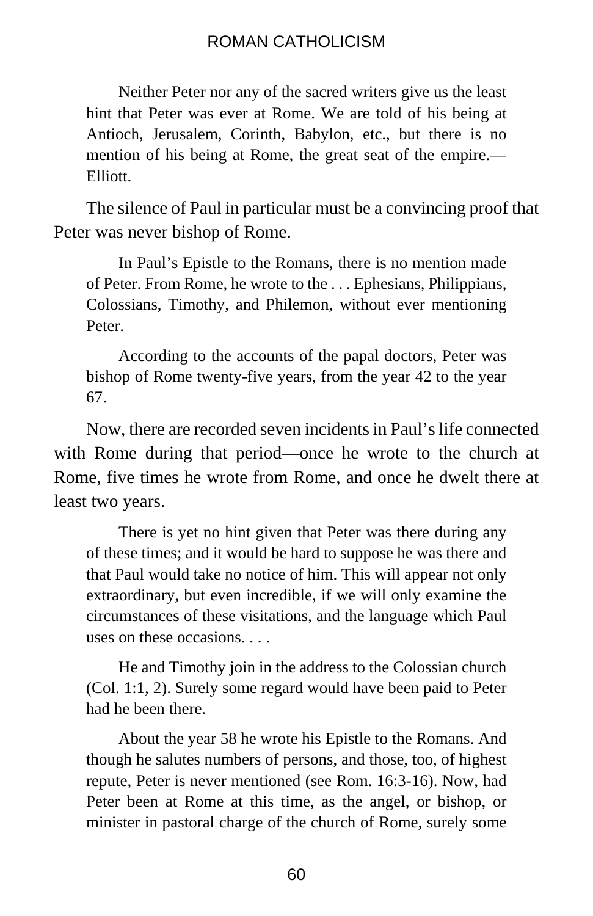> Neither Peter nor any of the sacred writers give us the least hint that Peter was ever at Rome. We are told of his being at Antioch, Jerusalem, Corinth, Babylon, etc., but there is no mention of his being at Rome, the great seat of the empire.—Elliott.

The silence of Paul in particular must be a convincing proof that Peter was never bishop of Rome.

> In Paul's Epistle to the Romans, there is no mention made of Peter. From Rome, he wrote to the . . . Ephesians, Philippians, Colossians, Timothy, and Philemon, without ever mentioning Peter.
>
> According to the accounts of the papal doctors, Peter was bishop of Rome twenty-five years, from the year 42 to the year 67.

Now, there are recorded seven incidents in Paul's life connected with Rome during that period—once he wrote to the church at Rome, five times he wrote from Rome, and once he dwelt there at least two years.

> There is yet no hint given that Peter was there during any of these times; and it would be hard to suppose he was there and that Paul would take no notice of him. This will appear not only extraordinary, but even incredible, if we will only examine the circumstances of these visitations, and the language which Paul uses on these occasions. . . .
>
> He and Timothy join in the address to the Colossian church (Col. 1:1, 2). Surely some regard would have been paid to Peter had he been there.
>
> About the year 58 he wrote his Epistle to the Romans. And though he salutes numbers of persons, and those, too, of highest repute, Peter is never mentioned (see Rom. 16:3-16). Now, had Peter been at Rome at this time, as the angel, or bishop, or minister in pastoral charge of the church of Rome, surely some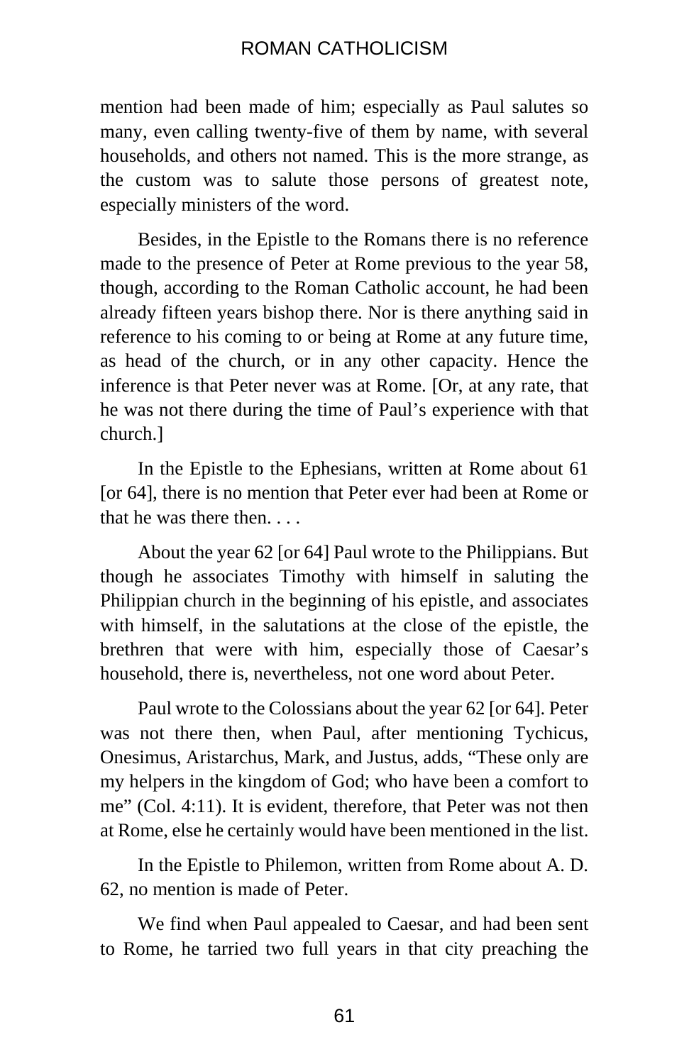mention had been made of him; especially as Paul salutes so many, even calling twenty-five of them by name, with several households, and others not named. This is the more strange, as the custom was to salute those persons of greatest note, especially ministers of the word.

Besides, in the Epistle to the Romans there is no reference made to the presence of Peter at Rome previous to the year 58, though, according to the Roman Catholic account, he had been already fifteen years bishop there. Nor is there anything said in reference to his coming to or being at Rome at any future time, as head of the church, or in any other capacity. Hence the inference is that Peter never was at Rome. [Or, at any rate, that he was not there during the time of Paul's experience with that church.]

In the Epistle to the Ephesians, written at Rome about 61 [or 64], there is no mention that Peter ever had been at Rome or that he was there then. . . .

About the year 62 [or 64] Paul wrote to the Philippians. But though he associates Timothy with himself in saluting the Philippian church in the beginning of his epistle, and associates with himself, in the salutations at the close of the epistle, the brethren that were with him, especially those of Caesar's household, there is, nevertheless, not one word about Peter.

Paul wrote to the Colossians about the year 62 [or 64]. Peter was not there then, when Paul, after mentioning Tychicus, Onesimus, Aristarchus, Mark, and Justus, adds, "These only are my helpers in the kingdom of God; who have been a comfort to me" (Col. 4:11). It is evident, therefore, that Peter was not then at Rome, else he certainly would have been mentioned in the list.

In the Epistle to Philemon, written from Rome about A. D. 62, no mention is made of Peter.

We find when Paul appealed to Caesar, and had been sent to Rome, he tarried two full years in that city preaching the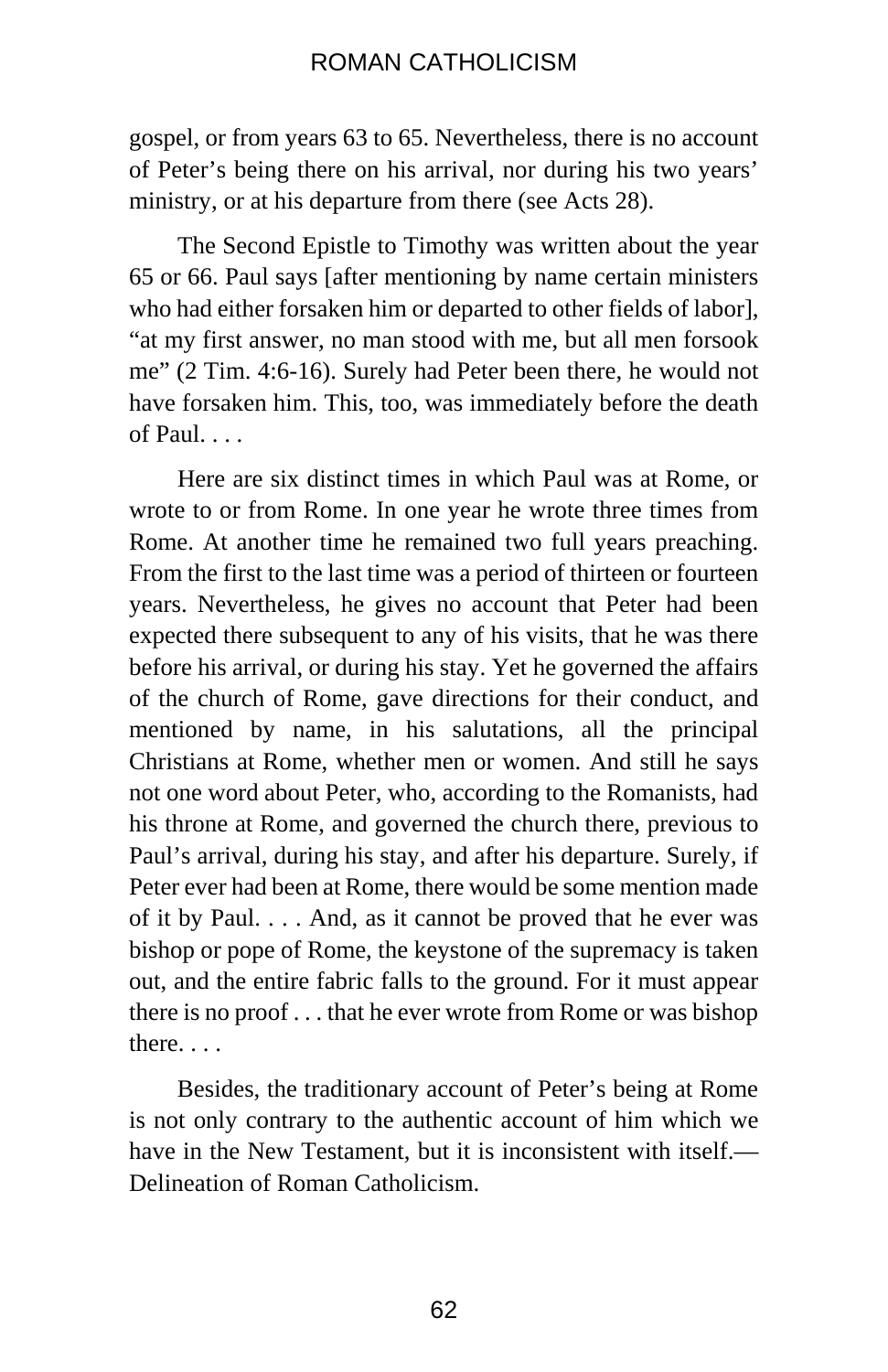gospel, or from years 63 to 65. Nevertheless, there is no account of Peter's being there on his arrival, nor during his two years' ministry, or at his departure from there (see Acts 28).

The Second Epistle to Timothy was written about the year 65 or 66. Paul says [after mentioning by name certain ministers who had either forsaken him or departed to other fields of labor], "at my first answer, no man stood with me, but all men forsook me" (2 Tim. 4:6-16). Surely had Peter been there, he would not have forsaken him. This, too, was immediately before the death of Paul. . . .

Here are six distinct times in which Paul was at Rome, or wrote to or from Rome. In one year he wrote three times from Rome. At another time he remained two full years preaching. From the first to the last time was a period of thirteen or fourteen years. Nevertheless, he gives no account that Peter had been expected there subsequent to any of his visits, that he was there before his arrival, or during his stay. Yet he governed the affairs of the church of Rome, gave directions for their conduct, and mentioned by name, in his salutations, all the principal Christians at Rome, whether men or women. And still he says not one word about Peter, who, according to the Romanists, had his throne at Rome, and governed the church there, previous to Paul's arrival, during his stay, and after his departure. Surely, if Peter ever had been at Rome, there would be some mention made of it by Paul. . . . And, as it cannot be proved that he ever was bishop or pope of Rome, the keystone of the supremacy is taken out, and the entire fabric falls to the ground. For it must appear there is no proof . . . that he ever wrote from Rome or was bishop there. . . .

Besides, the traditionary account of Peter's being at Rome is not only contrary to the authentic account of him which we have in the New Testament, but it is inconsistent with itself.—Delineation of Roman Catholicism.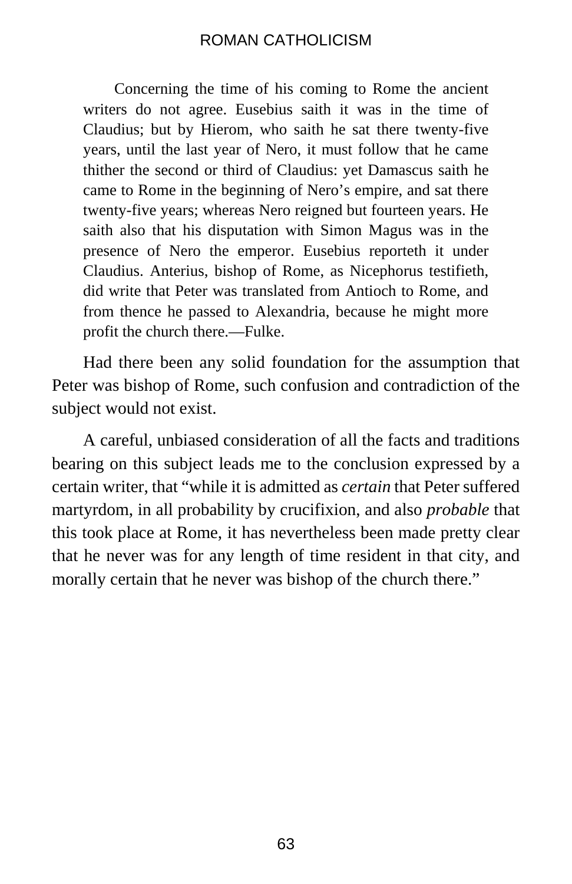> Concerning the time of his coming to Rome the ancient writers do not agree. Eusebius saith it was in the time of Claudius; but by Hierom, who saith he sat there twenty-five years, until the last year of Nero, it must follow that he came thither the second or third of Claudius: yet Damascus saith he came to Rome in the beginning of Nero's empire, and sat there twenty-five years; whereas Nero reigned but fourteen years. He saith also that his disputation with Simon Magus was in the presence of Nero the emperor. Eusebius reporteth it under Claudius. Anterius, bishop of Rome, as Nicephorus testifieth, did write that Peter was translated from Antioch to Rome, and from thence he passed to Alexandria, because he might more profit the church there.—Fulke.

Had there been any solid foundation for the assumption that Peter was bishop of Rome, such confusion and contradiction of the subject would not exist.

A careful, unbiased consideration of all the facts and traditions bearing on this subject leads me to the conclusion expressed by a certain writer, that "while it is admitted as *certain* that Peter suffered martyrdom, in all probability by crucifixion, and also *probable* that this took place at Rome, it has nevertheless been made pretty clear that he never was for any length of time resident in that city, and morally certain that he never was bishop of the church there."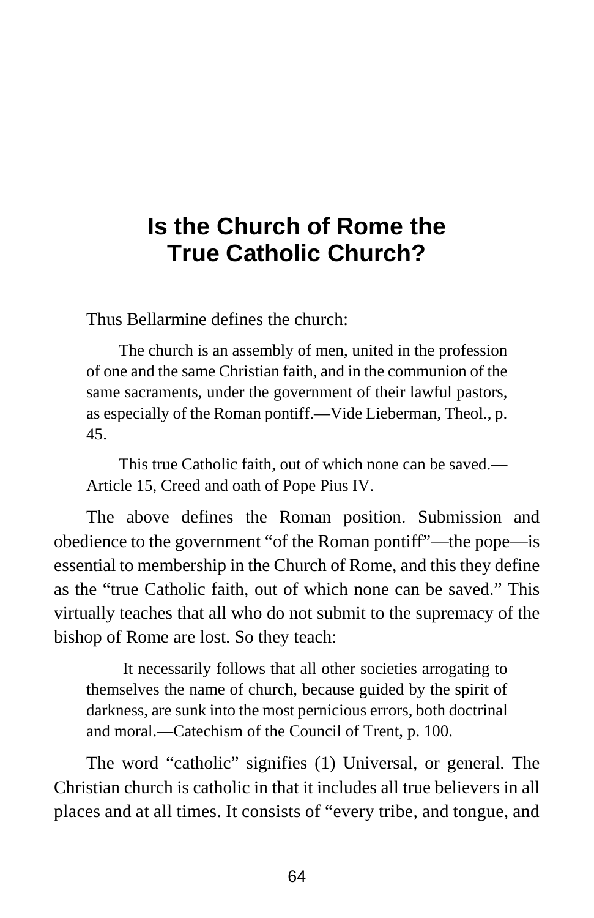# Is the Church of Rome the True Catholic Church?

Thus Bellarmine defines the church:

> The church is an assembly of men, united in the profession of one and the same Christian faith, and in the communion of the same sacraments, under the government of their lawful pastors, as especially of the Roman pontiff.—Vide Lieberman, Theol., p. 45.
>
> This true Catholic faith, out of which none can be saved.—Article 15, Creed and oath of Pope Pius IV.

The above defines the Roman position. Submission and obedience to the government "of the Roman pontiff"—the pope—is essential to membership in the Church of Rome, and this they define as the "true Catholic faith, out of which none can be saved." This virtually teaches that all who do not submit to the supremacy of the bishop of Rome are lost. So they teach:

> It necessarily follows that all other societies arrogating to themselves the name of church, because guided by the spirit of darkness, are sunk into the most pernicious errors, both doctrinal and moral.—Catechism of the Council of Trent, p. 100.

The word "catholic" signifies (1) Universal, or general. The Christian church is catholic in that it includes all true believers in all places and at all times. It consists of "every tribe, and tongue, and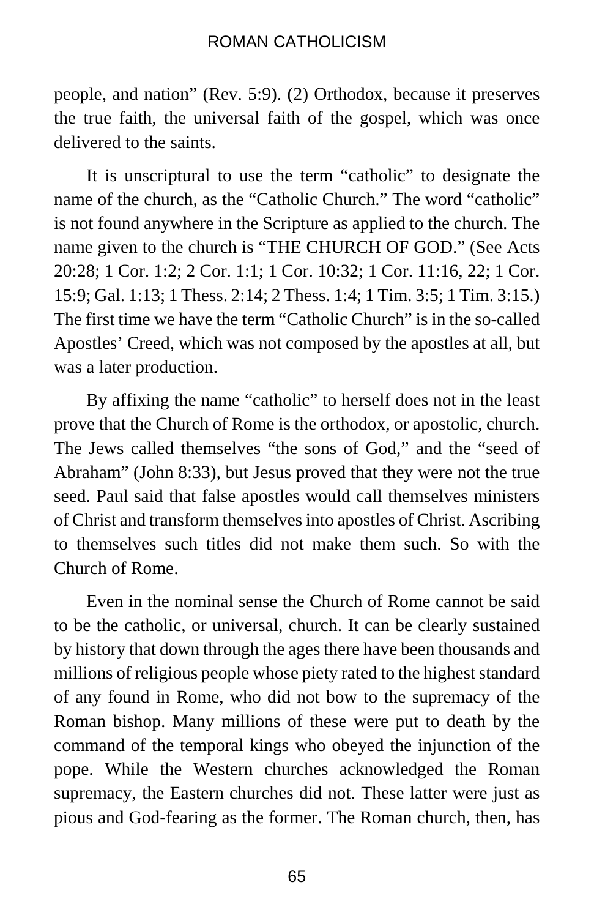people, and nation" (Rev. 5:9). (2) Orthodox, because it preserves the true faith, the universal faith of the gospel, which was once delivered to the saints.

It is unscriptural to use the term "catholic" to designate the name of the church, as the "Catholic Church." The word "catholic" is not found anywhere in the Scripture as applied to the church. The name given to the church is "THE CHURCH OF GOD." (See Acts 20:28; 1 Cor. 1:2; 2 Cor. 1:1; 1 Cor. 10:32; 1 Cor. 11:16, 22; 1 Cor. 15:9; Gal. 1:13; 1 Thess. 2:14; 2 Thess. 1:4; 1 Tim. 3:5; 1 Tim. 3:15.) The first time we have the term "Catholic Church" is in the so-called Apostles' Creed, which was not composed by the apostles at all, but was a later production.

By affixing the name "catholic" to herself does not in the least prove that the Church of Rome is the orthodox, or apostolic, church. The Jews called themselves "the sons of God," and the "seed of Abraham" (John 8:33), but Jesus proved that they were not the true seed. Paul said that false apostles would call themselves ministers of Christ and transform themselves into apostles of Christ. Ascribing to themselves such titles did not make them such. So with the Church of Rome.

Even in the nominal sense the Church of Rome cannot be said to be the catholic, or universal, church. It can be clearly sustained by history that down through the ages there have been thousands and millions of religious people whose piety rated to the highest standard of any found in Rome, who did not bow to the supremacy of the Roman bishop. Many millions of these were put to death by the command of the temporal kings who obeyed the injunction of the pope. While the Western churches acknowledged the Roman supremacy, the Eastern churches did not. These latter were just as pious and God-fearing as the former. The Roman church, then, has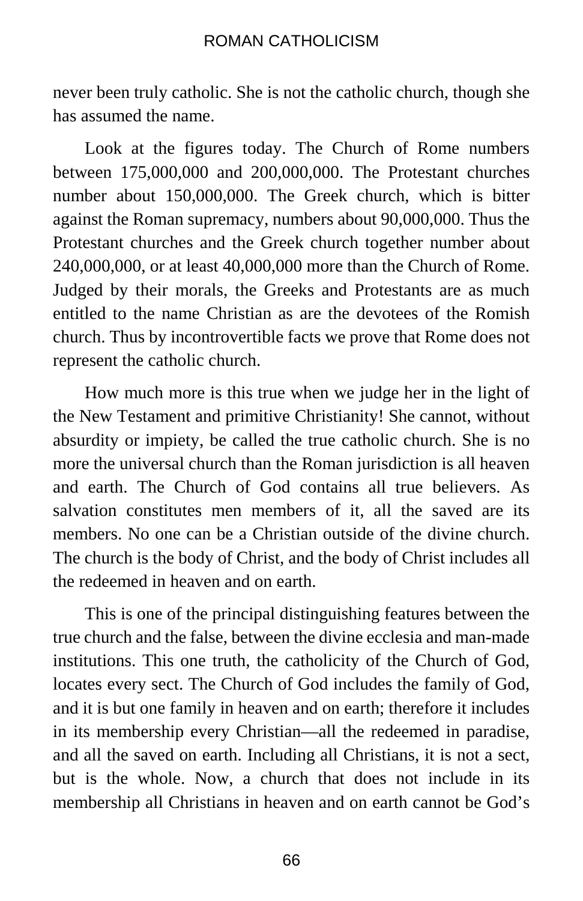never been truly catholic. She is not the catholic church, though she has assumed the name.

Look at the figures today. The Church of Rome numbers between 175,000,000 and 200,000,000. The Protestant churches number about 150,000,000. The Greek church, which is bitter against the Roman supremacy, numbers about 90,000,000. Thus the Protestant churches and the Greek church together number about 240,000,000, or at least 40,000,000 more than the Church of Rome. Judged by their morals, the Greeks and Protestants are as much entitled to the name Christian as are the devotees of the Romish church. Thus by incontrovertible facts we prove that Rome does not represent the catholic church.

How much more is this true when we judge her in the light of the New Testament and primitive Christianity! She cannot, without absurdity or impiety, be called the true catholic church. She is no more the universal church than the Roman jurisdiction is all heaven and earth. The Church of God contains all true believers. As salvation constitutes men members of it, all the saved are its members. No one can be a Christian outside of the divine church. The church is the body of Christ, and the body of Christ includes all the redeemed in heaven and on earth.

This is one of the principal distinguishing features between the true church and the false, between the divine ecclesia and man-made institutions. This one truth, the catholicity of the Church of God, locates every sect. The Church of God includes the family of God, and it is but one family in heaven and on earth; therefore it includes in its membership every Christian—all the redeemed in paradise, and all the saved on earth. Including all Christians, it is not a sect, but is the whole. Now, a church that does not include in its membership all Christians in heaven and on earth cannot be God's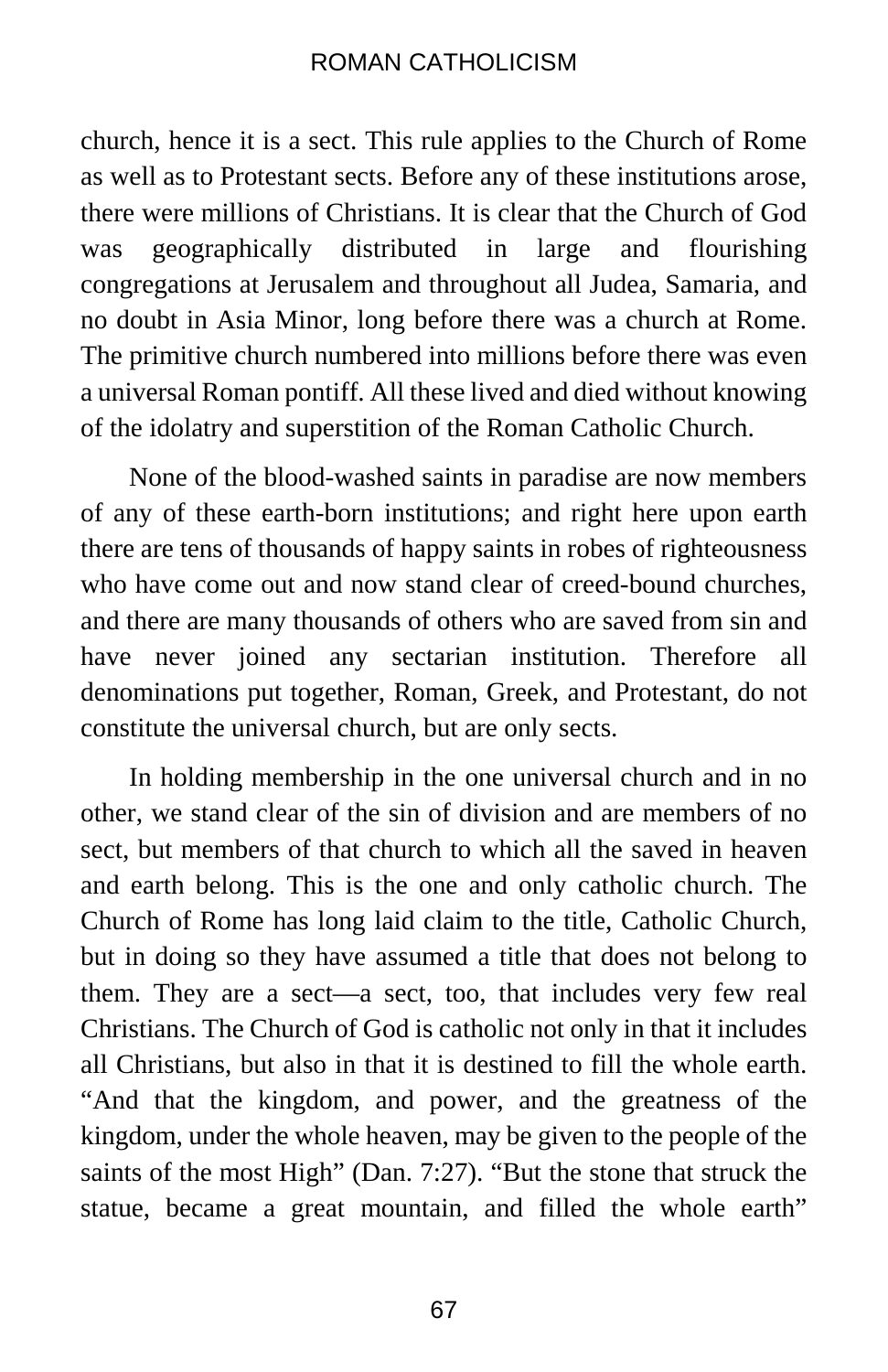church, hence it is a sect. This rule applies to the Church of Rome as well as to Protestant sects. Before any of these institutions arose, there were millions of Christians. It is clear that the Church of God was geographically distributed in large and flourishing congregations at Jerusalem and throughout all Judea, Samaria, and no doubt in Asia Minor, long before there was a church at Rome. The primitive church numbered into millions before there was even a universal Roman pontiff. All these lived and died without knowing of the idolatry and superstition of the Roman Catholic Church.

None of the blood-washed saints in paradise are now members of any of these earth-born institutions; and right here upon earth there are tens of thousands of happy saints in robes of righteousness who have come out and now stand clear of creed-bound churches, and there are many thousands of others who are saved from sin and have never joined any sectarian institution. Therefore all denominations put together, Roman, Greek, and Protestant, do not constitute the universal church, but are only sects.

In holding membership in the one universal church and in no other, we stand clear of the sin of division and are members of no sect, but members of that church to which all the saved in heaven and earth belong. This is the one and only catholic church. The Church of Rome has long laid claim to the title, Catholic Church, but in doing so they have assumed a title that does not belong to them. They are a sect—a sect, too, that includes very few real Christians. The Church of God is catholic not only in that it includes all Christians, but also in that it is destined to fill the whole earth. "And that the kingdom, and power, and the greatness of the kingdom, under the whole heaven, may be given to the people of the saints of the most High" (Dan. 7:27). "But the stone that struck the statue, became a great mountain, and filled the whole earth"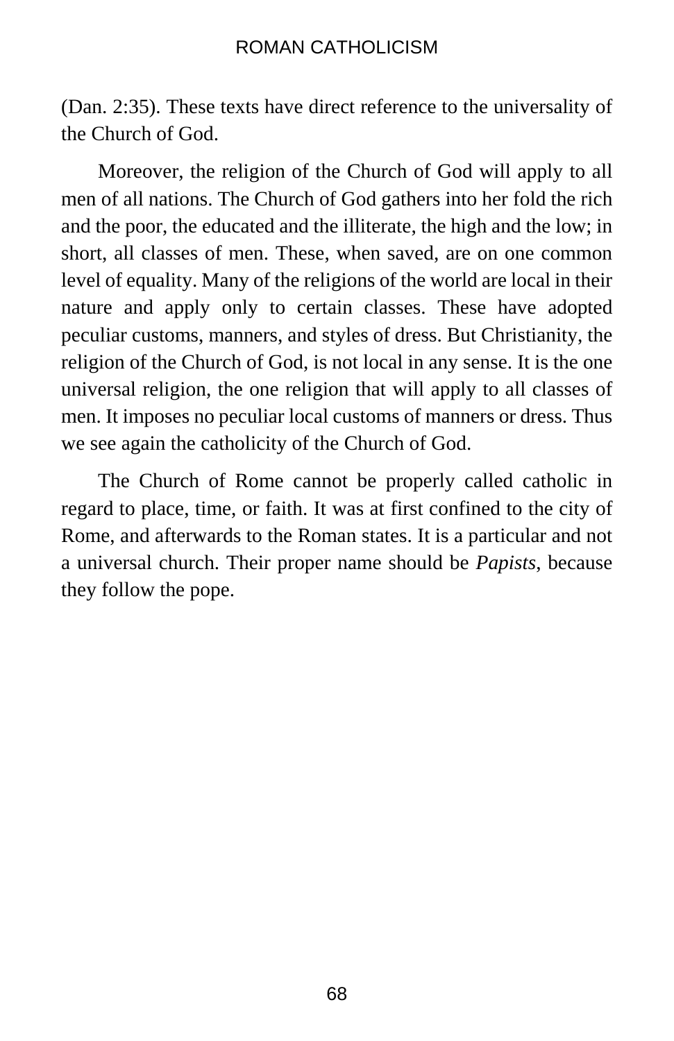(Dan. 2:35). These texts have direct reference to the universality of the Church of God.

Moreover, the religion of the Church of God will apply to all men of all nations. The Church of God gathers into her fold the rich and the poor, the educated and the illiterate, the high and the low; in short, all classes of men. These, when saved, are on one common level of equality. Many of the religions of the world are local in their nature and apply only to certain classes. These have adopted peculiar customs, manners, and styles of dress. But Christianity, the religion of the Church of God, is not local in any sense. It is the one universal religion, the one religion that will apply to all classes of men. It imposes no peculiar local customs of manners or dress. Thus we see again the catholicity of the Church of God.

The Church of Rome cannot be properly called catholic in regard to place, time, or faith. It was at first confined to the city of Rome, and afterwards to the Roman states. It is a particular and not a universal church. Their proper name should be *Papists*, because they follow the pope.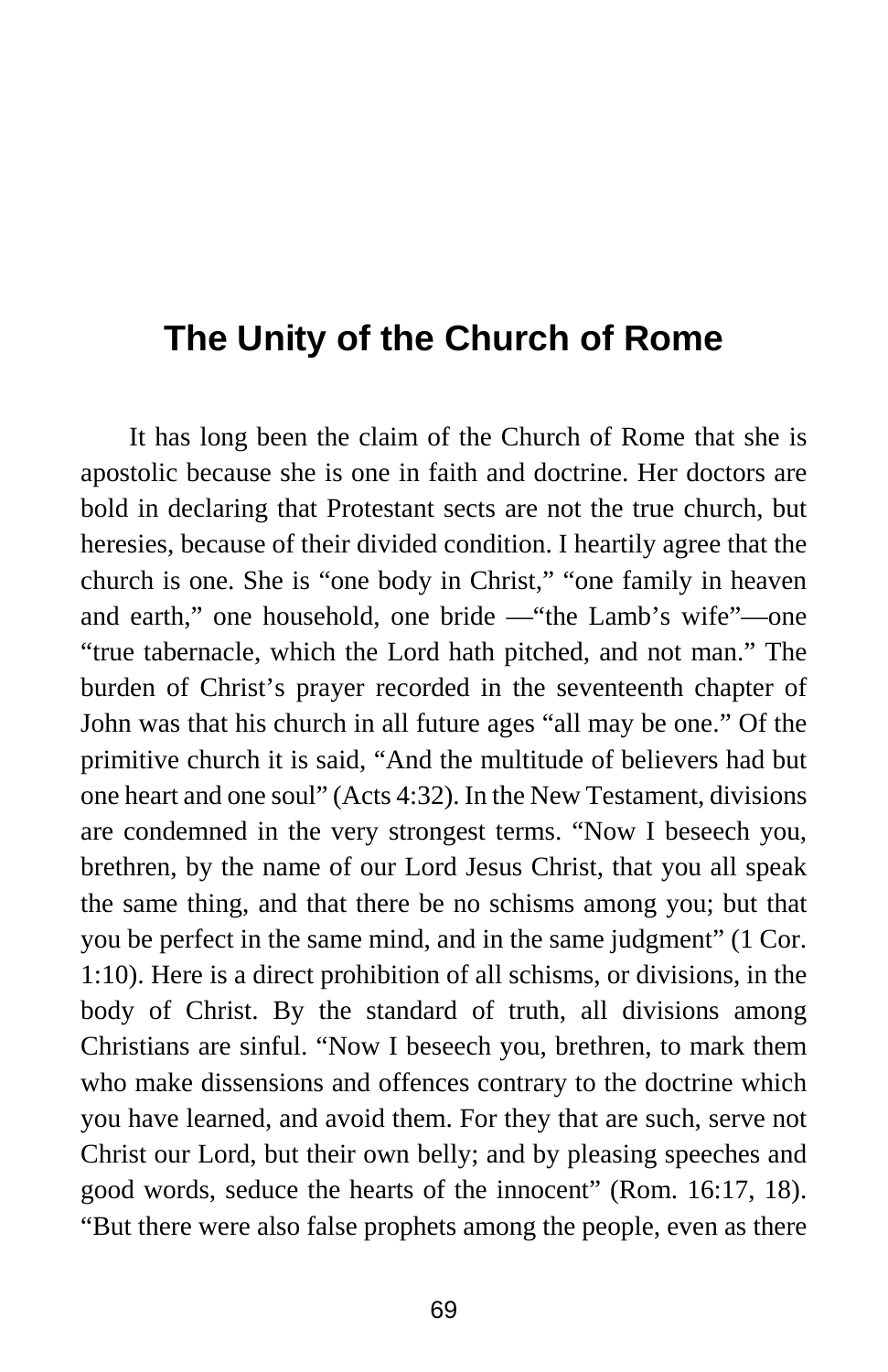# The Unity of the Church of Rome

It has long been the claim of the Church of Rome that she is apostolic because she is one in faith and doctrine. Her doctors are bold in declaring that Protestant sects are not the true church, but heresies, because of their divided condition. I heartily agree that the church is one. She is "one body in Christ," "one family in heaven and earth," one household, one bride —"the Lamb's wife"—one "true tabernacle, which the Lord hath pitched, and not man." The burden of Christ's prayer recorded in the seventeenth chapter of John was that his church in all future ages "all may be one." Of the primitive church it is said, "And the multitude of believers had but one heart and one soul" (Acts 4:32). In the New Testament, divisions are condemned in the very strongest terms. "Now I beseech you, brethren, by the name of our Lord Jesus Christ, that you all speak the same thing, and that there be no schisms among you; but that you be perfect in the same mind, and in the same judgment" (1 Cor. 1:10). Here is a direct prohibition of all schisms, or divisions, in the body of Christ. By the standard of truth, all divisions among Christians are sinful. "Now I beseech you, brethren, to mark them who make dissensions and offences contrary to the doctrine which you have learned, and avoid them. For they that are such, serve not Christ our Lord, but their own belly; and by pleasing speeches and good words, seduce the hearts of the innocent" (Rom. 16:17, 18). "But there were also false prophets among the people, even as there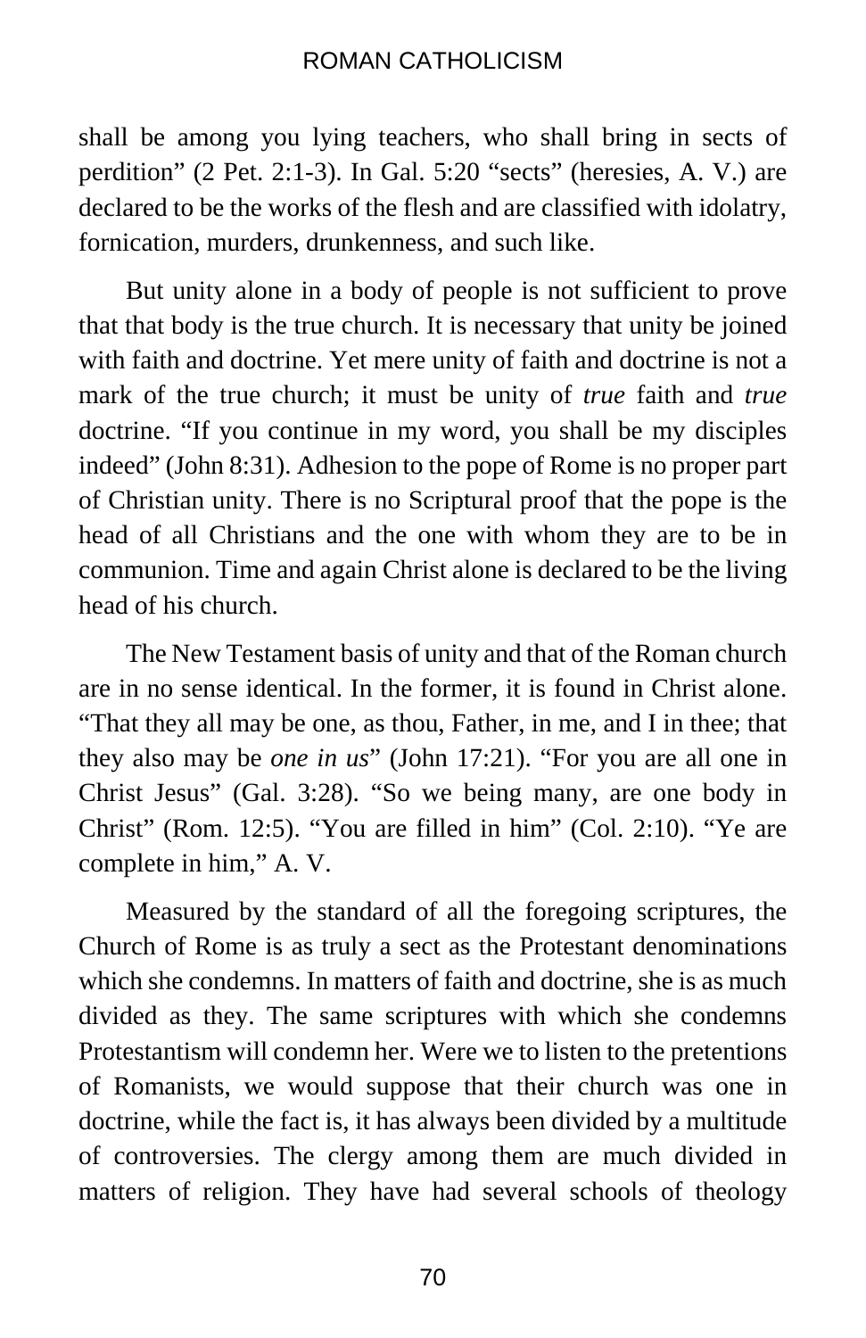shall be among you lying teachers, who shall bring in sects of perdition" (2 Pet. 2:1-3). In Gal. 5:20 "sects" (heresies, A. V.) are declared to be the works of the flesh and are classified with idolatry, fornication, murders, drunkenness, and such like.

But unity alone in a body of people is not sufficient to prove that that body is the true church. It is necessary that unity be joined with faith and doctrine. Yet mere unity of faith and doctrine is not a mark of the true church; it must be unity of *true* faith and *true* doctrine. "If you continue in my word, you shall be my disciples indeed" (John 8:31). Adhesion to the pope of Rome is no proper part of Christian unity. There is no Scriptural proof that the pope is the head of all Christians and the one with whom they are to be in communion. Time and again Christ alone is declared to be the living head of his church.

The New Testament basis of unity and that of the Roman church are in no sense identical. In the former, it is found in Christ alone. "That they all may be one, as thou, Father, in me, and I in thee; that they also may be *one in us*" (John 17:21). "For you are all one in Christ Jesus" (Gal. 3:28). "So we being many, are one body in Christ" (Rom. 12:5). "You are filled in him" (Col. 2:10). "Ye are complete in him," A. V.

Measured by the standard of all the foregoing scriptures, the Church of Rome is as truly a sect as the Protestant denominations which she condemns. In matters of faith and doctrine, she is as much divided as they. The same scriptures with which she condemns Protestantism will condemn her. Were we to listen to the pretentions of Romanists, we would suppose that their church was one in doctrine, while the fact is, it has always been divided by a multitude of controversies. The clergy among them are much divided in matters of religion. They have had several schools of theology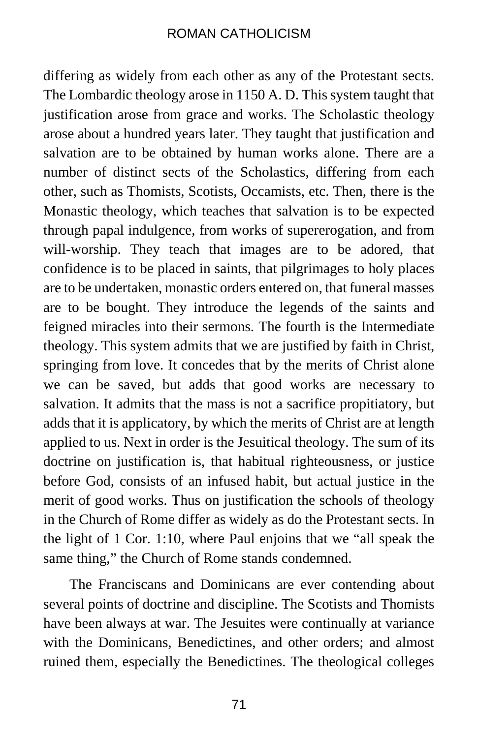differing as widely from each other as any of the Protestant sects. The Lombardic theology arose in 1150 A. D. This system taught that justification arose from grace and works. The Scholastic theology arose about a hundred years later. They taught that justification and salvation are to be obtained by human works alone. There are a number of distinct sects of the Scholastics, differing from each other, such as Thomists, Scotists, Occamists, etc. Then, there is the Monastic theology, which teaches that salvation is to be expected through papal indulgence, from works of supererogation, and from will-worship. They teach that images are to be adored, that confidence is to be placed in saints, that pilgrimages to holy places are to be undertaken, monastic orders entered on, that funeral masses are to be bought. They introduce the legends of the saints and feigned miracles into their sermons. The fourth is the Intermediate theology. This system admits that we are justified by faith in Christ, springing from love. It concedes that by the merits of Christ alone we can be saved, but adds that good works are necessary to salvation. It admits that the mass is not a sacrifice propitiatory, but adds that it is applicatory, by which the merits of Christ are at length applied to us. Next in order is the Jesuitical theology. The sum of its doctrine on justification is, that habitual righteousness, or justice before God, consists of an infused habit, but actual justice in the merit of good works. Thus on justification the schools of theology in the Church of Rome differ as widely as do the Protestant sects. In the light of 1 Cor. 1:10, where Paul enjoins that we "all speak the same thing," the Church of Rome stands condemned.

The Franciscans and Dominicans are ever contending about several points of doctrine and discipline. The Scotists and Thomists have been always at war. The Jesuites were continually at variance with the Dominicans, Benedictines, and other orders; and almost ruined them, especially the Benedictines. The theological colleges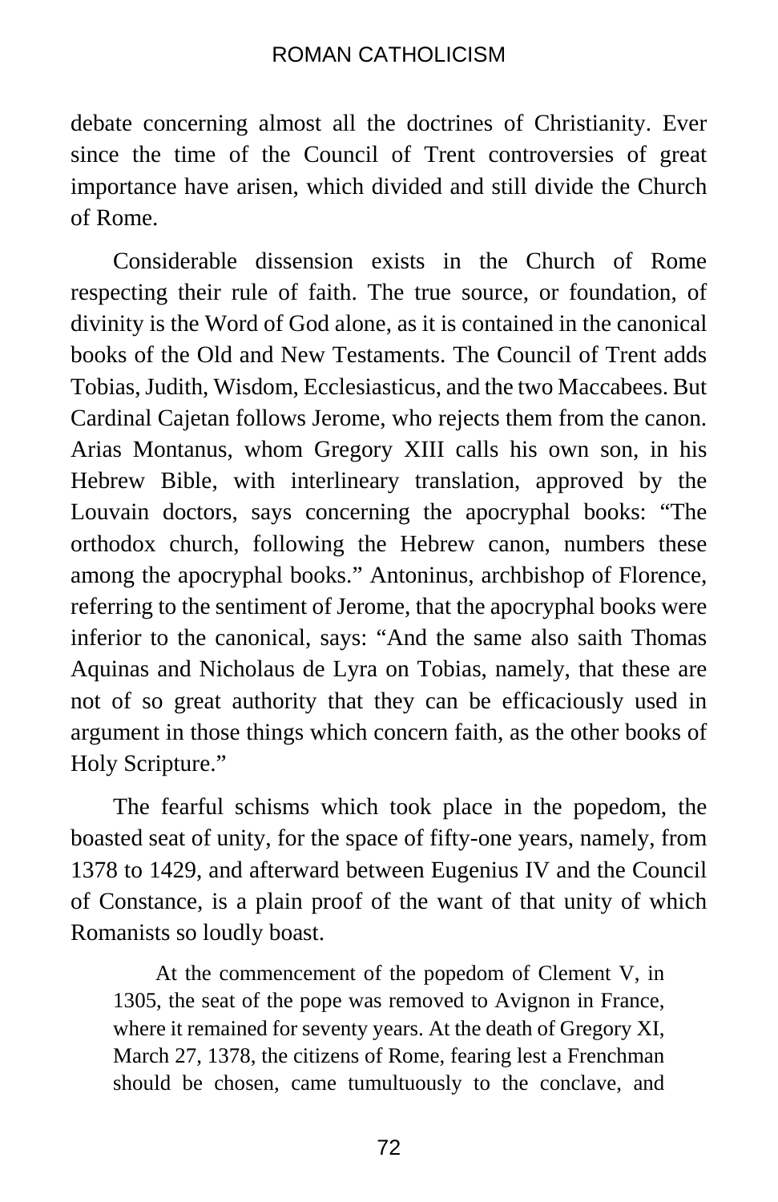debate concerning almost all the doctrines of Christianity. Ever since the time of the Council of Trent controversies of great importance have arisen, which divided and still divide the Church of Rome.

Considerable dissension exists in the Church of Rome respecting their rule of faith. The true source, or foundation, of divinity is the Word of God alone, as it is contained in the canonical books of the Old and New Testaments. The Council of Trent adds Tobias, Judith, Wisdom, Ecclesiasticus, and the two Maccabees. But Cardinal Cajetan follows Jerome, who rejects them from the canon. Arias Montanus, whom Gregory XIII calls his own son, in his Hebrew Bible, with interlineary translation, approved by the Louvain doctors, says concerning the apocryphal books: "The orthodox church, following the Hebrew canon, numbers these among the apocryphal books." Antoninus, archbishop of Florence, referring to the sentiment of Jerome, that the apocryphal books were inferior to the canonical, says: "And the same also saith Thomas Aquinas and Nicholaus de Lyra on Tobias, namely, that these are not of so great authority that they can be efficaciously used in argument in those things which concern faith, as the other books of Holy Scripture."

The fearful schisms which took place in the popedom, the boasted seat of unity, for the space of fifty-one years, namely, from 1378 to 1429, and afterward between Eugenius IV and the Council of Constance, is a plain proof of the want of that unity of which Romanists so loudly boast.

> At the commencement of the popedom of Clement V, in 1305, the seat of the pope was removed to Avignon in France, where it remained for seventy years. At the death of Gregory XI, March 27, 1378, the citizens of Rome, fearing lest a Frenchman should be chosen, came tumultuously to the conclave, and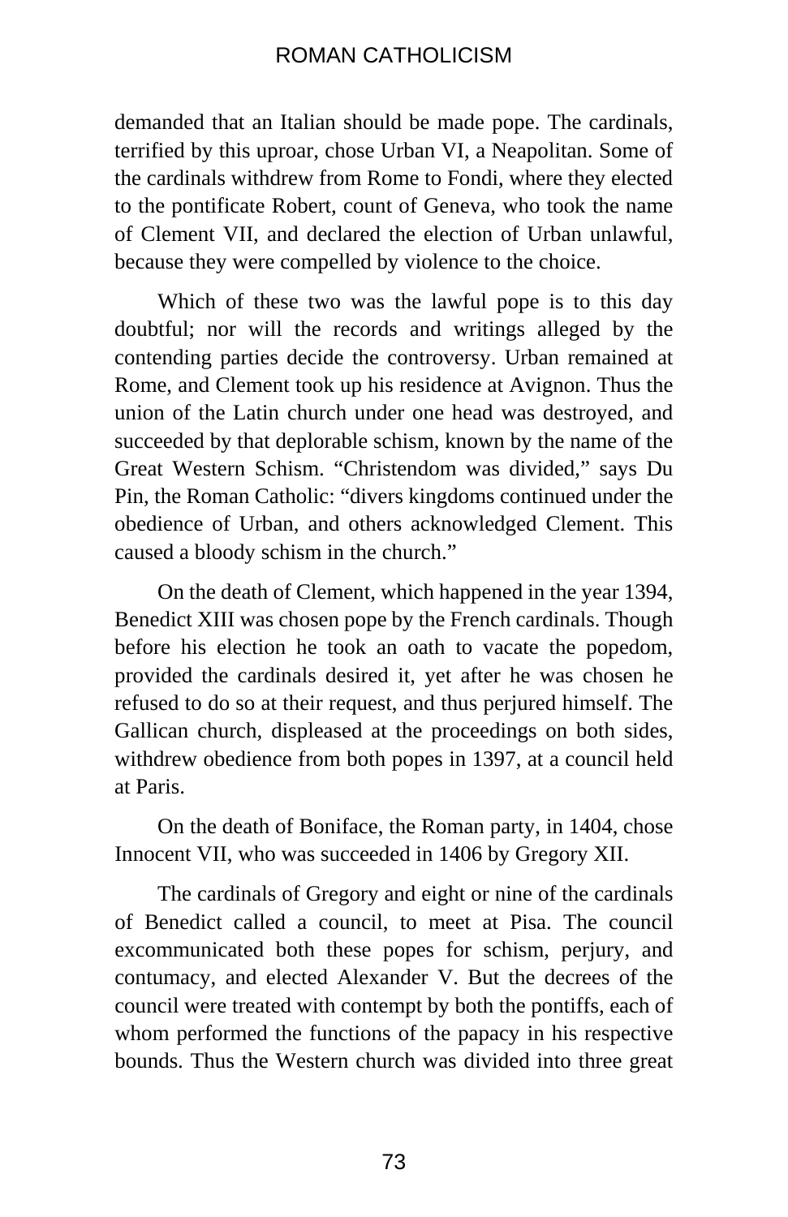demanded that an Italian should be made pope. The cardinals, terrified by this uproar, chose Urban VI, a Neapolitan. Some of the cardinals withdrew from Rome to Fondi, where they elected to the pontificate Robert, count of Geneva, who took the name of Clement VII, and declared the election of Urban unlawful, because they were compelled by violence to the choice.

Which of these two was the lawful pope is to this day doubtful; nor will the records and writings alleged by the contending parties decide the controversy. Urban remained at Rome, and Clement took up his residence at Avignon. Thus the union of the Latin church under one head was destroyed, and succeeded by that deplorable schism, known by the name of the Great Western Schism. "Christendom was divided," says Du Pin, the Roman Catholic: "divers kingdoms continued under the obedience of Urban, and others acknowledged Clement. This caused a bloody schism in the church."

On the death of Clement, which happened in the year 1394, Benedict XIII was chosen pope by the French cardinals. Though before his election he took an oath to vacate the popedom, provided the cardinals desired it, yet after he was chosen he refused to do so at their request, and thus perjured himself. The Gallican church, displeased at the proceedings on both sides, withdrew obedience from both popes in 1397, at a council held at Paris.

On the death of Boniface, the Roman party, in 1404, chose Innocent VII, who was succeeded in 1406 by Gregory XII.

The cardinals of Gregory and eight or nine of the cardinals of Benedict called a council, to meet at Pisa. The council excommunicated both these popes for schism, perjury, and contumacy, and elected Alexander V. But the decrees of the council were treated with contempt by both the pontiffs, each of whom performed the functions of the papacy in his respective bounds. Thus the Western church was divided into three great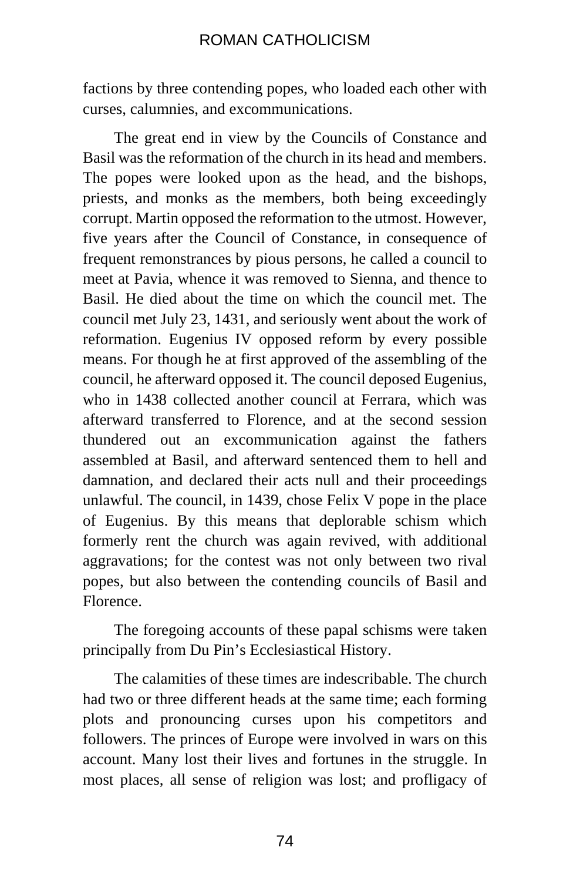factions by three contending popes, who loaded each other with curses, calumnies, and excommunications.

The great end in view by the Councils of Constance and Basil was the reformation of the church in its head and members. The popes were looked upon as the head, and the bishops, priests, and monks as the members, both being exceedingly corrupt. Martin opposed the reformation to the utmost. However, five years after the Council of Constance, in consequence of frequent remonstrances by pious persons, he called a council to meet at Pavia, whence it was removed to Sienna, and thence to Basil. He died about the time on which the council met. The council met July 23, 1431, and seriously went about the work of reformation. Eugenius IV opposed reform by every possible means. For though he at first approved of the assembling of the council, he afterward opposed it. The council deposed Eugenius, who in 1438 collected another council at Ferrara, which was afterward transferred to Florence, and at the second session thundered out an excommunication against the fathers assembled at Basil, and afterward sentenced them to hell and damnation, and declared their acts null and their proceedings unlawful. The council, in 1439, chose Felix V pope in the place of Eugenius. By this means that deplorable schism which formerly rent the church was again revived, with additional aggravations; for the contest was not only between two rival popes, but also between the contending councils of Basil and Florence.

The foregoing accounts of these papal schisms were taken principally from Du Pin's Ecclesiastical History.

The calamities of these times are indescribable. The church had two or three different heads at the same time; each forming plots and pronouncing curses upon his competitors and followers. The princes of Europe were involved in wars on this account. Many lost their lives and fortunes in the struggle. In most places, all sense of religion was lost; and profligacy of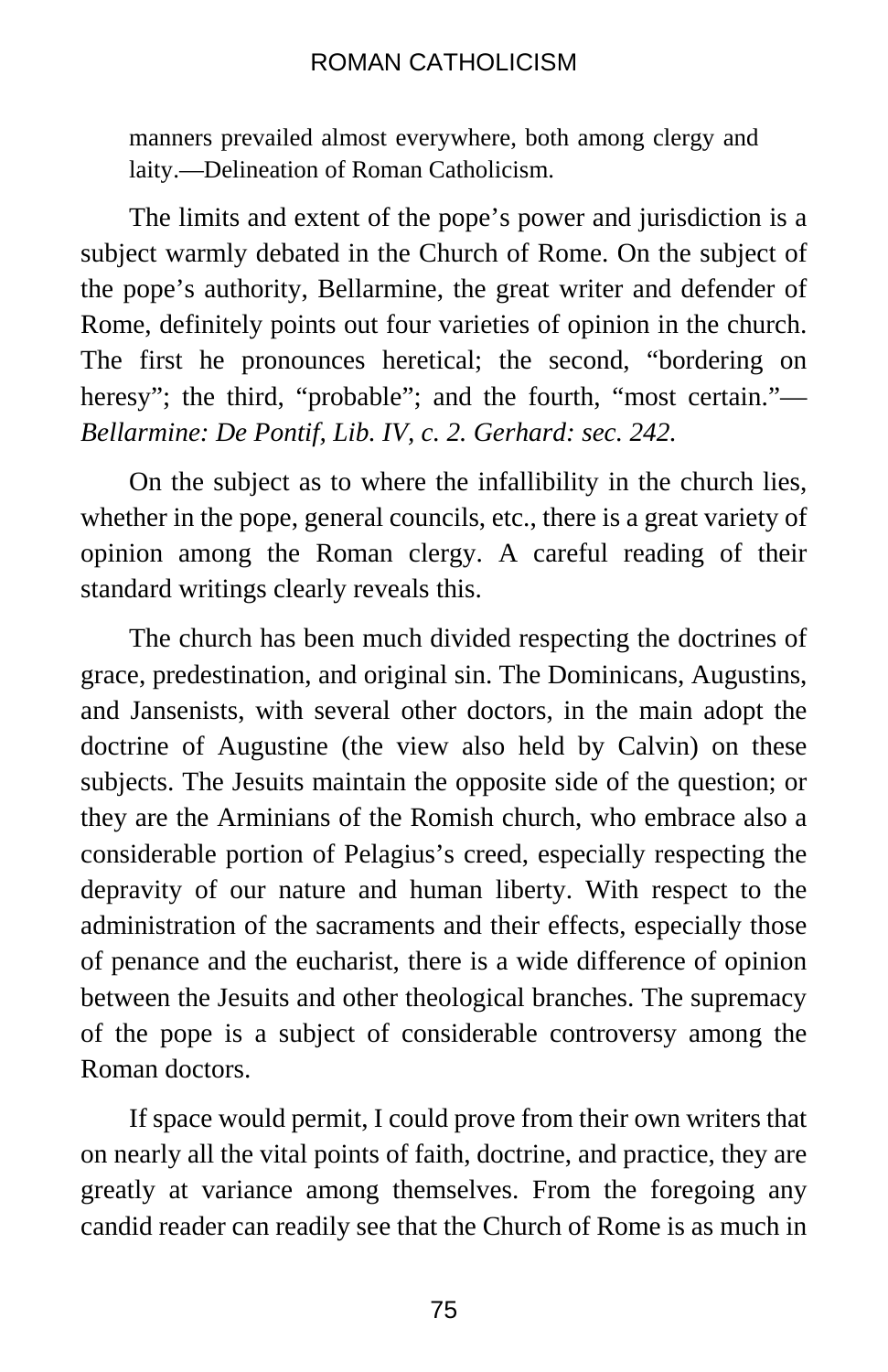manners prevailed almost everywhere, both among clergy and laity.—Delineation of Roman Catholicism.

The limits and extent of the pope's power and jurisdiction is a subject warmly debated in the Church of Rome. On the subject of the pope's authority, Bellarmine, the great writer and defender of Rome, definitely points out four varieties of opinion in the church. The first he pronounces heretical; the second, "bordering on heresy"; the third, "probable"; and the fourth, "most certain."—*Bellarmine: De Pontif, Lib. IV, c. 2. Gerhard: sec. 242.*

On the subject as to where the infallibility in the church lies, whether in the pope, general councils, etc., there is a great variety of opinion among the Roman clergy. A careful reading of their standard writings clearly reveals this.

The church has been much divided respecting the doctrines of grace, predestination, and original sin. The Dominicans, Augustins, and Jansenists, with several other doctors, in the main adopt the doctrine of Augustine (the view also held by Calvin) on these subjects. The Jesuits maintain the opposite side of the question; or they are the Arminians of the Romish church, who embrace also a considerable portion of Pelagius's creed, especially respecting the depravity of our nature and human liberty. With respect to the administration of the sacraments and their effects, especially those of penance and the eucharist, there is a wide difference of opinion between the Jesuits and other theological branches. The supremacy of the pope is a subject of considerable controversy among the Roman doctors.

If space would permit, I could prove from their own writers that on nearly all the vital points of faith, doctrine, and practice, they are greatly at variance among themselves. From the foregoing any candid reader can readily see that the Church of Rome is as much in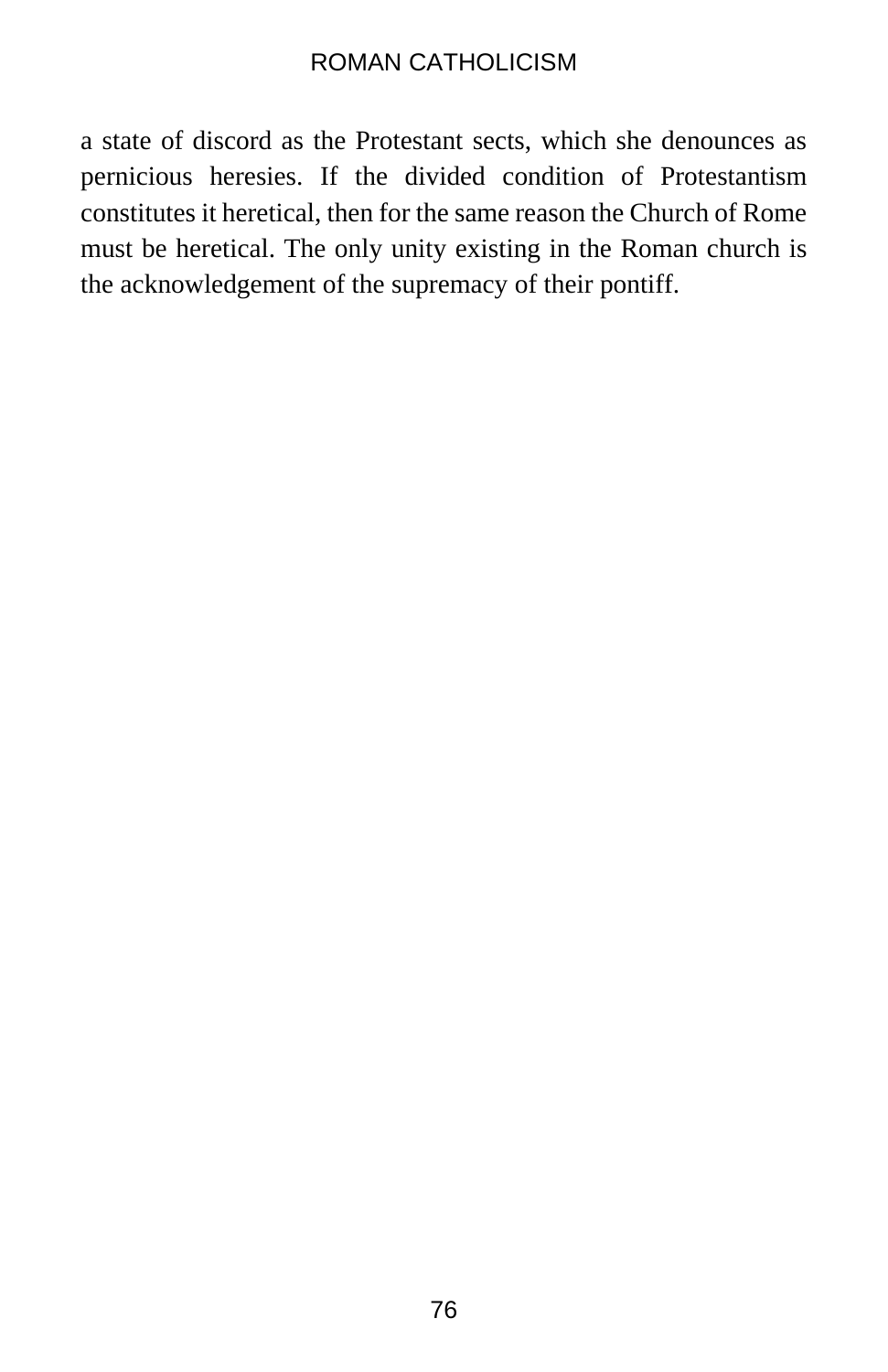a state of discord as the Protestant sects, which she denounces as pernicious heresies. If the divided condition of Protestantism constitutes it heretical, then for the same reason the Church of Rome must be heretical. The only unity existing in the Roman church is the acknowledgement of the supremacy of their pontiff.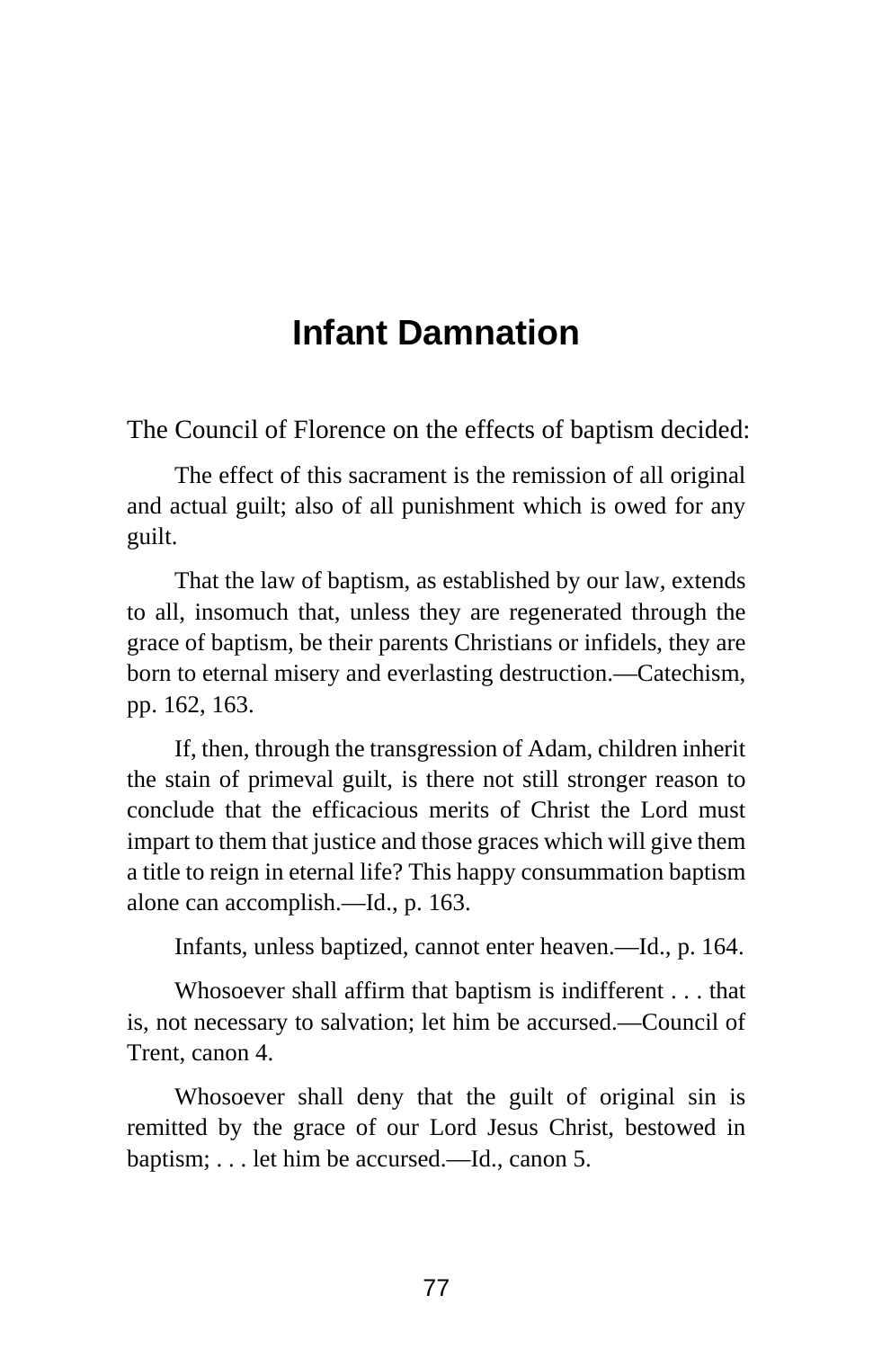# Infant Damnation

The Council of Florence on the effects of baptism decided:

> The effect of this sacrament is the remission of all original and actual guilt; also of all punishment which is owed for any guilt.
>
> That the law of baptism, as established by our law, extends to all, insomuch that, unless they are regenerated through the grace of baptism, be their parents Christians or infidels, they are born to eternal misery and everlasting destruction.—Catechism, pp. 162, 163.
>
> If, then, through the transgression of Adam, children inherit the stain of primeval guilt, is there not still stronger reason to conclude that the efficacious merits of Christ the Lord must impart to them that justice and those graces which will give them a title to reign in eternal life? This happy consummation baptism alone can accomplish.—Id., p. 163.
>
> Infants, unless baptized, cannot enter heaven.—Id., p. 164.
>
> Whosoever shall affirm that baptism is indifferent . . . that is, not necessary to salvation; let him be accursed.—Council of Trent, canon 4.
>
> Whosoever shall deny that the guilt of original sin is remitted by the grace of our Lord Jesus Christ, bestowed in baptism; . . . let him be accursed.—Id., canon 5.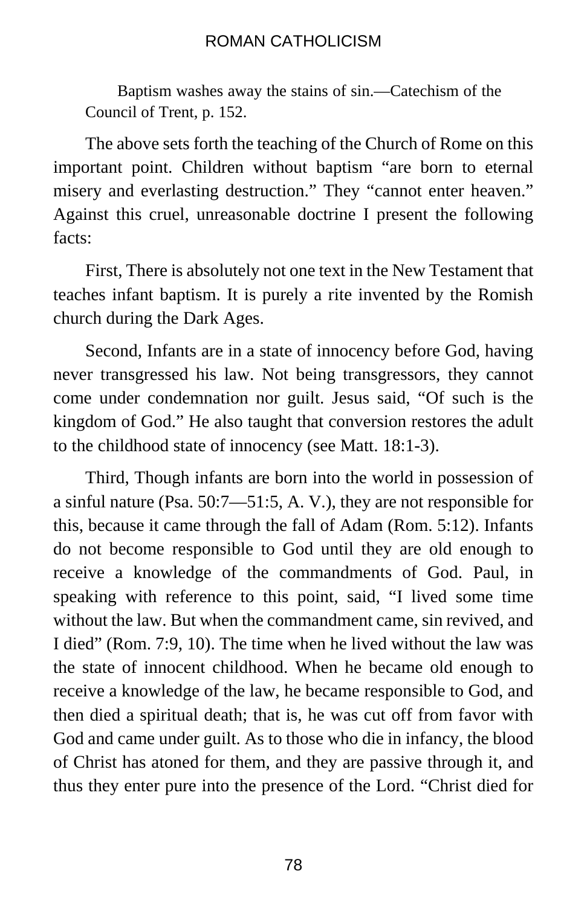> Baptism washes away the stains of sin.—Catechism of the Council of Trent, p. 152.

The above sets forth the teaching of the Church of Rome on this important point. Children without baptism "are born to eternal misery and everlasting destruction." They "cannot enter heaven." Against this cruel, unreasonable doctrine I present the following facts:

First, There is absolutely not one text in the New Testament that teaches infant baptism. It is purely a rite invented by the Romish church during the Dark Ages.

Second, Infants are in a state of innocency before God, having never transgressed his law. Not being transgressors, they cannot come under condemnation nor guilt. Jesus said, "Of such is the kingdom of God." He also taught that conversion restores the adult to the childhood state of innocency (see Matt. 18:1-3).

Third, Though infants are born into the world in possession of a sinful nature (Psa. 50:7—51:5, A. V.), they are not responsible for this, because it came through the fall of Adam (Rom. 5:12). Infants do not become responsible to God until they are old enough to receive a knowledge of the commandments of God. Paul, in speaking with reference to this point, said, "I lived some time without the law. But when the commandment came, sin revived, and I died" (Rom. 7:9, 10). The time when he lived without the law was the state of innocent childhood. When he became old enough to receive a knowledge of the law, he became responsible to God, and then died a spiritual death; that is, he was cut off from favor with God and came under guilt. As to those who die in infancy, the blood of Christ has atoned for them, and they are passive through it, and thus they enter pure into the presence of the Lord. "Christ died for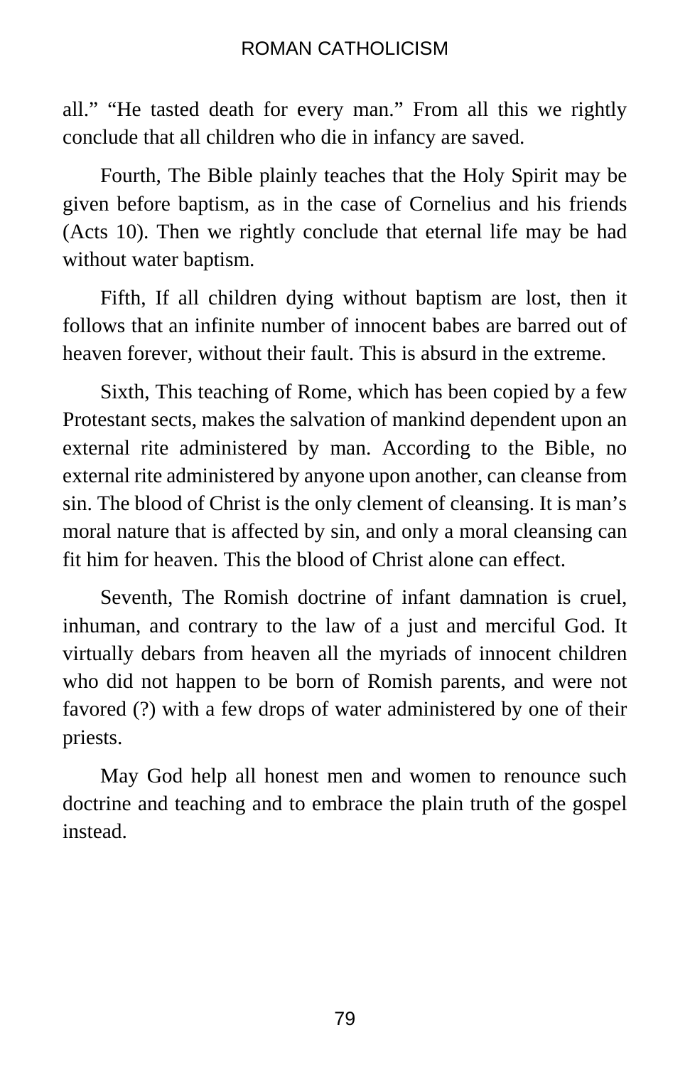all." "He tasted death for every man." From all this we rightly conclude that all children who die in infancy are saved.

Fourth, The Bible plainly teaches that the Holy Spirit may be given before baptism, as in the case of Cornelius and his friends (Acts 10). Then we rightly conclude that eternal life may be had without water baptism.

Fifth, If all children dying without baptism are lost, then it follows that an infinite number of innocent babes are barred out of heaven forever, without their fault. This is absurd in the extreme.

Sixth, This teaching of Rome, which has been copied by a few Protestant sects, makes the salvation of mankind dependent upon an external rite administered by man. According to the Bible, no external rite administered by anyone upon another, can cleanse from sin. The blood of Christ is the only clement of cleansing. It is man's moral nature that is affected by sin, and only a moral cleansing can fit him for heaven. This the blood of Christ alone can effect.

Seventh, The Romish doctrine of infant damnation is cruel, inhuman, and contrary to the law of a just and merciful God. It virtually debars from heaven all the myriads of innocent children who did not happen to be born of Romish parents, and were not favored (?) with a few drops of water administered by one of their priests.

May God help all honest men and women to renounce such doctrine and teaching and to embrace the plain truth of the gospel instead.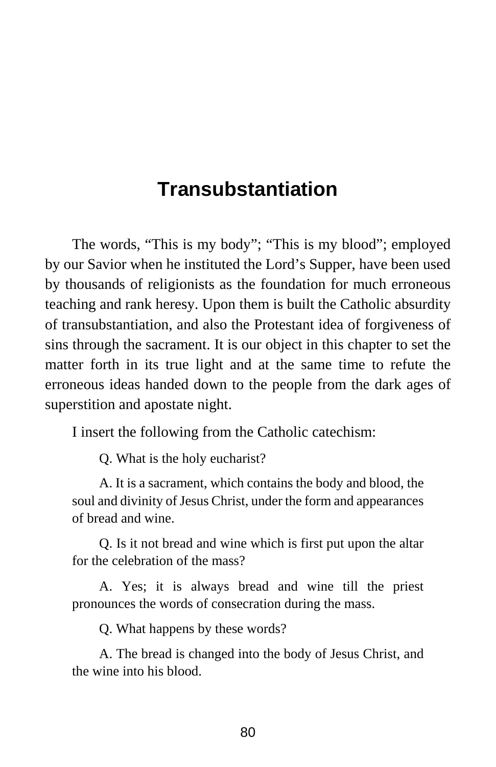# Transubstantiation

The words, “This is my body”; “This is my blood”; employed by our Savior when he instituted the Lord’s Supper, have been used by thousands of religionists as the foundation for much erroneous teaching and rank heresy. Upon them is built the Catholic absurdity of transubstantiation, and also the Protestant idea of forgiveness of sins through the sacrament. It is our object in this chapter to set the matter forth in its true light and at the same time to refute the erroneous ideas handed down to the people from the dark ages of superstition and apostate night.

I insert the following from the Catholic catechism:

> Q. What is the holy eucharist?
>
> A. It is a sacrament, which contains the body and blood, the soul and divinity of Jesus Christ, under the form and appearances of bread and wine.
>
> Q. Is it not bread and wine which is first put upon the altar for the celebration of the mass?
>
> A. Yes; it is always bread and wine till the priest pronounces the words of consecration during the mass.
>
> Q. What happens by these words?
>
> A. The bread is changed into the body of Jesus Christ, and the wine into his blood.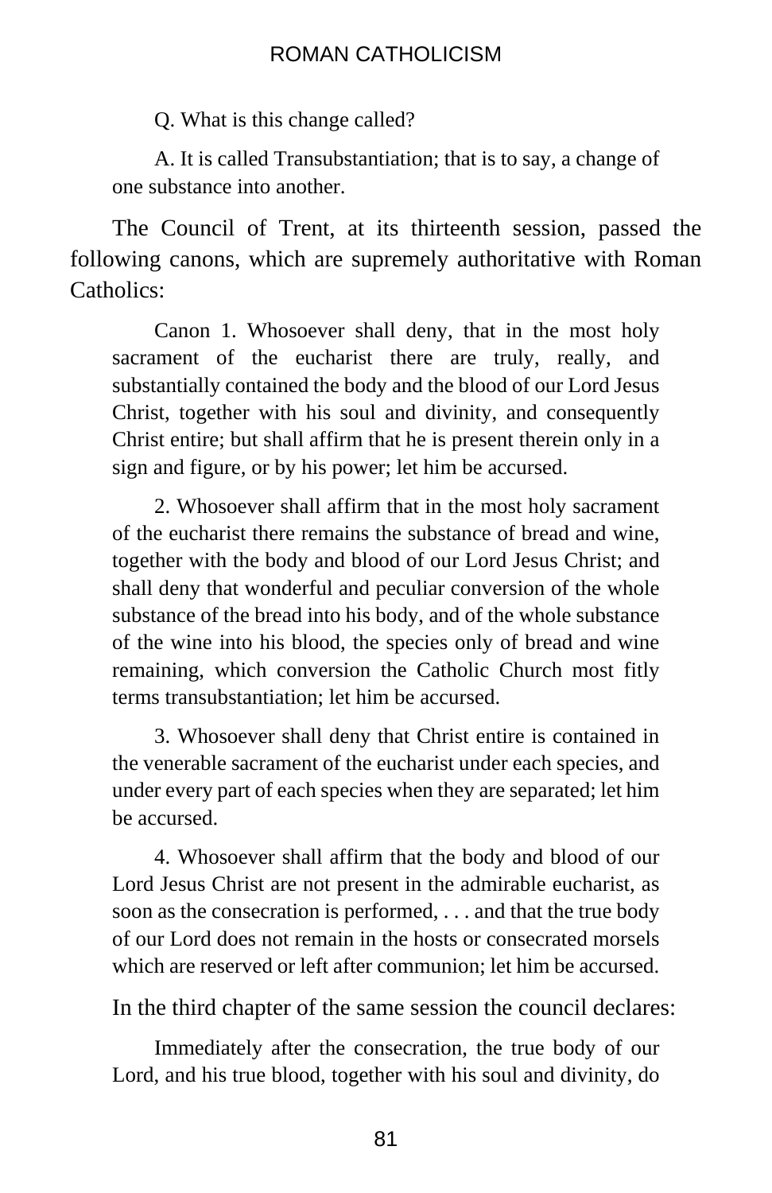Q. What is this change called?

A. It is called Transubstantiation; that is to say, a change of one substance into another.

The Council of Trent, at its thirteenth session, passed the following canons, which are supremely authoritative with Roman Catholics:

> Canon 1. Whosoever shall deny, that in the most holy sacrament of the eucharist there are truly, really, and substantially contained the body and the blood of our Lord Jesus Christ, together with his soul and divinity, and consequently Christ entire; but shall affirm that he is present therein only in a sign and figure, or by his power; let him be accursed.
>
> 2. Whosoever shall affirm that in the most holy sacrament of the eucharist there remains the substance of bread and wine, together with the body and blood of our Lord Jesus Christ; and shall deny that wonderful and peculiar conversion of the whole substance of the bread into his body, and of the whole substance of the wine into his blood, the species only of bread and wine remaining, which conversion the Catholic Church most fitly terms transubstantiation; let him be accursed.
>
> 3. Whosoever shall deny that Christ entire is contained in the venerable sacrament of the eucharist under each species, and under every part of each species when they are separated; let him be accursed.
>
> 4. Whosoever shall affirm that the body and blood of our Lord Jesus Christ are not present in the admirable eucharist, as soon as the consecration is performed, . . . and that the true body of our Lord does not remain in the hosts or consecrated morsels which are reserved or left after communion; let him be accursed.

In the third chapter of the same session the council declares:

> Immediately after the consecration, the true body of our Lord, and his true blood, together with his soul and divinity, do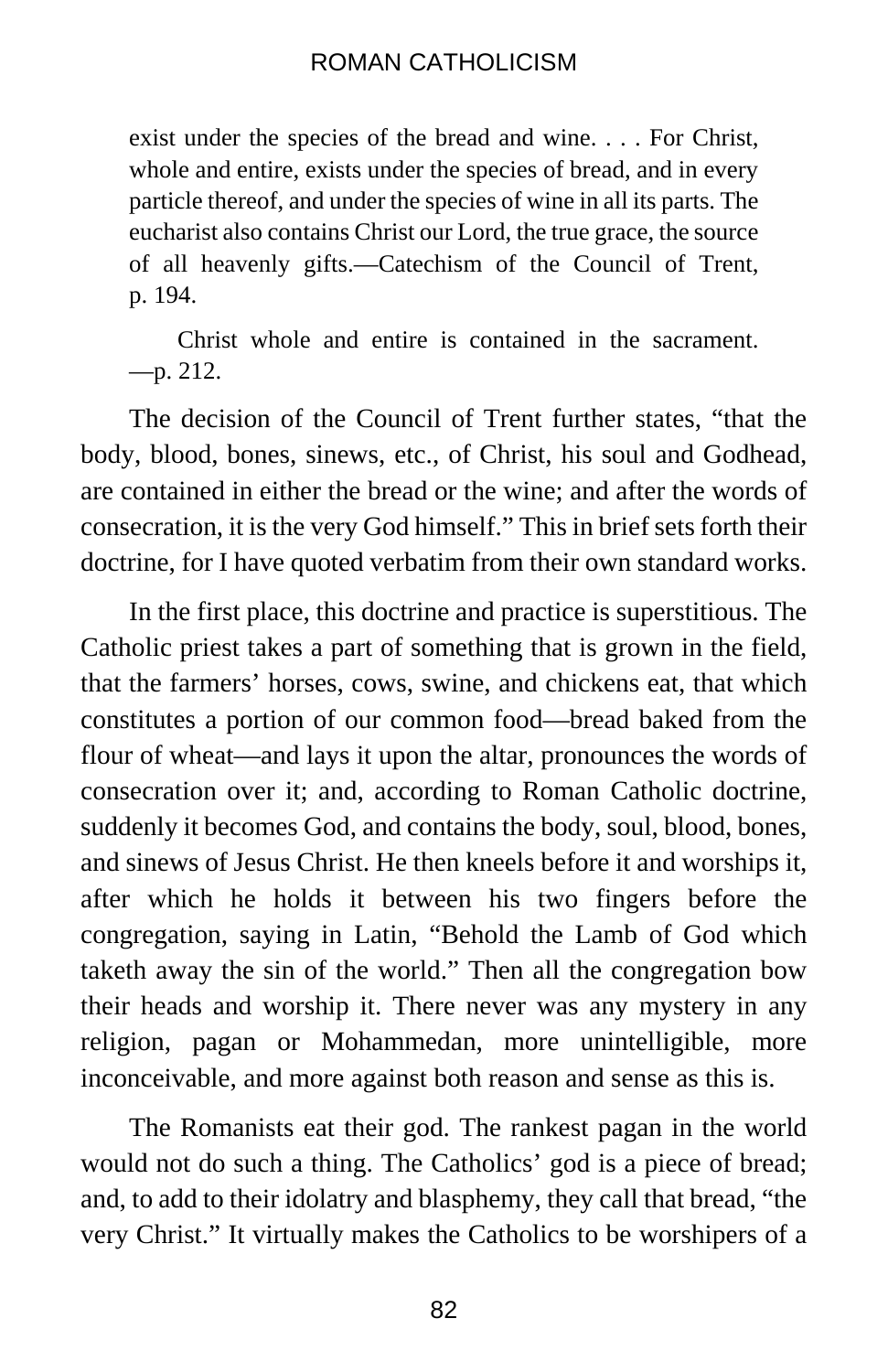> exist under the species of the bread and wine. . . . For Christ, whole and entire, exists under the species of bread, and in every particle thereof, and under the species of wine in all its parts. The eucharist also contains Christ our Lord, the true grace, the source of all heavenly gifts.—Catechism of the Council of Trent, p. 194.
>
> Christ whole and entire is contained in the sacrament. —p. 212.

The decision of the Council of Trent further states, "that the body, blood, bones, sinews, etc., of Christ, his soul and Godhead, are contained in either the bread or the wine; and after the words of consecration, it is the very God himself." This in brief sets forth their doctrine, for I have quoted verbatim from their own standard works.

In the first place, this doctrine and practice is superstitious. The Catholic priest takes a part of something that is grown in the field, that the farmers' horses, cows, swine, and chickens eat, that which constitutes a portion of our common food—bread baked from the flour of wheat—and lays it upon the altar, pronounces the words of consecration over it; and, according to Roman Catholic doctrine, suddenly it becomes God, and contains the body, soul, blood, bones, and sinews of Jesus Christ. He then kneels before it and worships it, after which he holds it between his two fingers before the congregation, saying in Latin, "Behold the Lamb of God which taketh away the sin of the world." Then all the congregation bow their heads and worship it. There never was any mystery in any religion, pagan or Mohammedan, more unintelligible, more inconceivable, and more against both reason and sense as this is.

The Romanists eat their god. The rankest pagan in the world would not do such a thing. The Catholics' god is a piece of bread; and, to add to their idolatry and blasphemy, they call that bread, "the very Christ." It virtually makes the Catholics to be worshipers of a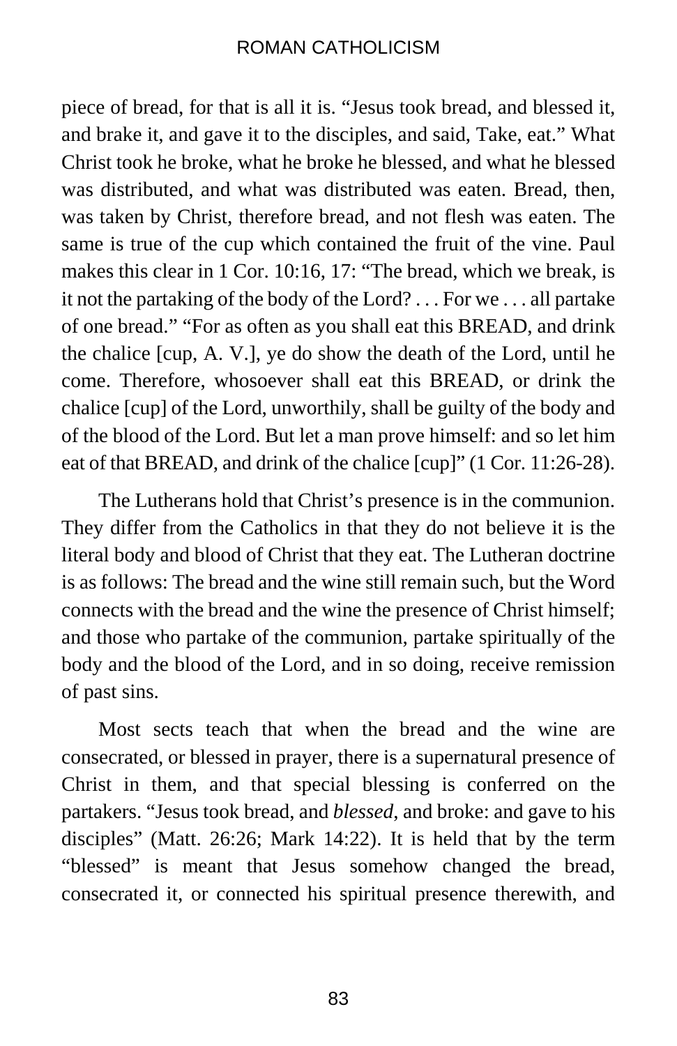piece of bread, for that is all it is. "Jesus took bread, and blessed it, and brake it, and gave it to the disciples, and said, Take, eat." What Christ took he broke, what he broke he blessed, and what he blessed was distributed, and what was distributed was eaten. Bread, then, was taken by Christ, therefore bread, and not flesh was eaten. The same is true of the cup which contained the fruit of the vine. Paul makes this clear in 1 Cor. 10:16, 17: "The bread, which we break, is it not the partaking of the body of the Lord? . . . For we . . . all partake of one bread." "For as often as you shall eat this BREAD, and drink the chalice [cup, A. V.], ye do show the death of the Lord, until he come. Therefore, whosoever shall eat this BREAD, or drink the chalice [cup] of the Lord, unworthily, shall be guilty of the body and of the blood of the Lord. But let a man prove himself: and so let him eat of that BREAD, and drink of the chalice [cup]" (1 Cor. 11:26-28).

The Lutherans hold that Christ's presence is in the communion. They differ from the Catholics in that they do not believe it is the literal body and blood of Christ that they eat. The Lutheran doctrine is as follows: The bread and the wine still remain such, but the Word connects with the bread and the wine the presence of Christ himself; and those who partake of the communion, partake spiritually of the body and the blood of the Lord, and in so doing, receive remission of past sins.

Most sects teach that when the bread and the wine are consecrated, or blessed in prayer, there is a supernatural presence of Christ in them, and that special blessing is conferred on the partakers. "Jesus took bread, and *blessed*, and broke: and gave to his disciples" (Matt. 26:26; Mark 14:22). It is held that by the term "blessed" is meant that Jesus somehow changed the bread, consecrated it, or connected his spiritual presence therewith, and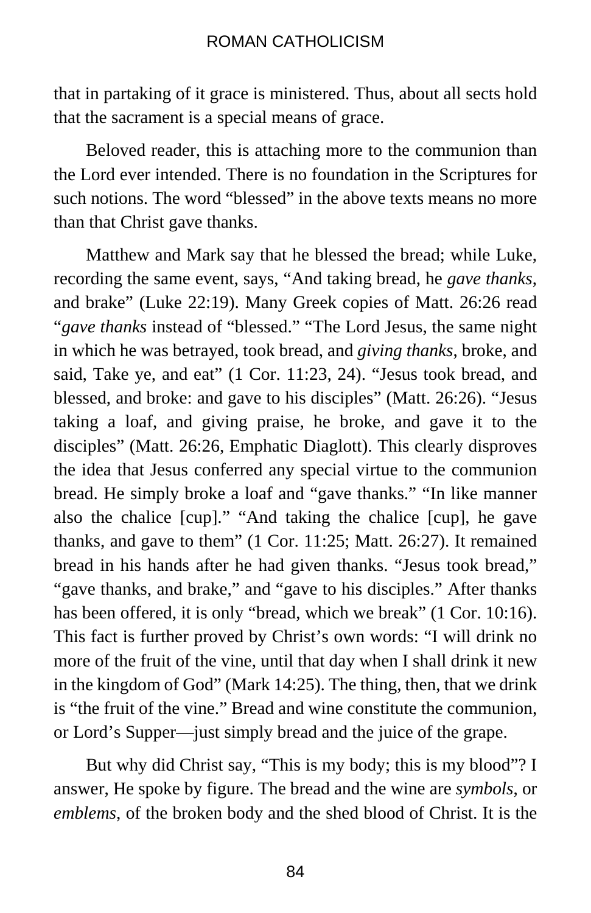that in partaking of it grace is ministered. Thus, about all sects hold that the sacrament is a special means of grace.

Beloved reader, this is attaching more to the communion than the Lord ever intended. There is no foundation in the Scriptures for such notions. The word "blessed" in the above texts means no more than that Christ gave thanks.

Matthew and Mark say that he blessed the bread; while Luke, recording the same event, says, "And taking bread, he *gave thanks*, and brake" (Luke 22:19). Many Greek copies of Matt. 26:26 read "*gave thanks* instead of "blessed." "The Lord Jesus, the same night in which he was betrayed, took bread, and *giving thanks*, broke, and said, Take ye, and eat" (1 Cor. 11:23, 24). "Jesus took bread, and blessed, and broke: and gave to his disciples" (Matt. 26:26). "Jesus taking a loaf, and giving praise, he broke, and gave it to the disciples" (Matt. 26:26, Emphatic Diaglott). This clearly disproves the idea that Jesus conferred any special virtue to the communion bread. He simply broke a loaf and "gave thanks." "In like manner also the chalice [cup]." "And taking the chalice [cup], he gave thanks, and gave to them" (1 Cor. 11:25; Matt. 26:27). It remained bread in his hands after he had given thanks. "Jesus took bread," "gave thanks, and brake," and "gave to his disciples." After thanks has been offered, it is only "bread, which we break" (1 Cor. 10:16). This fact is further proved by Christ's own words: "I will drink no more of the fruit of the vine, until that day when I shall drink it new in the kingdom of God" (Mark 14:25). The thing, then, that we drink is "the fruit of the vine." Bread and wine constitute the communion, or Lord's Supper—just simply bread and the juice of the grape.

But why did Christ say, "This is my body; this is my blood"? I answer, He spoke by figure. The bread and the wine are *symbols*, or *emblems*, of the broken body and the shed blood of Christ. It is the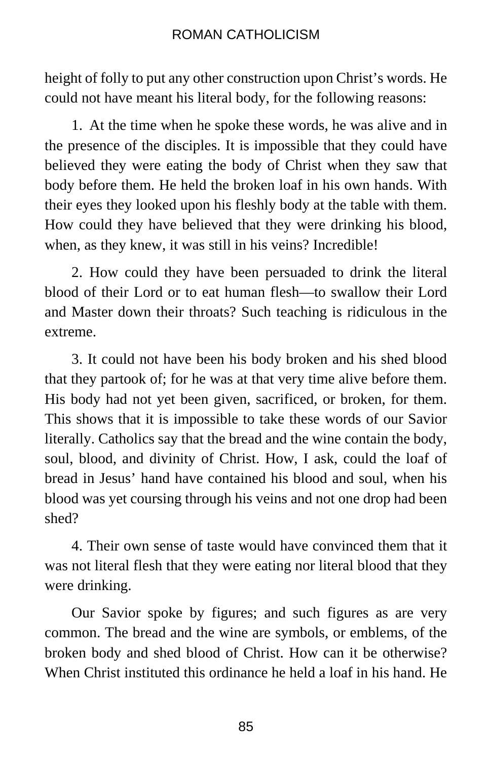height of folly to put any other construction upon Christ's words. He could not have meant his literal body, for the following reasons:

1. At the time when he spoke these words, he was alive and in the presence of the disciples. It is impossible that they could have believed they were eating the body of Christ when they saw that body before them. He held the broken loaf in his own hands. With their eyes they looked upon his fleshly body at the table with them. How could they have believed that they were drinking his blood, when, as they knew, it was still in his veins? Incredible!

2. How could they have been persuaded to drink the literal blood of their Lord or to eat human flesh—to swallow their Lord and Master down their throats? Such teaching is ridiculous in the extreme.

3. It could not have been his body broken and his shed blood that they partook of; for he was at that very time alive before them. His body had not yet been given, sacrificed, or broken, for them. This shows that it is impossible to take these words of our Savior literally. Catholics say that the bread and the wine contain the body, soul, blood, and divinity of Christ. How, I ask, could the loaf of bread in Jesus' hand have contained his blood and soul, when his blood was yet coursing through his veins and not one drop had been shed?

4. Their own sense of taste would have convinced them that it was not literal flesh that they were eating nor literal blood that they were drinking.

Our Savior spoke by figures; and such figures as are very common. The bread and the wine are symbols, or emblems, of the broken body and shed blood of Christ. How can it be otherwise? When Christ instituted this ordinance he held a loaf in his hand. He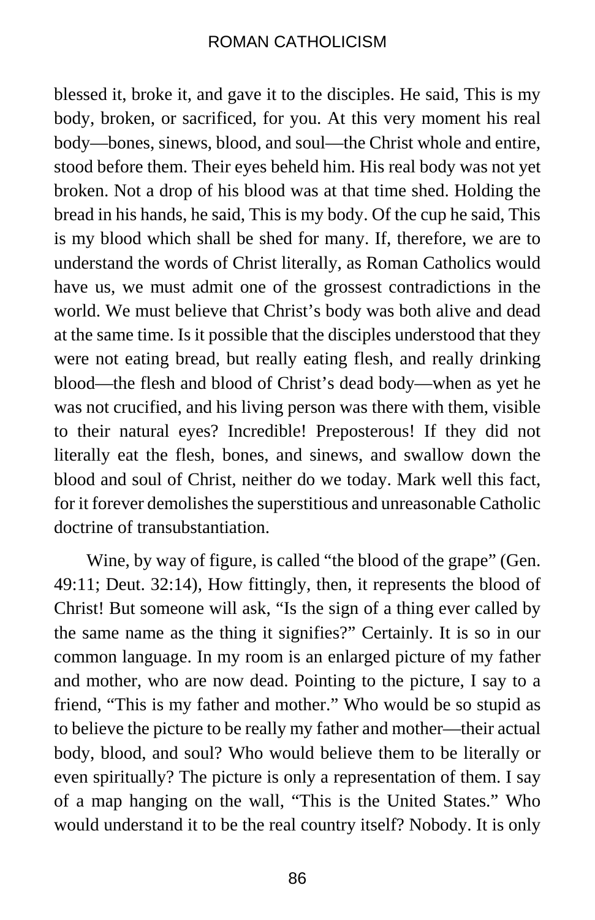blessed it, broke it, and gave it to the disciples. He said, This is my body, broken, or sacrificed, for you. At this very moment his real body—bones, sinews, blood, and soul—the Christ whole and entire, stood before them. Their eyes beheld him. His real body was not yet broken. Not a drop of his blood was at that time shed. Holding the bread in his hands, he said, This is my body. Of the cup he said, This is my blood which shall be shed for many. If, therefore, we are to understand the words of Christ literally, as Roman Catholics would have us, we must admit one of the grossest contradictions in the world. We must believe that Christ's body was both alive and dead at the same time. Is it possible that the disciples understood that they were not eating bread, but really eating flesh, and really drinking blood—the flesh and blood of Christ's dead body—when as yet he was not crucified, and his living person was there with them, visible to their natural eyes? Incredible! Preposterous! If they did not literally eat the flesh, bones, and sinews, and swallow down the blood and soul of Christ, neither do we today. Mark well this fact, for it forever demolishes the superstitious and unreasonable Catholic doctrine of transubstantiation.

Wine, by way of figure, is called "the blood of the grape" (Gen. 49:11; Deut. 32:14), How fittingly, then, it represents the blood of Christ! But someone will ask, "Is the sign of a thing ever called by the same name as the thing it signifies?" Certainly. It is so in our common language. In my room is an enlarged picture of my father and mother, who are now dead. Pointing to the picture, I say to a friend, "This is my father and mother." Who would be so stupid as to believe the picture to be really my father and mother—their actual body, blood, and soul? Who would believe them to be literally or even spiritually? The picture is only a representation of them. I say of a map hanging on the wall, "This is the United States." Who would understand it to be the real country itself? Nobody. It is only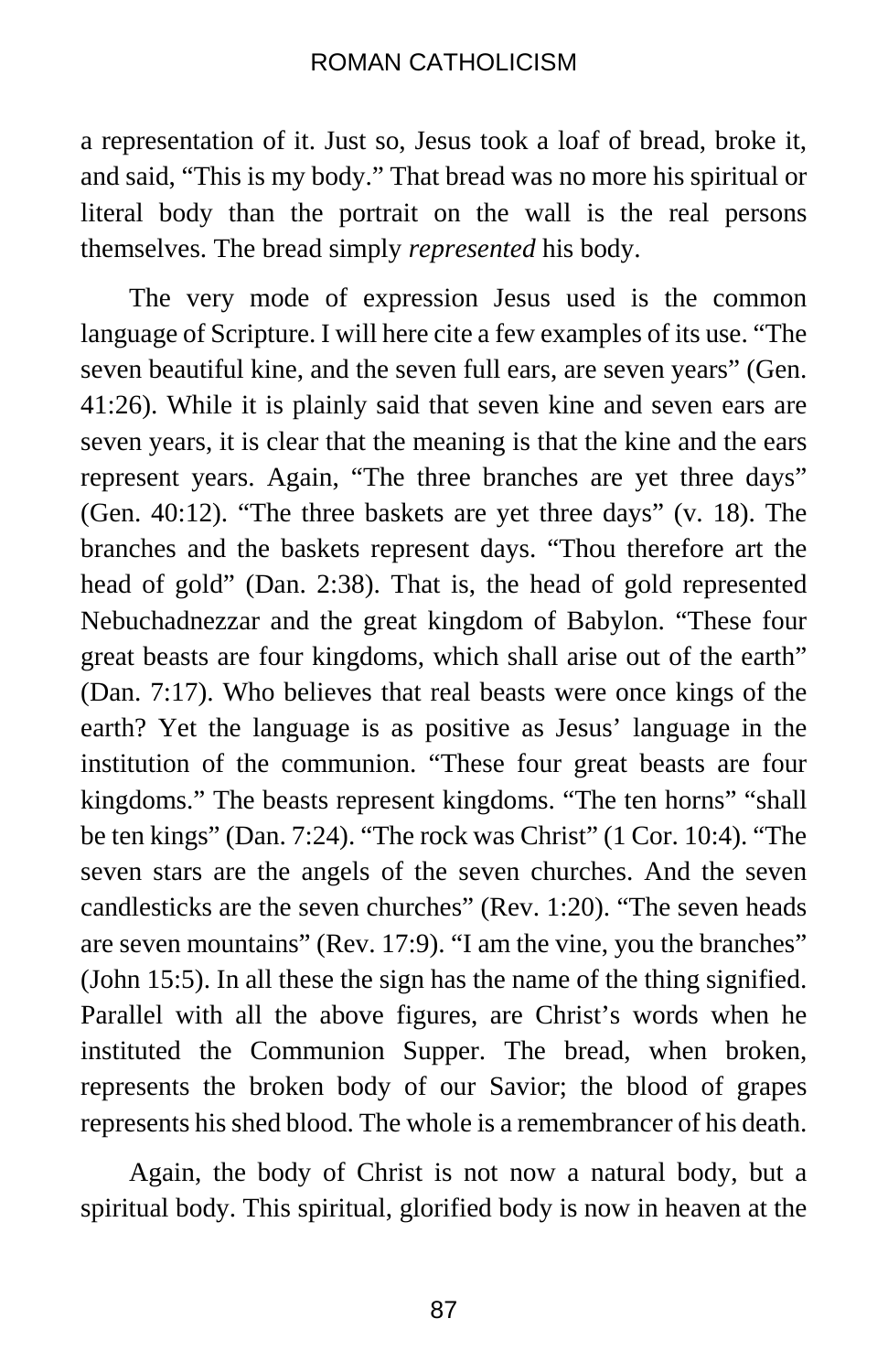a representation of it. Just so, Jesus took a loaf of bread, broke it, and said, "This is my body." That bread was no more his spiritual or literal body than the portrait on the wall is the real persons themselves. The bread simply *represented* his body.

The very mode of expression Jesus used is the common language of Scripture. I will here cite a few examples of its use. "The seven beautiful kine, and the seven full ears, are seven years" (Gen. 41:26). While it is plainly said that seven kine and seven ears are seven years, it is clear that the meaning is that the kine and the ears represent years. Again, "The three branches are yet three days" (Gen. 40:12). "The three baskets are yet three days" (v. 18). The branches and the baskets represent days. "Thou therefore art the head of gold" (Dan. 2:38). That is, the head of gold represented Nebuchadnezzar and the great kingdom of Babylon. "These four great beasts are four kingdoms, which shall arise out of the earth" (Dan. 7:17). Who believes that real beasts were once kings of the earth? Yet the language is as positive as Jesus' language in the institution of the communion. "These four great beasts are four kingdoms." The beasts represent kingdoms. "The ten horns" "shall be ten kings" (Dan. 7:24). "The rock was Christ" (1 Cor. 10:4). "The seven stars are the angels of the seven churches. And the seven candlesticks are the seven churches" (Rev. 1:20). "The seven heads are seven mountains" (Rev. 17:9). "I am the vine, you the branches" (John 15:5). In all these the sign has the name of the thing signified. Parallel with all the above figures, are Christ's words when he instituted the Communion Supper. The bread, when broken, represents the broken body of our Savior; the blood of grapes represents his shed blood. The whole is a remembrancer of his death.

Again, the body of Christ is not now a natural body, but a spiritual body. This spiritual, glorified body is now in heaven at the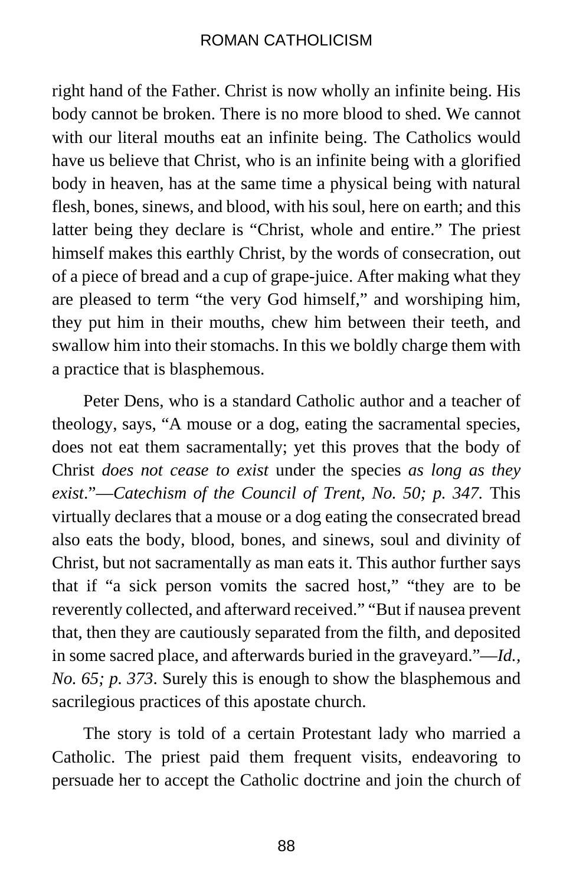right hand of the Father. Christ is now wholly an infinite being. His body cannot be broken. There is no more blood to shed. We cannot with our literal mouths eat an infinite being. The Catholics would have us believe that Christ, who is an infinite being with a glorified body in heaven, has at the same time a physical being with natural flesh, bones, sinews, and blood, with his soul, here on earth; and this latter being they declare is "Christ, whole and entire." The priest himself makes this earthly Christ, by the words of consecration, out of a piece of bread and a cup of grape-juice. After making what they are pleased to term "the very God himself," and worshiping him, they put him in their mouths, chew him between their teeth, and swallow him into their stomachs. In this we boldly charge them with a practice that is blasphemous.

Peter Dens, who is a standard Catholic author and a teacher of theology, says, "A mouse or a dog, eating the sacramental species, does not eat them sacramentally; yet this proves that the body of Christ *does not cease to exist* under the species *as long as they exist*."—*Catechism of the Council of Trent, No. 50; p. 347*. This virtually declares that a mouse or a dog eating the consecrated bread also eats the body, blood, bones, and sinews, soul and divinity of Christ, but not sacramentally as man eats it. This author further says that if "a sick person vomits the sacred host," "they are to be reverently collected, and afterward received." "But if nausea prevent that, then they are cautiously separated from the filth, and deposited in some sacred place, and afterwards buried in the graveyard."—*Id., No. 65; p. 373*. Surely this is enough to show the blasphemous and sacrilegious practices of this apostate church.

The story is told of a certain Protestant lady who married a Catholic. The priest paid them frequent visits, endeavoring to persuade her to accept the Catholic doctrine and join the church of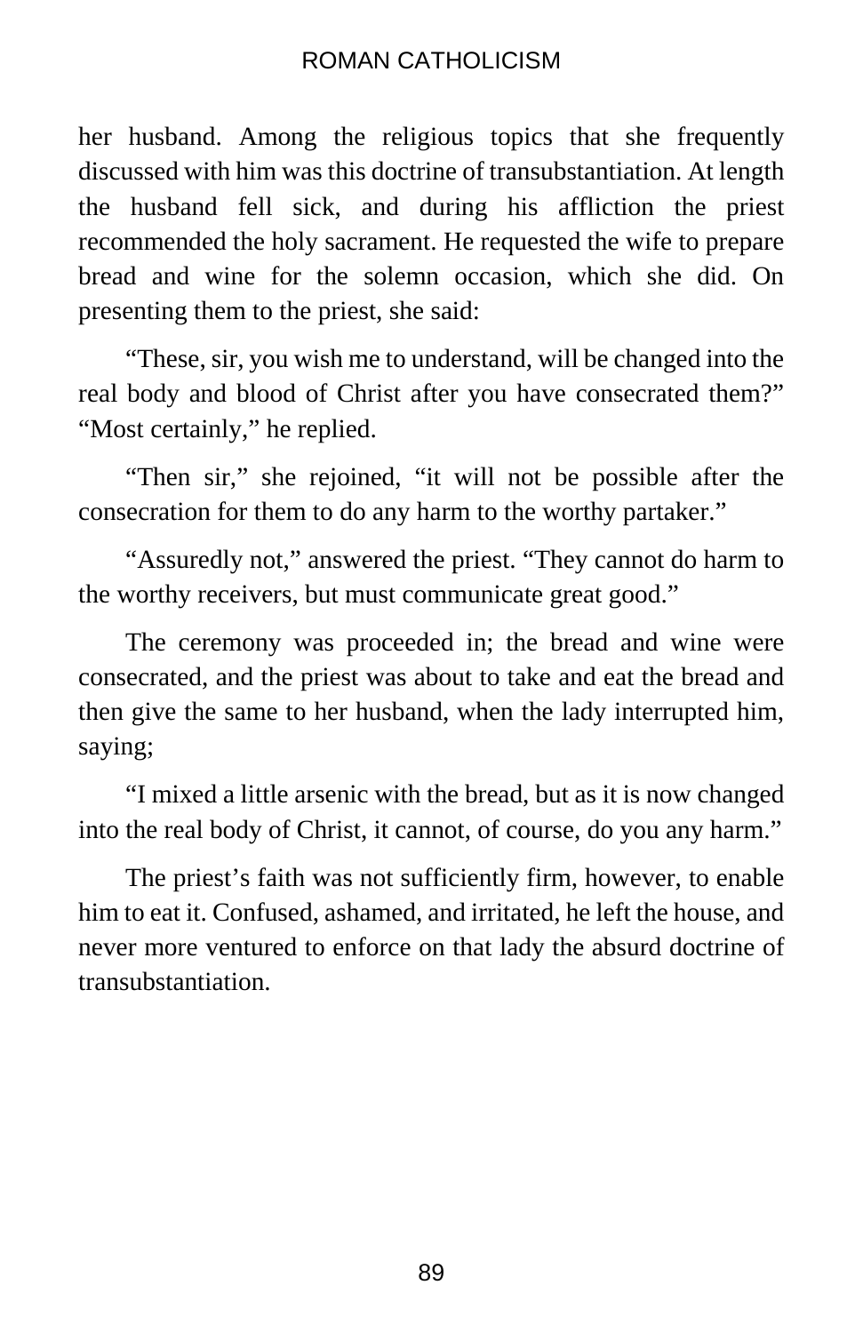her husband. Among the religious topics that she frequently discussed with him was this doctrine of transubstantiation. At length the husband fell sick, and during his affliction the priest recommended the holy sacrament. He requested the wife to prepare bread and wine for the solemn occasion, which she did. On presenting them to the priest, she said:

“These, sir, you wish me to understand, will be changed into the real body and blood of Christ after you have consecrated them?” “Most certainly,” he replied.

“Then sir,” she rejoined, “it will not be possible after the consecration for them to do any harm to the worthy partaker.”

“Assuredly not,” answered the priest. “They cannot do harm to the worthy receivers, but must communicate great good.”

The ceremony was proceeded in; the bread and wine were consecrated, and the priest was about to take and eat the bread and then give the same to her husband, when the lady interrupted him, saying;

“I mixed a little arsenic with the bread, but as it is now changed into the real body of Christ, it cannot, of course, do you any harm.”

The priest’s faith was not sufficiently firm, however, to enable him to eat it. Confused, ashamed, and irritated, he left the house, and never more ventured to enforce on that lady the absurd doctrine of transubstantiation.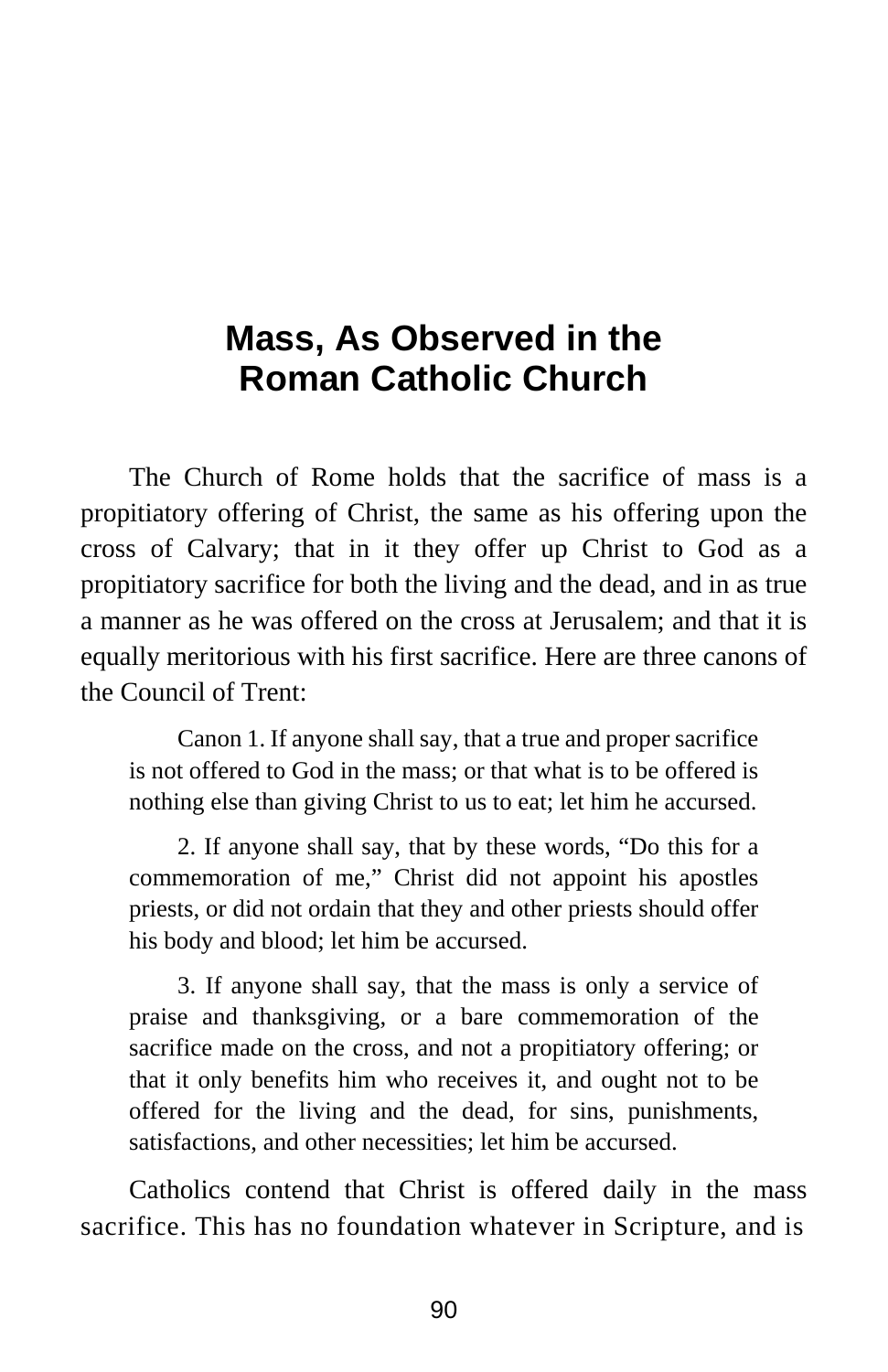# Mass, As Observed in the Roman Catholic Church

The Church of Rome holds that the sacrifice of mass is a propitiatory offering of Christ, the same as his offering upon the cross of Calvary; that in it they offer up Christ to God as a propitiatory sacrifice for both the living and the dead, and in as true a manner as he was offered on the cross at Jerusalem; and that it is equally meritorious with his first sacrifice. Here are three canons of the Council of Trent:

> Canon 1. If anyone shall say, that a true and proper sacrifice is not offered to God in the mass; or that what is to be offered is nothing else than giving Christ to us to eat; let him he accursed.
>
> 2. If anyone shall say, that by these words, "Do this for a commemoration of me," Christ did not appoint his apostles priests, or did not ordain that they and other priests should offer his body and blood; let him be accursed.
>
> 3. If anyone shall say, that the mass is only a service of praise and thanksgiving, or a bare commemoration of the sacrifice made on the cross, and not a propitiatory offering; or that it only benefits him who receives it, and ought not to be offered for the living and the dead, for sins, punishments, satisfactions, and other necessities; let him be accursed.

Catholics contend that Christ is offered daily in the mass sacrifice. This has no foundation whatever in Scripture, and is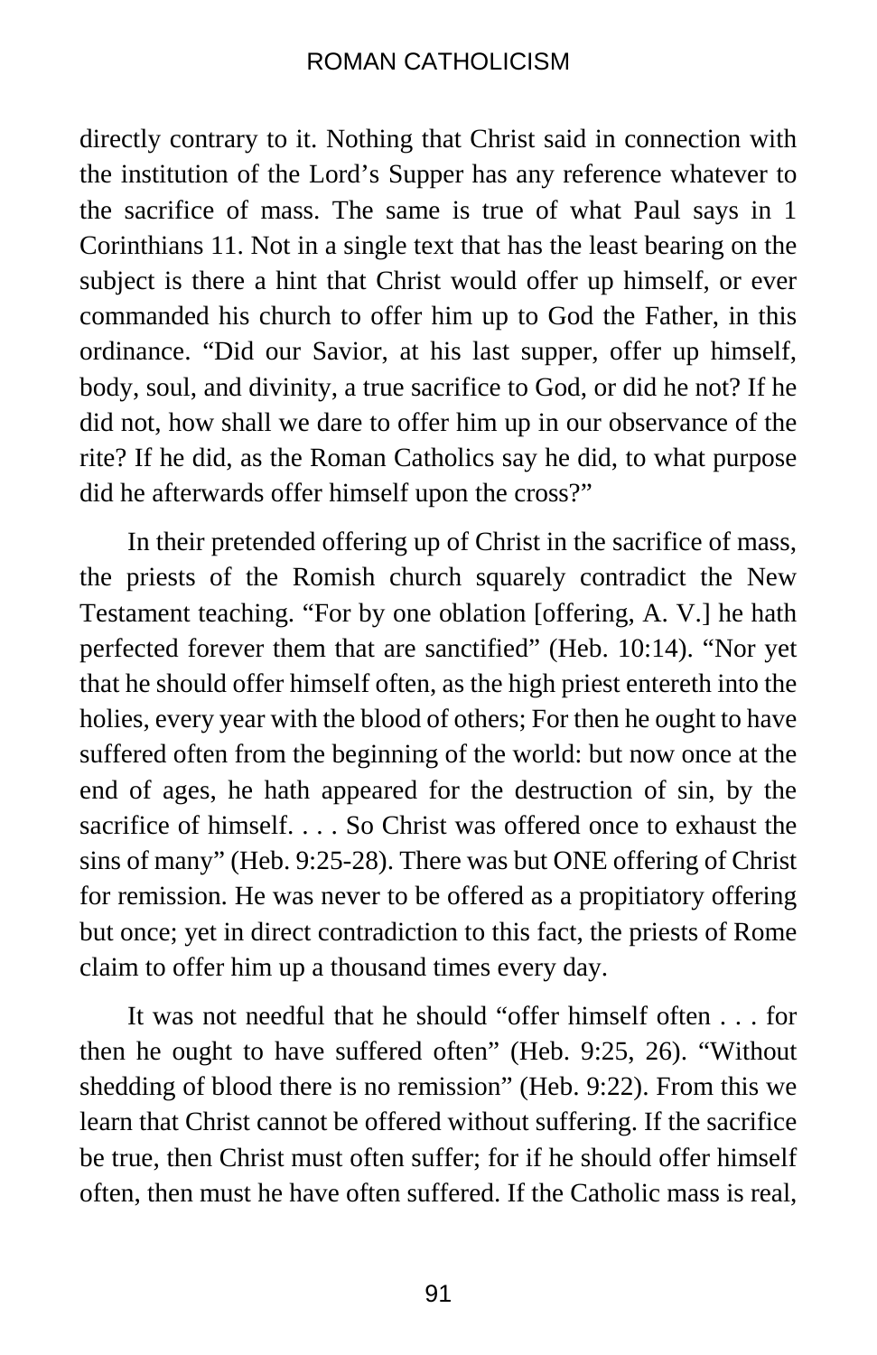directly contrary to it. Nothing that Christ said in connection with the institution of the Lord's Supper has any reference whatever to the sacrifice of mass. The same is true of what Paul says in 1 Corinthians 11. Not in a single text that has the least bearing on the subject is there a hint that Christ would offer up himself, or ever commanded his church to offer him up to God the Father, in this ordinance. "Did our Savior, at his last supper, offer up himself, body, soul, and divinity, a true sacrifice to God, or did he not? If he did not, how shall we dare to offer him up in our observance of the rite? If he did, as the Roman Catholics say he did, to what purpose did he afterwards offer himself upon the cross?"

In their pretended offering up of Christ in the sacrifice of mass, the priests of the Romish church squarely contradict the New Testament teaching. "For by one oblation [offering, A. V.] he hath perfected forever them that are sanctified" (Heb. 10:14). "Nor yet that he should offer himself often, as the high priest entereth into the holies, every year with the blood of others; For then he ought to have suffered often from the beginning of the world: but now once at the end of ages, he hath appeared for the destruction of sin, by the sacrifice of himself. . . . So Christ was offered once to exhaust the sins of many" (Heb. 9:25-28). There was but ONE offering of Christ for remission. He was never to be offered as a propitiatory offering but once; yet in direct contradiction to this fact, the priests of Rome claim to offer him up a thousand times every day.

It was not needful that he should "offer himself often . . . for then he ought to have suffered often" (Heb. 9:25, 26). "Without shedding of blood there is no remission" (Heb. 9:22). From this we learn that Christ cannot be offered without suffering. If the sacrifice be true, then Christ must often suffer; for if he should offer himself often, then must he have often suffered. If the Catholic mass is real,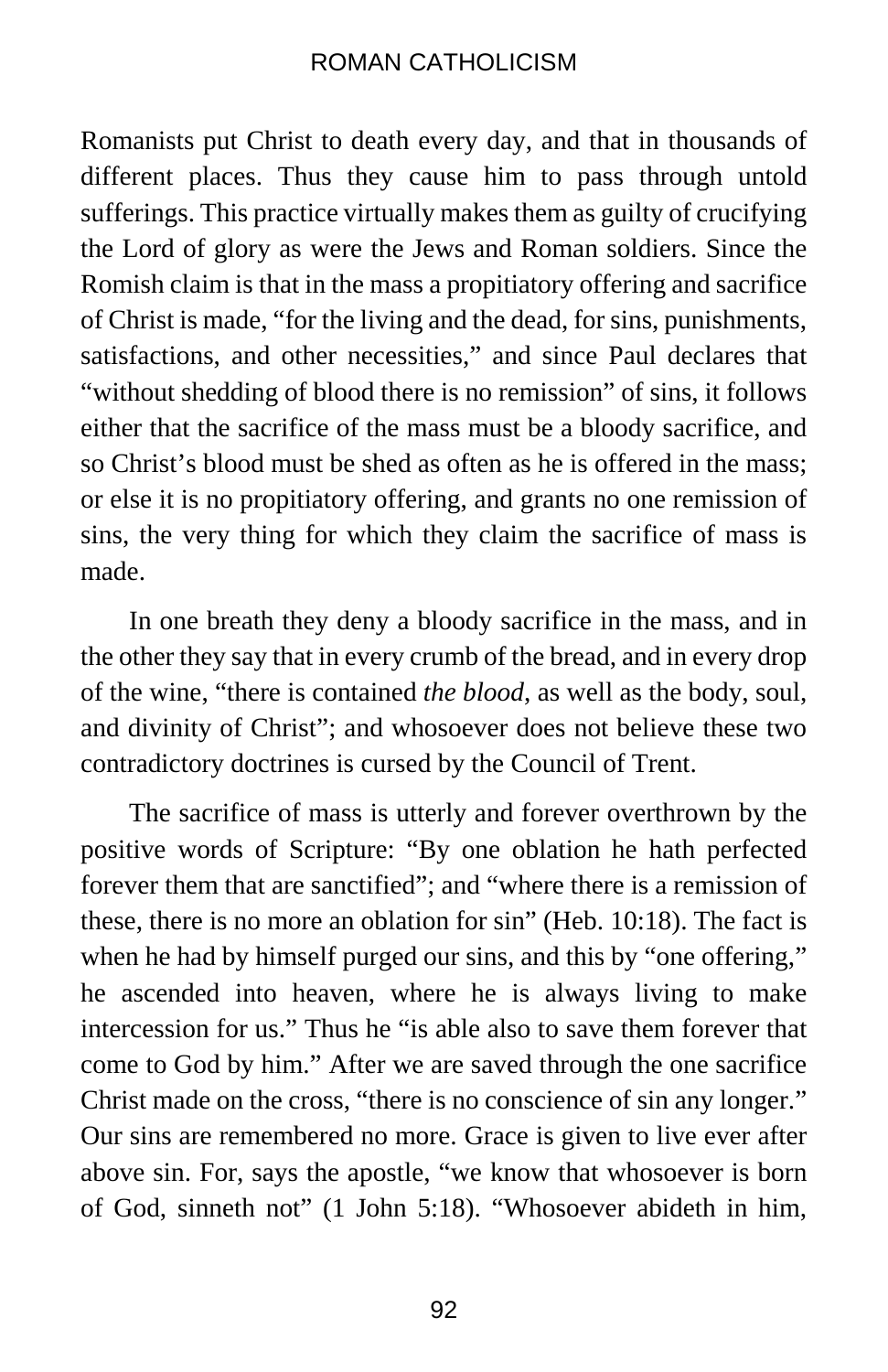Romanists put Christ to death every day, and that in thousands of different places. Thus they cause him to pass through untold sufferings. This practice virtually makes them as guilty of crucifying the Lord of glory as were the Jews and Roman soldiers. Since the Romish claim is that in the mass a propitiatory offering and sacrifice of Christ is made, "for the living and the dead, for sins, punishments, satisfactions, and other necessities," and since Paul declares that "without shedding of blood there is no remission" of sins, it follows either that the sacrifice of the mass must be a bloody sacrifice, and so Christ's blood must be shed as often as he is offered in the mass; or else it is no propitiatory offering, and grants no one remission of sins, the very thing for which they claim the sacrifice of mass is made.

In one breath they deny a bloody sacrifice in the mass, and in the other they say that in every crumb of the bread, and in every drop of the wine, "there is contained *the blood*, as well as the body, soul, and divinity of Christ"; and whosoever does not believe these two contradictory doctrines is cursed by the Council of Trent.

The sacrifice of mass is utterly and forever overthrown by the positive words of Scripture: "By one oblation he hath perfected forever them that are sanctified"; and "where there is a remission of these, there is no more an oblation for sin" (Heb. 10:18). The fact is when he had by himself purged our sins, and this by "one offering," he ascended into heaven, where he is always living to make intercession for us." Thus he "is able also to save them forever that come to God by him." After we are saved through the one sacrifice Christ made on the cross, "there is no conscience of sin any longer." Our sins are remembered no more. Grace is given to live ever after above sin. For, says the apostle, "we know that whosoever is born of God, sinneth not" (1 John 5:18). "Whosoever abideth in him,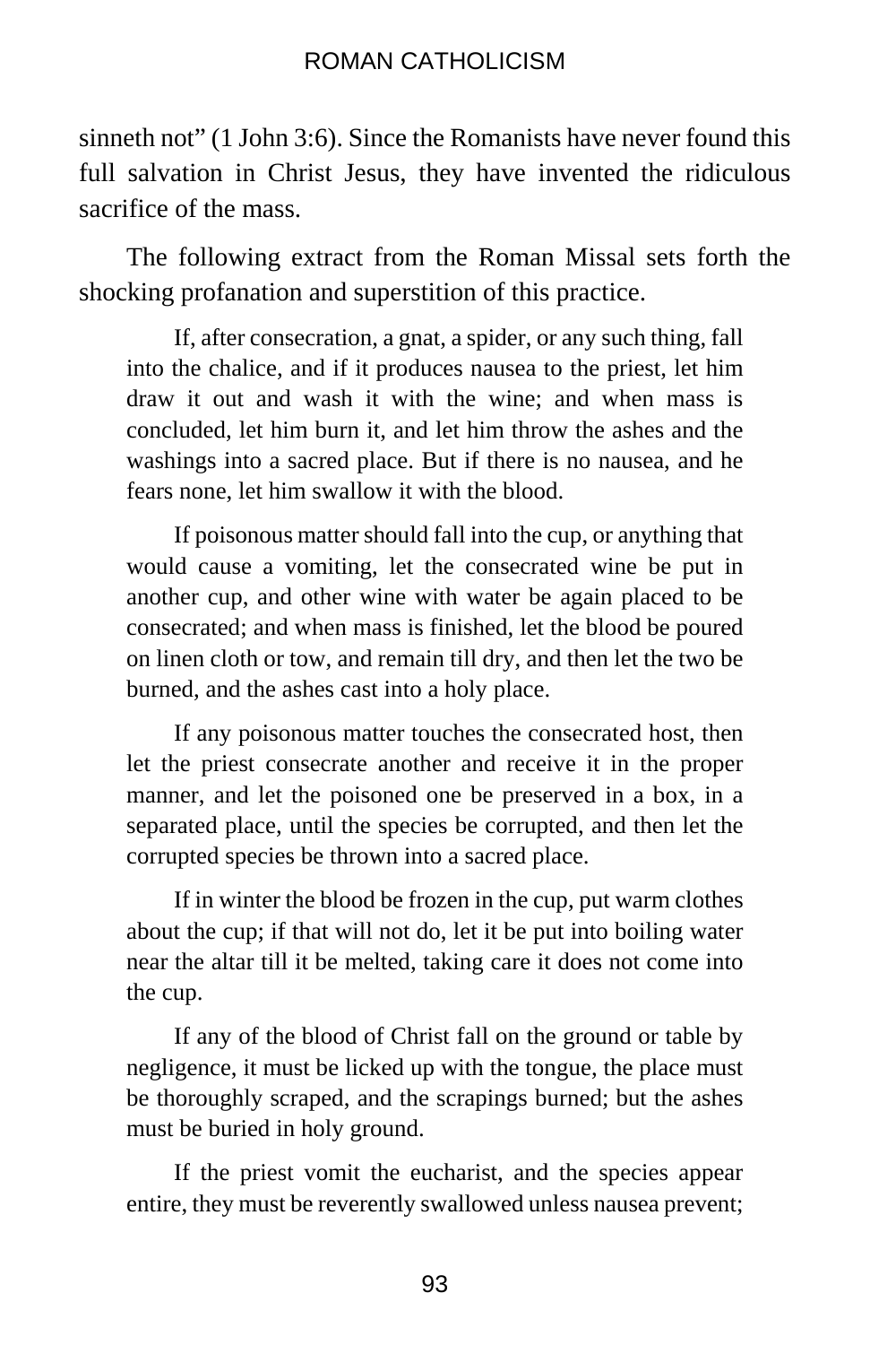sinneth not" (1 John 3:6). Since the Romanists have never found this full salvation in Christ Jesus, they have invented the ridiculous sacrifice of the mass.

The following extract from the Roman Missal sets forth the shocking profanation and superstition of this practice.

> If, after consecration, a gnat, a spider, or any such thing, fall into the chalice, and if it produces nausea to the priest, let him draw it out and wash it with the wine; and when mass is concluded, let him burn it, and let him throw the ashes and the washings into a sacred place. But if there is no nausea, and he fears none, let him swallow it with the blood.
>
> If poisonous matter should fall into the cup, or anything that would cause a vomiting, let the consecrated wine be put in another cup, and other wine with water be again placed to be consecrated; and when mass is finished, let the blood be poured on linen cloth or tow, and remain till dry, and then let the two be burned, and the ashes cast into a holy place.
>
> If any poisonous matter touches the consecrated host, then let the priest consecrate another and receive it in the proper manner, and let the poisoned one be preserved in a box, in a separated place, until the species be corrupted, and then let the corrupted species be thrown into a sacred place.
>
> If in winter the blood be frozen in the cup, put warm clothes about the cup; if that will not do, let it be put into boiling water near the altar till it be melted, taking care it does not come into the cup.
>
> If any of the blood of Christ fall on the ground or table by negligence, it must be licked up with the tongue, the place must be thoroughly scraped, and the scrapings burned; but the ashes must be buried in holy ground.
>
> If the priest vomit the eucharist, and the species appear entire, they must be reverently swallowed unless nausea prevent;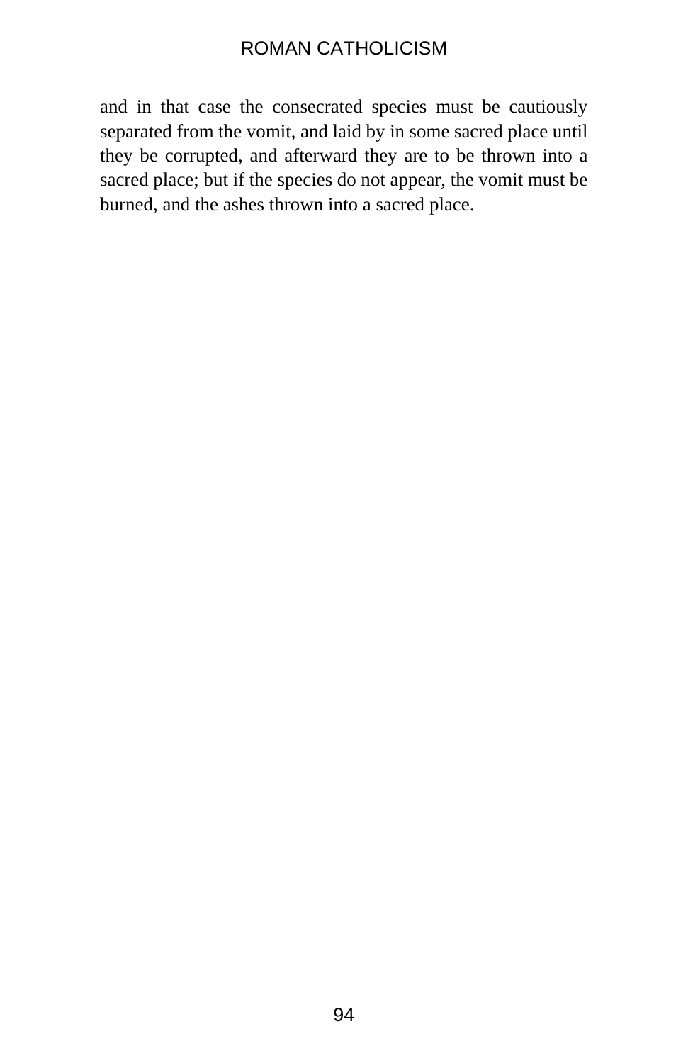and in that case the consecrated species must be cautiously separated from the vomit, and laid by in some sacred place until they be corrupted, and afterward they are to be thrown into a sacred place; but if the species do not appear, the vomit must be burned, and the ashes thrown into a sacred place.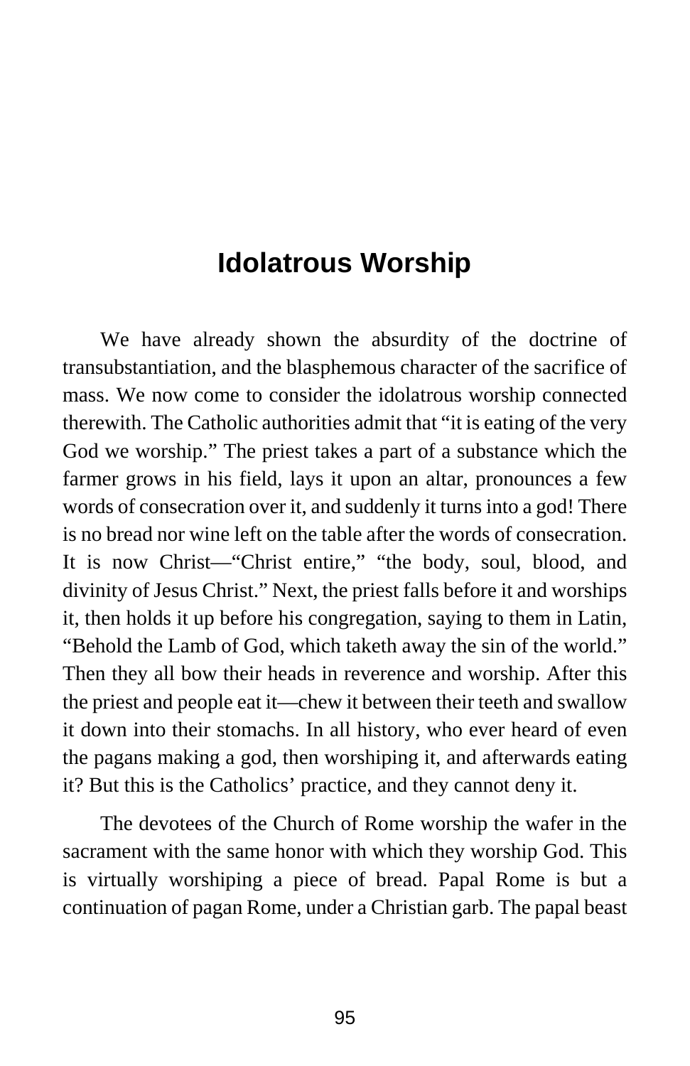## Idolatrous Worship

We have already shown the absurdity of the doctrine of transubstantiation, and the blasphemous character of the sacrifice of mass. We now come to consider the idolatrous worship connected therewith. The Catholic authorities admit that "it is eating of the very God we worship." The priest takes a part of a substance which the farmer grows in his field, lays it upon an altar, pronounces a few words of consecration over it, and suddenly it turns into a god! There is no bread nor wine left on the table after the words of consecration. It is now Christ—"Christ entire," "the body, soul, blood, and divinity of Jesus Christ." Next, the priest falls before it and worships it, then holds it up before his congregation, saying to them in Latin, "Behold the Lamb of God, which taketh away the sin of the world." Then they all bow their heads in reverence and worship. After this the priest and people eat it—chew it between their teeth and swallow it down into their stomachs. In all history, who ever heard of even the pagans making a god, then worshiping it, and afterwards eating it? But this is the Catholics' practice, and they cannot deny it.

The devotees of the Church of Rome worship the wafer in the sacrament with the same honor with which they worship God. This is virtually worshiping a piece of bread. Papal Rome is but a continuation of pagan Rome, under a Christian garb. The papal beast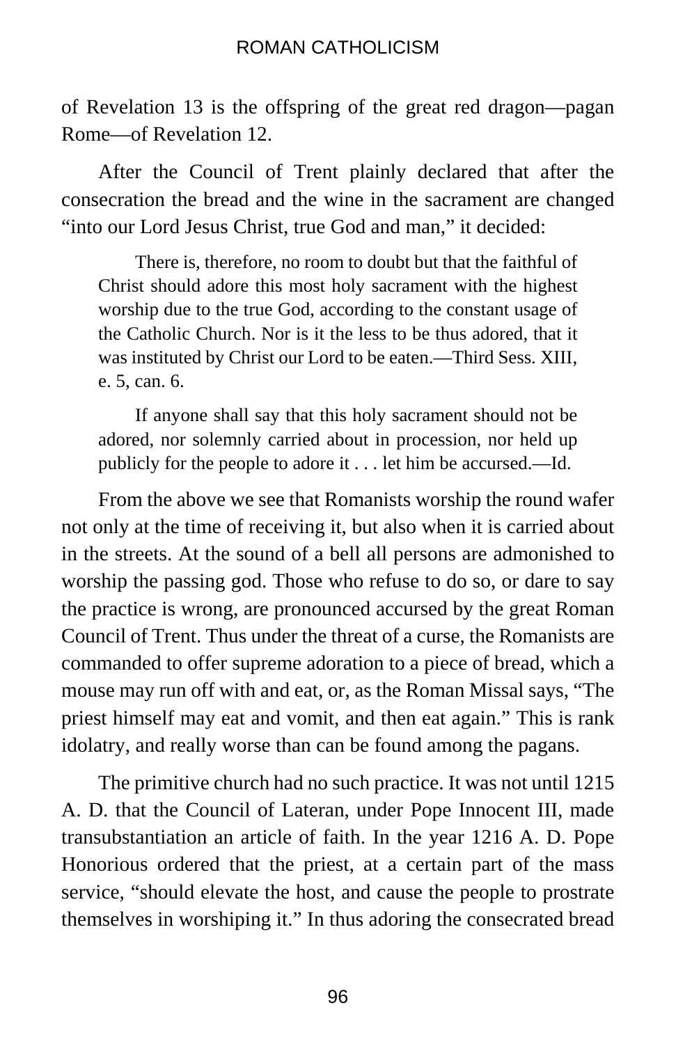of Revelation 13 is the offspring of the great red dragon—pagan Rome—of Revelation 12.

After the Council of Trent plainly declared that after the consecration the bread and the wine in the sacrament are changed "into our Lord Jesus Christ, true God and man," it decided:

> There is, therefore, no room to doubt but that the faithful of Christ should adore this most holy sacrament with the highest worship due to the true God, according to the constant usage of the Catholic Church. Nor is it the less to be thus adored, that it was instituted by Christ our Lord to be eaten.—Third Sess. XIII, e. 5, can. 6.
>
> If anyone shall say that this holy sacrament should not be adored, nor solemnly carried about in procession, nor held up publicly for the people to adore it . . . let him be accursed.—Id.

From the above we see that Romanists worship the round wafer not only at the time of receiving it, but also when it is carried about in the streets. At the sound of a bell all persons are admonished to worship the passing god. Those who refuse to do so, or dare to say the practice is wrong, are pronounced accursed by the great Roman Council of Trent. Thus under the threat of a curse, the Romanists are commanded to offer supreme adoration to a piece of bread, which a mouse may run off with and eat, or, as the Roman Missal says, "The priest himself may eat and vomit, and then eat again." This is rank idolatry, and really worse than can be found among the pagans.

The primitive church had no such practice. It was not until 1215 A. D. that the Council of Lateran, under Pope Innocent III, made transubstantiation an article of faith. In the year 1216 A. D. Pope Honorious ordered that the priest, at a certain part of the mass service, "should elevate the host, and cause the people to prostrate themselves in worshiping it." In thus adoring the consecrated bread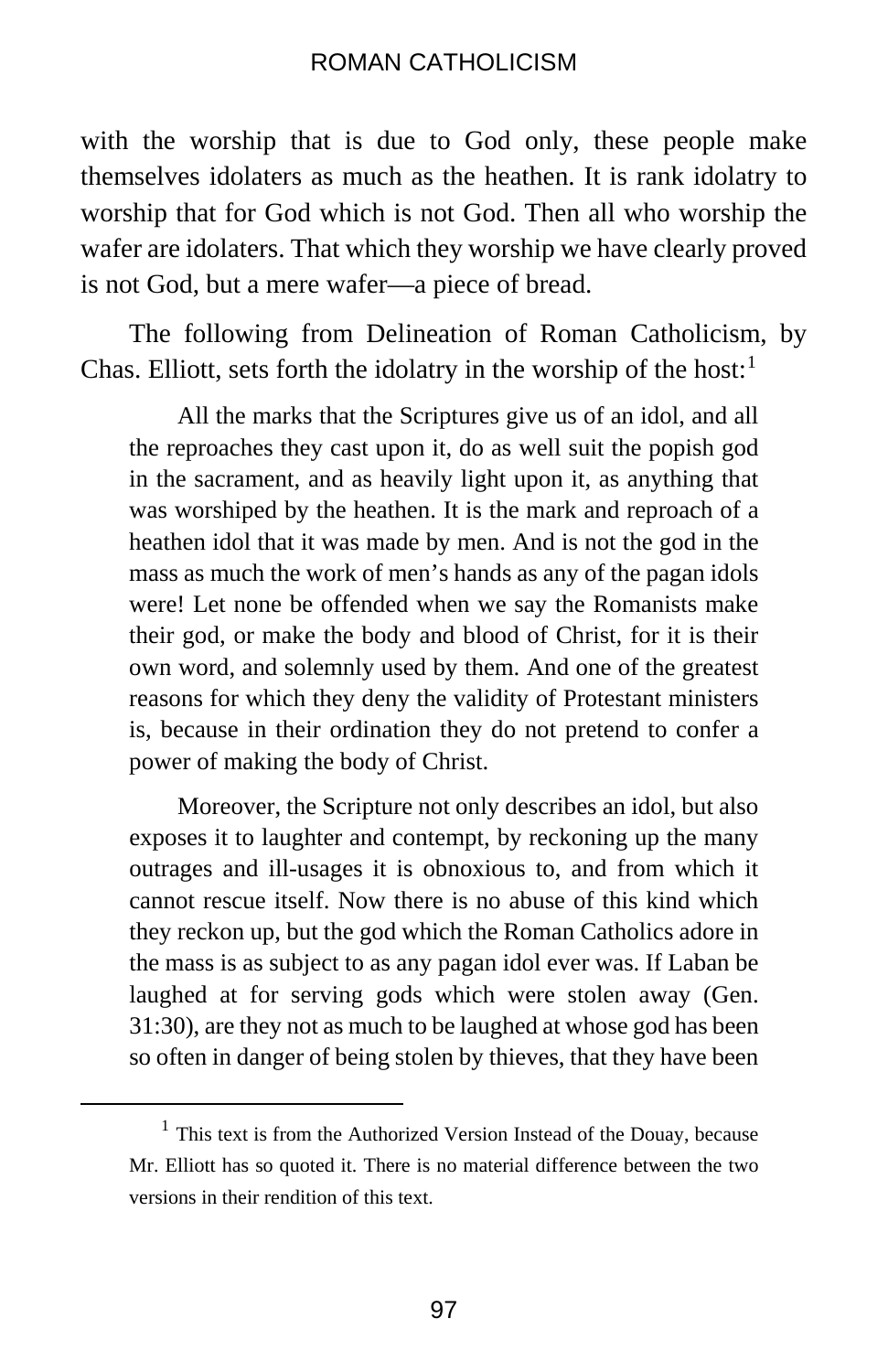with the worship that is due to God only, these people make themselves idolaters as much as the heathen. It is rank idolatry to worship that for God which is not God. Then all who worship the wafer are idolaters. That which they worship we have clearly proved is not God, but a mere wafer—a piece of bread.

The following from Delineation of Roman Catholicism, by Chas. Elliott, sets forth the idolatry in the worship of the host:[1]

> All the marks that the Scriptures give us of an idol, and all the reproaches they cast upon it, do as well suit the popish god in the sacrament, and as heavily light upon it, as anything that was worshiped by the heathen. It is the mark and reproach of a heathen idol that it was made by men. And is not the god in the mass as much the work of men's hands as any of the pagan idols were! Let none be offended when we say the Romanists make their god, or make the body and blood of Christ, for it is their own word, and solemnly used by them. And one of the greatest reasons for which they deny the validity of Protestant ministers is, because in their ordination they do not pretend to confer a power of making the body of Christ.
>
> Moreover, the Scripture not only describes an idol, but also exposes it to laughter and contempt, by reckoning up the many outrages and ill-usages it is obnoxious to, and from which it cannot rescue itself. Now there is no abuse of this kind which they reckon up, but the god which the Roman Catholics adore in the mass is as subject to as any pagan idol ever was. If Laban be laughed at for serving gods which were stolen away (Gen. 31:30), are they not as much to be laughed at whose god has been so often in danger of being stolen by thieves, that they have been

---

[1] This text is from the Authorized Version Instead of the Douay, because Mr. Elliott has so quoted it. There is no material difference between the two versions in their rendition of this text.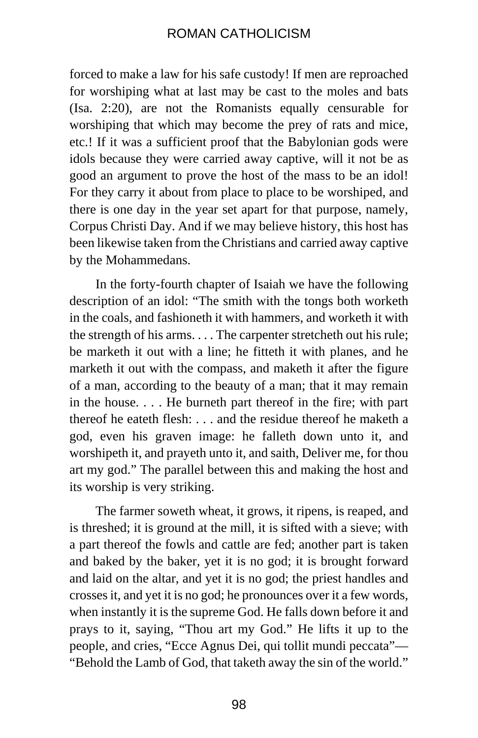forced to make a law for his safe custody! If men are reproached for worshiping what at last may be cast to the moles and bats (Isa. 2:20), are not the Romanists equally censurable for worshiping that which may become the prey of rats and mice, etc.! If it was a sufficient proof that the Babylonian gods were idols because they were carried away captive, will it not be as good an argument to prove the host of the mass to be an idol! For they carry it about from place to place to be worshiped, and there is one day in the year set apart for that purpose, namely, Corpus Christi Day. And if we may believe history, this host has been likewise taken from the Christians and carried away captive by the Mohammedans.

In the forty-fourth chapter of Isaiah we have the following description of an idol: "The smith with the tongs both worketh in the coals, and fashioneth it with hammers, and worketh it with the strength of his arms. . . . The carpenter stretcheth out his rule; be marketh it out with a line; he fitteth it with planes, and he marketh it out with the compass, and maketh it after the figure of a man, according to the beauty of a man; that it may remain in the house. . . . He burneth part thereof in the fire; with part thereof he eateth flesh: . . . and the residue thereof he maketh a god, even his graven image: he falleth down unto it, and worshipeth it, and prayeth unto it, and saith, Deliver me, for thou art my god." The parallel between this and making the host and its worship is very striking.

The farmer soweth wheat, it grows, it ripens, is reaped, and is threshed; it is ground at the mill, it is sifted with a sieve; with a part thereof the fowls and cattle are fed; another part is taken and baked by the baker, yet it is no god; it is brought forward and laid on the altar, and yet it is no god; the priest handles and crosses it, and yet it is no god; he pronounces over it a few words, when instantly it is the supreme God. He falls down before it and prays to it, saying, "Thou art my God." He lifts it up to the people, and cries, "Ecce Agnus Dei, qui tollit mundi peccata"—"Behold the Lamb of God, that taketh away the sin of the world."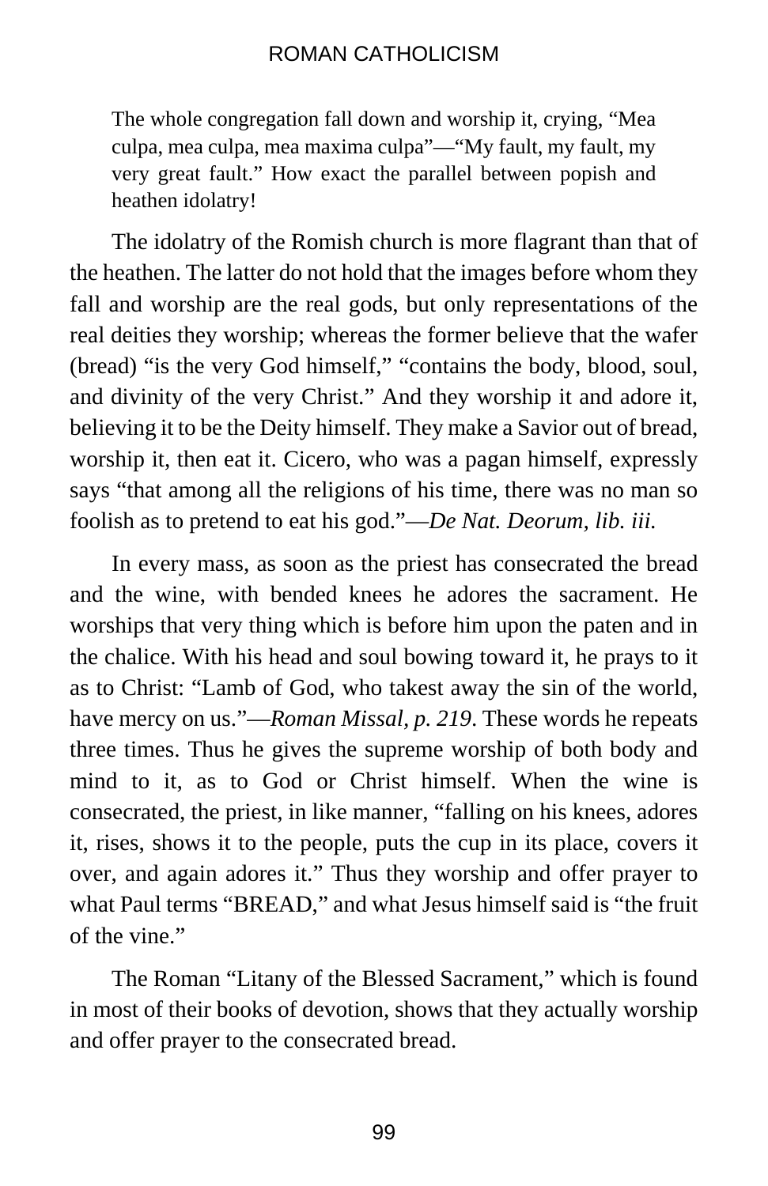> The whole congregation fall down and worship it, crying, "Mea culpa, mea culpa, mea maxima culpa"—"My fault, my fault, my very great fault." How exact the parallel between popish and heathen idolatry!

The idolatry of the Romish church is more flagrant than that of the heathen. The latter do not hold that the images before whom they fall and worship are the real gods, but only representations of the real deities they worship; whereas the former believe that the wafer (bread) "is the very God himself," "contains the body, blood, soul, and divinity of the very Christ." And they worship it and adore it, believing it to be the Deity himself. They make a Savior out of bread, worship it, then eat it. Cicero, who was a pagan himself, expressly says "that among all the religions of his time, there was no man so foolish as to pretend to eat his god."—*De Nat. Deorum, lib. iii.*

In every mass, as soon as the priest has consecrated the bread and the wine, with bended knees he adores the sacrament. He worships that very thing which is before him upon the paten and in the chalice. With his head and soul bowing toward it, he prays to it as to Christ: "Lamb of God, who takest away the sin of the world, have mercy on us."—*Roman Missal, p. 219*. These words he repeats three times. Thus he gives the supreme worship of both body and mind to it, as to God or Christ himself. When the wine is consecrated, the priest, in like manner, "falling on his knees, adores it, rises, shows it to the people, puts the cup in its place, covers it over, and again adores it." Thus they worship and offer prayer to what Paul terms "BREAD," and what Jesus himself said is "the fruit of the vine."

The Roman "Litany of the Blessed Sacrament," which is found in most of their books of devotion, shows that they actually worship and offer prayer to the consecrated bread.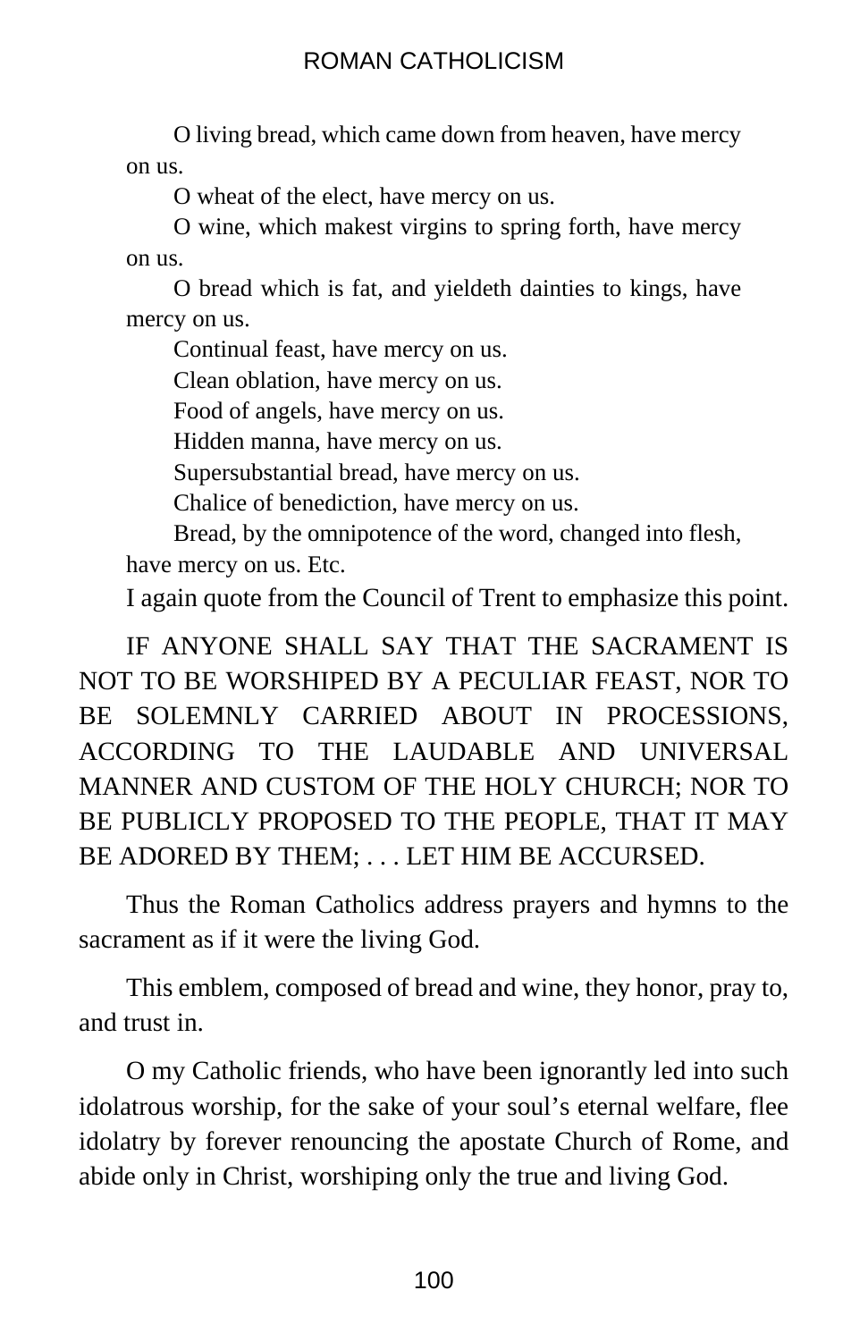O living bread, which came down from heaven, have mercy on us.

O wheat of the elect, have mercy on us.

O wine, which makest virgins to spring forth, have mercy on us.

O bread which is fat, and yieldeth dainties to kings, have mercy on us.

Continual feast, have mercy on us.

Clean oblation, have mercy on us.

Food of angels, have mercy on us.

Hidden manna, have mercy on us.

Supersubstantial bread, have mercy on us.

Chalice of benediction, have mercy on us.

Bread, by the omnipotence of the word, changed into flesh, have mercy on us. Etc.

I again quote from the Council of Trent to emphasize this point.

IF ANYONE SHALL SAY THAT THE SACRAMENT IS NOT TO BE WORSHIPED BY A PECULIAR FEAST, NOR TO BE SOLEMNLY CARRIED ABOUT IN PROCESSIONS, ACCORDING TO THE LAUDABLE AND UNIVERSAL MANNER AND CUSTOM OF THE HOLY CHURCH; NOR TO BE PUBLICLY PROPOSED TO THE PEOPLE, THAT IT MAY BE ADORED BY THEM; . . . LET HIM BE ACCURSED.

Thus the Roman Catholics address prayers and hymns to the sacrament as if it were the living God.

This emblem, composed of bread and wine, they honor, pray to, and trust in.

O my Catholic friends, who have been ignorantly led into such idolatrous worship, for the sake of your soul's eternal welfare, flee idolatry by forever renouncing the apostate Church of Rome, and abide only in Christ, worshiping only the true and living God.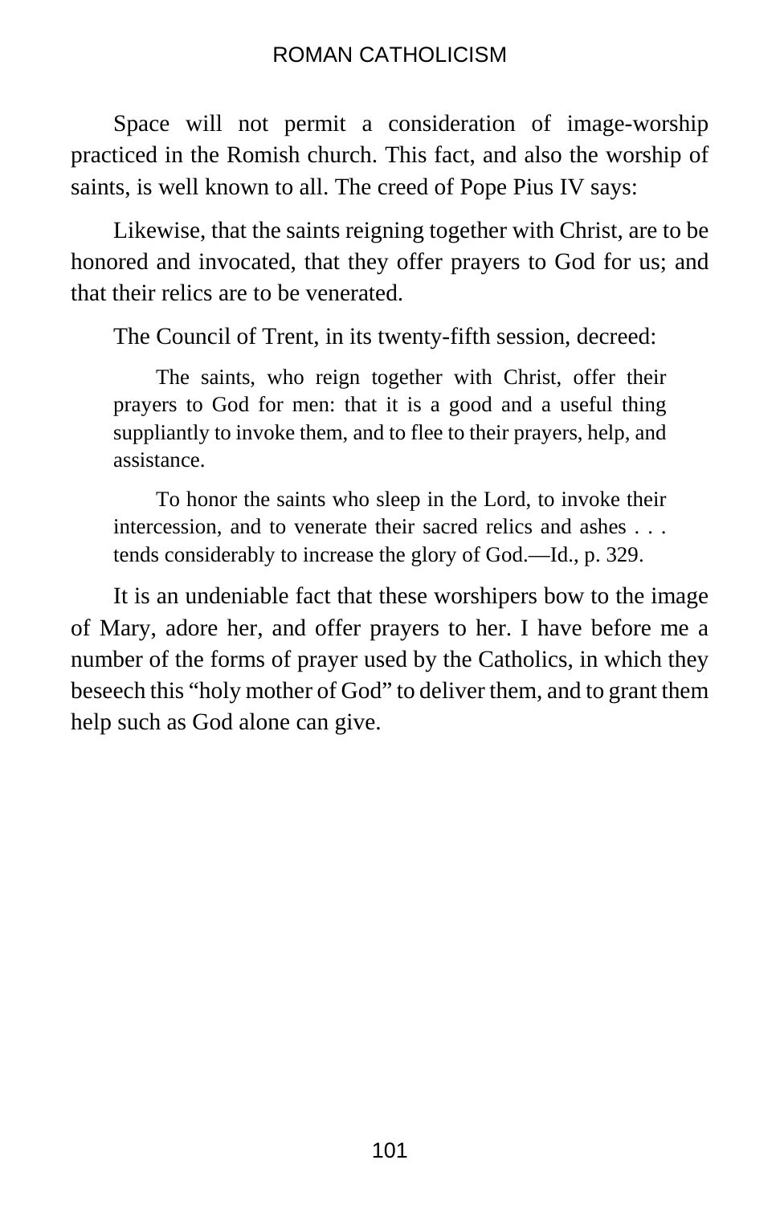Space will not permit a consideration of image-worship practiced in the Romish church. This fact, and also the worship of saints, is well known to all. The creed of Pope Pius IV says:

Likewise, that the saints reigning together with Christ, are to be honored and invocated, that they offer prayers to God for us; and that their relics are to be venerated.

The Council of Trent, in its twenty-fifth session, decreed:

> The saints, who reign together with Christ, offer their prayers to God for men: that it is a good and a useful thing suppliantly to invoke them, and to flee to their prayers, help, and assistance.
>
> To honor the saints who sleep in the Lord, to invoke their intercession, and to venerate their sacred relics and ashes . . . tends considerably to increase the glory of God.—Id., p. 329.

It is an undeniable fact that these worshipers bow to the image of Mary, adore her, and offer prayers to her. I have before me a number of the forms of prayer used by the Catholics, in which they beseech this "holy mother of God" to deliver them, and to grant them help such as God alone can give.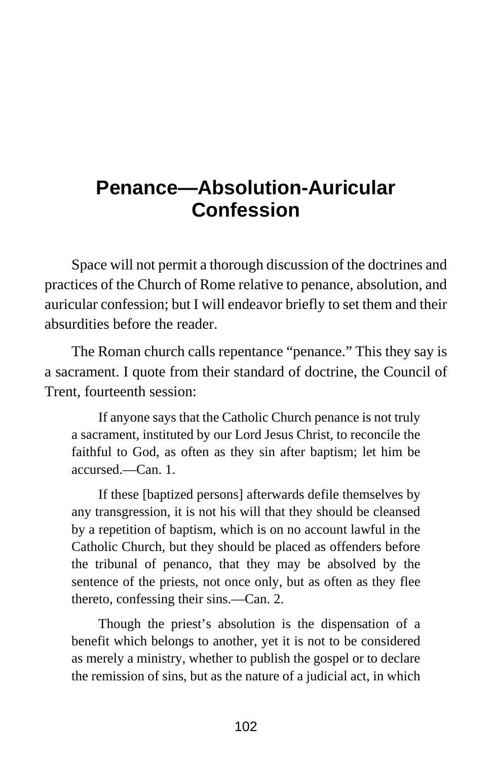# Penance—Absolution-Auricular Confession

Space will not permit a thorough discussion of the doctrines and practices of the Church of Rome relative to penance, absolution, and auricular confession; but I will endeavor briefly to set them and their absurdities before the reader.

The Roman church calls repentance "penance." This they say is a sacrament. I quote from their standard of doctrine, the Council of Trent, fourteenth session:

> If anyone says that the Catholic Church penance is not truly a sacrament, instituted by our Lord Jesus Christ, to reconcile the faithful to God, as often as they sin after baptism; let him be accursed.—Can. 1.
>
> If these [baptized persons] afterwards defile themselves by any transgression, it is not his will that they should be cleansed by a repetition of baptism, which is on no account lawful in the Catholic Church, but they should be placed as offenders before the tribunal of penanco, that they may be absolved by the sentence of the priests, not once only, but as often as they flee thereto, confessing their sins.—Can. 2.
>
> Though the priest's absolution is the dispensation of a benefit which belongs to another, yet it is not to be considered as merely a ministry, whether to publish the gospel or to declare the remission of sins, but as the nature of a judicial act, in which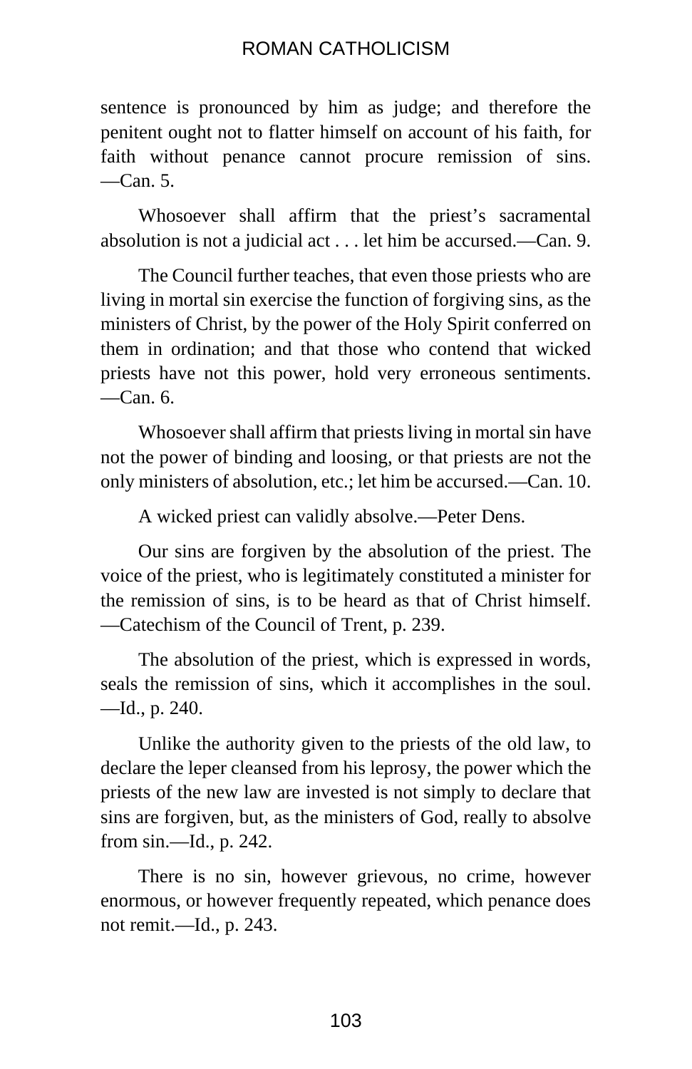sentence is pronounced by him as judge; and therefore the penitent ought not to flatter himself on account of his faith, for faith without penance cannot procure remission of sins. —Can. 5.

Whosoever shall affirm that the priest's sacramental absolution is not a judicial act . . . let him be accursed.—Can. 9.

The Council further teaches, that even those priests who are living in mortal sin exercise the function of forgiving sins, as the ministers of Christ, by the power of the Holy Spirit conferred on them in ordination; and that those who contend that wicked priests have not this power, hold very erroneous sentiments. —Can. 6.

Whosoever shall affirm that priests living in mortal sin have not the power of binding and loosing, or that priests are not the only ministers of absolution, etc.; let him be accursed.—Can. 10.

A wicked priest can validly absolve.—Peter Dens.

Our sins are forgiven by the absolution of the priest. The voice of the priest, who is legitimately constituted a minister for the remission of sins, is to be heard as that of Christ himself. —Catechism of the Council of Trent, p. 239.

The absolution of the priest, which is expressed in words, seals the remission of sins, which it accomplishes in the soul. —Id., p. 240.

Unlike the authority given to the priests of the old law, to declare the leper cleansed from his leprosy, the power which the priests of the new law are invested is not simply to declare that sins are forgiven, but, as the ministers of God, really to absolve from sin.—Id., p. 242.

There is no sin, however grievous, no crime, however enormous, or however frequently repeated, which penance does not remit.—Id., p. 243.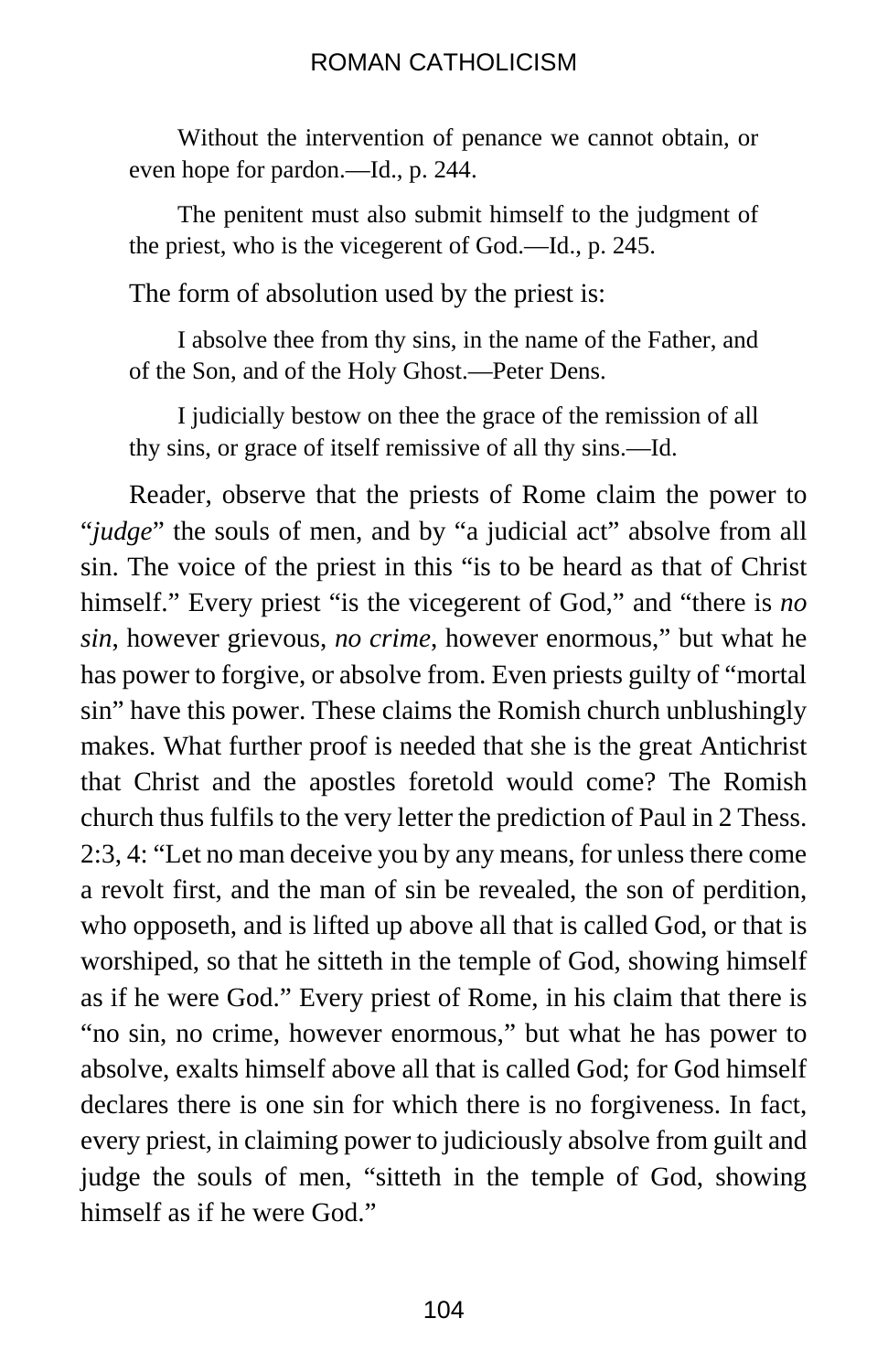> Without the intervention of penance we cannot obtain, or even hope for pardon.—Id., p. 244.

> The penitent must also submit himself to the judgment of the priest, who is the vicegerent of God.—Id., p. 245.

The form of absolution used by the priest is:

> I absolve thee from thy sins, in the name of the Father, and of the Son, and of the Holy Ghost.—Peter Dens.

> I judicially bestow on thee the grace of the remission of all thy sins, or grace of itself remissive of all thy sins.—Id.

Reader, observe that the priests of Rome claim the power to "*judge*" the souls of men, and by "a judicial act" absolve from all sin. The voice of the priest in this "is to be heard as that of Christ himself." Every priest "is the vicegerent of God," and "there is *no sin*, however grievous, *no crime*, however enormous," but what he has power to forgive, or absolve from. Even priests guilty of "mortal sin" have this power. These claims the Romish church unblushingly makes. What further proof is needed that she is the great Antichrist that Christ and the apostles foretold would come? The Romish church thus fulfils to the very letter the prediction of Paul in 2 Thess. 2:3, 4: "Let no man deceive you by any means, for unless there come a revolt first, and the man of sin be revealed, the son of perdition, who opposeth, and is lifted up above all that is called God, or that is worshiped, so that he sitteth in the temple of God, showing himself as if he were God." Every priest of Rome, in his claim that there is "no sin, no crime, however enormous," but what he has power to absolve, exalts himself above all that is called God; for God himself declares there is one sin for which there is no forgiveness. In fact, every priest, in claiming power to judiciously absolve from guilt and judge the souls of men, "sitteth in the temple of God, showing himself as if he were God."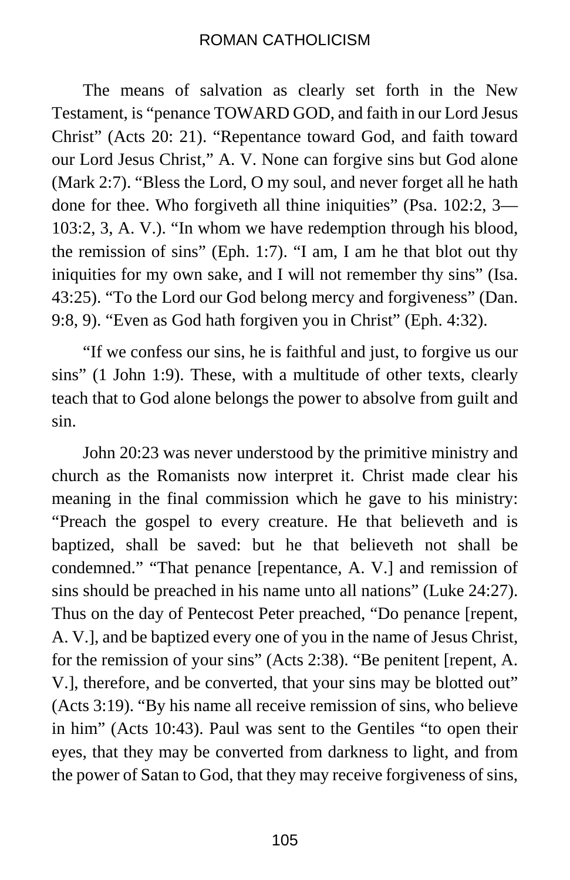The means of salvation as clearly set forth in the New Testament, is "penance TOWARD GOD, and faith in our Lord Jesus Christ" (Acts 20: 21). "Repentance toward God, and faith toward our Lord Jesus Christ," A. V. None can forgive sins but God alone (Mark 2:7). "Bless the Lord, O my soul, and never forget all he hath done for thee. Who forgiveth all thine iniquities" (Psa. 102:2, 3—103:2, 3, A. V.). "In whom we have redemption through his blood, the remission of sins" (Eph. 1:7). "I am, I am he that blot out thy iniquities for my own sake, and I will not remember thy sins" (Isa. 43:25). "To the Lord our God belong mercy and forgiveness" (Dan. 9:8, 9). "Even as God hath forgiven you in Christ" (Eph. 4:32).

"If we confess our sins, he is faithful and just, to forgive us our sins" (1 John 1:9). These, with a multitude of other texts, clearly teach that to God alone belongs the power to absolve from guilt and sin.

John 20:23 was never understood by the primitive ministry and church as the Romanists now interpret it. Christ made clear his meaning in the final commission which he gave to his ministry: "Preach the gospel to every creature. He that believeth and is baptized, shall be saved: but he that believeth not shall be condemned." "That penance [repentance, A. V.] and remission of sins should be preached in his name unto all nations" (Luke 24:27). Thus on the day of Pentecost Peter preached, "Do penance [repent, A. V.], and be baptized every one of you in the name of Jesus Christ, for the remission of your sins" (Acts 2:38). "Be penitent [repent, A. V.], therefore, and be converted, that your sins may be blotted out" (Acts 3:19). "By his name all receive remission of sins, who believe in him" (Acts 10:43). Paul was sent to the Gentiles "to open their eyes, that they may be converted from darkness to light, and from the power of Satan to God, that they may receive forgiveness of sins,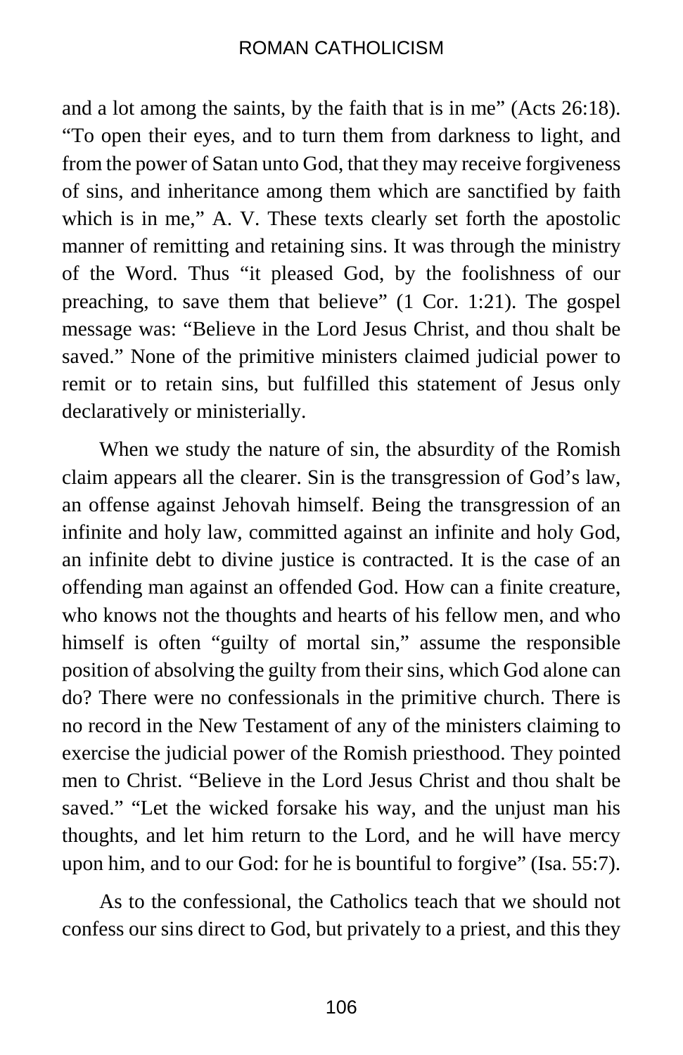and a lot among the saints, by the faith that is in me" (Acts 26:18). "To open their eyes, and to turn them from darkness to light, and from the power of Satan unto God, that they may receive forgiveness of sins, and inheritance among them which are sanctified by faith which is in me," A. V. These texts clearly set forth the apostolic manner of remitting and retaining sins. It was through the ministry of the Word. Thus "it pleased God, by the foolishness of our preaching, to save them that believe" (1 Cor. 1:21). The gospel message was: "Believe in the Lord Jesus Christ, and thou shalt be saved." None of the primitive ministers claimed judicial power to remit or to retain sins, but fulfilled this statement of Jesus only declaratively or ministerially.

When we study the nature of sin, the absurdity of the Romish claim appears all the clearer. Sin is the transgression of God's law, an offense against Jehovah himself. Being the transgression of an infinite and holy law, committed against an infinite and holy God, an infinite debt to divine justice is contracted. It is the case of an offending man against an offended God. How can a finite creature, who knows not the thoughts and hearts of his fellow men, and who himself is often "guilty of mortal sin," assume the responsible position of absolving the guilty from their sins, which God alone can do? There were no confessionals in the primitive church. There is no record in the New Testament of any of the ministers claiming to exercise the judicial power of the Romish priesthood. They pointed men to Christ. "Believe in the Lord Jesus Christ and thou shalt be saved." "Let the wicked forsake his way, and the unjust man his thoughts, and let him return to the Lord, and he will have mercy upon him, and to our God: for he is bountiful to forgive" (Isa. 55:7).

As to the confessional, the Catholics teach that we should not confess our sins direct to God, but privately to a priest, and this they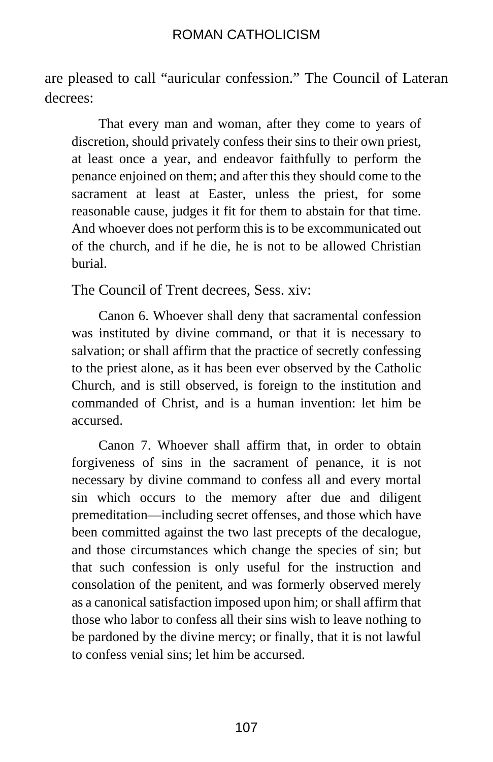are pleased to call "auricular confession." The Council of Lateran decrees:

> That every man and woman, after they come to years of discretion, should privately confess their sins to their own priest, at least once a year, and endeavor faithfully to perform the penance enjoined on them; and after this they should come to the sacrament at least at Easter, unless the priest, for some reasonable cause, judges it fit for them to abstain for that time. And whoever does not perform this is to be excommunicated out of the church, and if he die, he is not to be allowed Christian burial.

The Council of Trent decrees, Sess. xiv:

> Canon 6. Whoever shall deny that sacramental confession was instituted by divine command, or that it is necessary to salvation; or shall affirm that the practice of secretly confessing to the priest alone, as it has been ever observed by the Catholic Church, and is still observed, is foreign to the institution and commanded of Christ, and is a human invention: let him be accursed.
>
> Canon 7. Whoever shall affirm that, in order to obtain forgiveness of sins in the sacrament of penance, it is not necessary by divine command to confess all and every mortal sin which occurs to the memory after due and diligent premeditation—including secret offenses, and those which have been committed against the two last precepts of the decalogue, and those circumstances which change the species of sin; but that such confession is only useful for the instruction and consolation of the penitent, and was formerly observed merely as a canonical satisfaction imposed upon him; or shall affirm that those who labor to confess all their sins wish to leave nothing to be pardoned by the divine mercy; or finally, that it is not lawful to confess venial sins; let him be accursed.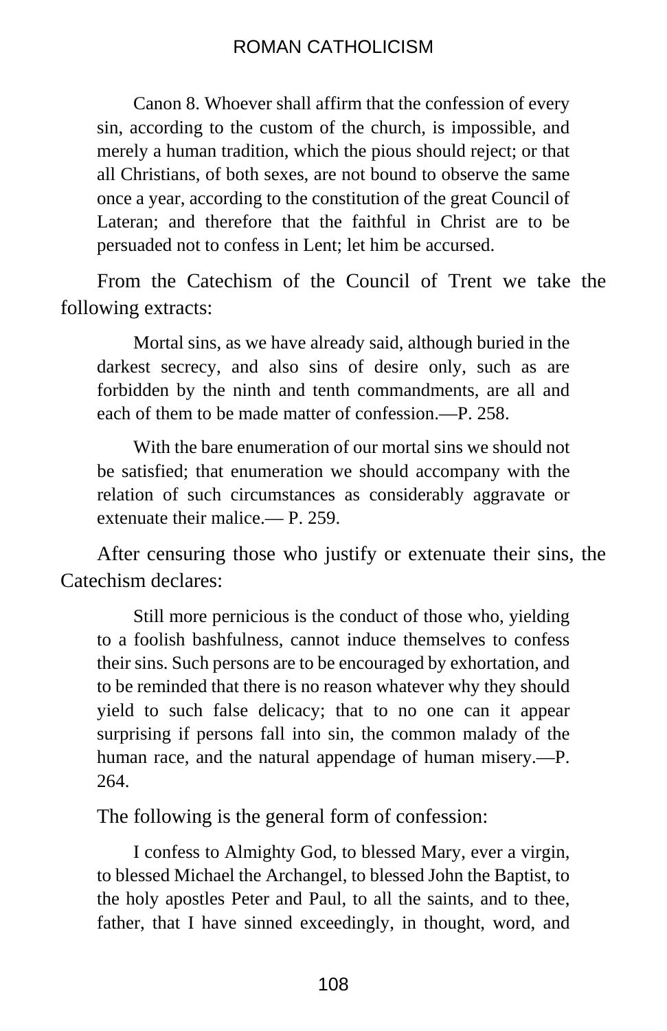> Canon 8. Whoever shall affirm that the confession of every sin, according to the custom of the church, is impossible, and merely a human tradition, which the pious should reject; or that all Christians, of both sexes, are not bound to observe the same once a year, according to the constitution of the great Council of Lateran; and therefore that the faithful in Christ are to be persuaded not to confess in Lent; let him be accursed.

From the Catechism of the Council of Trent we take the following extracts:

> Mortal sins, as we have already said, although buried in the darkest secrecy, and also sins of desire only, such as are forbidden by the ninth and tenth commandments, are all and each of them to be made matter of confession.—P. 258.

> With the bare enumeration of our mortal sins we should not be satisfied; that enumeration we should accompany with the relation of such circumstances as considerably aggravate or extenuate their malice.— P. 259.

After censuring those who justify or extenuate their sins, the Catechism declares:

> Still more pernicious is the conduct of those who, yielding to a foolish bashfulness, cannot induce themselves to confess their sins. Such persons are to be encouraged by exhortation, and to be reminded that there is no reason whatever why they should yield to such false delicacy; that to no one can it appear surprising if persons fall into sin, the common malady of the human race, and the natural appendage of human misery.—P. 264.

The following is the general form of confession:

> I confess to Almighty God, to blessed Mary, ever a virgin, to blessed Michael the Archangel, to blessed John the Baptist, to the holy apostles Peter and Paul, to all the saints, and to thee, father, that I have sinned exceedingly, in thought, word, and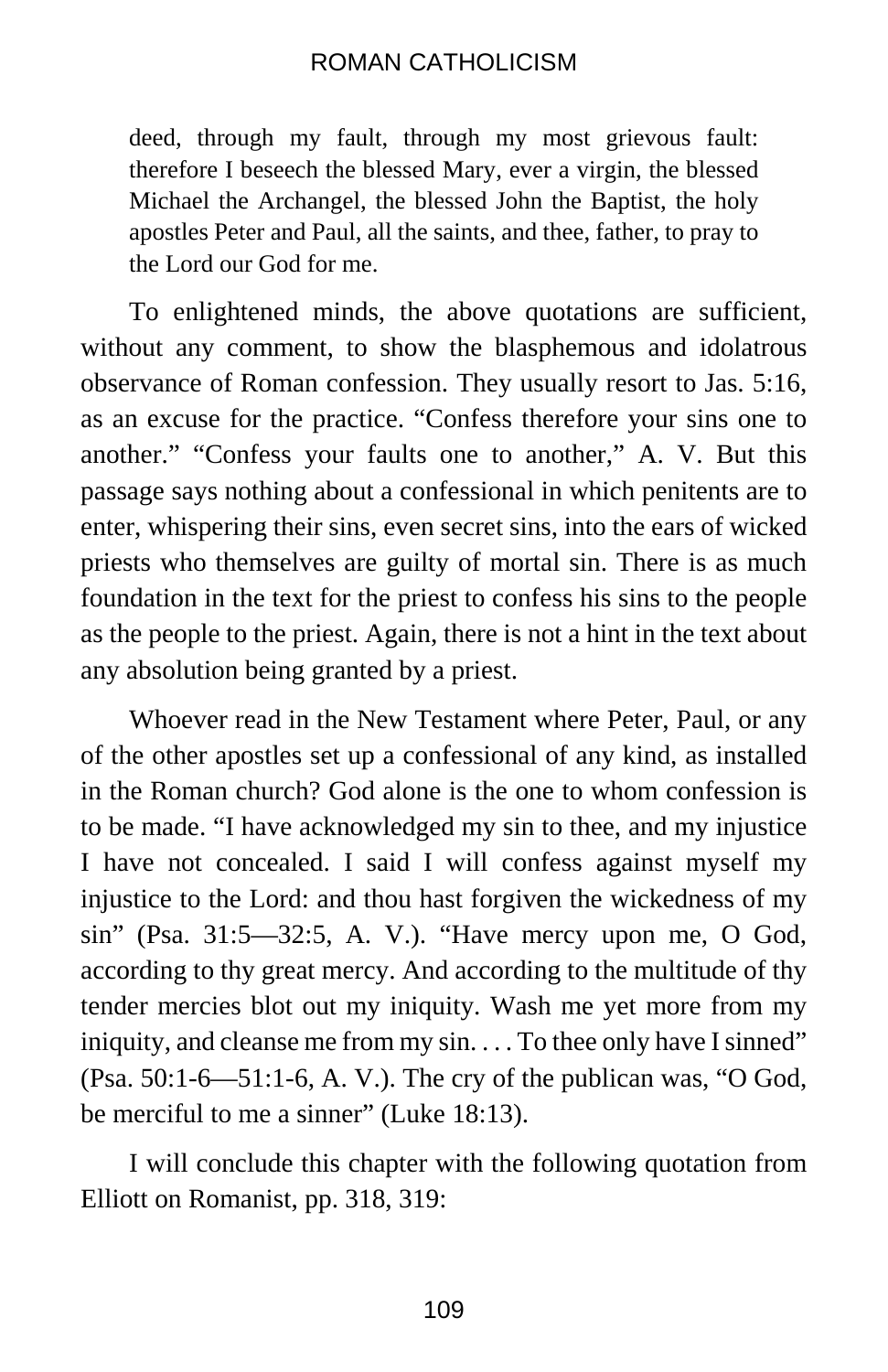> deed, through my fault, through my most grievous fault: therefore I beseech the blessed Mary, ever a virgin, the blessed Michael the Archangel, the blessed John the Baptist, the holy apostles Peter and Paul, all the saints, and thee, father, to pray to the Lord our God for me.

To enlightened minds, the above quotations are sufficient, without any comment, to show the blasphemous and idolatrous observance of Roman confession. They usually resort to Jas. 5:16, as an excuse for the practice. "Confess therefore your sins one to another." "Confess your faults one to another," A. V. But this passage says nothing about a confessional in which penitents are to enter, whispering their sins, even secret sins, into the ears of wicked priests who themselves are guilty of mortal sin. There is as much foundation in the text for the priest to confess his sins to the people as the people to the priest. Again, there is not a hint in the text about any absolution being granted by a priest.

Whoever read in the New Testament where Peter, Paul, or any of the other apostles set up a confessional of any kind, as installed in the Roman church? God alone is the one to whom confession is to be made. "I have acknowledged my sin to thee, and my injustice I have not concealed. I said I will confess against myself my injustice to the Lord: and thou hast forgiven the wickedness of my sin" (Psa. 31:5—32:5, A. V.). "Have mercy upon me, O God, according to thy great mercy. And according to the multitude of thy tender mercies blot out my iniquity. Wash me yet more from my iniquity, and cleanse me from my sin. . . . To thee only have I sinned" (Psa. 50:1-6—51:1-6, A. V.). The cry of the publican was, "O God, be merciful to me a sinner" (Luke 18:13).

I will conclude this chapter with the following quotation from Elliott on Romanist, pp. 318, 319: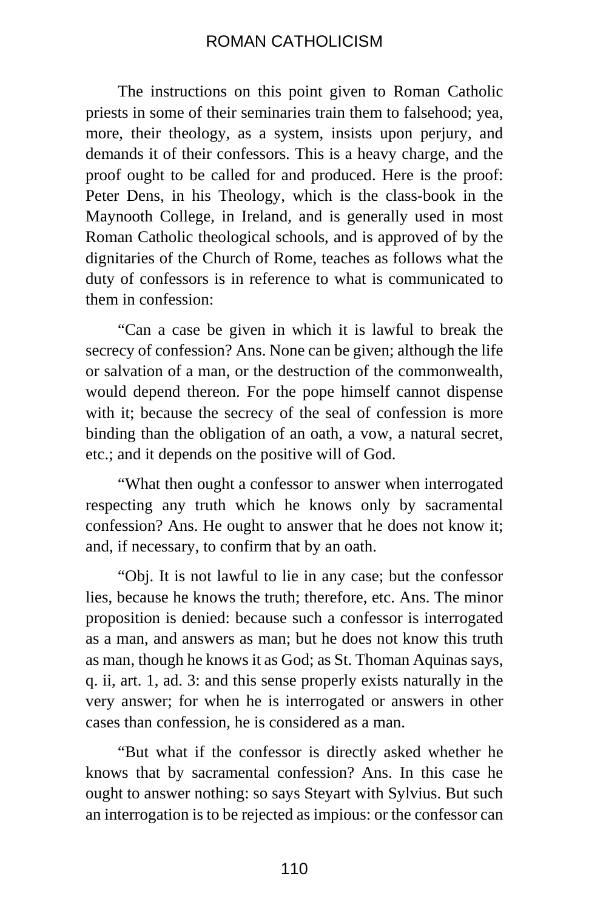The instructions on this point given to Roman Catholic priests in some of their seminaries train them to falsehood; yea, more, their theology, as a system, insists upon perjury, and demands it of their confessors. This is a heavy charge, and the proof ought to be called for and produced. Here is the proof: Peter Dens, in his Theology, which is the class-book in the Maynooth College, in Ireland, and is generally used in most Roman Catholic theological schools, and is approved of by the dignitaries of the Church of Rome, teaches as follows what the duty of confessors is in reference to what is communicated to them in confession:

"Can a case be given in which it is lawful to break the secrecy of confession? Ans. None can be given; although the life or salvation of a man, or the destruction of the commonwealth, would depend thereon. For the pope himself cannot dispense with it; because the secrecy of the seal of confession is more binding than the obligation of an oath, a vow, a natural secret, etc.; and it depends on the positive will of God.

"What then ought a confessor to answer when interrogated respecting any truth which he knows only by sacramental confession? Ans. He ought to answer that he does not know it; and, if necessary, to confirm that by an oath.

"Obj. It is not lawful to lie in any case; but the confessor lies, because he knows the truth; therefore, etc. Ans. The minor proposition is denied: because such a confessor is interrogated as a man, and answers as man; but he does not know this truth as man, though he knows it as God; as St. Thoman Aquinas says, q. ii, art. 1, ad. 3: and this sense properly exists naturally in the very answer; for when he is interrogated or answers in other cases than confession, he is considered as a man.

"But what if the confessor is directly asked whether he knows that by sacramental confession? Ans. In this case he ought to answer nothing: so says Steyart with Sylvius. But such an interrogation is to be rejected as impious: or the confessor can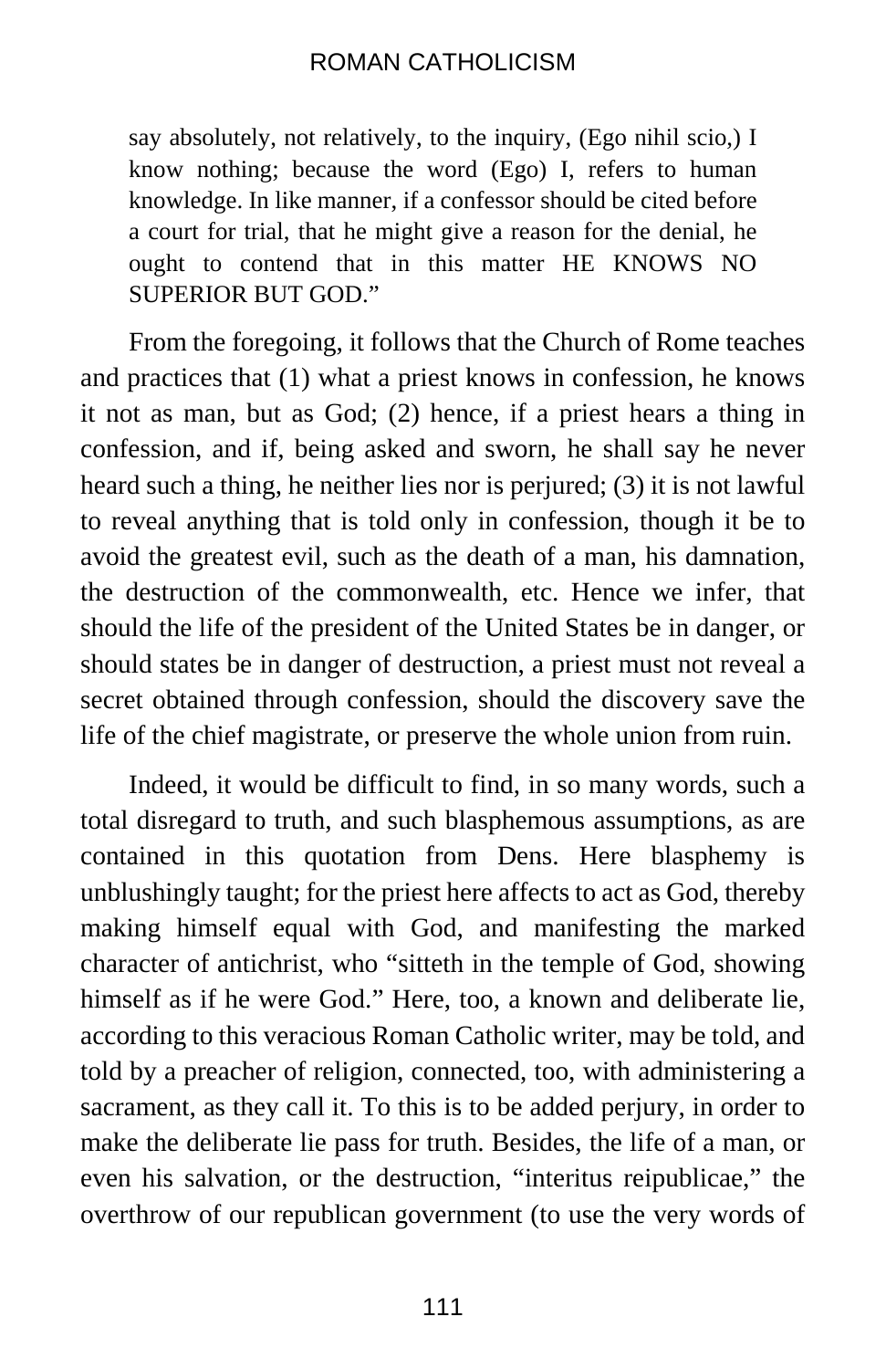> say absolutely, not relatively, to the inquiry, (Ego nihil scio,) I know nothing; because the word (Ego) I, refers to human knowledge. In like manner, if a confessor should be cited before a court for trial, that he might give a reason for the denial, he ought to contend that in this matter HE KNOWS NO SUPERIOR BUT GOD."

From the foregoing, it follows that the Church of Rome teaches and practices that (1) what a priest knows in confession, he knows it not as man, but as God; (2) hence, if a priest hears a thing in confession, and if, being asked and sworn, he shall say he never heard such a thing, he neither lies nor is perjured; (3) it is not lawful to reveal anything that is told only in confession, though it be to avoid the greatest evil, such as the death of a man, his damnation, the destruction of the commonwealth, etc. Hence we infer, that should the life of the president of the United States be in danger, or should states be in danger of destruction, a priest must not reveal a secret obtained through confession, should the discovery save the life of the chief magistrate, or preserve the whole union from ruin.

Indeed, it would be difficult to find, in so many words, such a total disregard to truth, and such blasphemous assumptions, as are contained in this quotation from Dens. Here blasphemy is unblushingly taught; for the priest here affects to act as God, thereby making himself equal with God, and manifesting the marked character of antichrist, who "sitteth in the temple of God, showing himself as if he were God." Here, too, a known and deliberate lie, according to this veracious Roman Catholic writer, may be told, and told by a preacher of religion, connected, too, with administering a sacrament, as they call it. To this is to be added perjury, in order to make the deliberate lie pass for truth. Besides, the life of a man, or even his salvation, or the destruction, "interitus reipublicae," the overthrow of our republican government (to use the very words of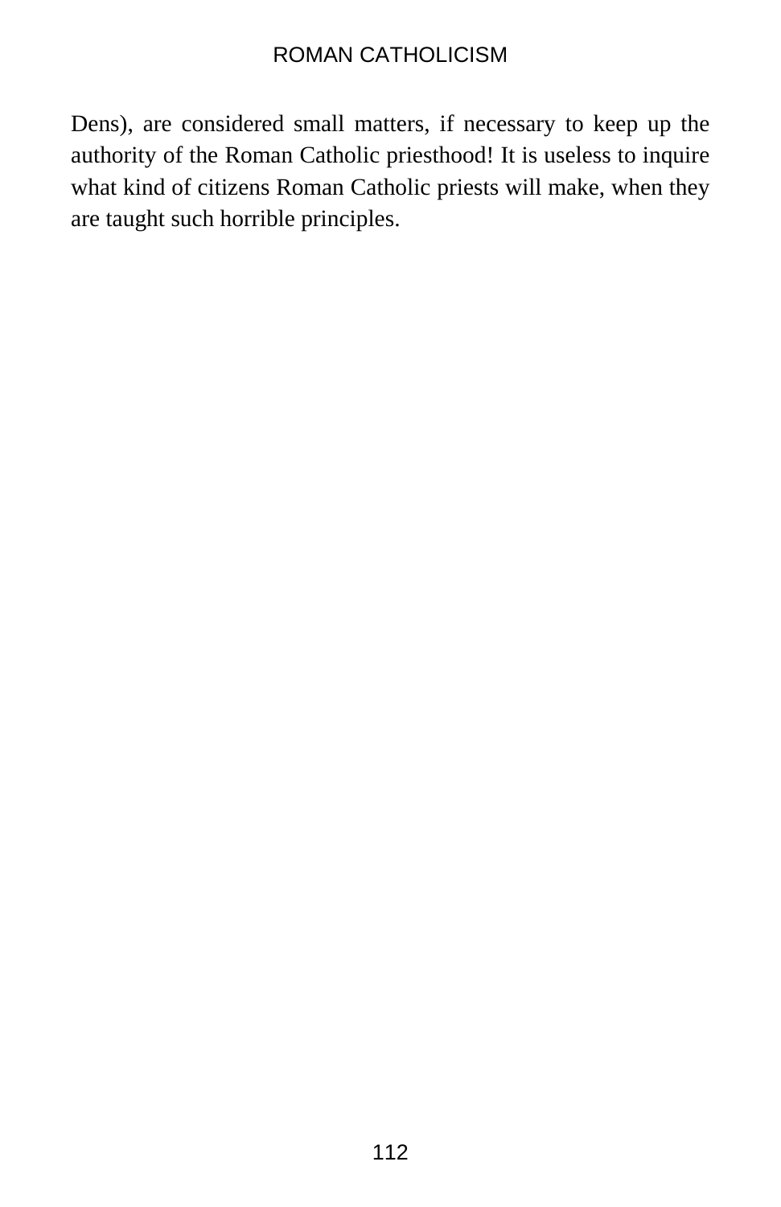Dens), are considered small matters, if necessary to keep up the authority of the Roman Catholic priesthood! It is useless to inquire what kind of citizens Roman Catholic priests will make, when they are taught such horrible principles.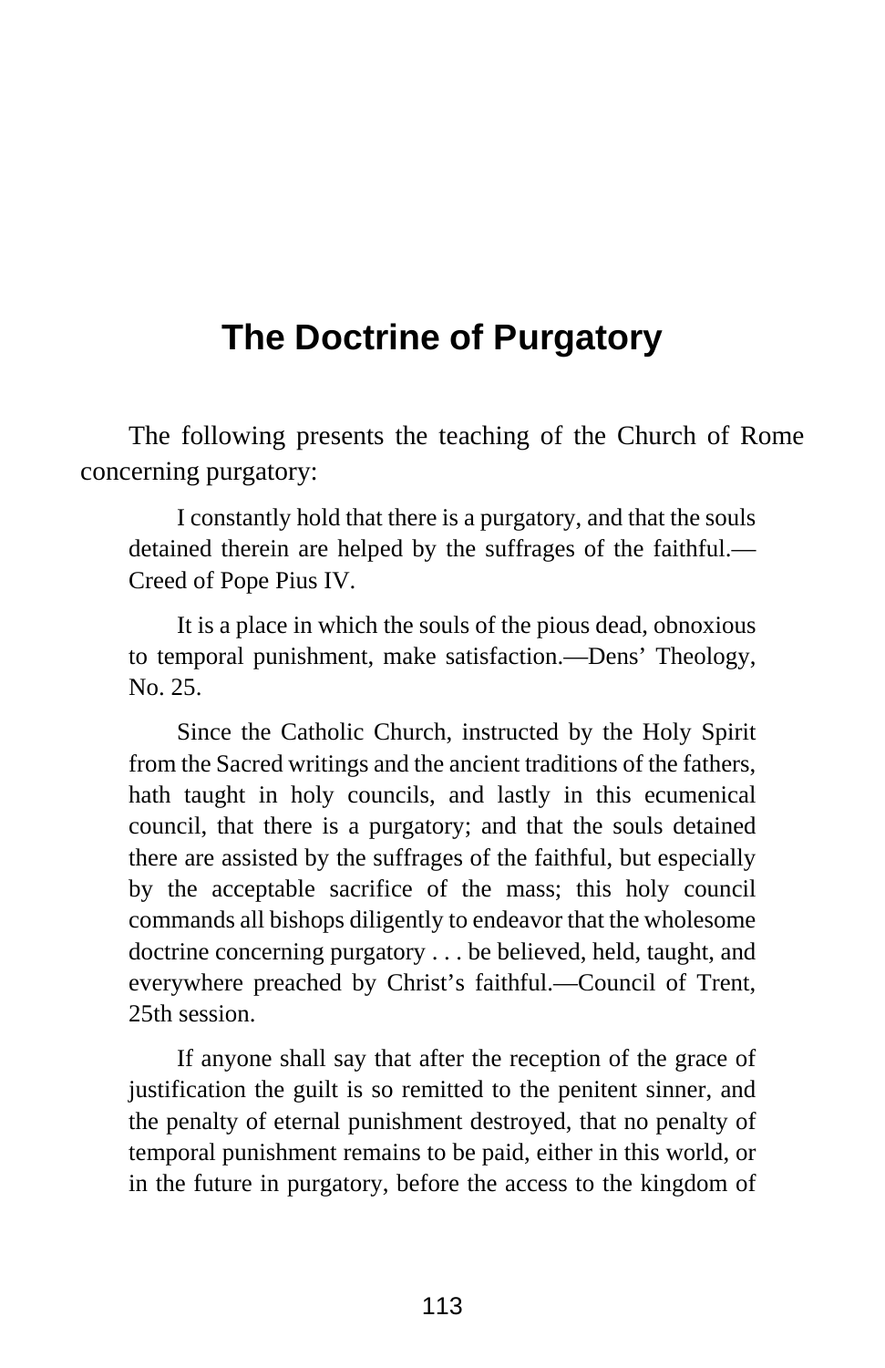# The Doctrine of Purgatory

The following presents the teaching of the Church of Rome concerning purgatory:

> I constantly hold that there is a purgatory, and that the souls detained therein are helped by the suffrages of the faithful.—Creed of Pope Pius IV.

> It is a place in which the souls of the pious dead, obnoxious to temporal punishment, make satisfaction.—Dens' Theology, No. 25.

> Since the Catholic Church, instructed by the Holy Spirit from the Sacred writings and the ancient traditions of the fathers, hath taught in holy councils, and lastly in this ecumenical council, that there is a purgatory; and that the souls detained there are assisted by the suffrages of the faithful, but especially by the acceptable sacrifice of the mass; this holy council commands all bishops diligently to endeavor that the wholesome doctrine concerning purgatory . . . be believed, held, taught, and everywhere preached by Christ's faithful.—Council of Trent, 25th session.

> If anyone shall say that after the reception of the grace of justification the guilt is so remitted to the penitent sinner, and the penalty of eternal punishment destroyed, that no penalty of temporal punishment remains to be paid, either in this world, or in the future in purgatory, before the access to the kingdom of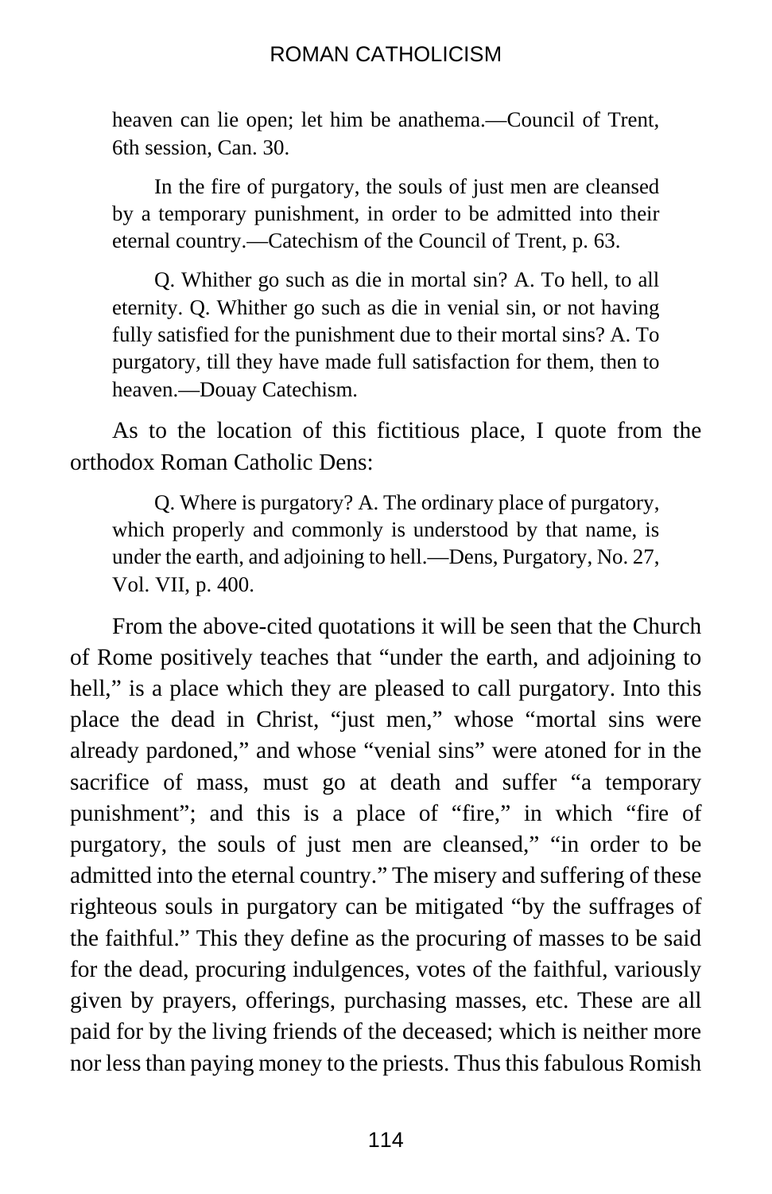> heaven can lie open; let him be anathema.—Council of Trent, 6th session, Can. 30.
>
> In the fire of purgatory, the souls of just men are cleansed by a temporary punishment, in order to be admitted into their eternal country.—Catechism of the Council of Trent, p. 63.
>
> Q. Whither go such as die in mortal sin? A. To hell, to all eternity. Q. Whither go such as die in venial sin, or not having fully satisfied for the punishment due to their mortal sins? A. To purgatory, till they have made full satisfaction for them, then to heaven.—Douay Catechism.

As to the location of this fictitious place, I quote from the orthodox Roman Catholic Dens:

> Q. Where is purgatory? A. The ordinary place of purgatory, which properly and commonly is understood by that name, is under the earth, and adjoining to hell.—Dens, Purgatory, No. 27, Vol. VII, p. 400.

From the above-cited quotations it will be seen that the Church of Rome positively teaches that "under the earth, and adjoining to hell," is a place which they are pleased to call purgatory. Into this place the dead in Christ, "just men," whose "mortal sins were already pardoned," and whose "venial sins" were atoned for in the sacrifice of mass, must go at death and suffer "a temporary punishment"; and this is a place of "fire," in which "fire of purgatory, the souls of just men are cleansed," "in order to be admitted into the eternal country." The misery and suffering of these righteous souls in purgatory can be mitigated "by the suffrages of the faithful." This they define as the procuring of masses to be said for the dead, procuring indulgences, votes of the faithful, variously given by prayers, offerings, purchasing masses, etc. These are all paid for by the living friends of the deceased; which is neither more nor less than paying money to the priests. Thus this fabulous Romish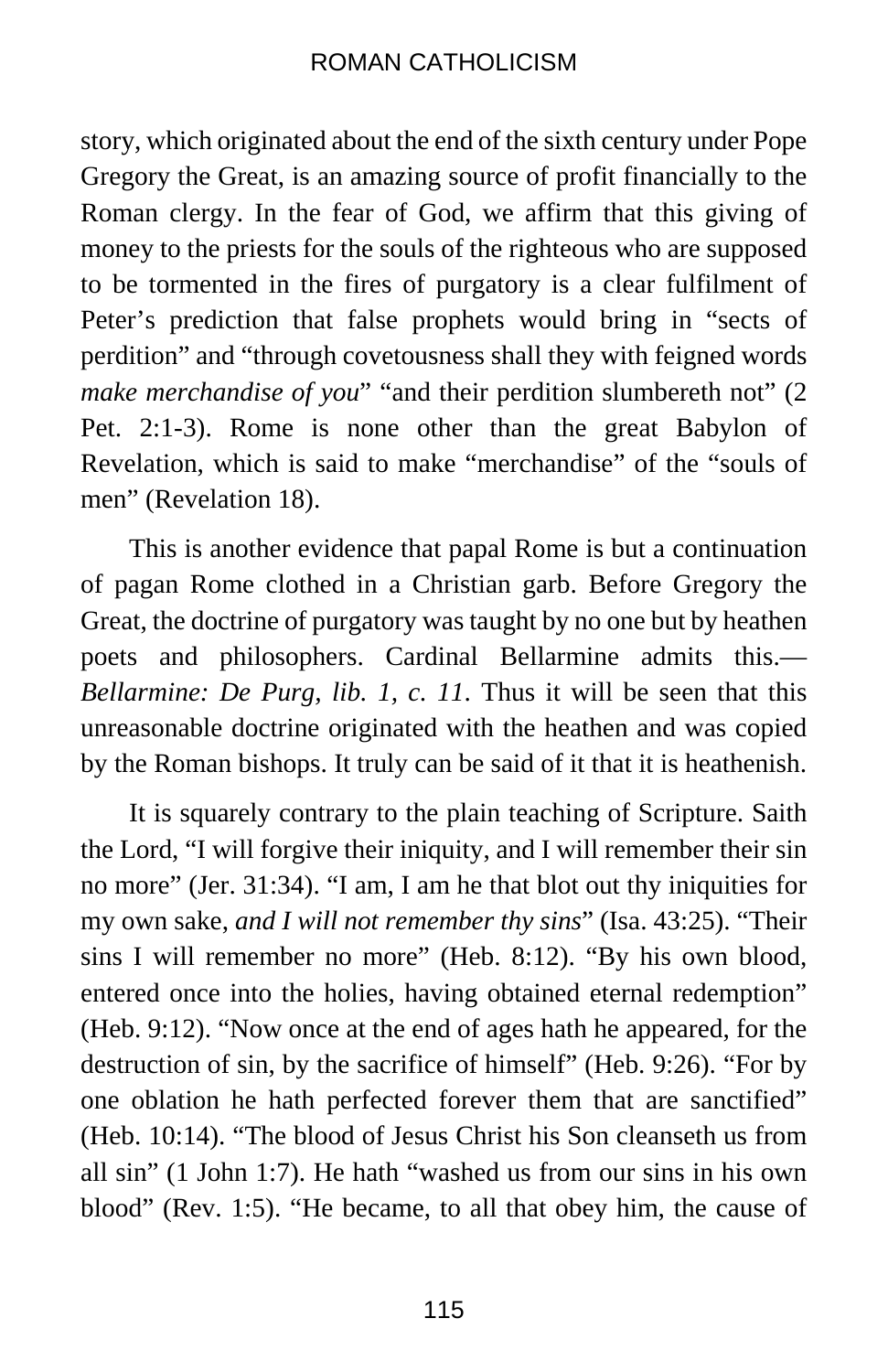story, which originated about the end of the sixth century under Pope Gregory the Great, is an amazing source of profit financially to the Roman clergy. In the fear of God, we affirm that this giving of money to the priests for the souls of the righteous who are supposed to be tormented in the fires of purgatory is a clear fulfilment of Peter's prediction that false prophets would bring in "sects of perdition" and "through covetousness shall they with feigned words *make merchandise of you*" "and their perdition slumbereth not" (2 Pet. 2:1-3). Rome is none other than the great Babylon of Revelation, which is said to make "merchandise" of the "souls of men" (Revelation 18).

This is another evidence that papal Rome is but a continuation of pagan Rome clothed in a Christian garb. Before Gregory the Great, the doctrine of purgatory was taught by no one but by heathen poets and philosophers. Cardinal Bellarmine admits this.—*Bellarmine: De Purg, lib. 1, c. 11*. Thus it will be seen that this unreasonable doctrine originated with the heathen and was copied by the Roman bishops. It truly can be said of it that it is heathenish.

It is squarely contrary to the plain teaching of Scripture. Saith the Lord, "I will forgive their iniquity, and I will remember their sin no more" (Jer. 31:34). "I am, I am he that blot out thy iniquities for my own sake, *and I will not remember thy sins*" (Isa. 43:25). "Their sins I will remember no more" (Heb. 8:12). "By his own blood, entered once into the holies, having obtained eternal redemption" (Heb. 9:12). "Now once at the end of ages hath he appeared, for the destruction of sin, by the sacrifice of himself" (Heb. 9:26). "For by one oblation he hath perfected forever them that are sanctified" (Heb. 10:14). "The blood of Jesus Christ his Son cleanseth us from all sin" (1 John 1:7). He hath "washed us from our sins in his own blood" (Rev. 1:5). "He became, to all that obey him, the cause of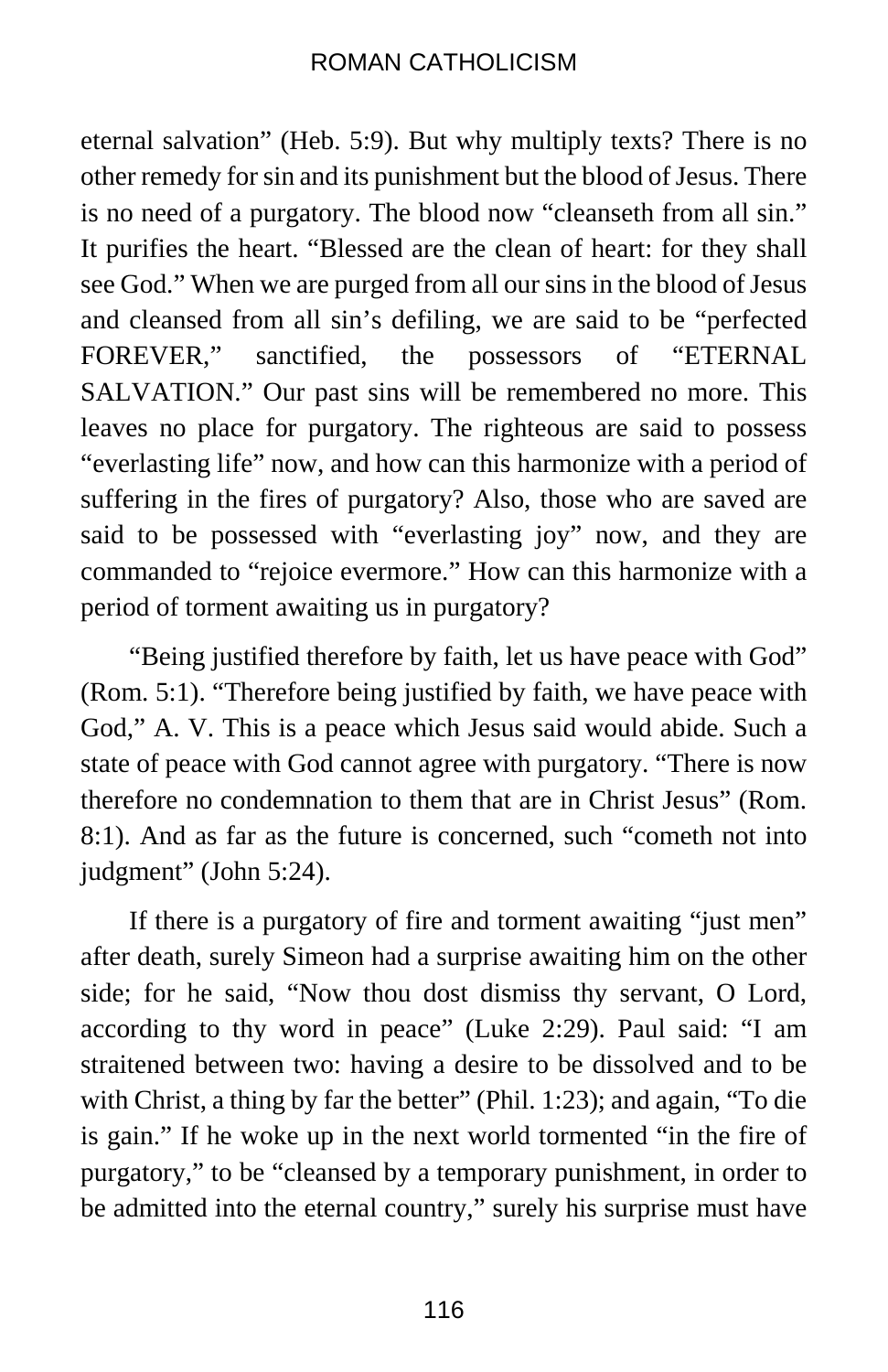eternal salvation" (Heb. 5:9). But why multiply texts? There is no other remedy for sin and its punishment but the blood of Jesus. There is no need of a purgatory. The blood now "cleanseth from all sin." It purifies the heart. "Blessed are the clean of heart: for they shall see God." When we are purged from all our sins in the blood of Jesus and cleansed from all sin's defiling, we are said to be "perfected FOREVER," sanctified, the possessors of "ETERNAL SALVATION." Our past sins will be remembered no more. This leaves no place for purgatory. The righteous are said to possess "everlasting life" now, and how can this harmonize with a period of suffering in the fires of purgatory? Also, those who are saved are said to be possessed with "everlasting joy" now, and they are commanded to "rejoice evermore." How can this harmonize with a period of torment awaiting us in purgatory?

"Being justified therefore by faith, let us have peace with God" (Rom. 5:1). "Therefore being justified by faith, we have peace with God," A. V. This is a peace which Jesus said would abide. Such a state of peace with God cannot agree with purgatory. "There is now therefore no condemnation to them that are in Christ Jesus" (Rom. 8:1). And as far as the future is concerned, such "cometh not into judgment" (John 5:24).

If there is a purgatory of fire and torment awaiting "just men" after death, surely Simeon had a surprise awaiting him on the other side; for he said, "Now thou dost dismiss thy servant, O Lord, according to thy word in peace" (Luke 2:29). Paul said: "I am straitened between two: having a desire to be dissolved and to be with Christ, a thing by far the better" (Phil. 1:23); and again, "To die is gain." If he woke up in the next world tormented "in the fire of purgatory," to be "cleansed by a temporary punishment, in order to be admitted into the eternal country," surely his surprise must have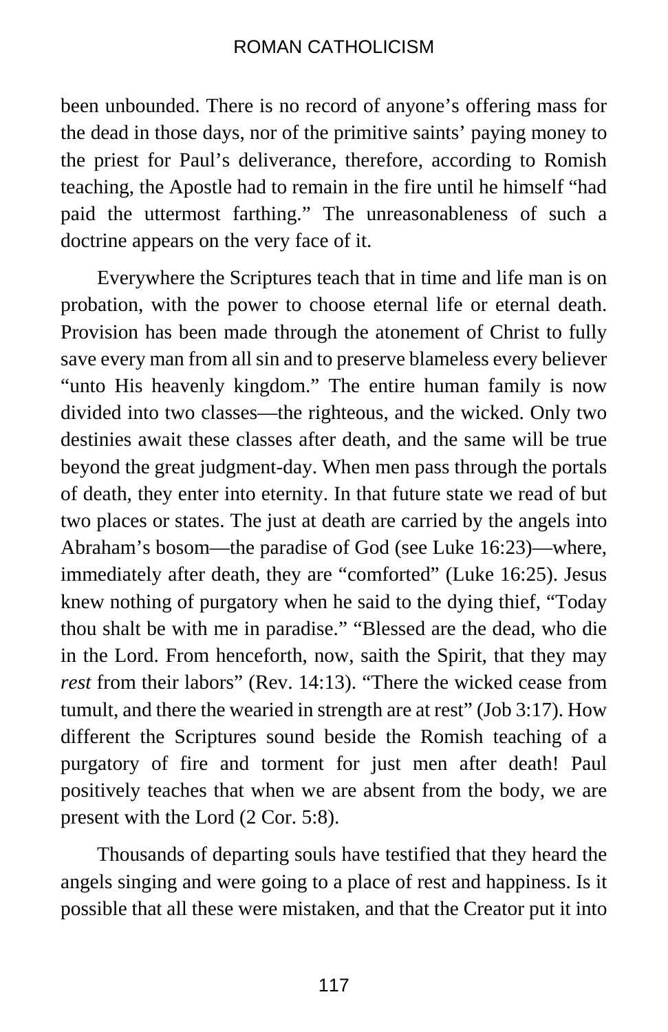been unbounded. There is no record of anyone's offering mass for the dead in those days, nor of the primitive saints' paying money to the priest for Paul's deliverance, therefore, according to Romish teaching, the Apostle had to remain in the fire until he himself "had paid the uttermost farthing." The unreasonableness of such a doctrine appears on the very face of it.

Everywhere the Scriptures teach that in time and life man is on probation, with the power to choose eternal life or eternal death. Provision has been made through the atonement of Christ to fully save every man from all sin and to preserve blameless every believer "unto His heavenly kingdom." The entire human family is now divided into two classes—the righteous, and the wicked. Only two destinies await these classes after death, and the same will be true beyond the great judgment-day. When men pass through the portals of death, they enter into eternity. In that future state we read of but two places or states. The just at death are carried by the angels into Abraham's bosom—the paradise of God (see Luke 16:23)—where, immediately after death, they are "comforted" (Luke 16:25). Jesus knew nothing of purgatory when he said to the dying thief, "Today thou shalt be with me in paradise." "Blessed are the dead, who die in the Lord. From henceforth, now, saith the Spirit, that they may *rest* from their labors" (Rev. 14:13). "There the wicked cease from tumult, and there the wearied in strength are at rest" (Job 3:17). How different the Scriptures sound beside the Romish teaching of a purgatory of fire and torment for just men after death! Paul positively teaches that when we are absent from the body, we are present with the Lord (2 Cor. 5:8).

Thousands of departing souls have testified that they heard the angels singing and were going to a place of rest and happiness. Is it possible that all these were mistaken, and that the Creator put it into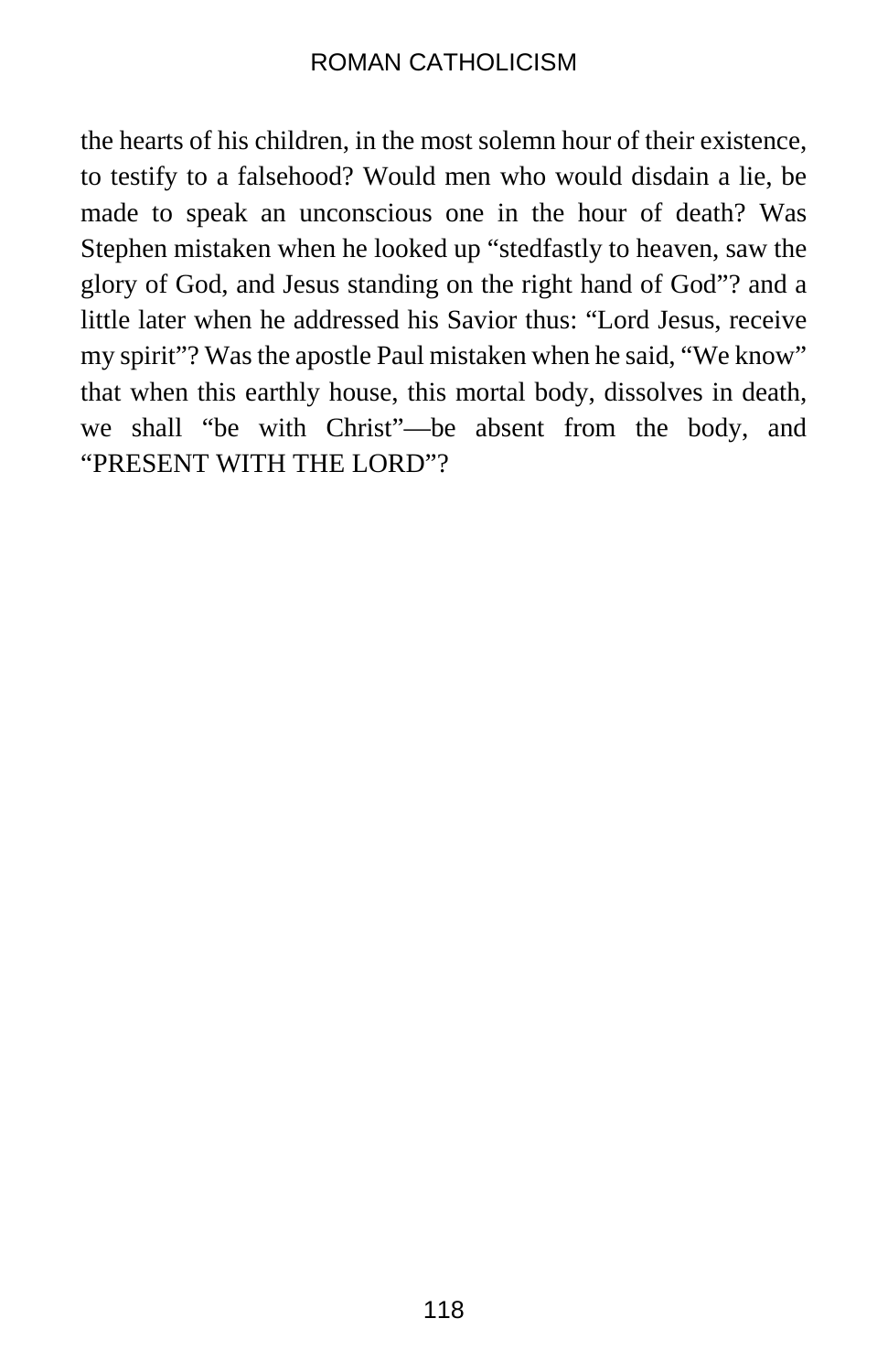the hearts of his children, in the most solemn hour of their existence, to testify to a falsehood? Would men who would disdain a lie, be made to speak an unconscious one in the hour of death? Was Stephen mistaken when he looked up “stedfastly to heaven, saw the glory of God, and Jesus standing on the right hand of God”? and a little later when he addressed his Savior thus: “Lord Jesus, receive my spirit”? Was the apostle Paul mistaken when he said, “We know” that when this earthly house, this mortal body, dissolves in death, we shall “be with Christ”—be absent from the body, and “PRESENT WITH THE LORD”?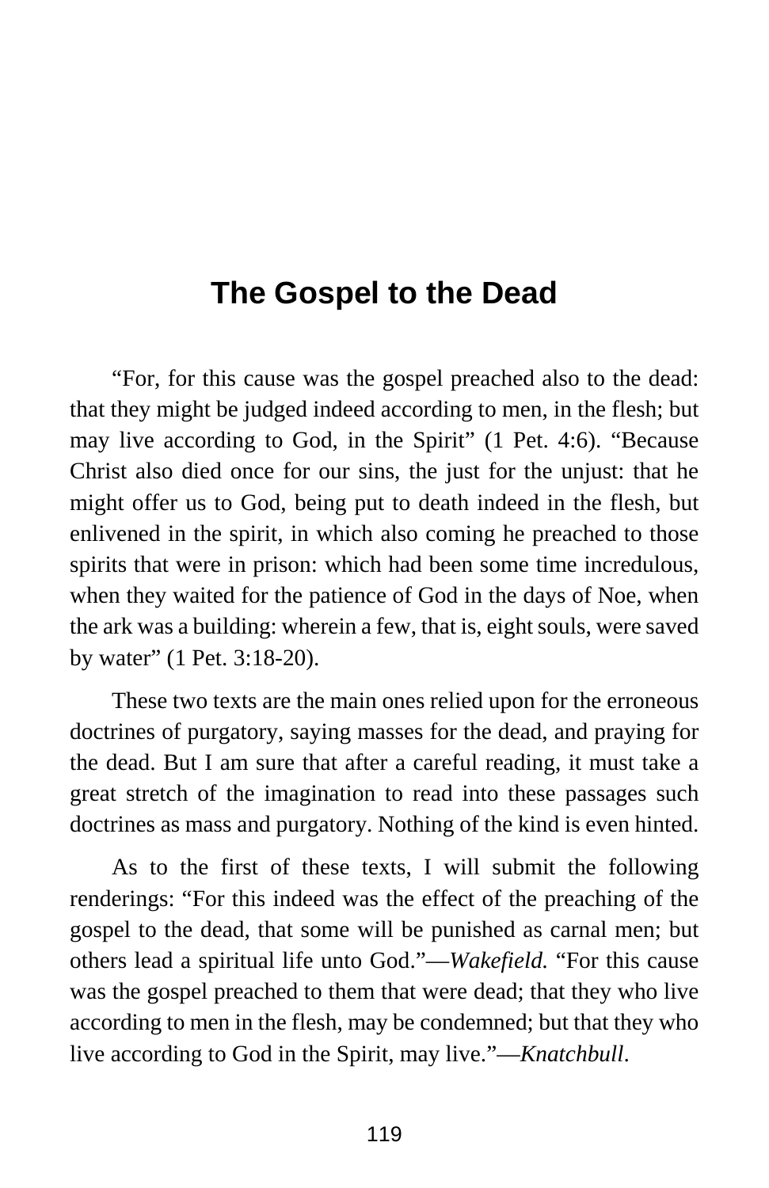# The Gospel to the Dead

"For, for this cause was the gospel preached also to the dead: that they might be judged indeed according to men, in the flesh; but may live according to God, in the Spirit" (1 Pet. 4:6). "Because Christ also died once for our sins, the just for the unjust: that he might offer us to God, being put to death indeed in the flesh, but enlivened in the spirit, in which also coming he preached to those spirits that were in prison: which had been some time incredulous, when they waited for the patience of God in the days of Noe, when the ark was a building: wherein a few, that is, eight souls, were saved by water" (1 Pet. 3:18-20).

These two texts are the main ones relied upon for the erroneous doctrines of purgatory, saying masses for the dead, and praying for the dead. But I am sure that after a careful reading, it must take a great stretch of the imagination to read into these passages such doctrines as mass and purgatory. Nothing of the kind is even hinted.

As to the first of these texts, I will submit the following renderings: "For this indeed was the effect of the preaching of the gospel to the dead, that some will be punished as carnal men; but others lead a spiritual life unto God."—*Wakefield.* "For this cause was the gospel preached to them that were dead; that they who live according to men in the flesh, may be condemned; but that they who live according to God in the Spirit, may live."—*Knatchbull*.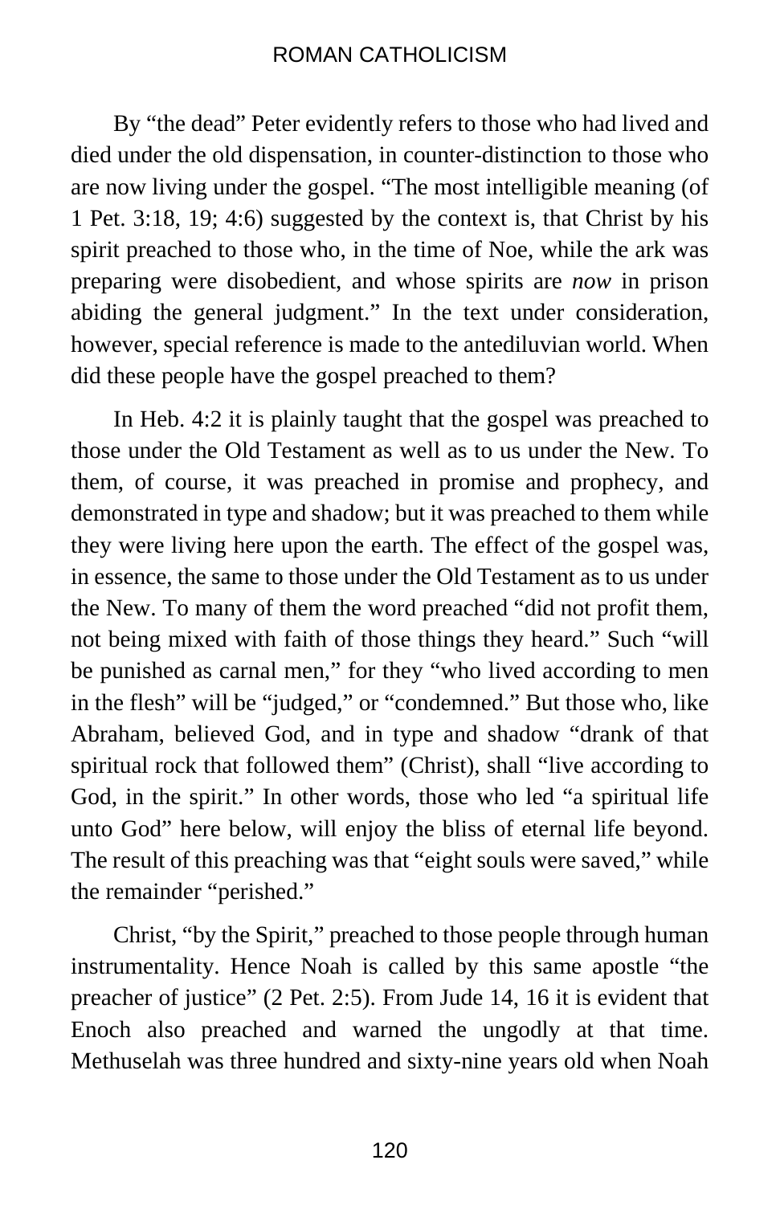By "the dead" Peter evidently refers to those who had lived and died under the old dispensation, in counter-distinction to those who are now living under the gospel. "The most intelligible meaning (of 1 Pet. 3:18, 19; 4:6) suggested by the context is, that Christ by his spirit preached to those who, in the time of Noe, while the ark was preparing were disobedient, and whose spirits are *now* in prison abiding the general judgment." In the text under consideration, however, special reference is made to the antediluvian world. When did these people have the gospel preached to them?

In Heb. 4:2 it is plainly taught that the gospel was preached to those under the Old Testament as well as to us under the New. To them, of course, it was preached in promise and prophecy, and demonstrated in type and shadow; but it was preached to them while they were living here upon the earth. The effect of the gospel was, in essence, the same to those under the Old Testament as to us under the New. To many of them the word preached "did not profit them, not being mixed with faith of those things they heard." Such "will be punished as carnal men," for they "who lived according to men in the flesh" will be "judged," or "condemned." But those who, like Abraham, believed God, and in type and shadow "drank of that spiritual rock that followed them" (Christ), shall "live according to God, in the spirit." In other words, those who led "a spiritual life unto God" here below, will enjoy the bliss of eternal life beyond. The result of this preaching was that "eight souls were saved," while the remainder "perished."

Christ, "by the Spirit," preached to those people through human instrumentality. Hence Noah is called by this same apostle "the preacher of justice" (2 Pet. 2:5). From Jude 14, 16 it is evident that Enoch also preached and warned the ungodly at that time. Methuselah was three hundred and sixty-nine years old when Noah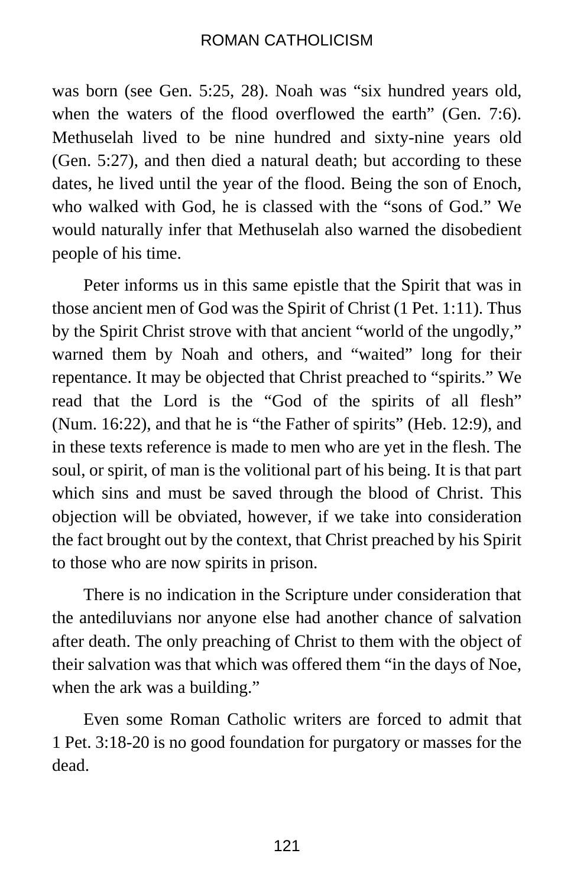was born (see Gen. 5:25, 28). Noah was "six hundred years old, when the waters of the flood overflowed the earth" (Gen. 7:6). Methuselah lived to be nine hundred and sixty-nine years old (Gen. 5:27), and then died a natural death; but according to these dates, he lived until the year of the flood. Being the son of Enoch, who walked with God, he is classed with the "sons of God." We would naturally infer that Methuselah also warned the disobedient people of his time.

Peter informs us in this same epistle that the Spirit that was in those ancient men of God was the Spirit of Christ (1 Pet. 1:11). Thus by the Spirit Christ strove with that ancient "world of the ungodly," warned them by Noah and others, and "waited" long for their repentance. It may be objected that Christ preached to "spirits." We read that the Lord is the "God of the spirits of all flesh" (Num. 16:22), and that he is "the Father of spirits" (Heb. 12:9), and in these texts reference is made to men who are yet in the flesh. The soul, or spirit, of man is the volitional part of his being. It is that part which sins and must be saved through the blood of Christ. This objection will be obviated, however, if we take into consideration the fact brought out by the context, that Christ preached by his Spirit to those who are now spirits in prison.

There is no indication in the Scripture under consideration that the antediluvians nor anyone else had another chance of salvation after death. The only preaching of Christ to them with the object of their salvation was that which was offered them "in the days of Noe, when the ark was a building."

Even some Roman Catholic writers are forced to admit that 1 Pet. 3:18-20 is no good foundation for purgatory or masses for the dead.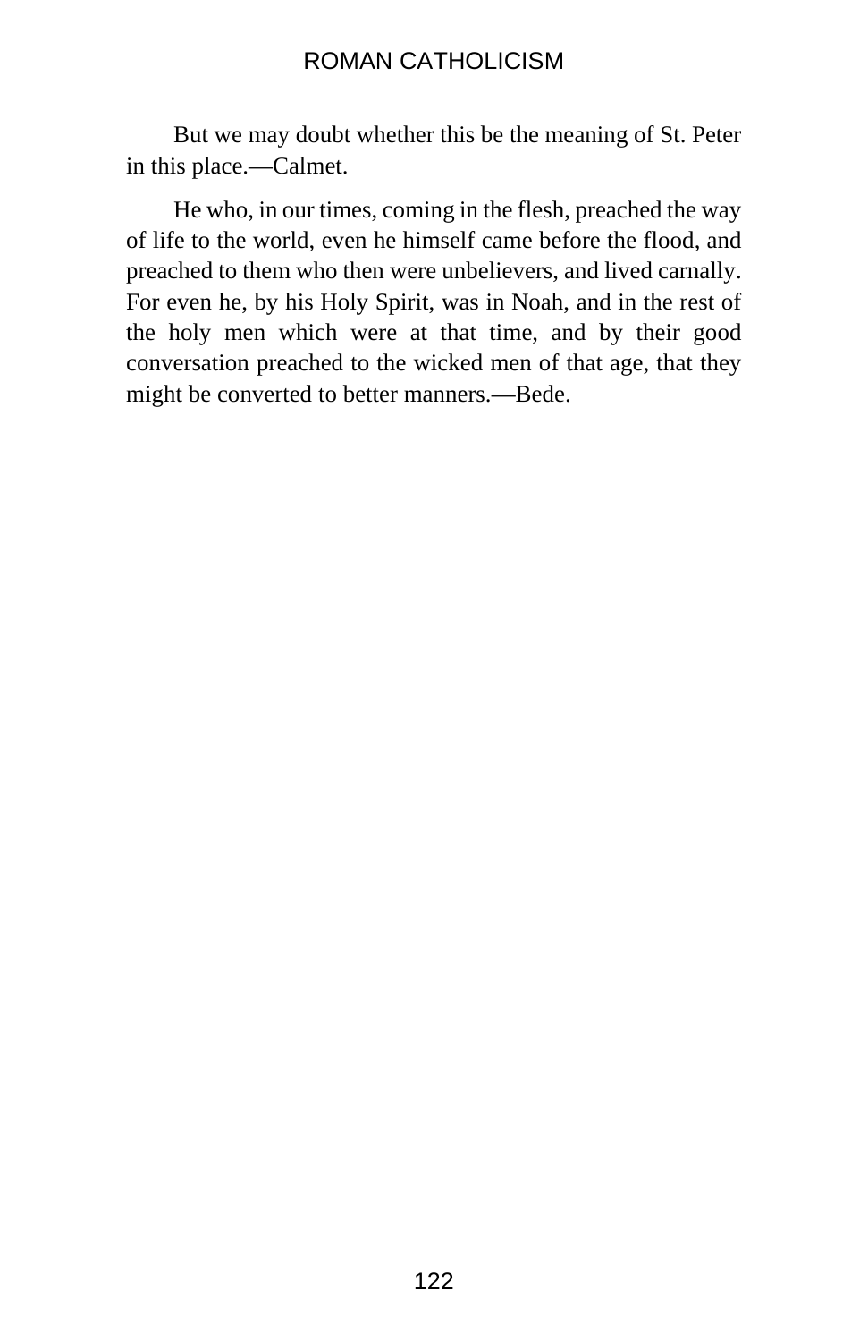But we may doubt whether this be the meaning of St. Peter in this place.—Calmet.

He who, in our times, coming in the flesh, preached the way of life to the world, even he himself came before the flood, and preached to them who then were unbelievers, and lived carnally. For even he, by his Holy Spirit, was in Noah, and in the rest of the holy men which were at that time, and by their good conversation preached to the wicked men of that age, that they might be converted to better manners.—Bede.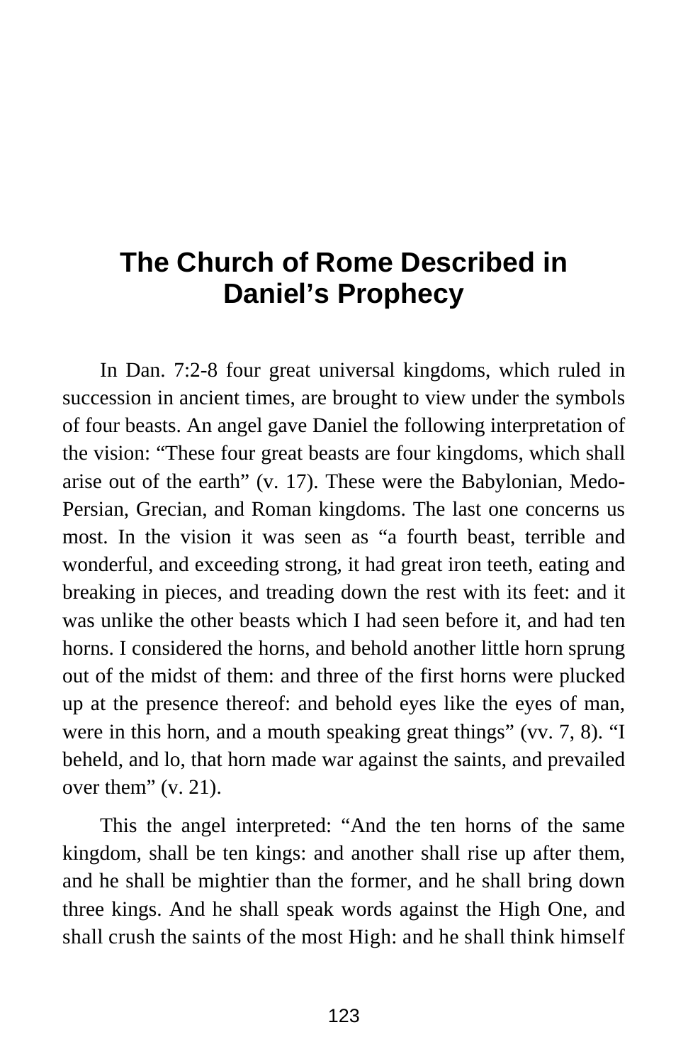# The Church of Rome Described in Daniel's Prophecy

In Dan. 7:2-8 four great universal kingdoms, which ruled in succession in ancient times, are brought to view under the symbols of four beasts. An angel gave Daniel the following interpretation of the vision: "These four great beasts are four kingdoms, which shall arise out of the earth" (v. 17). These were the Babylonian, Medo-Persian, Grecian, and Roman kingdoms. The last one concerns us most. In the vision it was seen as "a fourth beast, terrible and wonderful, and exceeding strong, it had great iron teeth, eating and breaking in pieces, and treading down the rest with its feet: and it was unlike the other beasts which I had seen before it, and had ten horns. I considered the horns, and behold another little horn sprung out of the midst of them: and three of the first horns were plucked up at the presence thereof: and behold eyes like the eyes of man, were in this horn, and a mouth speaking great things" (vv. 7, 8). "I beheld, and lo, that horn made war against the saints, and prevailed over them" (v. 21).

This the angel interpreted: "And the ten horns of the same kingdom, shall be ten kings: and another shall rise up after them, and he shall be mightier than the former, and he shall bring down three kings. And he shall speak words against the High One, and shall crush the saints of the most High: and he shall think himself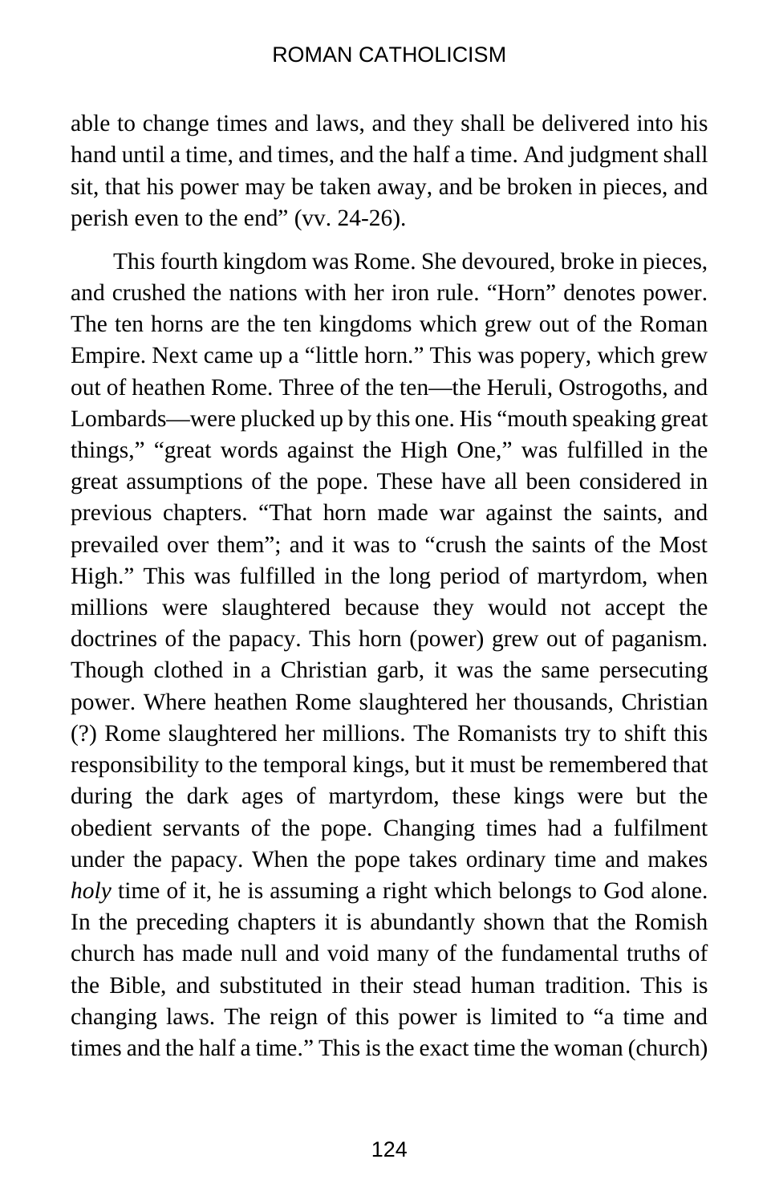able to change times and laws, and they shall be delivered into his hand until a time, and times, and the half a time. And judgment shall sit, that his power may be taken away, and be broken in pieces, and perish even to the end" (vv. 24-26).

This fourth kingdom was Rome. She devoured, broke in pieces, and crushed the nations with her iron rule. "Horn" denotes power. The ten horns are the ten kingdoms which grew out of the Roman Empire. Next came up a "little horn." This was popery, which grew out of heathen Rome. Three of the ten—the Heruli, Ostrogoths, and Lombards—were plucked up by this one. His "mouth speaking great things," "great words against the High One," was fulfilled in the great assumptions of the pope. These have all been considered in previous chapters. "That horn made war against the saints, and prevailed over them"; and it was to "crush the saints of the Most High." This was fulfilled in the long period of martyrdom, when millions were slaughtered because they would not accept the doctrines of the papacy. This horn (power) grew out of paganism. Though clothed in a Christian garb, it was the same persecuting power. Where heathen Rome slaughtered her thousands, Christian (?) Rome slaughtered her millions. The Romanists try to shift this responsibility to the temporal kings, but it must be remembered that during the dark ages of martyrdom, these kings were but the obedient servants of the pope. Changing times had a fulfilment under the papacy. When the pope takes ordinary time and makes *holy* time of it, he is assuming a right which belongs to God alone. In the preceding chapters it is abundantly shown that the Romish church has made null and void many of the fundamental truths of the Bible, and substituted in their stead human tradition. This is changing laws. The reign of this power is limited to "a time and times and the half a time." This is the exact time the woman (church)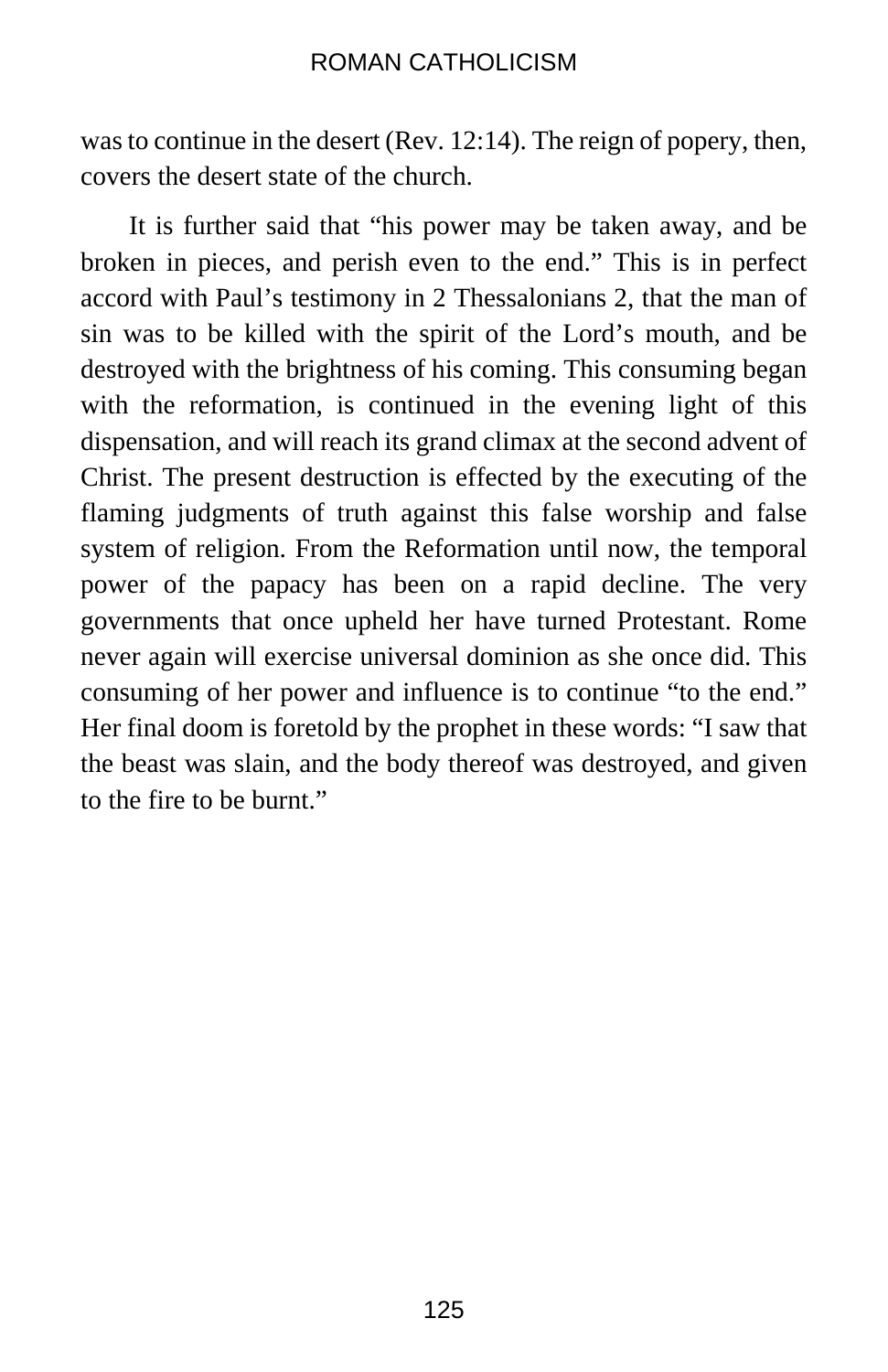was to continue in the desert (Rev. 12:14). The reign of popery, then, covers the desert state of the church.

It is further said that “his power may be taken away, and be broken in pieces, and perish even to the end.” This is in perfect accord with Paul’s testimony in 2 Thessalonians 2, that the man of sin was to be killed with the spirit of the Lord’s mouth, and be destroyed with the brightness of his coming. This consuming began with the reformation, is continued in the evening light of this dispensation, and will reach its grand climax at the second advent of Christ. The present destruction is effected by the executing of the flaming judgments of truth against this false worship and false system of religion. From the Reformation until now, the temporal power of the papacy has been on a rapid decline. The very governments that once upheld her have turned Protestant. Rome never again will exercise universal dominion as she once did. This consuming of her power and influence is to continue “to the end.” Her final doom is foretold by the prophet in these words: “I saw that the beast was slain, and the body thereof was destroyed, and given to the fire to be burnt.”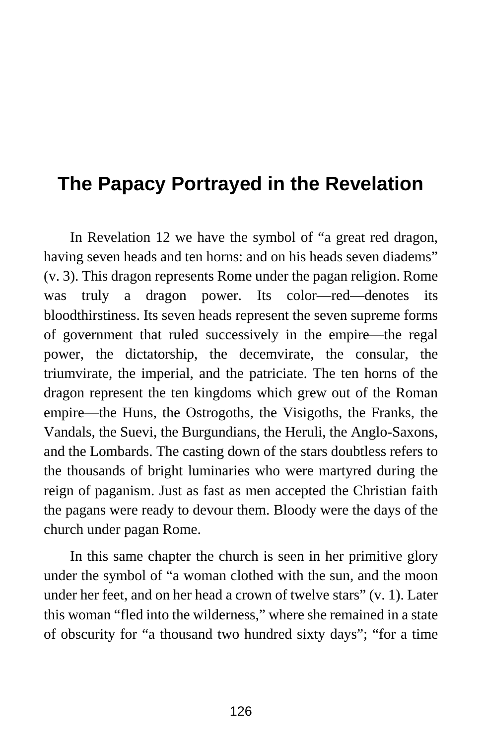# The Papacy Portrayed in the Revelation

In Revelation 12 we have the symbol of “a great red dragon, having seven heads and ten horns: and on his heads seven diadems” (v. 3). This dragon represents Rome under the pagan religion. Rome was truly a dragon power. Its color—red—denotes its bloodthirstiness. Its seven heads represent the seven supreme forms of government that ruled successively in the empire—the regal power, the dictatorship, the decemvirate, the consular, the triumvirate, the imperial, and the patriciate. The ten horns of the dragon represent the ten kingdoms which grew out of the Roman empire—the Huns, the Ostrogoths, the Visigoths, the Franks, the Vandals, the Suevi, the Burgundians, the Heruli, the Anglo-Saxons, and the Lombards. The casting down of the stars doubtless refers to the thousands of bright luminaries who were martyred during the reign of paganism. Just as fast as men accepted the Christian faith the pagans were ready to devour them. Bloody were the days of the church under pagan Rome.

In this same chapter the church is seen in her primitive glory under the symbol of “a woman clothed with the sun, and the moon under her feet, and on her head a crown of twelve stars” (v. 1). Later this woman “fled into the wilderness,” where she remained in a state of obscurity for “a thousand two hundred sixty days”; “for a time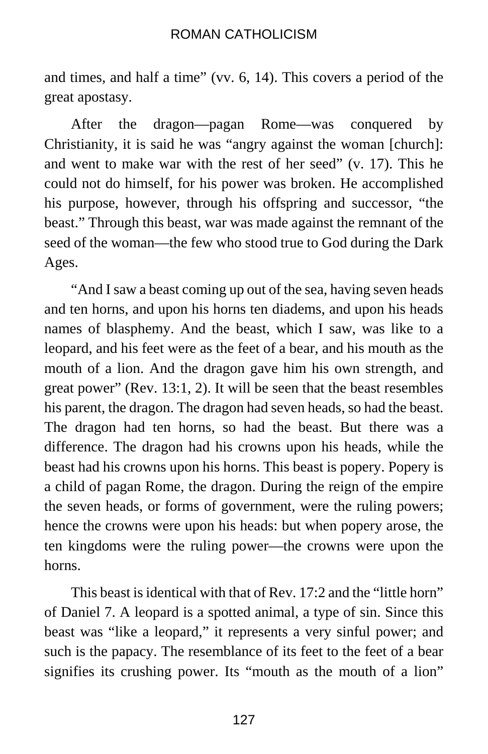and times, and half a time" (vv. 6, 14). This covers a period of the great apostasy.

After the dragon—pagan Rome—was conquered by Christianity, it is said he was "angry against the woman [church]: and went to make war with the rest of her seed" (v. 17). This he could not do himself, for his power was broken. He accomplished his purpose, however, through his offspring and successor, "the beast." Through this beast, war was made against the remnant of the seed of the woman—the few who stood true to God during the Dark Ages.

"And I saw a beast coming up out of the sea, having seven heads and ten horns, and upon his horns ten diadems, and upon his heads names of blasphemy. And the beast, which I saw, was like to a leopard, and his feet were as the feet of a bear, and his mouth as the mouth of a lion. And the dragon gave him his own strength, and great power" (Rev. 13:1, 2). It will be seen that the beast resembles his parent, the dragon. The dragon had seven heads, so had the beast. The dragon had ten horns, so had the beast. But there was a difference. The dragon had his crowns upon his heads, while the beast had his crowns upon his horns. This beast is popery. Popery is a child of pagan Rome, the dragon. During the reign of the empire the seven heads, or forms of government, were the ruling powers; hence the crowns were upon his heads: but when popery arose, the ten kingdoms were the ruling power—the crowns were upon the horns.

This beast is identical with that of Rev. 17:2 and the "little horn" of Daniel 7. A leopard is a spotted animal, a type of sin. Since this beast was "like a leopard," it represents a very sinful power; and such is the papacy. The resemblance of its feet to the feet of a bear signifies its crushing power. Its "mouth as the mouth of a lion"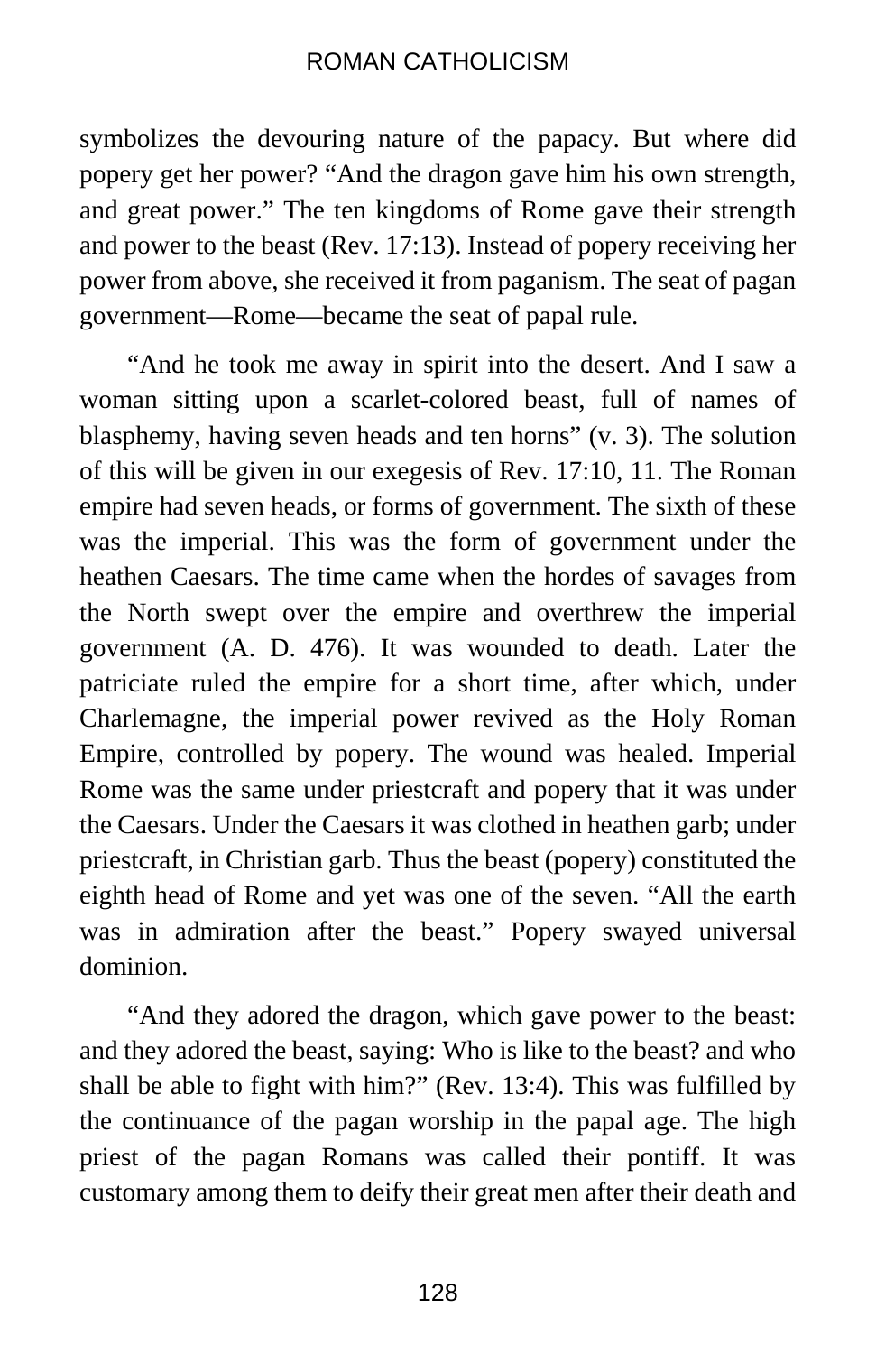symbolizes the devouring nature of the papacy. But where did popery get her power? “And the dragon gave him his own strength, and great power.” The ten kingdoms of Rome gave their strength and power to the beast (Rev. 17:13). Instead of popery receiving her power from above, she received it from paganism. The seat of pagan government—Rome—became the seat of papal rule.

“And he took me away in spirit into the desert. And I saw a woman sitting upon a scarlet-colored beast, full of names of blasphemy, having seven heads and ten horns” (v. 3). The solution of this will be given in our exegesis of Rev. 17:10, 11. The Roman empire had seven heads, or forms of government. The sixth of these was the imperial. This was the form of government under the heathen Caesars. The time came when the hordes of savages from the North swept over the empire and overthrew the imperial government (A. D. 476). It was wounded to death. Later the patriciate ruled the empire for a short time, after which, under Charlemagne, the imperial power revived as the Holy Roman Empire, controlled by popery. The wound was healed. Imperial Rome was the same under priestcraft and popery that it was under the Caesars. Under the Caesars it was clothed in heathen garb; under priestcraft, in Christian garb. Thus the beast (popery) constituted the eighth head of Rome and yet was one of the seven. “All the earth was in admiration after the beast.” Popery swayed universal dominion.

“And they adored the dragon, which gave power to the beast: and they adored the beast, saying: Who is like to the beast? and who shall be able to fight with him?” (Rev. 13:4). This was fulfilled by the continuance of the pagan worship in the papal age. The high priest of the pagan Romans was called their pontiff. It was customary among them to deify their great men after their death and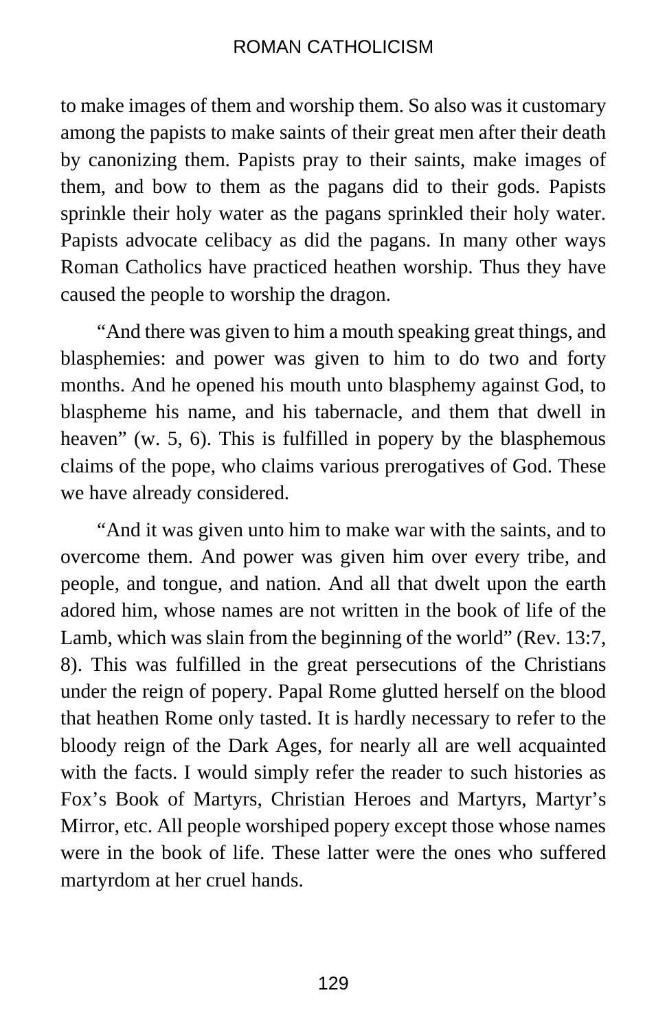to make images of them and worship them. So also was it customary among the papists to make saints of their great men after their death by canonizing them. Papists pray to their saints, make images of them, and bow to them as the pagans did to their gods. Papists sprinkle their holy water as the pagans sprinkled their holy water. Papists advocate celibacy as did the pagans. In many other ways Roman Catholics have practiced heathen worship. Thus they have caused the people to worship the dragon.

"And there was given to him a mouth speaking great things, and blasphemies: and power was given to him to do two and forty months. And he opened his mouth unto blasphemy against God, to blaspheme his name, and his tabernacle, and them that dwell in heaven" (w. 5, 6). This is fulfilled in popery by the blasphemous claims of the pope, who claims various prerogatives of God. These we have already considered.

"And it was given unto him to make war with the saints, and to overcome them. And power was given him over every tribe, and people, and tongue, and nation. And all that dwelt upon the earth adored him, whose names are not written in the book of life of the Lamb, which was slain from the beginning of the world" (Rev. 13:7, 8). This was fulfilled in the great persecutions of the Christians under the reign of popery. Papal Rome glutted herself on the blood that heathen Rome only tasted. It is hardly necessary to refer to the bloody reign of the Dark Ages, for nearly all are well acquainted with the facts. I would simply refer the reader to such histories as Fox's Book of Martyrs, Christian Heroes and Martyrs, Martyr's Mirror, etc. All people worshiped popery except those whose names were in the book of life. These latter were the ones who suffered martyrdom at her cruel hands.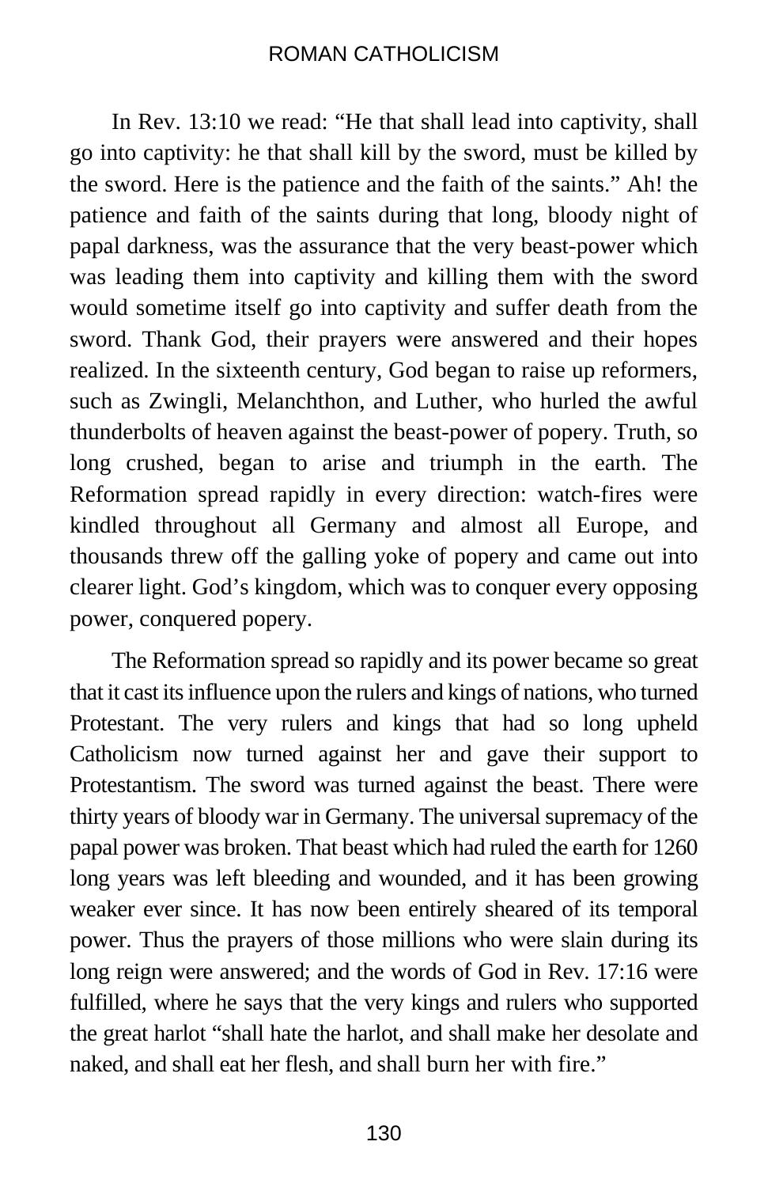In Rev. 13:10 we read: "He that shall lead into captivity, shall go into captivity: he that shall kill by the sword, must be killed by the sword. Here is the patience and the faith of the saints." Ah! the patience and faith of the saints during that long, bloody night of papal darkness, was the assurance that the very beast-power which was leading them into captivity and killing them with the sword would sometime itself go into captivity and suffer death from the sword. Thank God, their prayers were answered and their hopes realized. In the sixteenth century, God began to raise up reformers, such as Zwingli, Melanchthon, and Luther, who hurled the awful thunderbolts of heaven against the beast-power of popery. Truth, so long crushed, began to arise and triumph in the earth. The Reformation spread rapidly in every direction: watch-fires were kindled throughout all Germany and almost all Europe, and thousands threw off the galling yoke of popery and came out into clearer light. God's kingdom, which was to conquer every opposing power, conquered popery.

The Reformation spread so rapidly and its power became so great that it cast its influence upon the rulers and kings of nations, who turned Protestant. The very rulers and kings that had so long upheld Catholicism now turned against her and gave their support to Protestantism. The sword was turned against the beast. There were thirty years of bloody war in Germany. The universal supremacy of the papal power was broken. That beast which had ruled the earth for 1260 long years was left bleeding and wounded, and it has been growing weaker ever since. It has now been entirely sheared of its temporal power. Thus the prayers of those millions who were slain during its long reign were answered; and the words of God in Rev. 17:16 were fulfilled, where he says that the very kings and rulers who supported the great harlot "shall hate the harlot, and shall make her desolate and naked, and shall eat her flesh, and shall burn her with fire."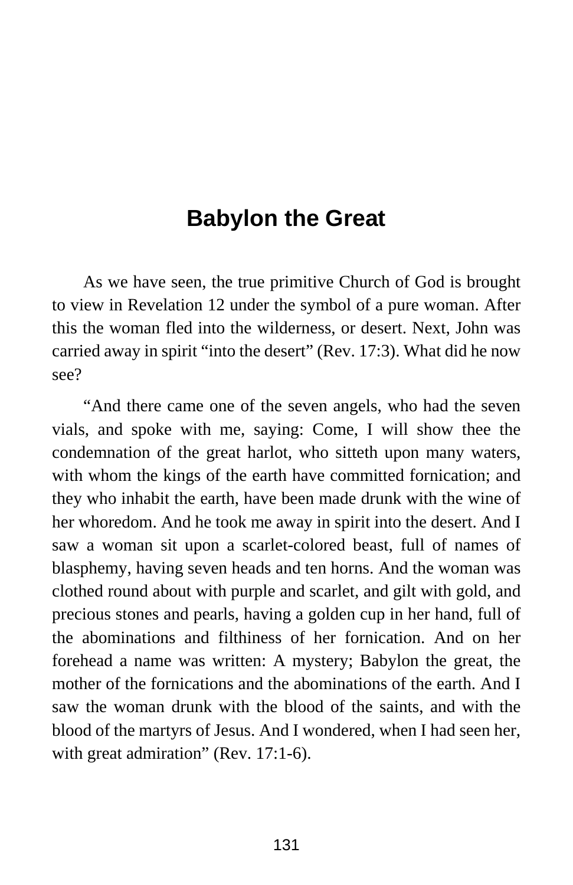# Babylon the Great

As we have seen, the true primitive Church of God is brought to view in Revelation 12 under the symbol of a pure woman. After this the woman fled into the wilderness, or desert. Next, John was carried away in spirit "into the desert" (Rev. 17:3). What did he now see?

"And there came one of the seven angels, who had the seven vials, and spoke with me, saying: Come, I will show thee the condemnation of the great harlot, who sitteth upon many waters, with whom the kings of the earth have committed fornication; and they who inhabit the earth, have been made drunk with the wine of her whoredom. And he took me away in spirit into the desert. And I saw a woman sit upon a scarlet-colored beast, full of names of blasphemy, having seven heads and ten horns. And the woman was clothed round about with purple and scarlet, and gilt with gold, and precious stones and pearls, having a golden cup in her hand, full of the abominations and filthiness of her fornication. And on her forehead a name was written: A mystery; Babylon the great, the mother of the fornications and the abominations of the earth. And I saw the woman drunk with the blood of the saints, and with the blood of the martyrs of Jesus. And I wondered, when I had seen her, with great admiration" (Rev. 17:1-6).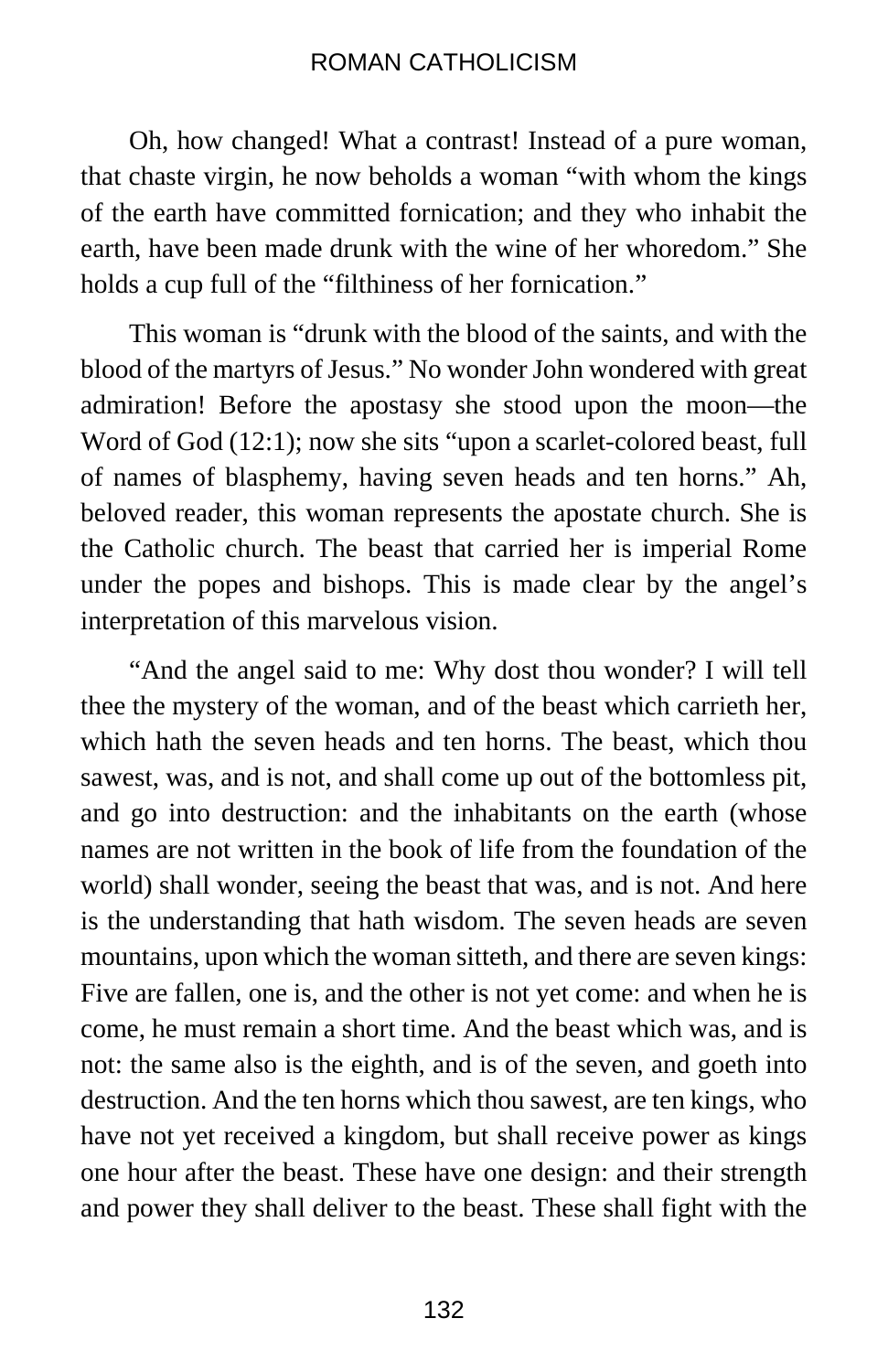Oh, how changed! What a contrast! Instead of a pure woman, that chaste virgin, he now beholds a woman "with whom the kings of the earth have committed fornication; and they who inhabit the earth, have been made drunk with the wine of her whoredom." She holds a cup full of the "filthiness of her fornication."

This woman is "drunk with the blood of the saints, and with the blood of the martyrs of Jesus." No wonder John wondered with great admiration! Before the apostasy she stood upon the moon—the Word of God (12:1); now she sits "upon a scarlet-colored beast, full of names of blasphemy, having seven heads and ten horns." Ah, beloved reader, this woman represents the apostate church. She is the Catholic church. The beast that carried her is imperial Rome under the popes and bishops. This is made clear by the angel's interpretation of this marvelous vision.

"And the angel said to me: Why dost thou wonder? I will tell thee the mystery of the woman, and of the beast which carrieth her, which hath the seven heads and ten horns. The beast, which thou sawest, was, and is not, and shall come up out of the bottomless pit, and go into destruction: and the inhabitants on the earth (whose names are not written in the book of life from the foundation of the world) shall wonder, seeing the beast that was, and is not. And here is the understanding that hath wisdom. The seven heads are seven mountains, upon which the woman sitteth, and there are seven kings: Five are fallen, one is, and the other is not yet come: and when he is come, he must remain a short time. And the beast which was, and is not: the same also is the eighth, and is of the seven, and goeth into destruction. And the ten horns which thou sawest, are ten kings, who have not yet received a kingdom, but shall receive power as kings one hour after the beast. These have one design: and their strength and power they shall deliver to the beast. These shall fight with the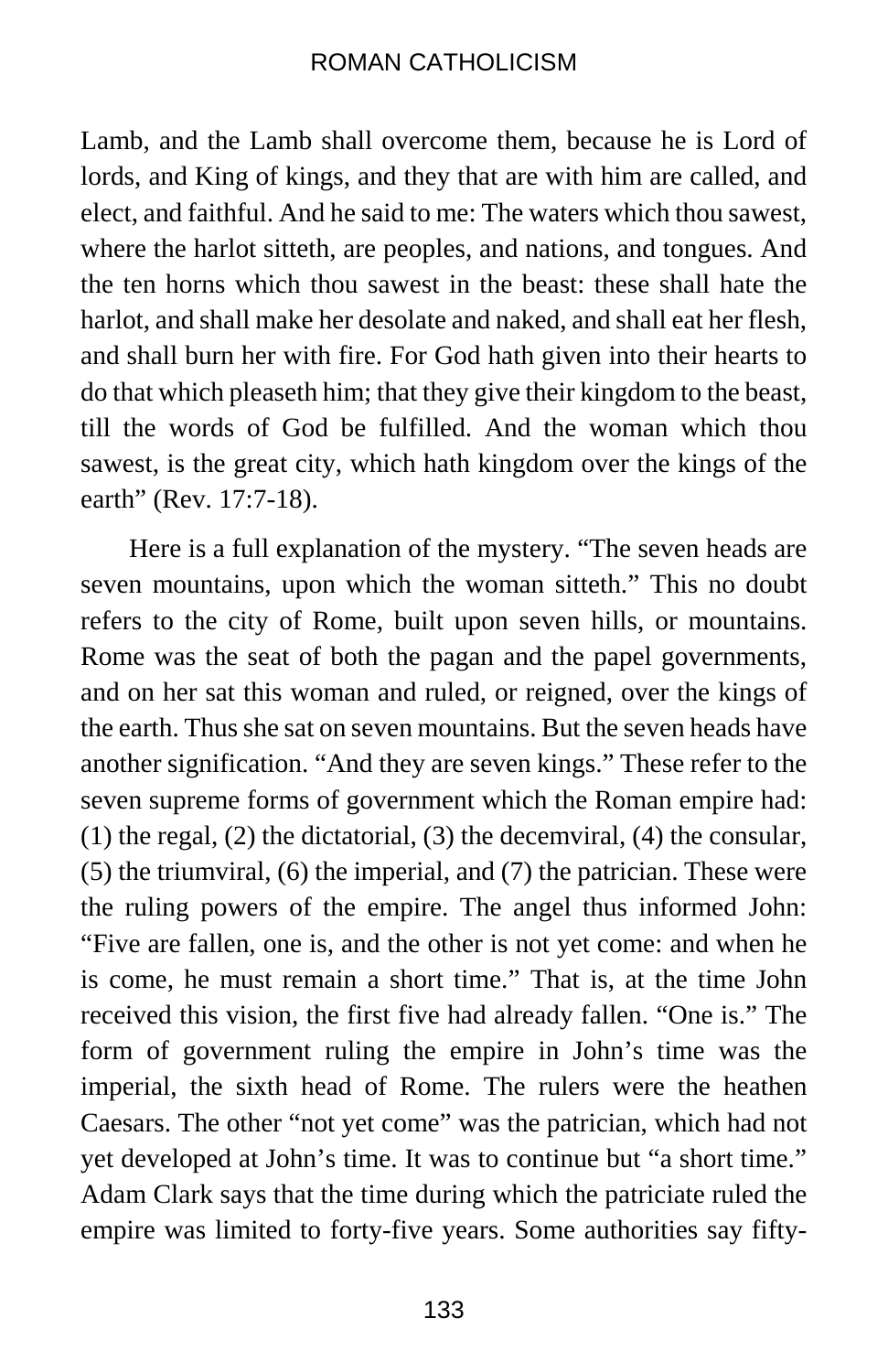Lamb, and the Lamb shall overcome them, because he is Lord of lords, and King of kings, and they that are with him are called, and elect, and faithful. And he said to me: The waters which thou sawest, where the harlot sitteth, are peoples, and nations, and tongues. And the ten horns which thou sawest in the beast: these shall hate the harlot, and shall make her desolate and naked, and shall eat her flesh, and shall burn her with fire. For God hath given into their hearts to do that which pleaseth him; that they give their kingdom to the beast, till the words of God be fulfilled. And the woman which thou sawest, is the great city, which hath kingdom over the kings of the earth" (Rev. 17:7-18).

Here is a full explanation of the mystery. "The seven heads are seven mountains, upon which the woman sitteth." This no doubt refers to the city of Rome, built upon seven hills, or mountains. Rome was the seat of both the pagan and the papel governments, and on her sat this woman and ruled, or reigned, over the kings of the earth. Thus she sat on seven mountains. But the seven heads have another signification. "And they are seven kings." These refer to the seven supreme forms of government which the Roman empire had: (1) the regal, (2) the dictatorial, (3) the decemviral, (4) the consular, (5) the triumviral, (6) the imperial, and (7) the patrician. These were the ruling powers of the empire. The angel thus informed John: "Five are fallen, one is, and the other is not yet come: and when he is come, he must remain a short time." That is, at the time John received this vision, the first five had already fallen. "One is." The form of government ruling the empire in John's time was the imperial, the sixth head of Rome. The rulers were the heathen Caesars. The other "not yet come" was the patrician, which had not yet developed at John's time. It was to continue but "a short time." Adam Clark says that the time during which the patriciate ruled the empire was limited to forty-five years. Some authorities say fifty-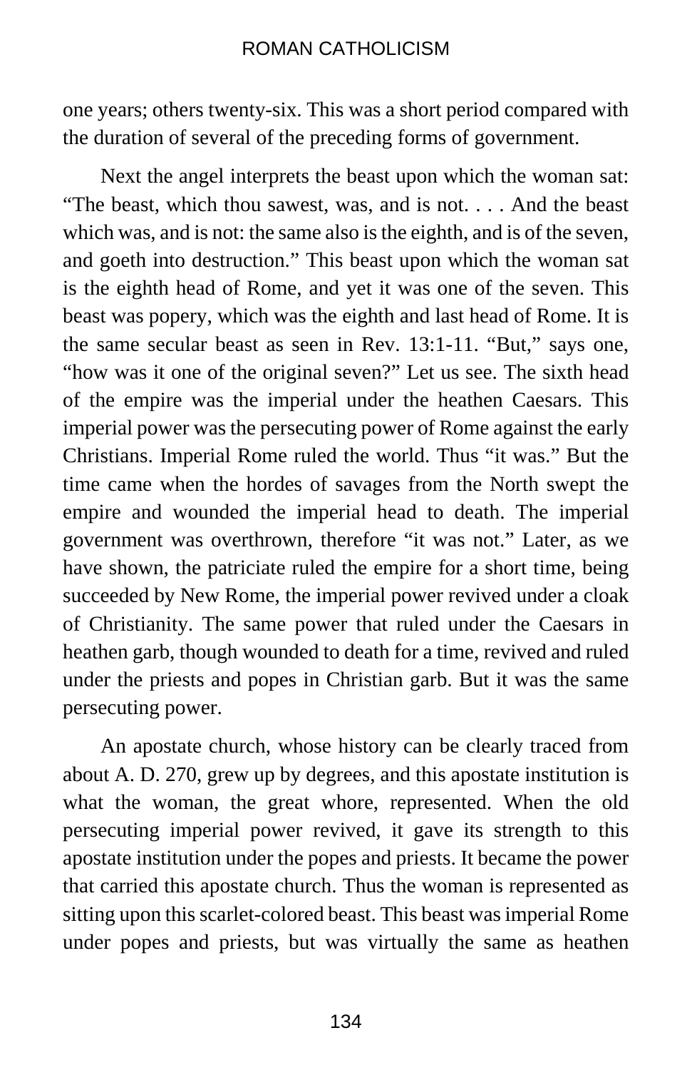one years; others twenty-six. This was a short period compared with the duration of several of the preceding forms of government.

Next the angel interprets the beast upon which the woman sat: "The beast, which thou sawest, was, and is not. . . . And the beast which was, and is not: the same also is the eighth, and is of the seven, and goeth into destruction." This beast upon which the woman sat is the eighth head of Rome, and yet it was one of the seven. This beast was popery, which was the eighth and last head of Rome. It is the same secular beast as seen in Rev. 13:1-11. "But," says one, "how was it one of the original seven?" Let us see. The sixth head of the empire was the imperial under the heathen Caesars. This imperial power was the persecuting power of Rome against the early Christians. Imperial Rome ruled the world. Thus "it was." But the time came when the hordes of savages from the North swept the empire and wounded the imperial head to death. The imperial government was overthrown, therefore "it was not." Later, as we have shown, the patriciate ruled the empire for a short time, being succeeded by New Rome, the imperial power revived under a cloak of Christianity. The same power that ruled under the Caesars in heathen garb, though wounded to death for a time, revived and ruled under the priests and popes in Christian garb. But it was the same persecuting power.

An apostate church, whose history can be clearly traced from about A. D. 270, grew up by degrees, and this apostate institution is what the woman, the great whore, represented. When the old persecuting imperial power revived, it gave its strength to this apostate institution under the popes and priests. It became the power that carried this apostate church. Thus the woman is represented as sitting upon this scarlet-colored beast. This beast was imperial Rome under popes and priests, but was virtually the same as heathen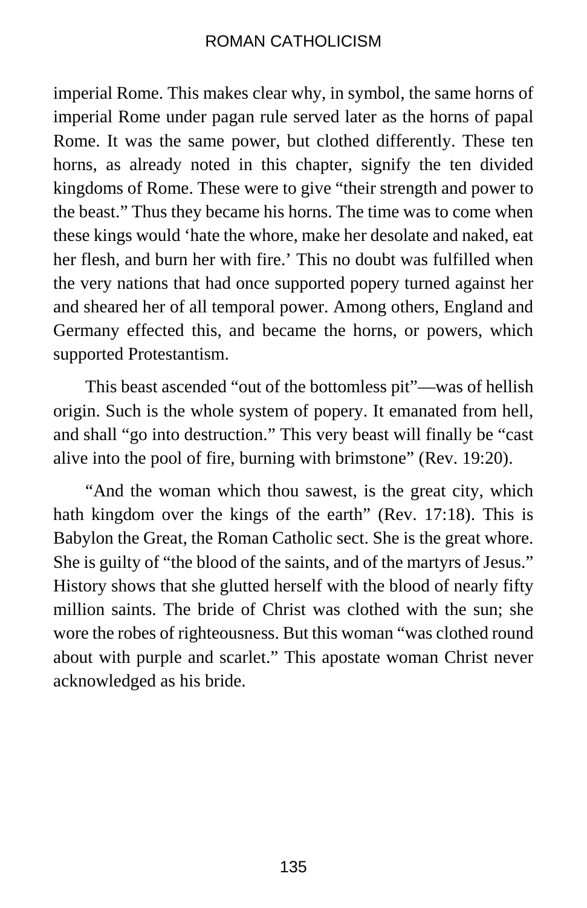imperial Rome. This makes clear why, in symbol, the same horns of imperial Rome under pagan rule served later as the horns of papal Rome. It was the same power, but clothed differently. These ten horns, as already noted in this chapter, signify the ten divided kingdoms of Rome. These were to give "their strength and power to the beast." Thus they became his horns. The time was to come when these kings would 'hate the whore, make her desolate and naked, eat her flesh, and burn her with fire.' This no doubt was fulfilled when the very nations that had once supported popery turned against her and sheared her of all temporal power. Among others, England and Germany effected this, and became the horns, or powers, which supported Protestantism.

This beast ascended "out of the bottomless pit"—was of hellish origin. Such is the whole system of popery. It emanated from hell, and shall "go into destruction." This very beast will finally be "cast alive into the pool of fire, burning with brimstone" (Rev. 19:20).

"And the woman which thou sawest, is the great city, which hath kingdom over the kings of the earth" (Rev. 17:18). This is Babylon the Great, the Roman Catholic sect. She is the great whore. She is guilty of "the blood of the saints, and of the martyrs of Jesus." History shows that she glutted herself with the blood of nearly fifty million saints. The bride of Christ was clothed with the sun; she wore the robes of righteousness. But this woman "was clothed round about with purple and scarlet." This apostate woman Christ never acknowledged as his bride.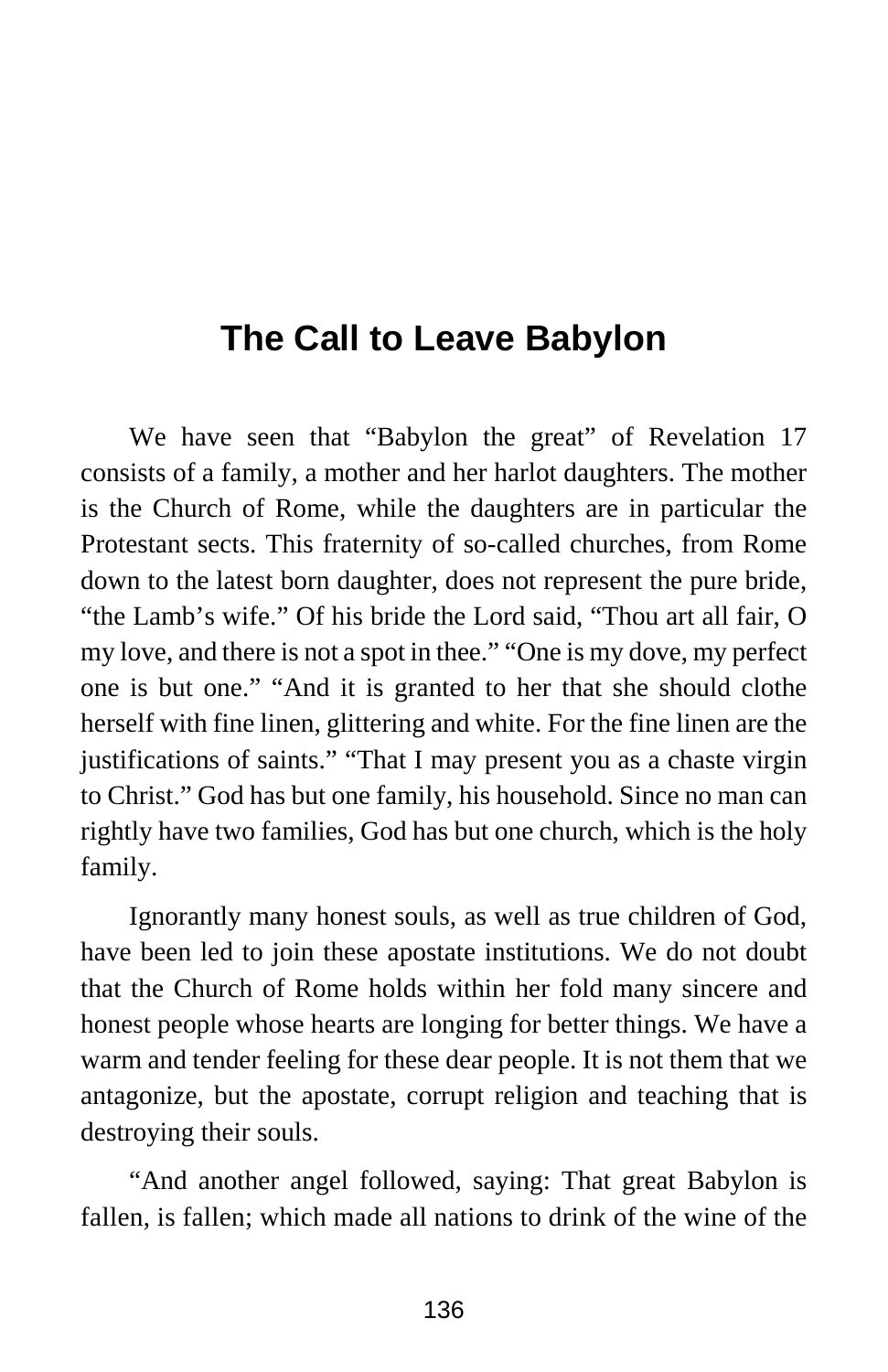## The Call to Leave Babylon

We have seen that "Babylon the great" of Revelation 17 consists of a family, a mother and her harlot daughters. The mother is the Church of Rome, while the daughters are in particular the Protestant sects. This fraternity of so-called churches, from Rome down to the latest born daughter, does not represent the pure bride, "the Lamb's wife." Of his bride the Lord said, "Thou art all fair, O my love, and there is not a spot in thee." "One is my dove, my perfect one is but one." "And it is granted to her that she should clothe herself with fine linen, glittering and white. For the fine linen are the justifications of saints." "That I may present you as a chaste virgin to Christ." God has but one family, his household. Since no man can rightly have two families, God has but one church, which is the holy family.

Ignorantly many honest souls, as well as true children of God, have been led to join these apostate institutions. We do not doubt that the Church of Rome holds within her fold many sincere and honest people whose hearts are longing for better things. We have a warm and tender feeling for these dear people. It is not them that we antagonize, but the apostate, corrupt religion and teaching that is destroying their souls.

"And another angel followed, saying: That great Babylon is fallen, is fallen; which made all nations to drink of the wine of the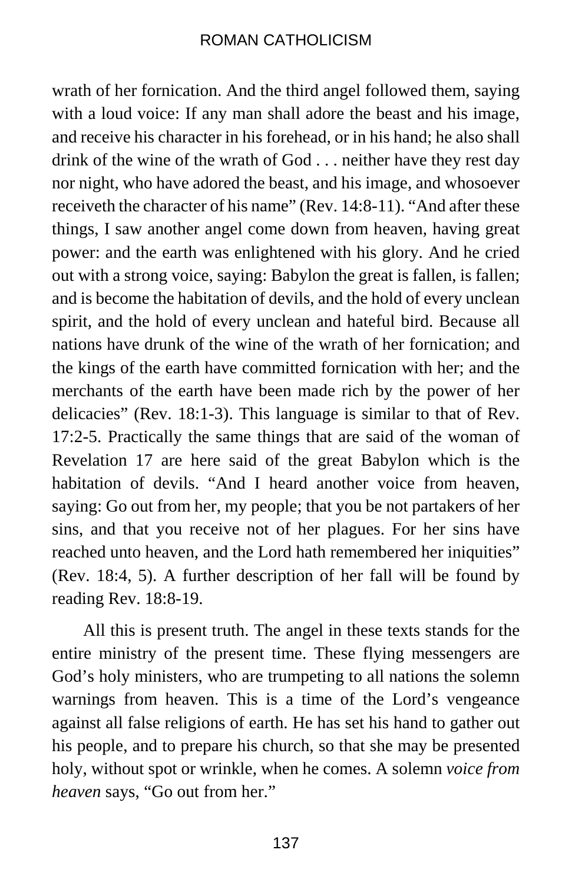wrath of her fornication. And the third angel followed them, saying with a loud voice: If any man shall adore the beast and his image, and receive his character in his forehead, or in his hand; he also shall drink of the wine of the wrath of God . . . neither have they rest day nor night, who have adored the beast, and his image, and whosoever receiveth the character of his name" (Rev. 14:8-11). "And after these things, I saw another angel come down from heaven, having great power: and the earth was enlightened with his glory. And he cried out with a strong voice, saying: Babylon the great is fallen, is fallen; and is become the habitation of devils, and the hold of every unclean spirit, and the hold of every unclean and hateful bird. Because all nations have drunk of the wine of the wrath of her fornication; and the kings of the earth have committed fornication with her; and the merchants of the earth have been made rich by the power of her delicacies" (Rev. 18:1-3). This language is similar to that of Rev. 17:2-5. Practically the same things that are said of the woman of Revelation 17 are here said of the great Babylon which is the habitation of devils. "And I heard another voice from heaven, saying: Go out from her, my people; that you be not partakers of her sins, and that you receive not of her plagues. For her sins have reached unto heaven, and the Lord hath remembered her iniquities" (Rev. 18:4, 5). A further description of her fall will be found by reading Rev. 18:8-19.

All this is present truth. The angel in these texts stands for the entire ministry of the present time. These flying messengers are God's holy ministers, who are trumpeting to all nations the solemn warnings from heaven. This is a time of the Lord's vengeance against all false religions of earth. He has set his hand to gather out his people, and to prepare his church, so that she may be presented holy, without spot or wrinkle, when he comes. A solemn *voice from heaven* says, "Go out from her."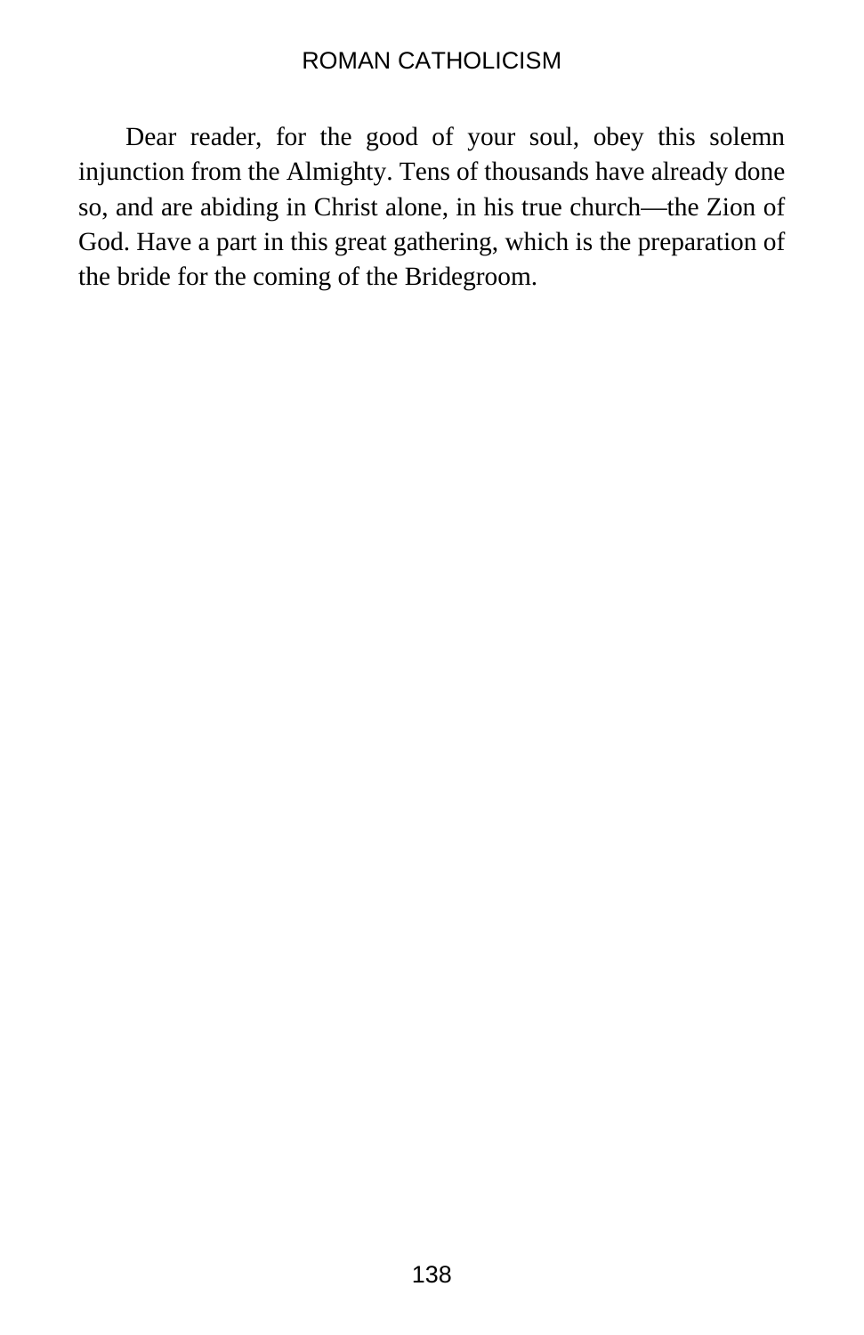Dear reader, for the good of your soul, obey this solemn injunction from the Almighty. Tens of thousands have already done so, and are abiding in Christ alone, in his true church—the Zion of God. Have a part in this great gathering, which is the preparation of the bride for the coming of the Bridegroom.